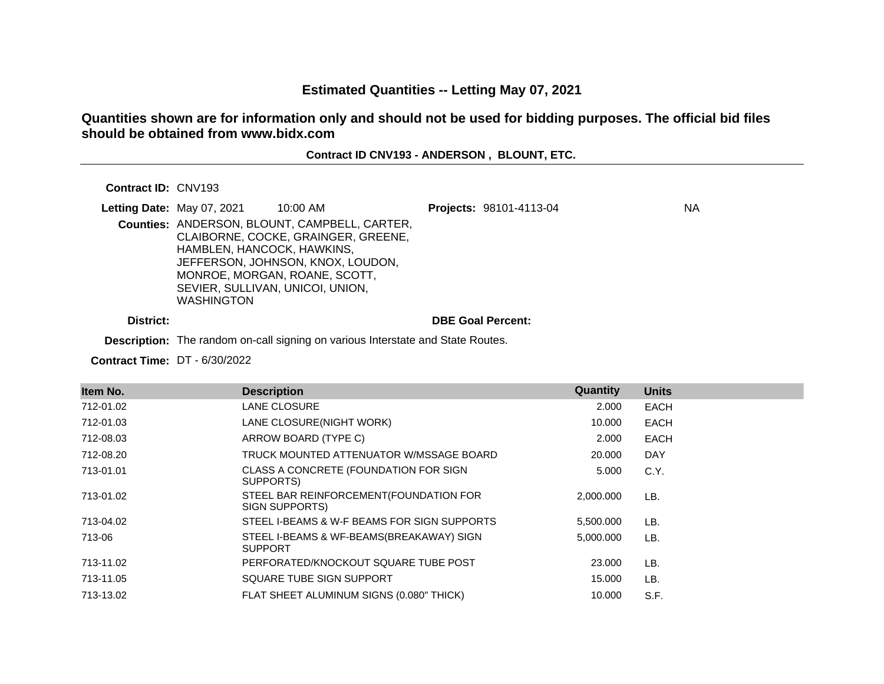## Estimated Quantities -- Letting May 07, 2021

**Quantities shown are for information only and should not be used for bidding purposes. The official bid files should be obtained from www.bidx.com**

**Contract ID CNV193 - ANDERSON , BLOUNT, ETC.**

**Contract ID:** CNV193

**Letting Date:** May 07, 2021 10:00 AM

**Projects:** 98101-4113-04 NA

**Counties:** ANDERSON, BLOUNT, CAMPBELL, CARTER, CLAIBORNE, COCKE, GRAINGER, GREENE, HAMBLEN, HANCOCK, HAWKINS, JEFFERSON, JOHNSON, KNOX, LOUDON, MONROE, MORGAN, ROANE, SCOTT, SEVIER, SULLIVAN, UNICOI, UNION, WASHINGTON

**District:**

**DBE Goal Percent:**

**Description:** The random on-call signing on various Interstate and State Routes.

**Contract Time:** DT - 6/30/2022

| Item No. | Description | Quantity | Units |
|---|---|---|---|
| 712-01.02 | LANE CLOSURE | 2.000 | EACH |
| 712-01.03 | LANE CLOSURE(NIGHT WORK) | 10.000 | EACH |
| 712-08.03 | ARROW BOARD (TYPE C) | 2.000 | EACH |
| 712-08.20 | TRUCK MOUNTED ATTENUATOR W/MSSAGE BOARD | 20.000 | DAY |
| 713-01.01 | CLASS A CONCRETE (FOUNDATION FOR SIGN SUPPORTS) | 5.000 | C.Y. |
| 713-01.02 | STEEL BAR REINFORCEMENT(FOUNDATION FOR SIGN SUPPORTS) | 2,000.000 | LB. |
| 713-04.02 | STEEL I-BEAMS & W-F BEAMS FOR SIGN SUPPORTS | 5,500.000 | LB. |
| 713-06 | STEEL I-BEAMS & WF-BEAMS(BREAKAWAY) SIGN SUPPORT | 5,000.000 | LB. |
| 713-11.02 | PERFORATED/KNOCKOUT SQUARE TUBE POST | 23.000 | LB. |
| 713-11.05 | SQUARE TUBE SIGN SUPPORT | 15.000 | LB. |
| 713-13.02 | FLAT SHEET ALUMINUM SIGNS (0.080" THICK) | 10.000 | S.F. |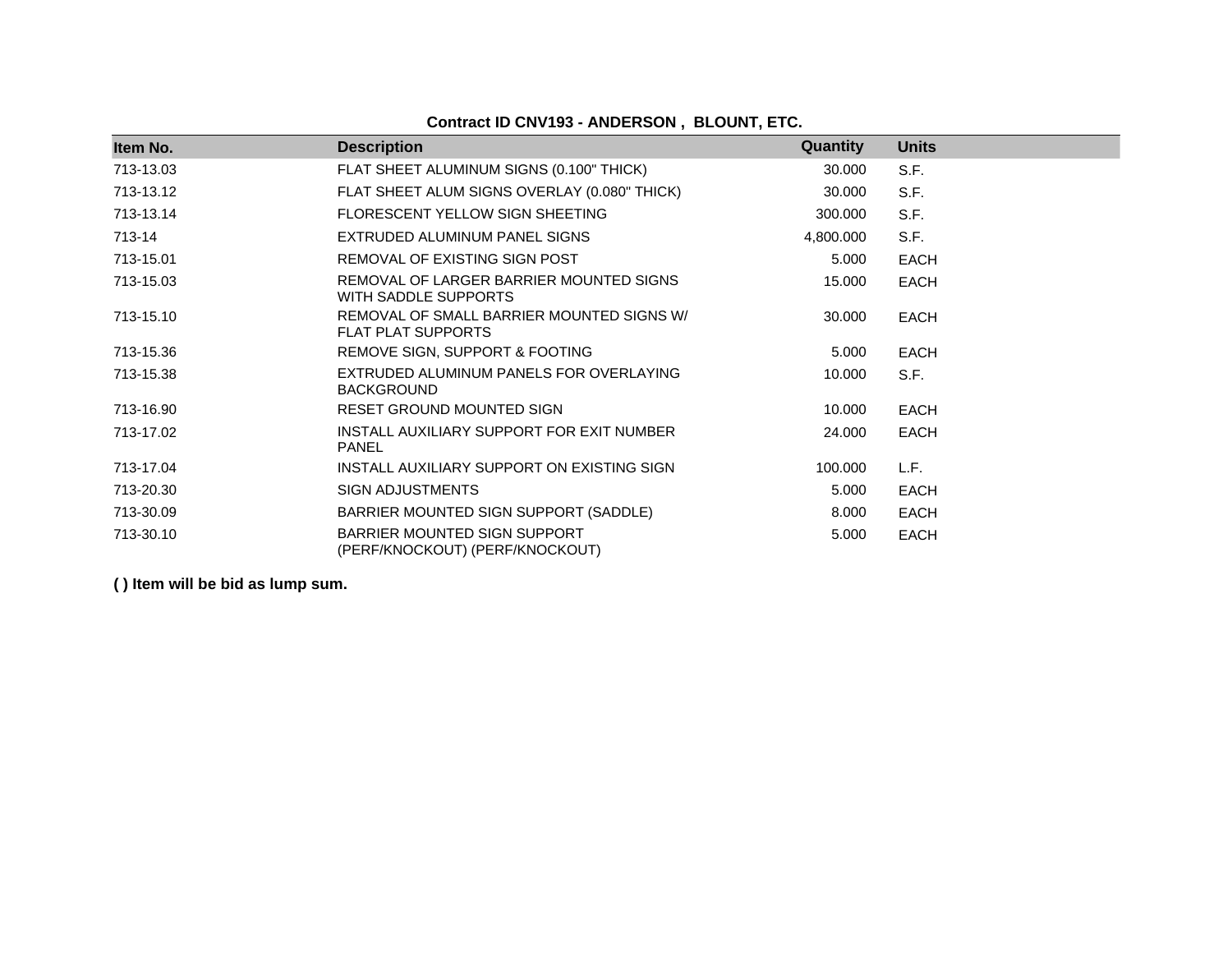**Contract ID CNV193 - ANDERSON , BLOUNT, ETC.**

| Item No. | Description | Quantity | Units |
|---|---|---|---|
| 713-13.03 | FLAT SHEET ALUMINUM SIGNS (0.100" THICK) | 30.000 | S.F. |
| 713-13.12 | FLAT SHEET ALUM SIGNS OVERLAY (0.080" THICK) | 30.000 | S.F. |
| 713-13.14 | FLORESCENT YELLOW SIGN SHEETING | 300.000 | S.F. |
| 713-14 | EXTRUDED ALUMINUM PANEL SIGNS | 4,800.000 | S.F. |
| 713-15.01 | REMOVAL OF EXISTING SIGN POST | 5.000 | EACH |
| 713-15.03 | REMOVAL OF LARGER BARRIER MOUNTED SIGNS WITH SADDLE SUPPORTS | 15.000 | EACH |
| 713-15.10 | REMOVAL OF SMALL BARRIER MOUNTED SIGNS W/ FLAT PLAT SUPPORTS | 30.000 | EACH |
| 713-15.36 | REMOVE SIGN, SUPPORT & FOOTING | 5.000 | EACH |
| 713-15.38 | EXTRUDED ALUMINUM PANELS FOR OVERLAYING BACKGROUND | 10.000 | S.F. |
| 713-16.90 | RESET GROUND MOUNTED SIGN | 10.000 | EACH |
| 713-17.02 | INSTALL AUXILIARY SUPPORT FOR EXIT NUMBER PANEL | 24.000 | EACH |
| 713-17.04 | INSTALL AUXILIARY SUPPORT ON EXISTING SIGN | 100.000 | L.F. |
| 713-20.30 | SIGN ADJUSTMENTS | 5.000 | EACH |
| 713-30.09 | BARRIER MOUNTED SIGN SUPPORT (SADDLE) | 8.000 | EACH |
| 713-30.10 | BARRIER MOUNTED SIGN SUPPORT (PERF/KNOCKOUT) (PERF/KNOCKOUT) | 5.000 | EACH |

**( ) Item will be bid as lump sum.**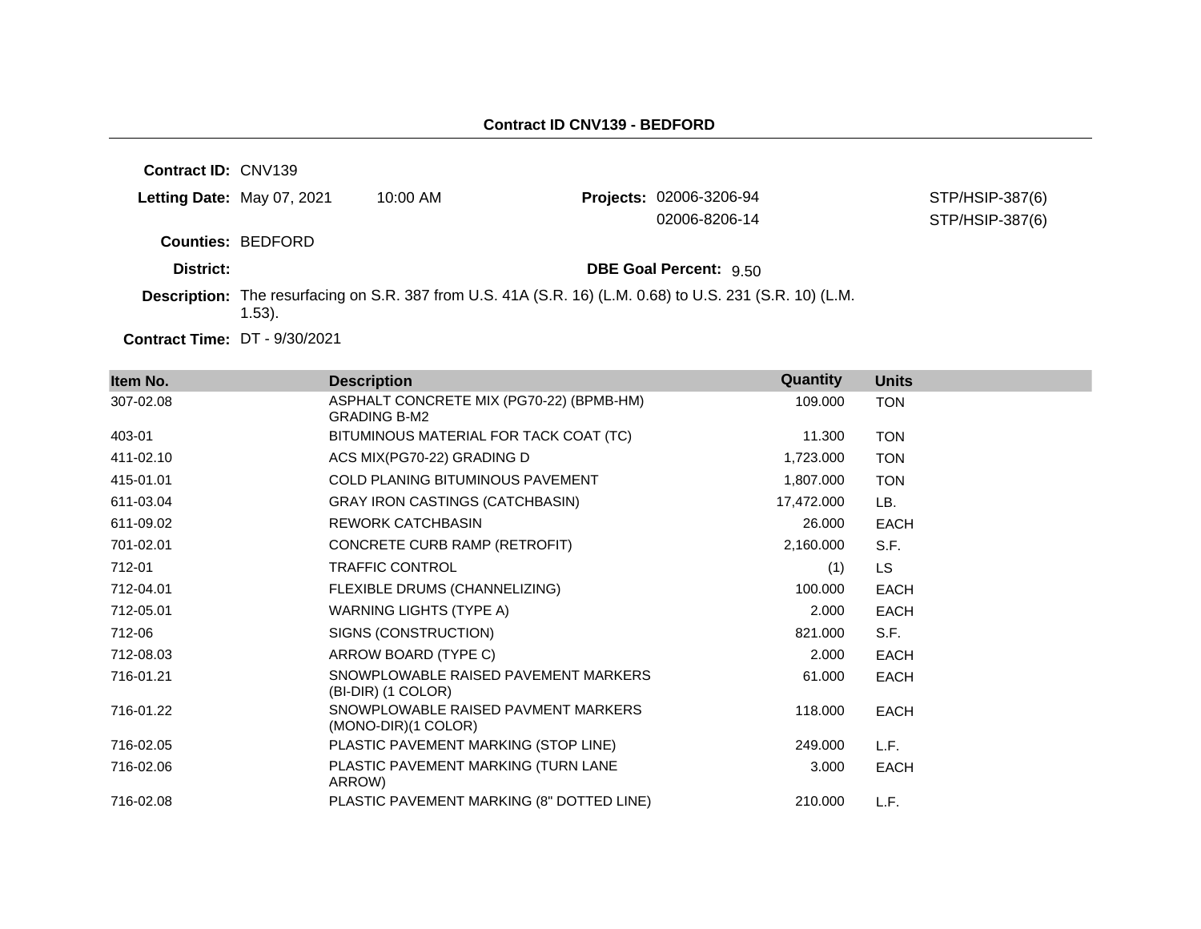## Contract ID CNV139 - BEDFORD

**Contract ID:** CNV139

**Letting Date:** May 07, 2021 10:00 AM

**Projects:** 02006-3206-94 STP/HSIP-387(6)
02006-8206-14 STP/HSIP-387(6)

**Counties:** BEDFORD

**District:**

**DBE Goal Percent:** 9.50

**Description:** The resurfacing on S.R. 387 from U.S. 41A (S.R. 16) (L.M. 0.68) to U.S. 231 (S.R. 10) (L.M. 1.53).

**Contract Time:** DT - 9/30/2021

| Item No. | Description | Quantity | Units |
|---|---|---|---|
| 307-02.08 | ASPHALT CONCRETE MIX (PG70-22) (BPMB-HM) GRADING B-M2 | 109.000 | TON |
| 403-01 | BITUMINOUS MATERIAL FOR TACK COAT (TC) | 11.300 | TON |
| 411-02.10 | ACS MIX(PG70-22) GRADING D | 1,723.000 | TON |
| 415-01.01 | COLD PLANING BITUMINOUS PAVEMENT | 1,807.000 | TON |
| 611-03.04 | GRAY IRON CASTINGS (CATCHBASIN) | 17,472.000 | LB. |
| 611-09.02 | REWORK CATCHBASIN | 26.000 | EACH |
| 701-02.01 | CONCRETE CURB RAMP (RETROFIT) | 2,160.000 | S.F. |
| 712-01 | TRAFFIC CONTROL | (1) | LS |
| 712-04.01 | FLEXIBLE DRUMS (CHANNELIZING) | 100.000 | EACH |
| 712-05.01 | WARNING LIGHTS (TYPE A) | 2.000 | EACH |
| 712-06 | SIGNS (CONSTRUCTION) | 821.000 | S.F. |
| 712-08.03 | ARROW BOARD (TYPE C) | 2.000 | EACH |
| 716-01.21 | SNOWPLOWABLE RAISED PAVEMENT MARKERS (BI-DIR) (1 COLOR) | 61.000 | EACH |
| 716-01.22 | SNOWPLOWABLE RAISED PAVMENT MARKERS (MONO-DIR)(1 COLOR) | 118.000 | EACH |
| 716-02.05 | PLASTIC PAVEMENT MARKING (STOP LINE) | 249.000 | L.F. |
| 716-02.06 | PLASTIC PAVEMENT MARKING (TURN LANE ARROW) | 3.000 | EACH |
| 716-02.08 | PLASTIC PAVEMENT MARKING (8" DOTTED LINE) | 210.000 | L.F. |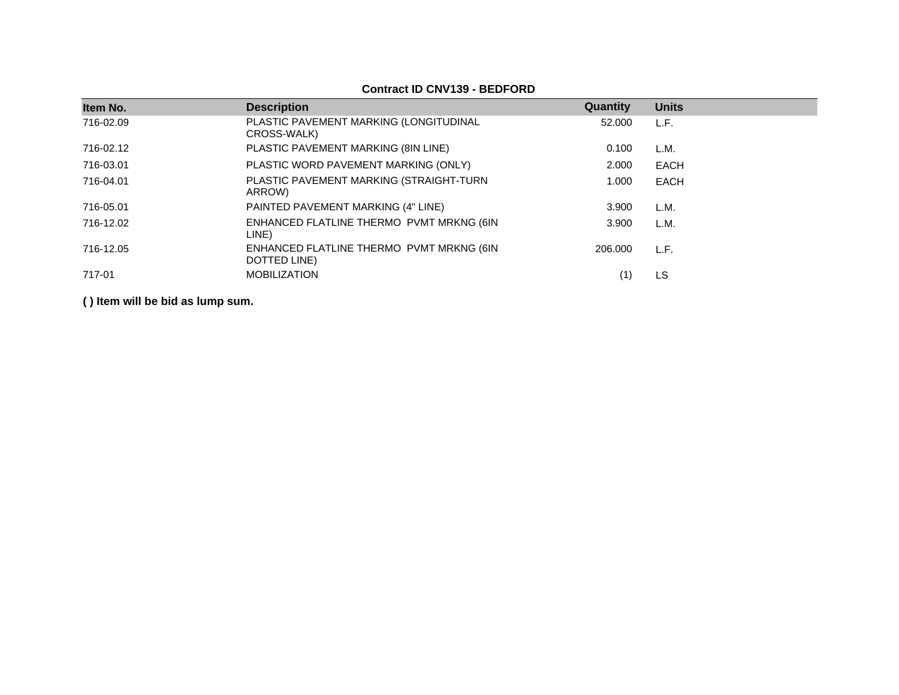**Contract ID CNV139 - BEDFORD**

| Item No. | Description | Quantity | Units |
|---|---|---|---|
| 716-02.09 | PLASTIC PAVEMENT MARKING (LONGITUDINAL CROSS-WALK) | 52.000 | L.F. |
| 716-02.12 | PLASTIC PAVEMENT MARKING (8IN LINE) | 0.100 | L.M. |
| 716-03.01 | PLASTIC WORD PAVEMENT MARKING (ONLY) | 2.000 | EACH |
| 716-04.01 | PLASTIC PAVEMENT MARKING (STRAIGHT-TURN ARROW) | 1.000 | EACH |
| 716-05.01 | PAINTED PAVEMENT MARKING (4" LINE) | 3.900 | L.M. |
| 716-12.02 | ENHANCED FLATLINE THERMO PVMT MRKNG (6IN LINE) | 3.900 | L.M. |
| 716-12.05 | ENHANCED FLATLINE THERMO PVMT MRKNG (6IN DOTTED LINE) | 206.000 | L.F. |
| 717-01 | MOBILIZATION | (1) | LS |

**( ) Item will be bid as lump sum.**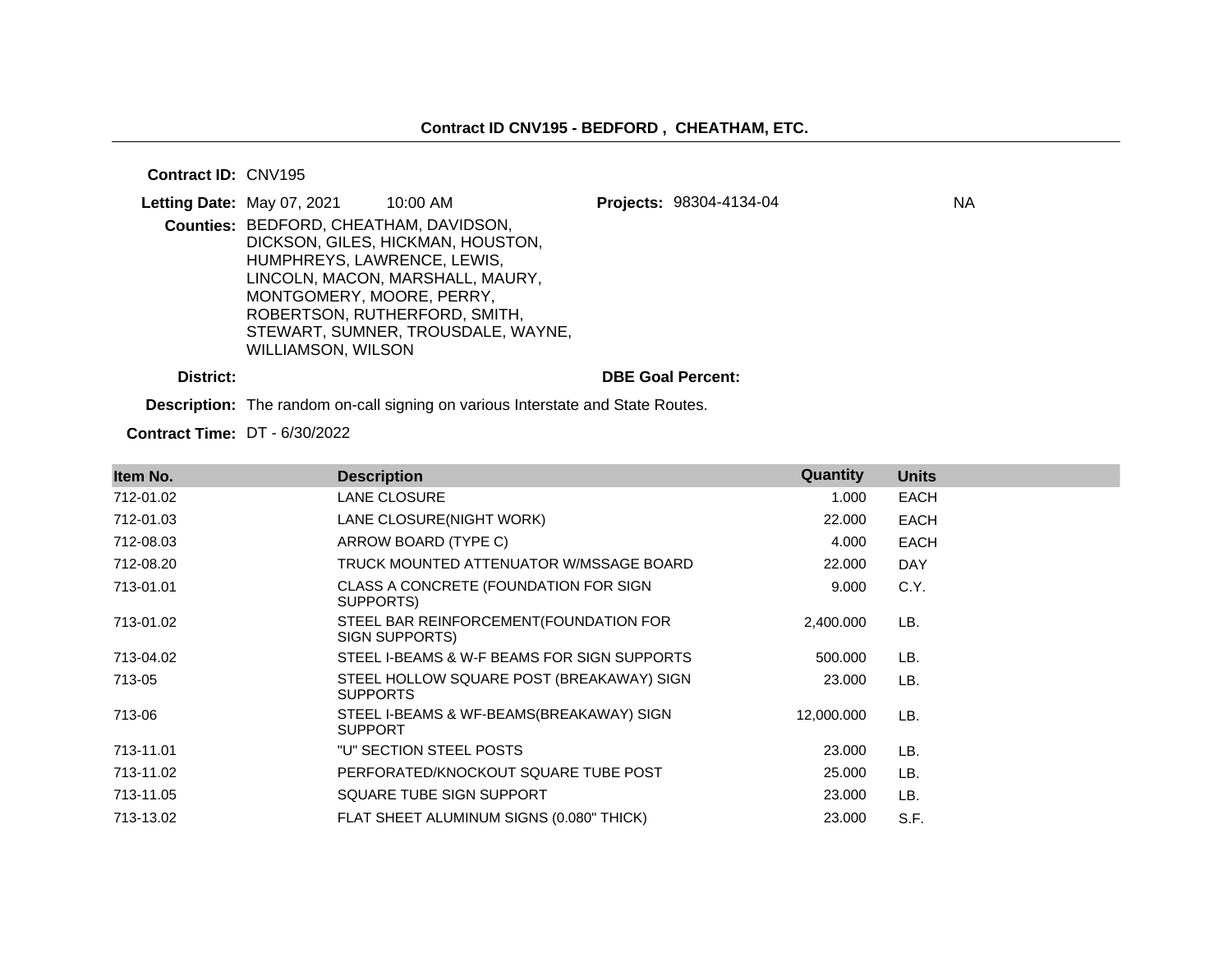**Contract ID CNV195 - BEDFORD , CHEATHAM, ETC.**

**Contract ID:** CNV195

**Letting Date:** May 07, 2021 10:00 AM

**Projects:** 98304-4134-04 NA

**Counties:** BEDFORD, CHEATHAM, DAVIDSON, DICKSON, GILES, HICKMAN, HOUSTON, HUMPHREYS, LAWRENCE, LEWIS, LINCOLN, MACON, MARSHALL, MAURY, MONTGOMERY, MOORE, PERRY, ROBERTSON, RUTHERFORD, SMITH, STEWART, SUMNER, TROUSDALE, WAYNE, WILLIAMSON, WILSON

**District:**

**DBE Goal Percent:**

**Description:** The random on-call signing on various Interstate and State Routes.

**Contract Time:** DT - 6/30/2022

| Item No. | Description | Quantity | Units |
|---|---|---|---|
| 712-01.02 | LANE CLOSURE | 1.000 | EACH |
| 712-01.03 | LANE CLOSURE(NIGHT WORK) | 22.000 | EACH |
| 712-08.03 | ARROW BOARD (TYPE C) | 4.000 | EACH |
| 712-08.20 | TRUCK MOUNTED ATTENUATOR W/MSSAGE BOARD | 22.000 | DAY |
| 713-01.01 | CLASS A CONCRETE (FOUNDATION FOR SIGN SUPPORTS) | 9.000 | C.Y. |
| 713-01.02 | STEEL BAR REINFORCEMENT(FOUNDATION FOR SIGN SUPPORTS) | 2,400.000 | LB. |
| 713-04.02 | STEEL I-BEAMS & W-F BEAMS FOR SIGN SUPPORTS | 500.000 | LB. |
| 713-05 | STEEL HOLLOW SQUARE POST (BREAKAWAY) SIGN SUPPORTS | 23.000 | LB. |
| 713-06 | STEEL I-BEAMS & WF-BEAMS(BREAKAWAY) SIGN SUPPORT | 12,000.000 | LB. |
| 713-11.01 | "U" SECTION STEEL POSTS | 23.000 | LB. |
| 713-11.02 | PERFORATED/KNOCKOUT SQUARE TUBE POST | 25.000 | LB. |
| 713-11.05 | SQUARE TUBE SIGN SUPPORT | 23.000 | LB. |
| 713-13.02 | FLAT SHEET ALUMINUM SIGNS (0.080" THICK) | 23.000 | S.F. |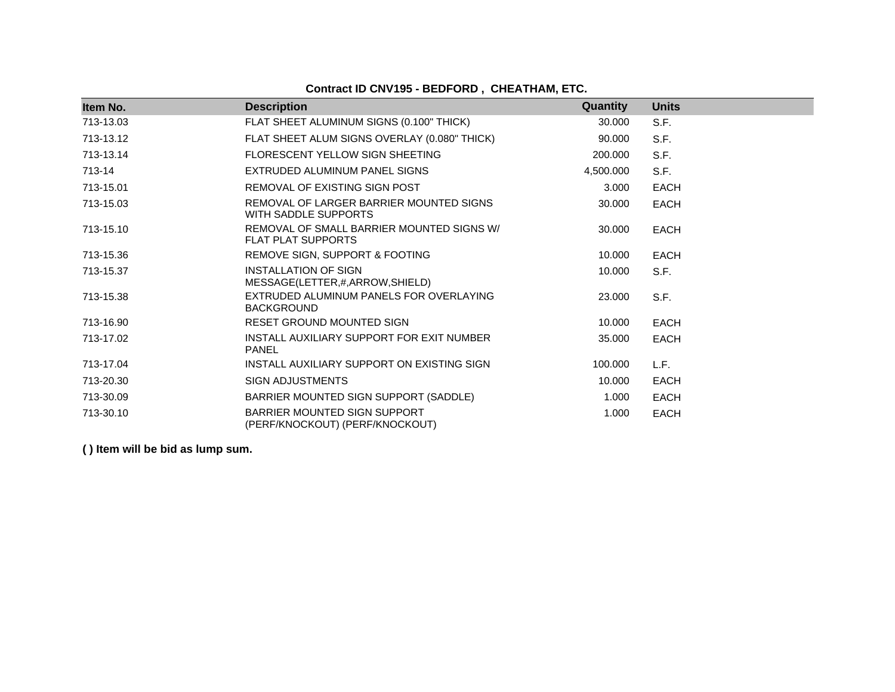**Contract ID CNV195 - BEDFORD , CHEATHAM, ETC.**

| Item No. | Description | Quantity | Units |
|---|---|---|---|
| 713-13.03 | FLAT SHEET ALUMINUM SIGNS (0.100" THICK) | 30.000 | S.F. |
| 713-13.12 | FLAT SHEET ALUM SIGNS OVERLAY (0.080" THICK) | 90.000 | S.F. |
| 713-13.14 | FLORESCENT YELLOW SIGN SHEETING | 200.000 | S.F. |
| 713-14 | EXTRUDED ALUMINUM PANEL SIGNS | 4,500.000 | S.F. |
| 713-15.01 | REMOVAL OF EXISTING SIGN POST | 3.000 | EACH |
| 713-15.03 | REMOVAL OF LARGER BARRIER MOUNTED SIGNS WITH SADDLE SUPPORTS | 30.000 | EACH |
| 713-15.10 | REMOVAL OF SMALL BARRIER MOUNTED SIGNS W/ FLAT PLAT SUPPORTS | 30.000 | EACH |
| 713-15.36 | REMOVE SIGN, SUPPORT & FOOTING | 10.000 | EACH |
| 713-15.37 | INSTALLATION OF SIGN MESSAGE(LETTER,#,ARROW,SHIELD) | 10.000 | S.F. |
| 713-15.38 | EXTRUDED ALUMINUM PANELS FOR OVERLAYING BACKGROUND | 23.000 | S.F. |
| 713-16.90 | RESET GROUND MOUNTED SIGN | 10.000 | EACH |
| 713-17.02 | INSTALL AUXILIARY SUPPORT FOR EXIT NUMBER PANEL | 35.000 | EACH |
| 713-17.04 | INSTALL AUXILIARY SUPPORT ON EXISTING SIGN | 100.000 | L.F. |
| 713-20.30 | SIGN ADJUSTMENTS | 10.000 | EACH |
| 713-30.09 | BARRIER MOUNTED SIGN SUPPORT (SADDLE) | 1.000 | EACH |
| 713-30.10 | BARRIER MOUNTED SIGN SUPPORT (PERF/KNOCKOUT) (PERF/KNOCKOUT) | 1.000 | EACH |

**( ) Item will be bid as lump sum.**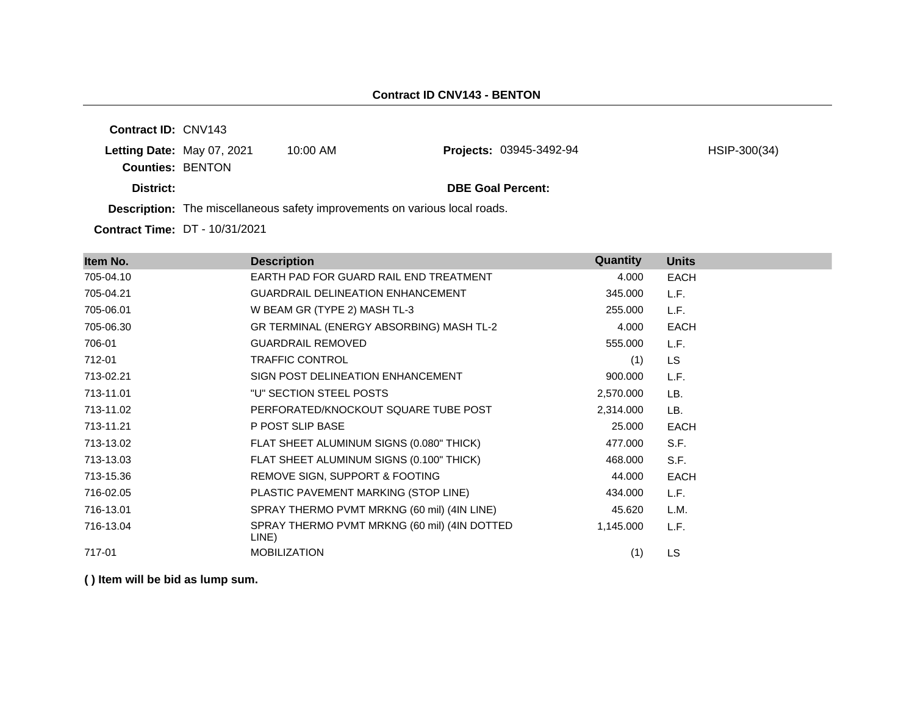## Contract ID CNV143 - BENTON

**Contract ID:** CNV143

**Letting Date:** May 07, 2021 10:00 AM **Projects:** 03945-3492-94 HSIP-300(34)

**Counties:** BENTON

**District:** **DBE Goal Percent:**

**Description:** The miscellaneous safety improvements on various local roads.

**Contract Time:** DT - 10/31/2021

| Item No. | Description | Quantity | Units |
|---|---|---|---|
| 705-04.10 | EARTH PAD FOR GUARD RAIL END TREATMENT | 4.000 | EACH |
| 705-04.21 | GUARDRAIL DELINEATION ENHANCEMENT | 345.000 | L.F. |
| 705-06.01 | W BEAM GR (TYPE 2) MASH TL-3 | 255.000 | L.F. |
| 705-06.30 | GR TERMINAL (ENERGY ABSORBING) MASH TL-2 | 4.000 | EACH |
| 706-01 | GUARDRAIL REMOVED | 555.000 | L.F. |
| 712-01 | TRAFFIC CONTROL | (1) | LS |
| 713-02.21 | SIGN POST DELINEATION ENHANCEMENT | 900.000 | L.F. |
| 713-11.01 | "U" SECTION STEEL POSTS | 2,570.000 | LB. |
| 713-11.02 | PERFORATED/KNOCKOUT SQUARE TUBE POST | 2,314.000 | LB. |
| 713-11.21 | P POST SLIP BASE | 25.000 | EACH |
| 713-13.02 | FLAT SHEET ALUMINUM SIGNS (0.080" THICK) | 477.000 | S.F. |
| 713-13.03 | FLAT SHEET ALUMINUM SIGNS (0.100" THICK) | 468.000 | S.F. |
| 713-15.36 | REMOVE SIGN, SUPPORT & FOOTING | 44.000 | EACH |
| 716-02.05 | PLASTIC PAVEMENT MARKING (STOP LINE) | 434.000 | L.F. |
| 716-13.01 | SPRAY THERMO PVMT MRKNG (60 mil) (4IN LINE) | 45.620 | L.M. |
| 716-13.04 | SPRAY THERMO PVMT MRKNG (60 mil) (4IN DOTTED LINE) | 1,145.000 | L.F. |
| 717-01 | MOBILIZATION | (1) | LS |

**( ) Item will be bid as lump sum.**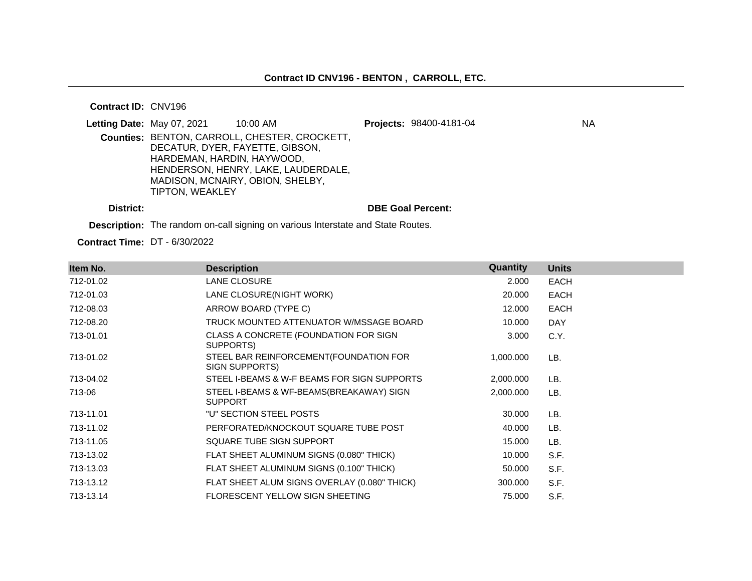## Contract ID CNV196 - BENTON , CARROLL, ETC.

**Contract ID:** CNV196

**Letting Date:** May 07, 2021 10:00 AM **Projects:** 98400-4181-04 NA

**Counties:** BENTON, CARROLL, CHESTER, CROCKETT, DECATUR, DYER, FAYETTE, GIBSON, HARDEMAN, HARDIN, HAYWOOD, HENDERSON, HENRY, LAKE, LAUDERDALE, MADISON, MCNAIRY, OBION, SHELBY, TIPTON, WEAKLEY

**District:** **DBE Goal Percent:**

**Description:** The random on-call signing on various Interstate and State Routes.

**Contract Time:** DT - 6/30/2022

| Item No. | Description | Quantity | Units |
|---|---|---|---|
| 712-01.02 | LANE CLOSURE | 2.000 | EACH |
| 712-01.03 | LANE CLOSURE(NIGHT WORK) | 20.000 | EACH |
| 712-08.03 | ARROW BOARD (TYPE C) | 12.000 | EACH |
| 712-08.20 | TRUCK MOUNTED ATTENUATOR W/MSSAGE BOARD | 10.000 | DAY |
| 713-01.01 | CLASS A CONCRETE (FOUNDATION FOR SIGN SUPPORTS) | 3.000 | C.Y. |
| 713-01.02 | STEEL BAR REINFORCEMENT(FOUNDATION FOR SIGN SUPPORTS) | 1,000.000 | LB. |
| 713-04.02 | STEEL I-BEAMS & W-F BEAMS FOR SIGN SUPPORTS | 2,000.000 | LB. |
| 713-06 | STEEL I-BEAMS & WF-BEAMS(BREAKAWAY) SIGN SUPPORT | 2,000.000 | LB. |
| 713-11.01 | "U" SECTION STEEL POSTS | 30.000 | LB. |
| 713-11.02 | PERFORATED/KNOCKOUT SQUARE TUBE POST | 40.000 | LB. |
| 713-11.05 | SQUARE TUBE SIGN SUPPORT | 15.000 | LB. |
| 713-13.02 | FLAT SHEET ALUMINUM SIGNS (0.080" THICK) | 10.000 | S.F. |
| 713-13.03 | FLAT SHEET ALUMINUM SIGNS (0.100" THICK) | 50.000 | S.F. |
| 713-13.12 | FLAT SHEET ALUM SIGNS OVERLAY (0.080" THICK) | 300.000 | S.F. |
| 713-13.14 | FLORESCENT YELLOW SIGN SHEETING | 75.000 | S.F. |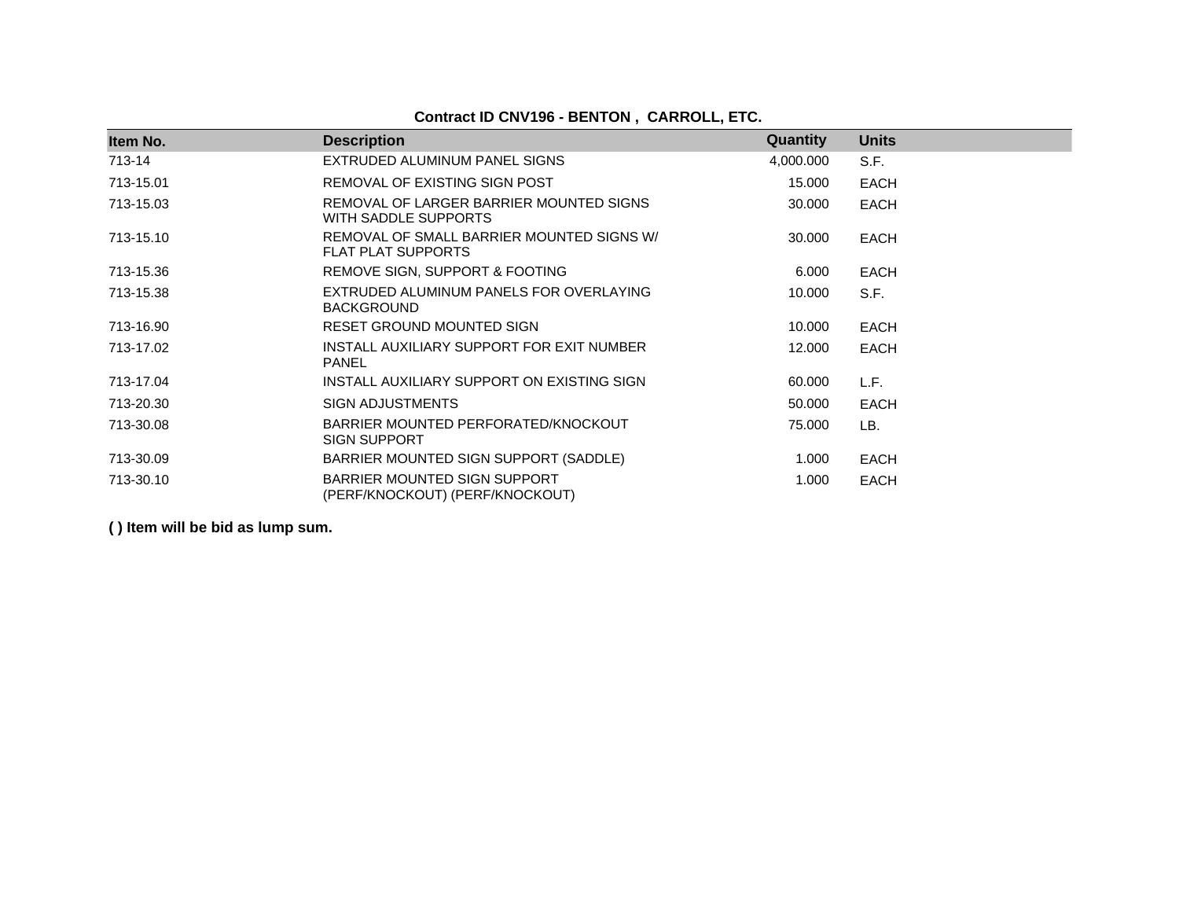**Contract ID CNV196 - BENTON , CARROLL, ETC.**

| Item No. | Description | Quantity | Units |
|---|---|---|---|
| 713-14 | EXTRUDED ALUMINUM PANEL SIGNS | 4,000.000 | S.F. |
| 713-15.01 | REMOVAL OF EXISTING SIGN POST | 15.000 | EACH |
| 713-15.03 | REMOVAL OF LARGER BARRIER MOUNTED SIGNS WITH SADDLE SUPPORTS | 30.000 | EACH |
| 713-15.10 | REMOVAL OF SMALL BARRIER MOUNTED SIGNS W/ FLAT PLAT SUPPORTS | 30.000 | EACH |
| 713-15.36 | REMOVE SIGN, SUPPORT & FOOTING | 6.000 | EACH |
| 713-15.38 | EXTRUDED ALUMINUM PANELS FOR OVERLAYING BACKGROUND | 10.000 | S.F. |
| 713-16.90 | RESET GROUND MOUNTED SIGN | 10.000 | EACH |
| 713-17.02 | INSTALL AUXILIARY SUPPORT FOR EXIT NUMBER PANEL | 12.000 | EACH |
| 713-17.04 | INSTALL AUXILIARY SUPPORT ON EXISTING SIGN | 60.000 | L.F. |
| 713-20.30 | SIGN ADJUSTMENTS | 50.000 | EACH |
| 713-30.08 | BARRIER MOUNTED PERFORATED/KNOCKOUT SIGN SUPPORT | 75.000 | LB. |
| 713-30.09 | BARRIER MOUNTED SIGN SUPPORT (SADDLE) | 1.000 | EACH |
| 713-30.10 | BARRIER MOUNTED SIGN SUPPORT (PERF/KNOCKOUT) (PERF/KNOCKOUT) | 1.000 | EACH |

**( ) Item will be bid as lump sum.**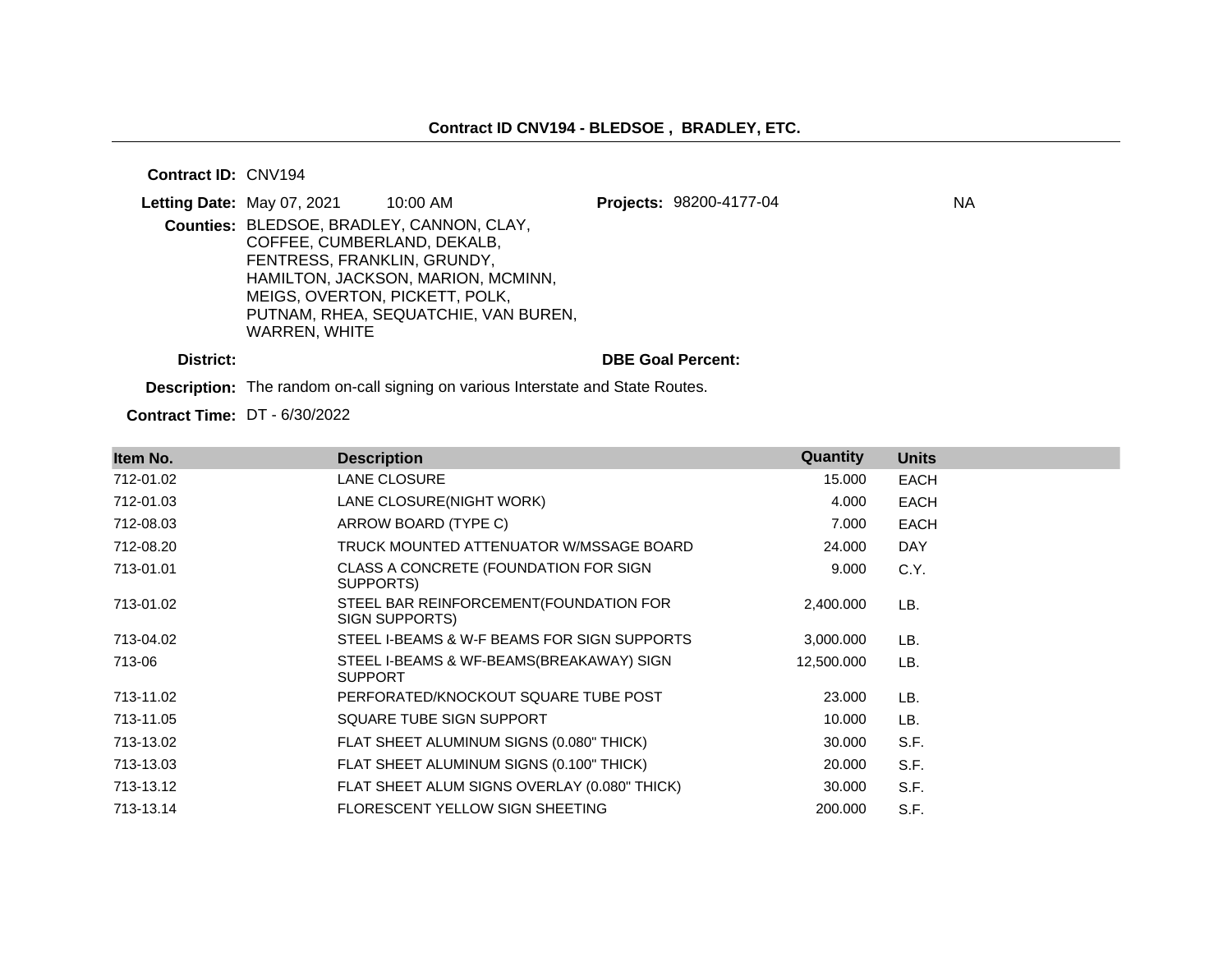**Contract ID CNV194 - BLEDSOE , BRADLEY, ETC.**

**Contract ID:** CNV194

**Letting Date:** May 07, 2021 10:00 AM **Projects:** 98200-4177-04 NA

**Counties:** BLEDSOE, BRADLEY, CANNON, CLAY, COFFEE, CUMBERLAND, DEKALB, FENTRESS, FRANKLIN, GRUNDY, HAMILTON, JACKSON, MARION, MCMINN, MEIGS, OVERTON, PICKETT, POLK, PUTNAM, RHEA, SEQUATCHIE, VAN BUREN, WARREN, WHITE

**District:** **DBE Goal Percent:**

**Description:** The random on-call signing on various Interstate and State Routes.

**Contract Time:** DT - 6/30/2022

| Item No. | Description | Quantity | Units |
|---|---|---|---|
| 712-01.02 | LANE CLOSURE | 15.000 | EACH |
| 712-01.03 | LANE CLOSURE(NIGHT WORK) | 4.000 | EACH |
| 712-08.03 | ARROW BOARD (TYPE C) | 7.000 | EACH |
| 712-08.20 | TRUCK MOUNTED ATTENUATOR W/MSSAGE BOARD | 24.000 | DAY |
| 713-01.01 | CLASS A CONCRETE (FOUNDATION FOR SIGN SUPPORTS) | 9.000 | C.Y. |
| 713-01.02 | STEEL BAR REINFORCEMENT(FOUNDATION FOR SIGN SUPPORTS) | 2,400.000 | LB. |
| 713-04.02 | STEEL I-BEAMS & W-F BEAMS FOR SIGN SUPPORTS | 3,000.000 | LB. |
| 713-06 | STEEL I-BEAMS & WF-BEAMS(BREAKAWAY) SIGN SUPPORT | 12,500.000 | LB. |
| 713-11.02 | PERFORATED/KNOCKOUT SQUARE TUBE POST | 23.000 | LB. |
| 713-11.05 | SQUARE TUBE SIGN SUPPORT | 10.000 | LB. |
| 713-13.02 | FLAT SHEET ALUMINUM SIGNS (0.080" THICK) | 30.000 | S.F. |
| 713-13.03 | FLAT SHEET ALUMINUM SIGNS (0.100" THICK) | 20.000 | S.F. |
| 713-13.12 | FLAT SHEET ALUM SIGNS OVERLAY (0.080" THICK) | 30.000 | S.F. |
| 713-13.14 | FLORESCENT YELLOW SIGN SHEETING | 200.000 | S.F. |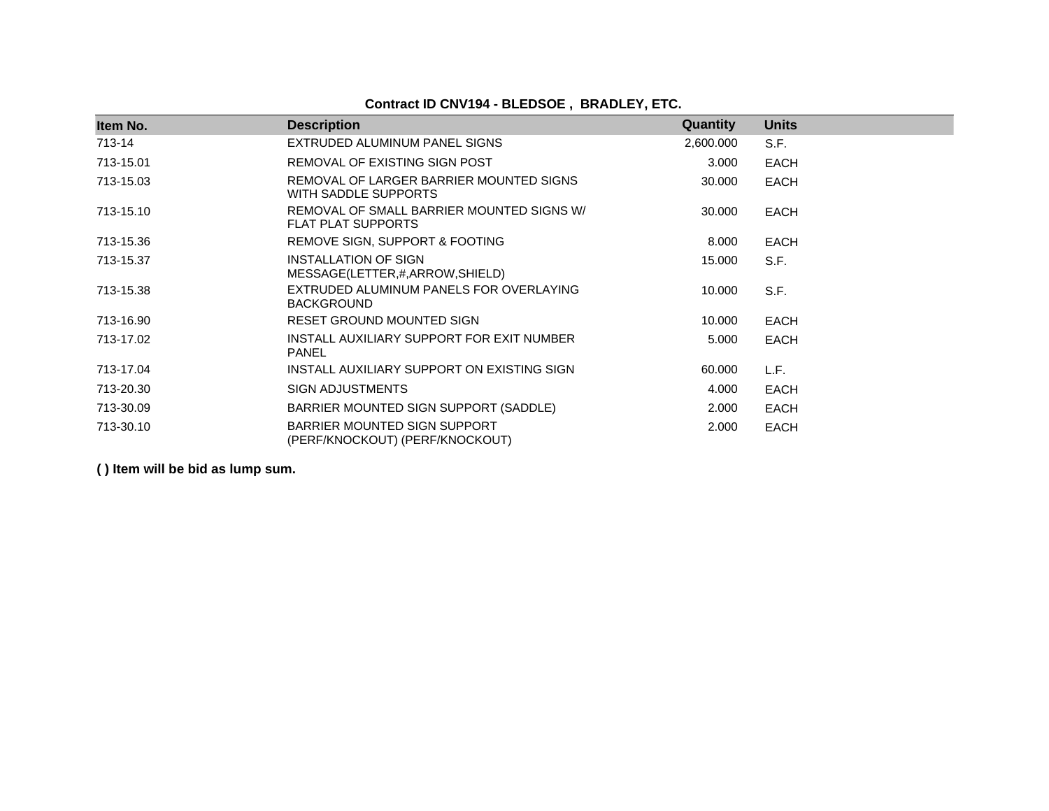**Contract ID CNV194 - BLEDSOE , BRADLEY, ETC.**

| Item No. | Description | Quantity | Units |
|---|---|---|---|
| 713-14 | EXTRUDED ALUMINUM PANEL SIGNS | 2,600.000 | S.F. |
| 713-15.01 | REMOVAL OF EXISTING SIGN POST | 3.000 | EACH |
| 713-15.03 | REMOVAL OF LARGER BARRIER MOUNTED SIGNS WITH SADDLE SUPPORTS | 30.000 | EACH |
| 713-15.10 | REMOVAL OF SMALL BARRIER MOUNTED SIGNS W/ FLAT PLAT SUPPORTS | 30.000 | EACH |
| 713-15.36 | REMOVE SIGN, SUPPORT & FOOTING | 8.000 | EACH |
| 713-15.37 | INSTALLATION OF SIGN MESSAGE(LETTER,#,ARROW,SHIELD) | 15.000 | S.F. |
| 713-15.38 | EXTRUDED ALUMINUM PANELS FOR OVERLAYING BACKGROUND | 10.000 | S.F. |
| 713-16.90 | RESET GROUND MOUNTED SIGN | 10.000 | EACH |
| 713-17.02 | INSTALL AUXILIARY SUPPORT FOR EXIT NUMBER PANEL | 5.000 | EACH |
| 713-17.04 | INSTALL AUXILIARY SUPPORT ON EXISTING SIGN | 60.000 | L.F. |
| 713-20.30 | SIGN ADJUSTMENTS | 4.000 | EACH |
| 713-30.09 | BARRIER MOUNTED SIGN SUPPORT (SADDLE) | 2.000 | EACH |
| 713-30.10 | BARRIER MOUNTED SIGN SUPPORT (PERF/KNOCKOUT) (PERF/KNOCKOUT) | 2.000 | EACH |

**( ) Item will be bid as lump sum.**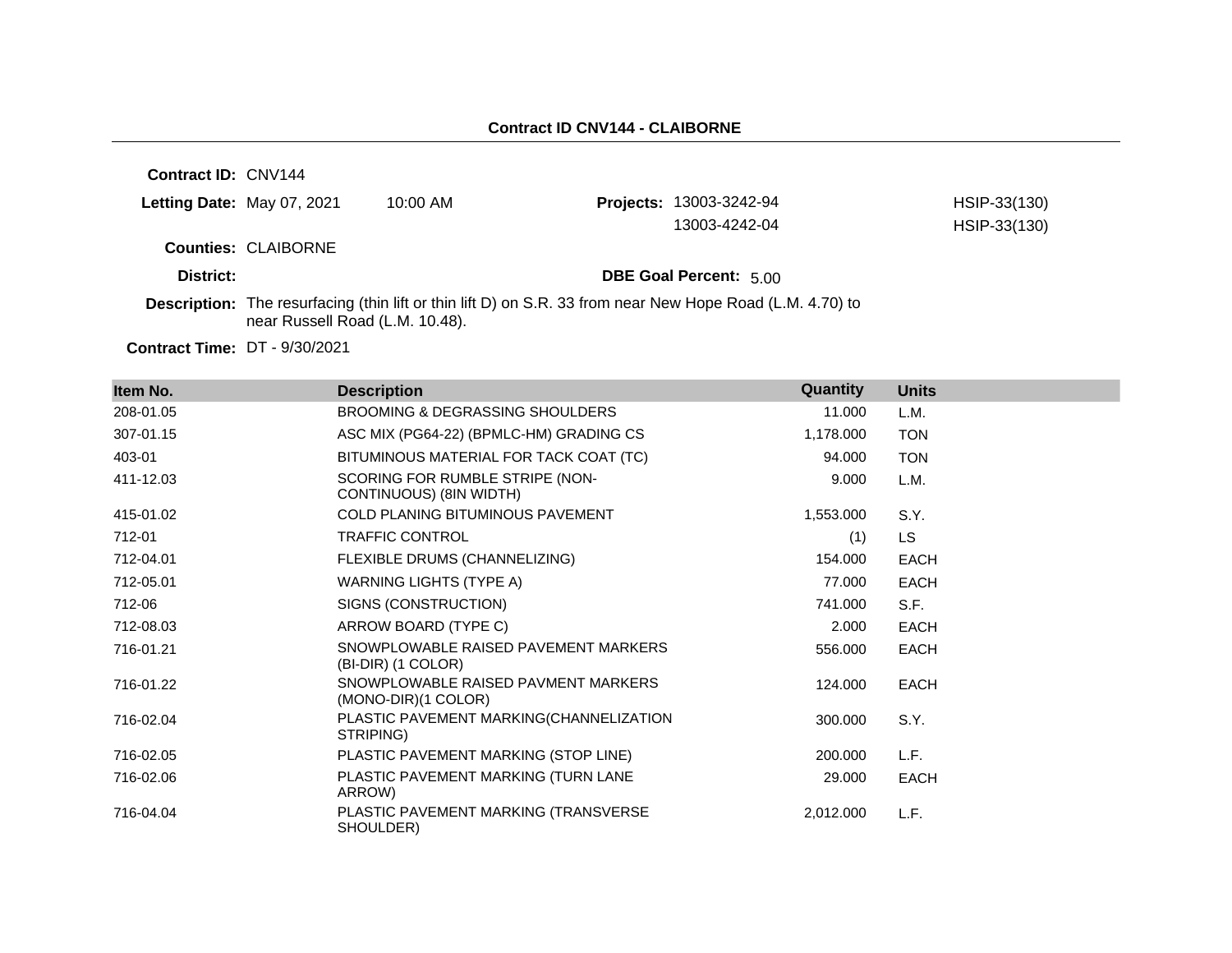**Contract ID CNV144 - CLAIBORNE**

**Contract ID:** CNV144

**Letting Date:** May 07, 2021 10:00 AM

**Projects:** 13003-3242-94 HSIP-33(130)
13003-4242-04 HSIP-33(130)

**Counties:** CLAIBORNE

**District:**

**DBE Goal Percent:** 5.00

**Description:** The resurfacing (thin lift or thin lift D) on S.R. 33 from near New Hope Road (L.M. 4.70) to near Russell Road (L.M. 10.48).

**Contract Time:** DT - 9/30/2021

| Item No. | Description | Quantity | Units |
|---|---|---|---|
| 208-01.05 | BROOMING & DEGRASSING SHOULDERS | 11.000 | L.M. |
| 307-01.15 | ASC MIX (PG64-22) (BPMLC-HM) GRADING CS | 1,178.000 | TON |
| 403-01 | BITUMINOUS MATERIAL FOR TACK COAT (TC) | 94.000 | TON |
| 411-12.03 | SCORING FOR RUMBLE STRIPE (NON-CONTINUOUS) (8IN WIDTH) | 9.000 | L.M. |
| 415-01.02 | COLD PLANING BITUMINOUS PAVEMENT | 1,553.000 | S.Y. |
| 712-01 | TRAFFIC CONTROL | (1) | LS |
| 712-04.01 | FLEXIBLE DRUMS (CHANNELIZING) | 154.000 | EACH |
| 712-05.01 | WARNING LIGHTS (TYPE A) | 77.000 | EACH |
| 712-06 | SIGNS (CONSTRUCTION) | 741.000 | S.F. |
| 712-08.03 | ARROW BOARD (TYPE C) | 2.000 | EACH |
| 716-01.21 | SNOWPLOWABLE RAISED PAVEMENT MARKERS (BI-DIR) (1 COLOR) | 556.000 | EACH |
| 716-01.22 | SNOWPLOWABLE RAISED PAVMENT MARKERS (MONO-DIR)(1 COLOR) | 124.000 | EACH |
| 716-02.04 | PLASTIC PAVEMENT MARKING(CHANNELIZATION STRIPING) | 300.000 | S.Y. |
| 716-02.05 | PLASTIC PAVEMENT MARKING (STOP LINE) | 200.000 | L.F. |
| 716-02.06 | PLASTIC PAVEMENT MARKING (TURN LANE ARROW) | 29.000 | EACH |
| 716-04.04 | PLASTIC PAVEMENT MARKING (TRANSVERSE SHOULDER) | 2,012.000 | L.F. |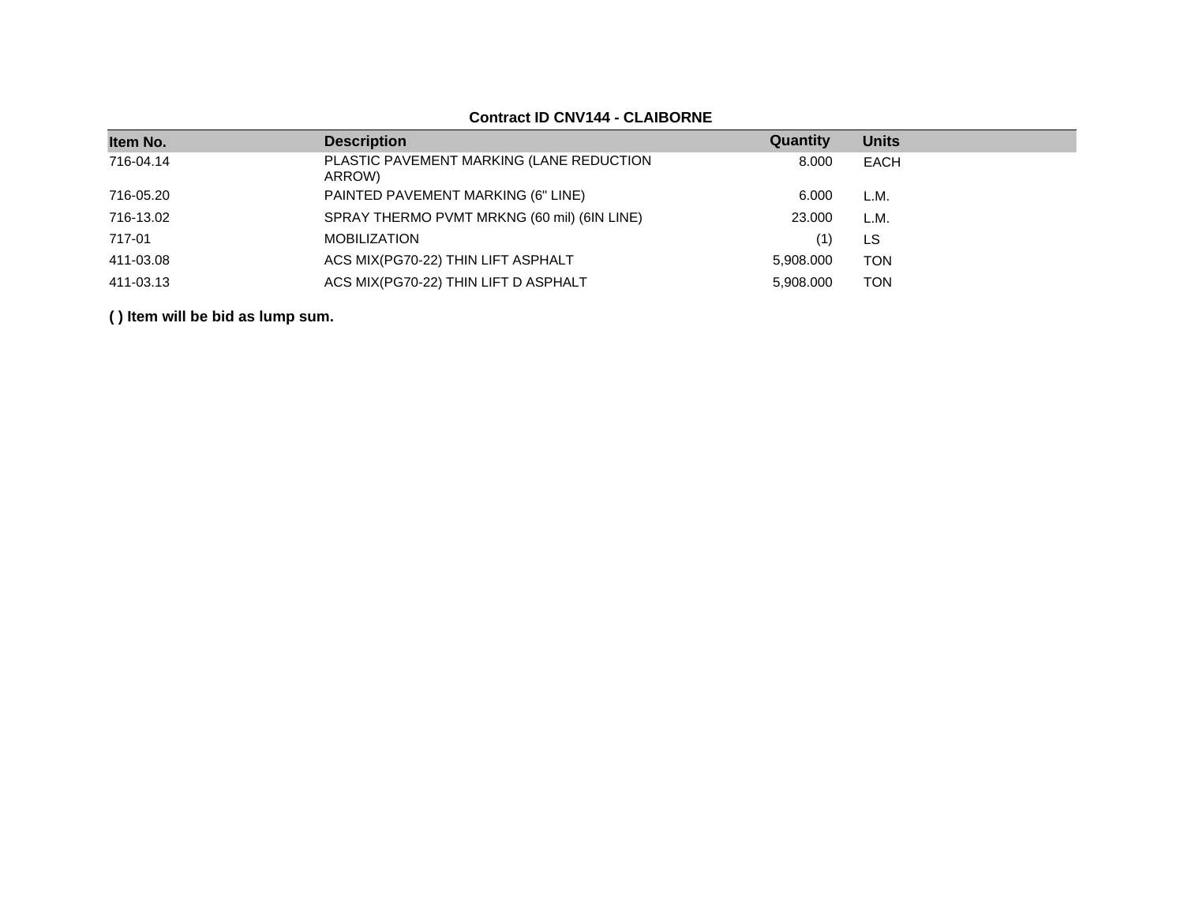**Contract ID CNV144 - CLAIBORNE**

| Item No. | Description | Quantity | Units |
|---|---|---|---|
| 716-04.14 | PLASTIC PAVEMENT MARKING (LANE REDUCTION ARROW) | 8.000 | EACH |
| 716-05.20 | PAINTED PAVEMENT MARKING (6" LINE) | 6.000 | L.M. |
| 716-13.02 | SPRAY THERMO PVMT MRKNG (60 mil) (6IN LINE) | 23.000 | L.M. |
| 717-01 | MOBILIZATION | (1) | LS |
| 411-03.08 | ACS MIX(PG70-22) THIN LIFT ASPHALT | 5,908.000 | TON |
| 411-03.13 | ACS MIX(PG70-22) THIN LIFT D ASPHALT | 5,908.000 | TON |

**( ) Item will be bid as lump sum.**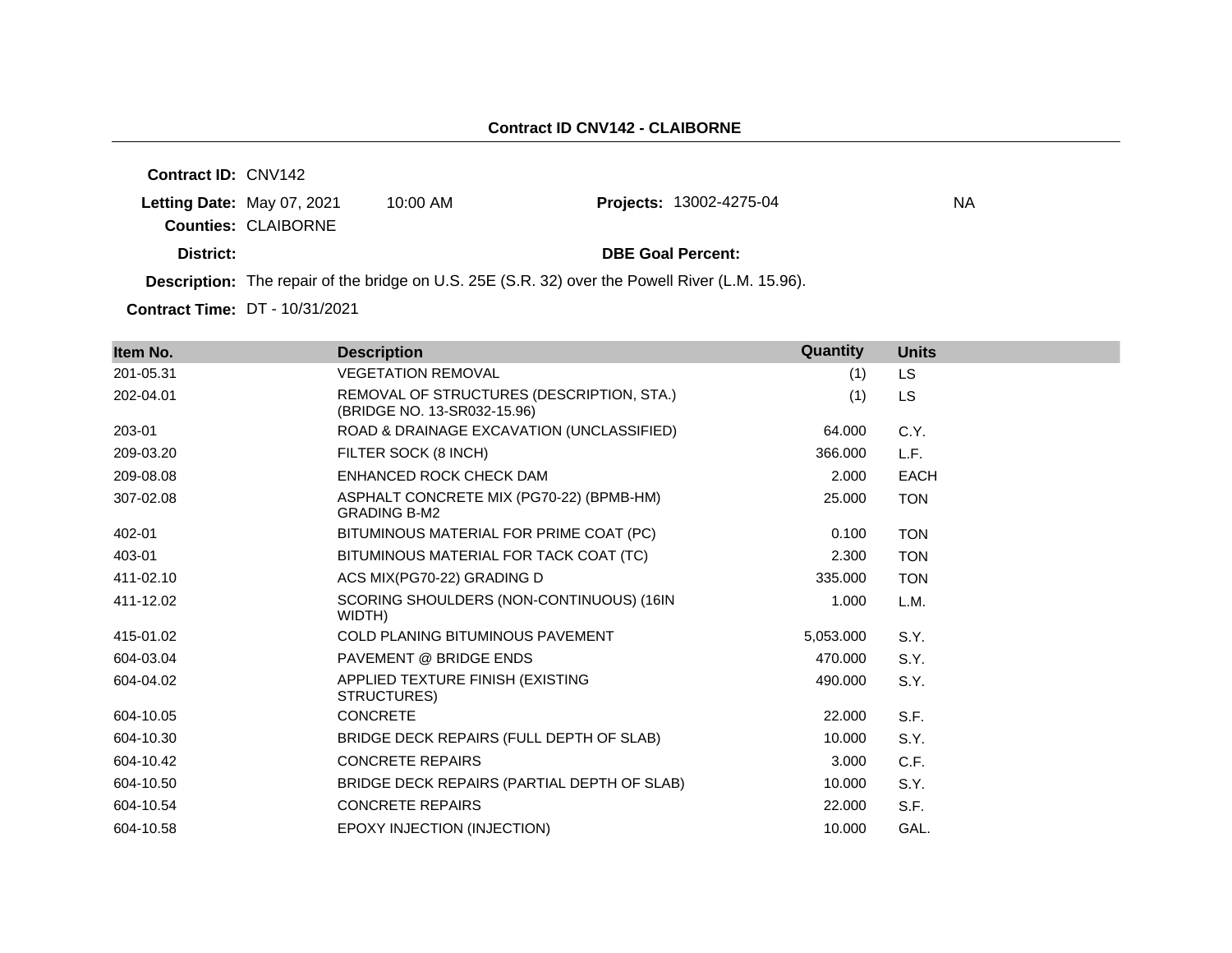**Contract ID CNV142 - CLAIBORNE**

**Contract ID:** CNV142

**Letting Date:** May 07, 2021 10:00 AM **Projects:** 13002-4275-04 NA

**Counties:** CLAIBORNE

**District:** **DBE Goal Percent:**

**Description:** The repair of the bridge on U.S. 25E (S.R. 32) over the Powell River (L.M. 15.96).

**Contract Time:** DT - 10/31/2021

| Item No. | Description | Quantity | Units |
|---|---|---|---|
| 201-05.31 | VEGETATION REMOVAL | (1) | LS |
| 202-04.01 | REMOVAL OF STRUCTURES (DESCRIPTION, STA.) (BRIDGE NO. 13-SR032-15.96) | (1) | LS |
| 203-01 | ROAD & DRAINAGE EXCAVATION (UNCLASSIFIED) | 64.000 | C.Y. |
| 209-03.20 | FILTER SOCK (8 INCH) | 366.000 | L.F. |
| 209-08.08 | ENHANCED ROCK CHECK DAM | 2.000 | EACH |
| 307-02.08 | ASPHALT CONCRETE MIX (PG70-22) (BPMB-HM) GRADING B-M2 | 25.000 | TON |
| 402-01 | BITUMINOUS MATERIAL FOR PRIME COAT (PC) | 0.100 | TON |
| 403-01 | BITUMINOUS MATERIAL FOR TACK COAT (TC) | 2.300 | TON |
| 411-02.10 | ACS MIX(PG70-22) GRADING D | 335.000 | TON |
| 411-12.02 | SCORING SHOULDERS (NON-CONTINUOUS) (16IN WIDTH) | 1.000 | L.M. |
| 415-01.02 | COLD PLANING BITUMINOUS PAVEMENT | 5,053.000 | S.Y. |
| 604-03.04 | PAVEMENT @ BRIDGE ENDS | 470.000 | S.Y. |
| 604-04.02 | APPLIED TEXTURE FINISH (EXISTING STRUCTURES) | 490.000 | S.Y. |
| 604-10.05 | CONCRETE | 22.000 | S.F. |
| 604-10.30 | BRIDGE DECK REPAIRS (FULL DEPTH OF SLAB) | 10.000 | S.Y. |
| 604-10.42 | CONCRETE REPAIRS | 3.000 | C.F. |
| 604-10.50 | BRIDGE DECK REPAIRS (PARTIAL DEPTH OF SLAB) | 10.000 | S.Y. |
| 604-10.54 | CONCRETE REPAIRS | 22.000 | S.F. |
| 604-10.58 | EPOXY INJECTION (INJECTION) | 10.000 | GAL. |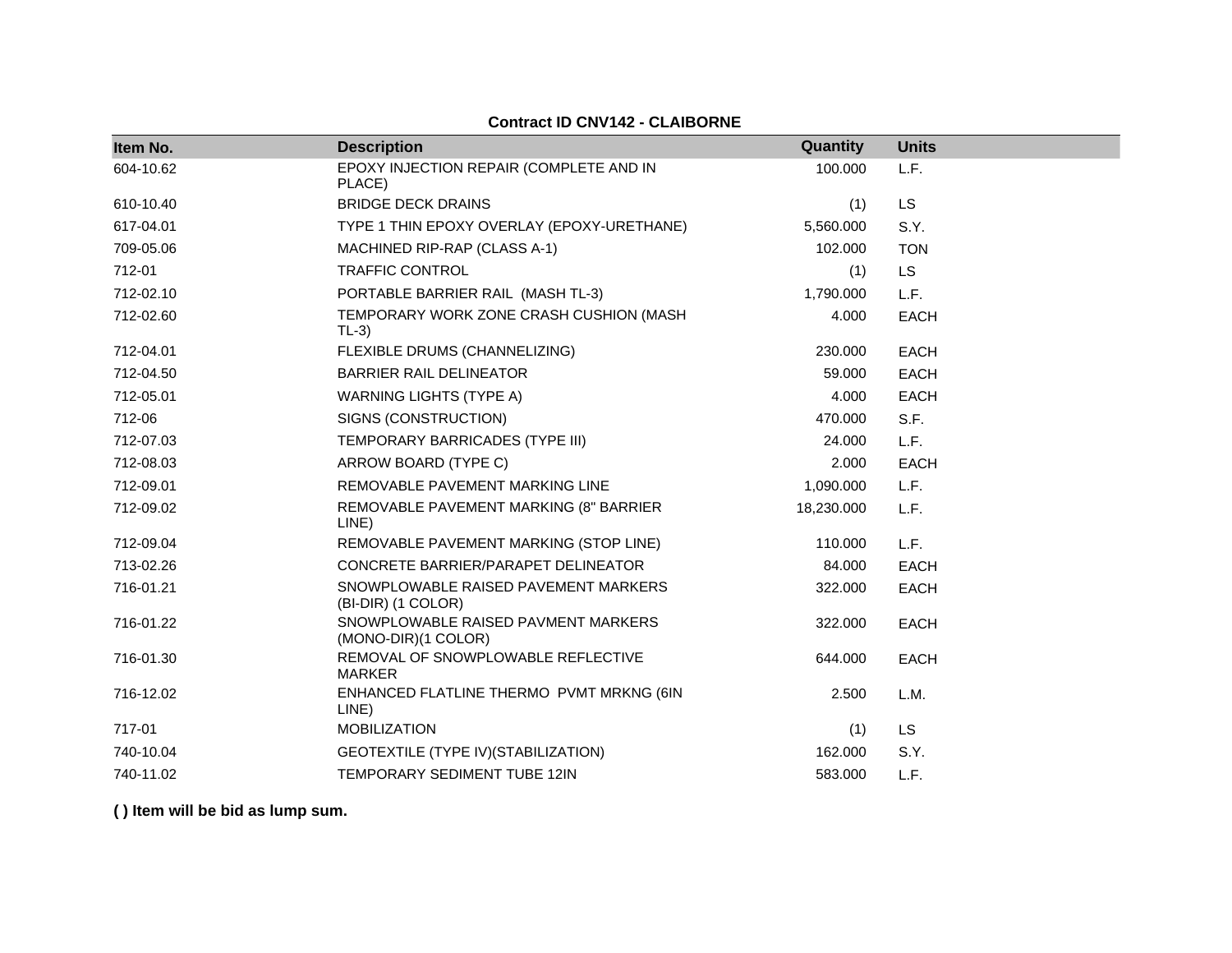**Contract ID CNV142 - CLAIBORNE**

| Item No. | Description | Quantity | Units |
|---|---|---|---|
| 604-10.62 | EPOXY INJECTION REPAIR (COMPLETE AND IN PLACE) | 100.000 | L.F. |
| 610-10.40 | BRIDGE DECK DRAINS | (1) | LS |
| 617-04.01 | TYPE 1 THIN EPOXY OVERLAY (EPOXY-URETHANE) | 5,560.000 | S.Y. |
| 709-05.06 | MACHINED RIP-RAP (CLASS A-1) | 102.000 | TON |
| 712-01 | TRAFFIC CONTROL | (1) | LS |
| 712-02.10 | PORTABLE BARRIER RAIL (MASH TL-3) | 1,790.000 | L.F. |
| 712-02.60 | TEMPORARY WORK ZONE CRASH CUSHION (MASH TL-3) | 4.000 | EACH |
| 712-04.01 | FLEXIBLE DRUMS (CHANNELIZING) | 230.000 | EACH |
| 712-04.50 | BARRIER RAIL DELINEATOR | 59.000 | EACH |
| 712-05.01 | WARNING LIGHTS (TYPE A) | 4.000 | EACH |
| 712-06 | SIGNS (CONSTRUCTION) | 470.000 | S.F. |
| 712-07.03 | TEMPORARY BARRICADES (TYPE III) | 24.000 | L.F. |
| 712-08.03 | ARROW BOARD (TYPE C) | 2.000 | EACH |
| 712-09.01 | REMOVABLE PAVEMENT MARKING LINE | 1,090.000 | L.F. |
| 712-09.02 | REMOVABLE PAVEMENT MARKING (8" BARRIER LINE) | 18,230.000 | L.F. |
| 712-09.04 | REMOVABLE PAVEMENT MARKING (STOP LINE) | 110.000 | L.F. |
| 713-02.26 | CONCRETE BARRIER/PARAPET DELINEATOR | 84.000 | EACH |
| 716-01.21 | SNOWPLOWABLE RAISED PAVEMENT MARKERS (BI-DIR) (1 COLOR) | 322.000 | EACH |
| 716-01.22 | SNOWPLOWABLE RAISED PAVMENT MARKERS (MONO-DIR)(1 COLOR) | 322.000 | EACH |
| 716-01.30 | REMOVAL OF SNOWPLOWABLE REFLECTIVE MARKER | 644.000 | EACH |
| 716-12.02 | ENHANCED FLATLINE THERMO PVMT MRKNG (6IN LINE) | 2.500 | L.M. |
| 717-01 | MOBILIZATION | (1) | LS |
| 740-10.04 | GEOTEXTILE (TYPE IV)(STABILIZATION) | 162.000 | S.Y. |
| 740-11.02 | TEMPORARY SEDIMENT TUBE 12IN | 583.000 | L.F. |

**( ) Item will be bid as lump sum.**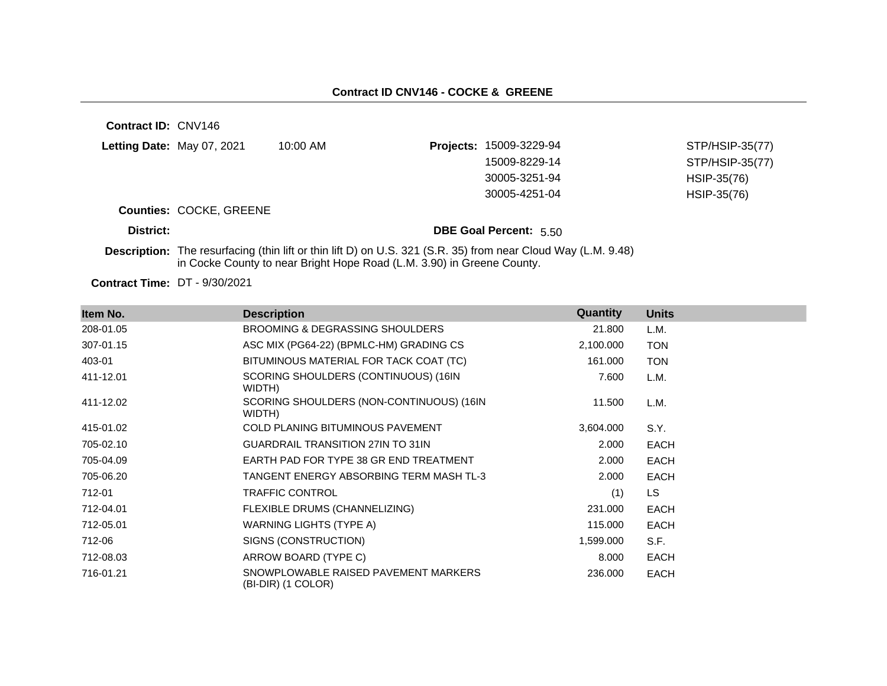## Contract ID CNV146 - COCKE & GREENE

**Contract ID:** CNV146

**Letting Date:** May 07, 2021 10:00 AM

**Projects:**

| Project | Funding |
|---|---|
| 15009-3229-94 | STP/HSIP-35(77) |
| 15009-8229-14 | STP/HSIP-35(77) |
| 30005-3251-94 | HSIP-35(76) |
| 30005-4251-04 | HSIP-35(76) |

**Counties:** COCKE, GREENE

**District:**

**DBE Goal Percent:** 5.50

**Description:** The resurfacing (thin lift or thin lift D) on U.S. 321 (S.R. 35) from near Cloud Way (L.M. 9.48) in Cocke County to near Bright Hope Road (L.M. 3.90) in Greene County.

**Contract Time:** DT - 9/30/2021

| Item No. | Description | Quantity | Units |
|---|---|---|---|
| 208-01.05 | BROOMING & DEGRASSING SHOULDERS | 21.800 | L.M. |
| 307-01.15 | ASC MIX (PG64-22) (BPMLC-HM) GRADING CS | 2,100.000 | TON |
| 403-01 | BITUMINOUS MATERIAL FOR TACK COAT (TC) | 161.000 | TON |
| 411-12.01 | SCORING SHOULDERS (CONTINUOUS) (16IN WIDTH) | 7.600 | L.M. |
| 411-12.02 | SCORING SHOULDERS (NON-CONTINUOUS) (16IN WIDTH) | 11.500 | L.M. |
| 415-01.02 | COLD PLANING BITUMINOUS PAVEMENT | 3,604.000 | S.Y. |
| 705-02.10 | GUARDRAIL TRANSITION 27IN TO 31IN | 2.000 | EACH |
| 705-04.09 | EARTH PAD FOR TYPE 38 GR END TREATMENT | 2.000 | EACH |
| 705-06.20 | TANGENT ENERGY ABSORBING TERM MASH TL-3 | 2.000 | EACH |
| 712-01 | TRAFFIC CONTROL | (1) | LS |
| 712-04.01 | FLEXIBLE DRUMS (CHANNELIZING) | 231.000 | EACH |
| 712-05.01 | WARNING LIGHTS (TYPE A) | 115.000 | EACH |
| 712-06 | SIGNS (CONSTRUCTION) | 1,599.000 | S.F. |
| 712-08.03 | ARROW BOARD (TYPE C) | 8.000 | EACH |
| 716-01.21 | SNOWPLOWABLE RAISED PAVEMENT MARKERS (BI-DIR) (1 COLOR) | 236.000 | EACH |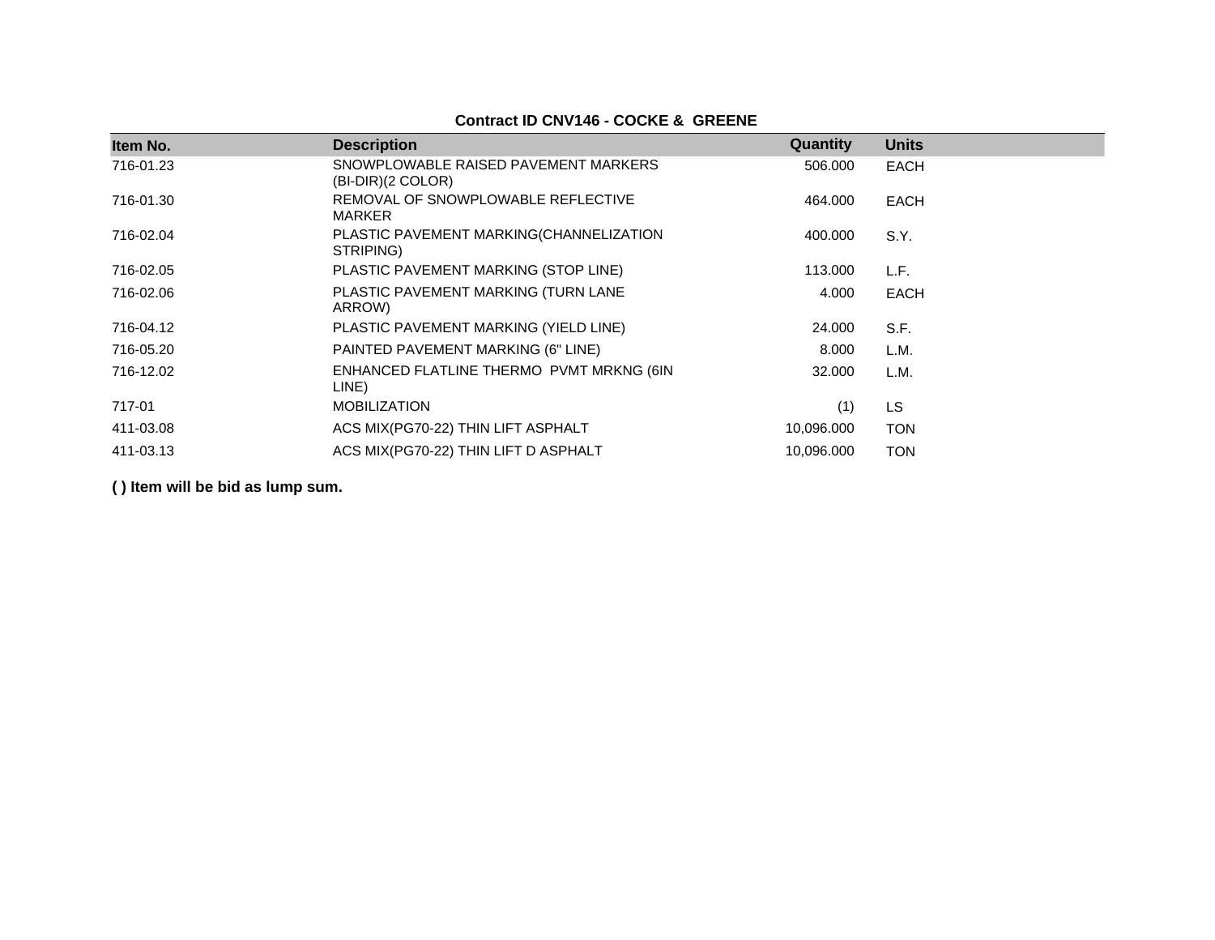**Contract ID CNV146 - COCKE & GREENE**

| Item No. | Description | Quantity | Units |
|---|---|---|---|
| 716-01.23 | SNOWPLOWABLE RAISED PAVEMENT MARKERS (BI-DIR)(2 COLOR) | 506.000 | EACH |
| 716-01.30 | REMOVAL OF SNOWPLOWABLE REFLECTIVE MARKER | 464.000 | EACH |
| 716-02.04 | PLASTIC PAVEMENT MARKING(CHANNELIZATION STRIPING) | 400.000 | S.Y. |
| 716-02.05 | PLASTIC PAVEMENT MARKING (STOP LINE) | 113.000 | L.F. |
| 716-02.06 | PLASTIC PAVEMENT MARKING (TURN LANE ARROW) | 4.000 | EACH |
| 716-04.12 | PLASTIC PAVEMENT MARKING (YIELD LINE) | 24.000 | S.F. |
| 716-05.20 | PAINTED PAVEMENT MARKING (6" LINE) | 8.000 | L.M. |
| 716-12.02 | ENHANCED FLATLINE THERMO PVMT MRKNG (6IN LINE) | 32.000 | L.M. |
| 717-01 | MOBILIZATION | (1) | LS |
| 411-03.08 | ACS MIX(PG70-22) THIN LIFT ASPHALT | 10,096.000 | TON |
| 411-03.13 | ACS MIX(PG70-22) THIN LIFT D ASPHALT | 10,096.000 | TON |

**( ) Item will be bid as lump sum.**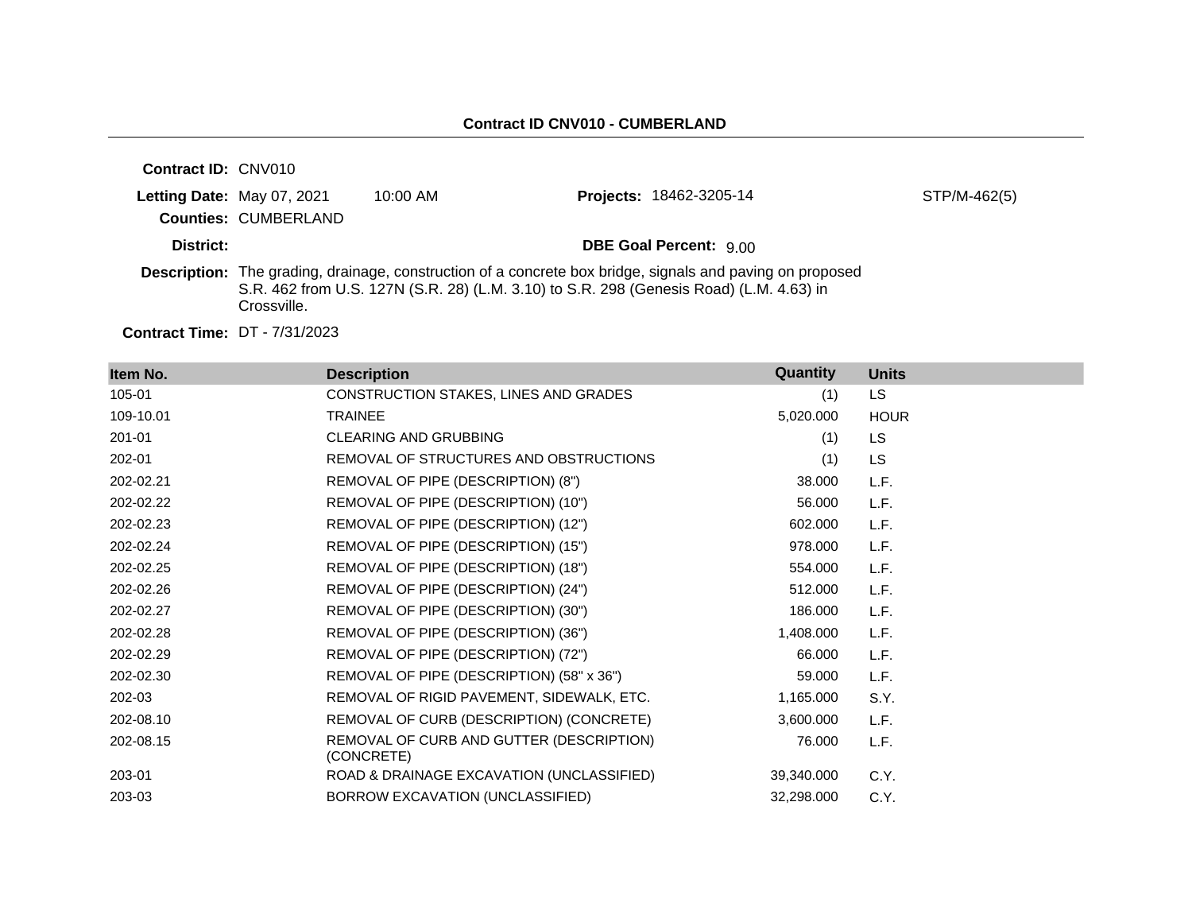## Contract ID CNV010 - CUMBERLAND

**Contract ID:** CNV010

**Letting Date:** May 07, 2021 10:00 AM

**Projects:** 18462-3205-14 STP/M-462(5)

**Counties:** CUMBERLAND

**District:**

**DBE Goal Percent:** 9.00

**Description:** The grading, drainage, construction of a concrete box bridge, signals and paving on proposed S.R. 462 from U.S. 127N (S.R. 28) (L.M. 3.10) to S.R. 298 (Genesis Road) (L.M. 4.63) in Crossville.

**Contract Time:** DT - 7/31/2023

| Item No. | Description | Quantity | Units |
|---|---|---|---|
| 105-01 | CONSTRUCTION STAKES, LINES AND GRADES | (1) | LS |
| 109-10.01 | TRAINEE | 5,020.000 | HOUR |
| 201-01 | CLEARING AND GRUBBING | (1) | LS |
| 202-01 | REMOVAL OF STRUCTURES AND OBSTRUCTIONS | (1) | LS |
| 202-02.21 | REMOVAL OF PIPE (DESCRIPTION) (8") | 38.000 | L.F. |
| 202-02.22 | REMOVAL OF PIPE (DESCRIPTION) (10") | 56.000 | L.F. |
| 202-02.23 | REMOVAL OF PIPE (DESCRIPTION) (12") | 602.000 | L.F. |
| 202-02.24 | REMOVAL OF PIPE (DESCRIPTION) (15") | 978.000 | L.F. |
| 202-02.25 | REMOVAL OF PIPE (DESCRIPTION) (18") | 554.000 | L.F. |
| 202-02.26 | REMOVAL OF PIPE (DESCRIPTION) (24") | 512.000 | L.F. |
| 202-02.27 | REMOVAL OF PIPE (DESCRIPTION) (30") | 186.000 | L.F. |
| 202-02.28 | REMOVAL OF PIPE (DESCRIPTION) (36") | 1,408.000 | L.F. |
| 202-02.29 | REMOVAL OF PIPE (DESCRIPTION) (72") | 66.000 | L.F. |
| 202-02.30 | REMOVAL OF PIPE (DESCRIPTION) (58" x 36") | 59.000 | L.F. |
| 202-03 | REMOVAL OF RIGID PAVEMENT, SIDEWALK, ETC. | 1,165.000 | S.Y. |
| 202-08.10 | REMOVAL OF CURB (DESCRIPTION) (CONCRETE) | 3,600.000 | L.F. |
| 202-08.15 | REMOVAL OF CURB AND GUTTER (DESCRIPTION) (CONCRETE) | 76.000 | L.F. |
| 203-01 | ROAD & DRAINAGE EXCAVATION (UNCLASSIFIED) | 39,340.000 | C.Y. |
| 203-03 | BORROW EXCAVATION (UNCLASSIFIED) | 32,298.000 | C.Y. |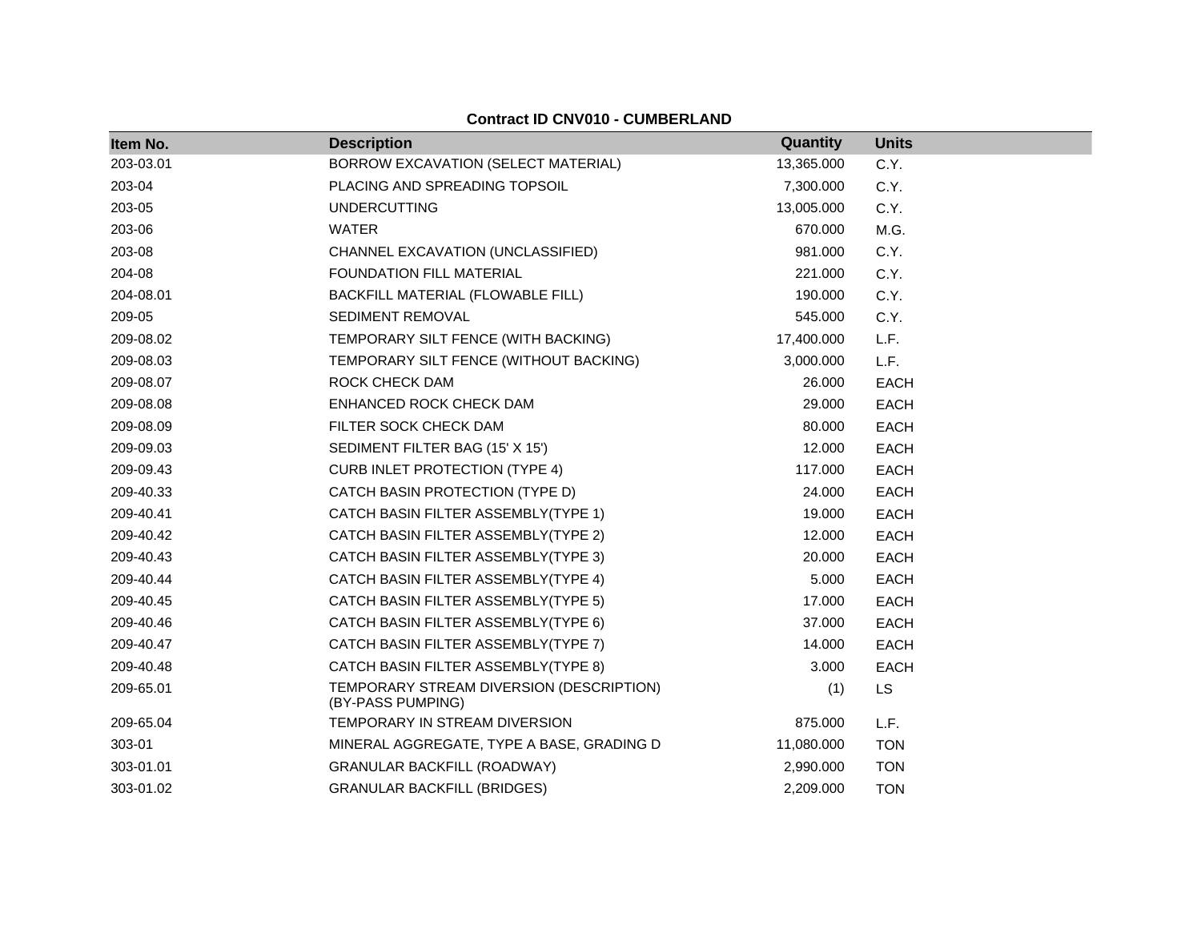**Contract ID CNV010 - CUMBERLAND**

| Item No. | Description | Quantity | Units |
|---|---|---|---|
| 203-03.01 | BORROW EXCAVATION (SELECT MATERIAL) | 13,365.000 | C.Y. |
| 203-04 | PLACING AND SPREADING TOPSOIL | 7,300.000 | C.Y. |
| 203-05 | UNDERCUTTING | 13,005.000 | C.Y. |
| 203-06 | WATER | 670.000 | M.G. |
| 203-08 | CHANNEL EXCAVATION (UNCLASSIFIED) | 981.000 | C.Y. |
| 204-08 | FOUNDATION FILL MATERIAL | 221.000 | C.Y. |
| 204-08.01 | BACKFILL MATERIAL (FLOWABLE FILL) | 190.000 | C.Y. |
| 209-05 | SEDIMENT REMOVAL | 545.000 | C.Y. |
| 209-08.02 | TEMPORARY SILT FENCE (WITH BACKING) | 17,400.000 | L.F. |
| 209-08.03 | TEMPORARY SILT FENCE (WITHOUT BACKING) | 3,000.000 | L.F. |
| 209-08.07 | ROCK CHECK DAM | 26.000 | EACH |
| 209-08.08 | ENHANCED ROCK CHECK DAM | 29.000 | EACH |
| 209-08.09 | FILTER SOCK CHECK DAM | 80.000 | EACH |
| 209-09.03 | SEDIMENT FILTER BAG (15' X 15') | 12.000 | EACH |
| 209-09.43 | CURB INLET PROTECTION (TYPE 4) | 117.000 | EACH |
| 209-40.33 | CATCH BASIN PROTECTION (TYPE D) | 24.000 | EACH |
| 209-40.41 | CATCH BASIN FILTER ASSEMBLY(TYPE 1) | 19.000 | EACH |
| 209-40.42 | CATCH BASIN FILTER ASSEMBLY(TYPE 2) | 12.000 | EACH |
| 209-40.43 | CATCH BASIN FILTER ASSEMBLY(TYPE 3) | 20.000 | EACH |
| 209-40.44 | CATCH BASIN FILTER ASSEMBLY(TYPE 4) | 5.000 | EACH |
| 209-40.45 | CATCH BASIN FILTER ASSEMBLY(TYPE 5) | 17.000 | EACH |
| 209-40.46 | CATCH BASIN FILTER ASSEMBLY(TYPE 6) | 37.000 | EACH |
| 209-40.47 | CATCH BASIN FILTER ASSEMBLY(TYPE 7) | 14.000 | EACH |
| 209-40.48 | CATCH BASIN FILTER ASSEMBLY(TYPE 8) | 3.000 | EACH |
| 209-65.01 | TEMPORARY STREAM DIVERSION (DESCRIPTION) (BY-PASS PUMPING) | (1) | LS |
| 209-65.04 | TEMPORARY IN STREAM DIVERSION | 875.000 | L.F. |
| 303-01 | MINERAL AGGREGATE, TYPE A BASE, GRADING D | 11,080.000 | TON |
| 303-01.01 | GRANULAR BACKFILL (ROADWAY) | 2,990.000 | TON |
| 303-01.02 | GRANULAR BACKFILL (BRIDGES) | 2,209.000 | TON |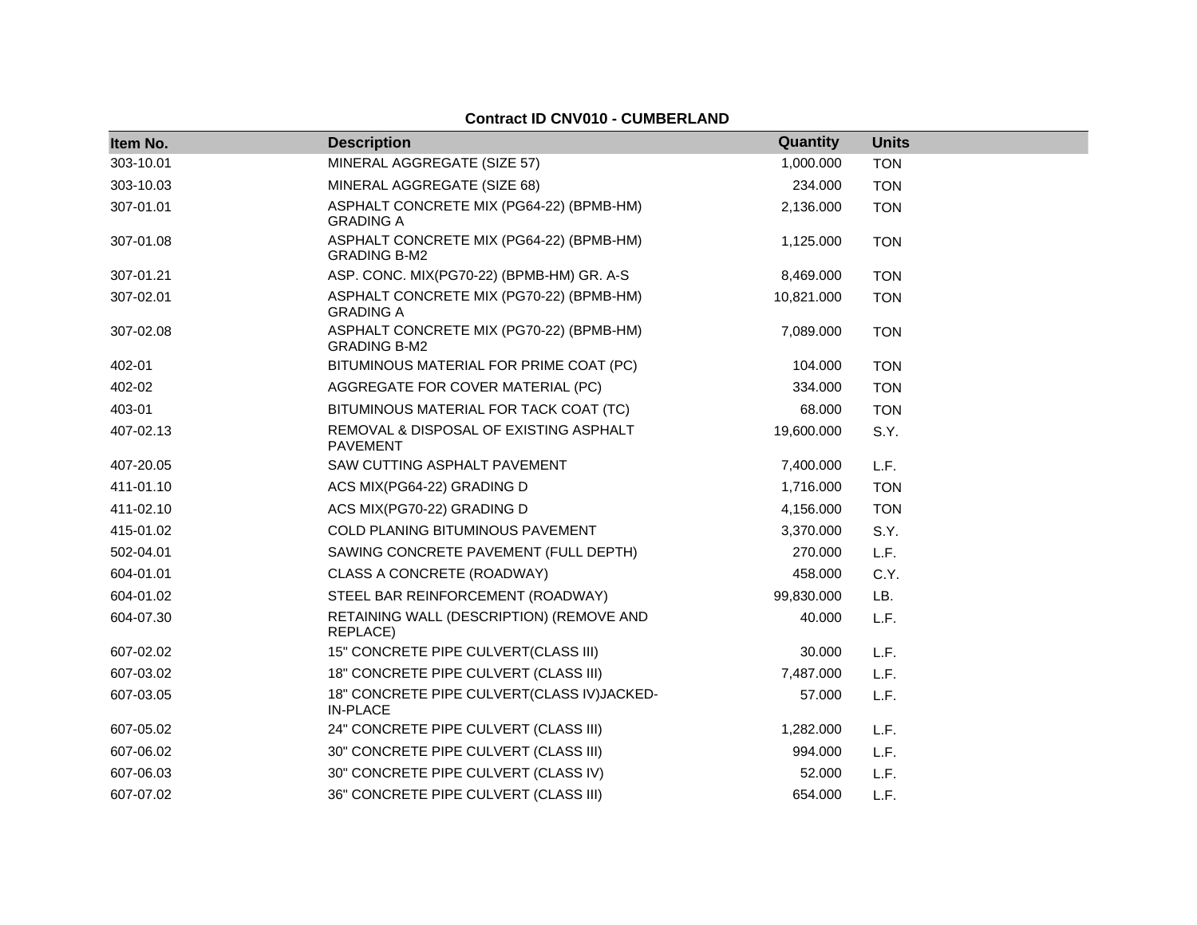**Contract ID CNV010 - CUMBERLAND**

| Item No. | Description | Quantity | Units |
|---|---|---|---|
| 303-10.01 | MINERAL AGGREGATE (SIZE 57) | 1,000.000 | TON |
| 303-10.03 | MINERAL AGGREGATE (SIZE 68) | 234.000 | TON |
| 307-01.01 | ASPHALT CONCRETE MIX (PG64-22) (BPMB-HM) GRADING A | 2,136.000 | TON |
| 307-01.08 | ASPHALT CONCRETE MIX (PG64-22) (BPMB-HM) GRADING B-M2 | 1,125.000 | TON |
| 307-01.21 | ASP. CONC. MIX(PG70-22) (BPMB-HM) GR. A-S | 8,469.000 | TON |
| 307-02.01 | ASPHALT CONCRETE MIX (PG70-22) (BPMB-HM) GRADING A | 10,821.000 | TON |
| 307-02.08 | ASPHALT CONCRETE MIX (PG70-22) (BPMB-HM) GRADING B-M2 | 7,089.000 | TON |
| 402-01 | BITUMINOUS MATERIAL FOR PRIME COAT (PC) | 104.000 | TON |
| 402-02 | AGGREGATE FOR COVER MATERIAL (PC) | 334.000 | TON |
| 403-01 | BITUMINOUS MATERIAL FOR TACK COAT (TC) | 68.000 | TON |
| 407-02.13 | REMOVAL & DISPOSAL OF EXISTING ASPHALT PAVEMENT | 19,600.000 | S.Y. |
| 407-20.05 | SAW CUTTING ASPHALT PAVEMENT | 7,400.000 | L.F. |
| 411-01.10 | ACS MIX(PG64-22) GRADING D | 1,716.000 | TON |
| 411-02.10 | ACS MIX(PG70-22) GRADING D | 4,156.000 | TON |
| 415-01.02 | COLD PLANING BITUMINOUS PAVEMENT | 3,370.000 | S.Y. |
| 502-04.01 | SAWING CONCRETE PAVEMENT (FULL DEPTH) | 270.000 | L.F. |
| 604-01.01 | CLASS A CONCRETE (ROADWAY) | 458.000 | C.Y. |
| 604-01.02 | STEEL BAR REINFORCEMENT (ROADWAY) | 99,830.000 | LB. |
| 604-07.30 | RETAINING WALL (DESCRIPTION) (REMOVE AND REPLACE) | 40.000 | L.F. |
| 607-02.02 | 15" CONCRETE PIPE CULVERT(CLASS III) | 30.000 | L.F. |
| 607-03.02 | 18" CONCRETE PIPE CULVERT (CLASS III) | 7,487.000 | L.F. |
| 607-03.05 | 18" CONCRETE PIPE CULVERT(CLASS IV)JACKED-IN-PLACE | 57.000 | L.F. |
| 607-05.02 | 24" CONCRETE PIPE CULVERT (CLASS III) | 1,282.000 | L.F. |
| 607-06.02 | 30" CONCRETE PIPE CULVERT (CLASS III) | 994.000 | L.F. |
| 607-06.03 | 30" CONCRETE PIPE CULVERT (CLASS IV) | 52.000 | L.F. |
| 607-07.02 | 36" CONCRETE PIPE CULVERT (CLASS III) | 654.000 | L.F. |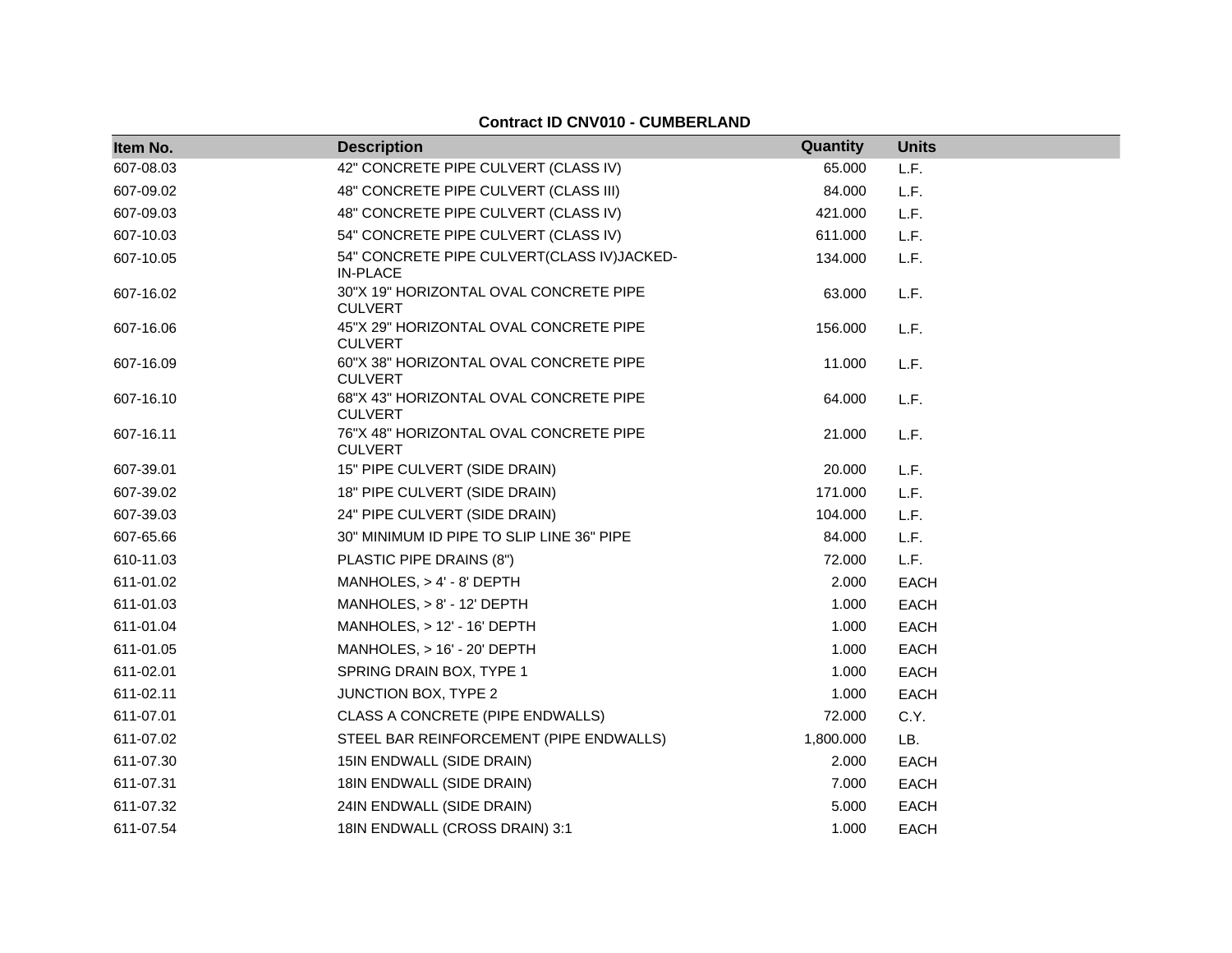**Contract ID CNV010 - CUMBERLAND**

| Item No. | Description | Quantity | Units |
|---|---|---|---|
| 607-08.03 | 42" CONCRETE PIPE CULVERT (CLASS IV) | 65.000 | L.F. |
| 607-09.02 | 48" CONCRETE PIPE CULVERT (CLASS III) | 84.000 | L.F. |
| 607-09.03 | 48" CONCRETE PIPE CULVERT (CLASS IV) | 421.000 | L.F. |
| 607-10.03 | 54" CONCRETE PIPE CULVERT (CLASS IV) | 611.000 | L.F. |
| 607-10.05 | 54" CONCRETE PIPE CULVERT(CLASS IV)JACKED-IN-PLACE | 134.000 | L.F. |
| 607-16.02 | 30"X 19" HORIZONTAL OVAL CONCRETE PIPE CULVERT | 63.000 | L.F. |
| 607-16.06 | 45"X 29" HORIZONTAL OVAL CONCRETE PIPE CULVERT | 156.000 | L.F. |
| 607-16.09 | 60"X 38" HORIZONTAL OVAL CONCRETE PIPE CULVERT | 11.000 | L.F. |
| 607-16.10 | 68"X 43" HORIZONTAL OVAL CONCRETE PIPE CULVERT | 64.000 | L.F. |
| 607-16.11 | 76"X 48" HORIZONTAL OVAL CONCRETE PIPE CULVERT | 21.000 | L.F. |
| 607-39.01 | 15" PIPE CULVERT (SIDE DRAIN) | 20.000 | L.F. |
| 607-39.02 | 18" PIPE CULVERT (SIDE DRAIN) | 171.000 | L.F. |
| 607-39.03 | 24" PIPE CULVERT (SIDE DRAIN) | 104.000 | L.F. |
| 607-65.66 | 30" MINIMUM ID PIPE TO SLIP LINE 36" PIPE | 84.000 | L.F. |
| 610-11.03 | PLASTIC PIPE DRAINS (8") | 72.000 | L.F. |
| 611-01.02 | MANHOLES, > 4' - 8' DEPTH | 2.000 | EACH |
| 611-01.03 | MANHOLES, > 8' - 12' DEPTH | 1.000 | EACH |
| 611-01.04 | MANHOLES, > 12' - 16' DEPTH | 1.000 | EACH |
| 611-01.05 | MANHOLES, > 16' - 20' DEPTH | 1.000 | EACH |
| 611-02.01 | SPRING DRAIN BOX, TYPE 1 | 1.000 | EACH |
| 611-02.11 | JUNCTION BOX, TYPE 2 | 1.000 | EACH |
| 611-07.01 | CLASS A CONCRETE (PIPE ENDWALLS) | 72.000 | C.Y. |
| 611-07.02 | STEEL BAR REINFORCEMENT (PIPE ENDWALLS) | 1,800.000 | LB. |
| 611-07.30 | 15IN ENDWALL (SIDE DRAIN) | 2.000 | EACH |
| 611-07.31 | 18IN ENDWALL (SIDE DRAIN) | 7.000 | EACH |
| 611-07.32 | 24IN ENDWALL (SIDE DRAIN) | 5.000 | EACH |
| 611-07.54 | 18IN ENDWALL (CROSS DRAIN) 3:1 | 1.000 | EACH |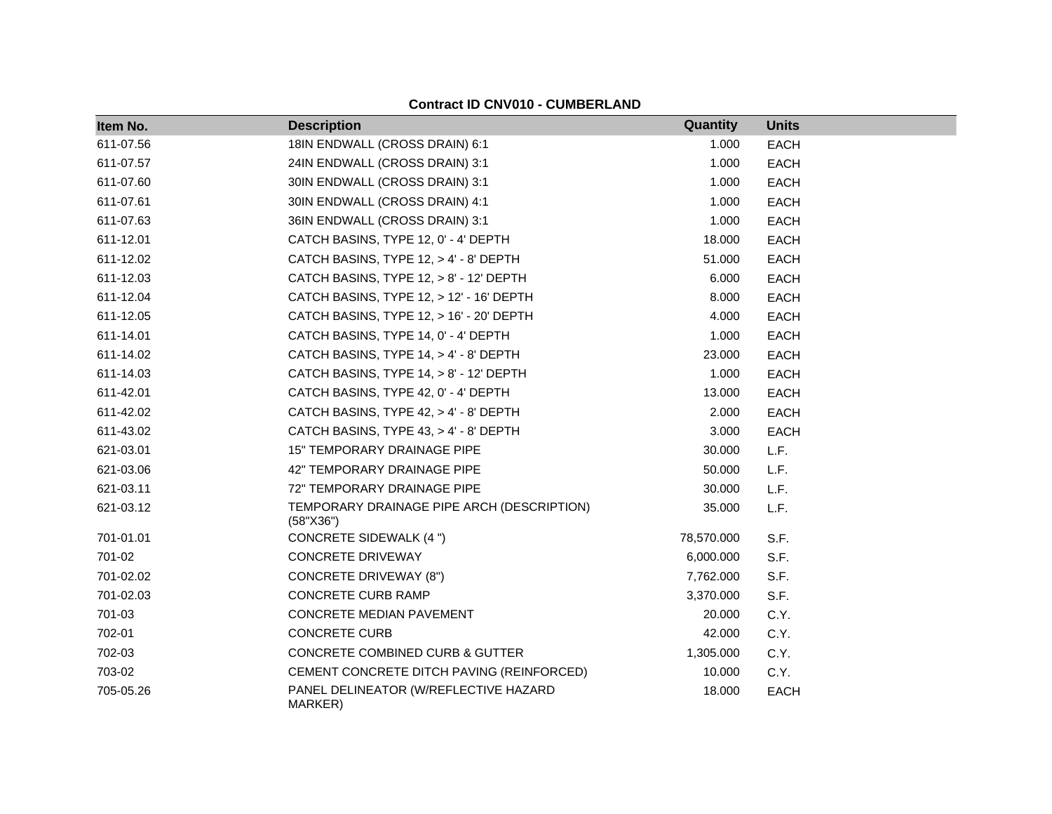**Contract ID CNV010 - CUMBERLAND**

| Item No. | Description | Quantity | Units |
|---|---|---|---|
| 611-07.56 | 18IN ENDWALL (CROSS DRAIN) 6:1 | 1.000 | EACH |
| 611-07.57 | 24IN ENDWALL (CROSS DRAIN) 3:1 | 1.000 | EACH |
| 611-07.60 | 30IN ENDWALL (CROSS DRAIN) 3:1 | 1.000 | EACH |
| 611-07.61 | 30IN ENDWALL (CROSS DRAIN) 4:1 | 1.000 | EACH |
| 611-07.63 | 36IN ENDWALL (CROSS DRAIN) 3:1 | 1.000 | EACH |
| 611-12.01 | CATCH BASINS, TYPE 12, 0' - 4' DEPTH | 18.000 | EACH |
| 611-12.02 | CATCH BASINS, TYPE 12, > 4' - 8' DEPTH | 51.000 | EACH |
| 611-12.03 | CATCH BASINS, TYPE 12, > 8' - 12' DEPTH | 6.000 | EACH |
| 611-12.04 | CATCH BASINS, TYPE 12, > 12' - 16' DEPTH | 8.000 | EACH |
| 611-12.05 | CATCH BASINS, TYPE 12, > 16' - 20' DEPTH | 4.000 | EACH |
| 611-14.01 | CATCH BASINS, TYPE 14, 0' - 4' DEPTH | 1.000 | EACH |
| 611-14.02 | CATCH BASINS, TYPE 14, > 4' - 8' DEPTH | 23.000 | EACH |
| 611-14.03 | CATCH BASINS, TYPE 14, > 8' - 12' DEPTH | 1.000 | EACH |
| 611-42.01 | CATCH BASINS, TYPE 42, 0' - 4' DEPTH | 13.000 | EACH |
| 611-42.02 | CATCH BASINS, TYPE 42, > 4' - 8' DEPTH | 2.000 | EACH |
| 611-43.02 | CATCH BASINS, TYPE 43, > 4' - 8' DEPTH | 3.000 | EACH |
| 621-03.01 | 15" TEMPORARY DRAINAGE PIPE | 30.000 | L.F. |
| 621-03.06 | 42" TEMPORARY DRAINAGE PIPE | 50.000 | L.F. |
| 621-03.11 | 72" TEMPORARY DRAINAGE PIPE | 30.000 | L.F. |
| 621-03.12 | TEMPORARY DRAINAGE PIPE ARCH (DESCRIPTION) (58"X36") | 35.000 | L.F. |
| 701-01.01 | CONCRETE SIDEWALK (4 ") | 78,570.000 | S.F. |
| 701-02 | CONCRETE DRIVEWAY | 6,000.000 | S.F. |
| 701-02.02 | CONCRETE DRIVEWAY (8") | 7,762.000 | S.F. |
| 701-02.03 | CONCRETE CURB RAMP | 3,370.000 | S.F. |
| 701-03 | CONCRETE MEDIAN PAVEMENT | 20.000 | C.Y. |
| 702-01 | CONCRETE CURB | 42.000 | C.Y. |
| 702-03 | CONCRETE COMBINED CURB & GUTTER | 1,305.000 | C.Y. |
| 703-02 | CEMENT CONCRETE DITCH PAVING (REINFORCED) | 10.000 | C.Y. |
| 705-05.26 | PANEL DELINEATOR (W/REFLECTIVE HAZARD MARKER) | 18.000 | EACH |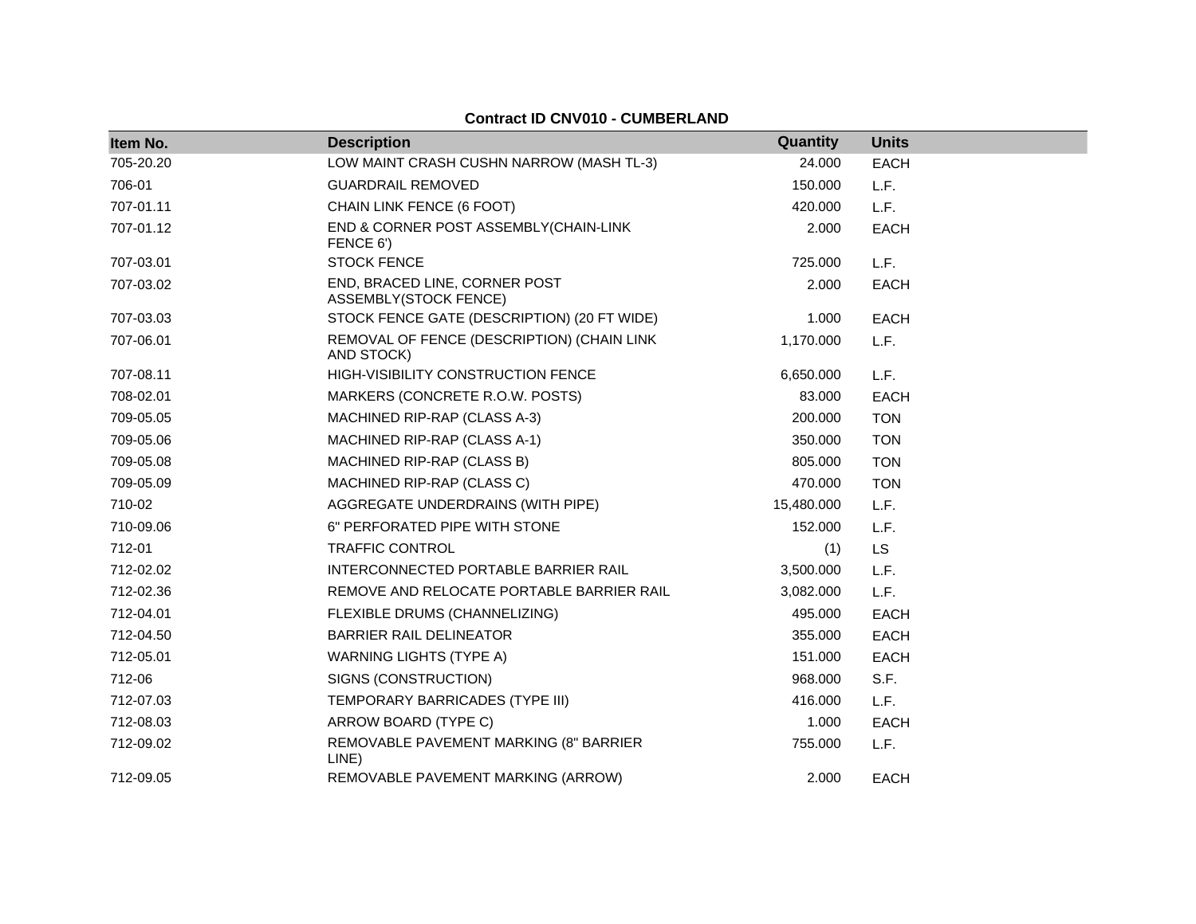**Contract ID CNV010 - CUMBERLAND**

| Item No. | Description | Quantity | Units |
| --- | --- | --- | --- |
| 705-20.20 | LOW MAINT CRASH CUSHN NARROW (MASH TL-3) | 24.000 | EACH |
| 706-01 | GUARDRAIL REMOVED | 150.000 | L.F. |
| 707-01.11 | CHAIN LINK FENCE (6 FOOT) | 420.000 | L.F. |
| 707-01.12 | END & CORNER POST ASSEMBLY(CHAIN-LINK FENCE 6') | 2.000 | EACH |
| 707-03.01 | STOCK FENCE | 725.000 | L.F. |
| 707-03.02 | END, BRACED LINE, CORNER POST ASSEMBLY(STOCK FENCE) | 2.000 | EACH |
| 707-03.03 | STOCK FENCE GATE (DESCRIPTION) (20 FT WIDE) | 1.000 | EACH |
| 707-06.01 | REMOVAL OF FENCE (DESCRIPTION) (CHAIN LINK AND STOCK) | 1,170.000 | L.F. |
| 707-08.11 | HIGH-VISIBILITY CONSTRUCTION FENCE | 6,650.000 | L.F. |
| 708-02.01 | MARKERS (CONCRETE R.O.W. POSTS) | 83.000 | EACH |
| 709-05.05 | MACHINED RIP-RAP (CLASS A-3) | 200.000 | TON |
| 709-05.06 | MACHINED RIP-RAP (CLASS A-1) | 350.000 | TON |
| 709-05.08 | MACHINED RIP-RAP (CLASS B) | 805.000 | TON |
| 709-05.09 | MACHINED RIP-RAP (CLASS C) | 470.000 | TON |
| 710-02 | AGGREGATE UNDERDRAINS (WITH PIPE) | 15,480.000 | L.F. |
| 710-09.06 | 6" PERFORATED PIPE WITH STONE | 152.000 | L.F. |
| 712-01 | TRAFFIC CONTROL | (1) | LS |
| 712-02.02 | INTERCONNECTED PORTABLE BARRIER RAIL | 3,500.000 | L.F. |
| 712-02.36 | REMOVE AND RELOCATE PORTABLE BARRIER RAIL | 3,082.000 | L.F. |
| 712-04.01 | FLEXIBLE DRUMS (CHANNELIZING) | 495.000 | EACH |
| 712-04.50 | BARRIER RAIL DELINEATOR | 355.000 | EACH |
| 712-05.01 | WARNING LIGHTS (TYPE A) | 151.000 | EACH |
| 712-06 | SIGNS (CONSTRUCTION) | 968.000 | S.F. |
| 712-07.03 | TEMPORARY BARRICADES (TYPE III) | 416.000 | L.F. |
| 712-08.03 | ARROW BOARD (TYPE C) | 1.000 | EACH |
| 712-09.02 | REMOVABLE PAVEMENT MARKING (8" BARRIER LINE) | 755.000 | L.F. |
| 712-09.05 | REMOVABLE PAVEMENT MARKING (ARROW) | 2.000 | EACH |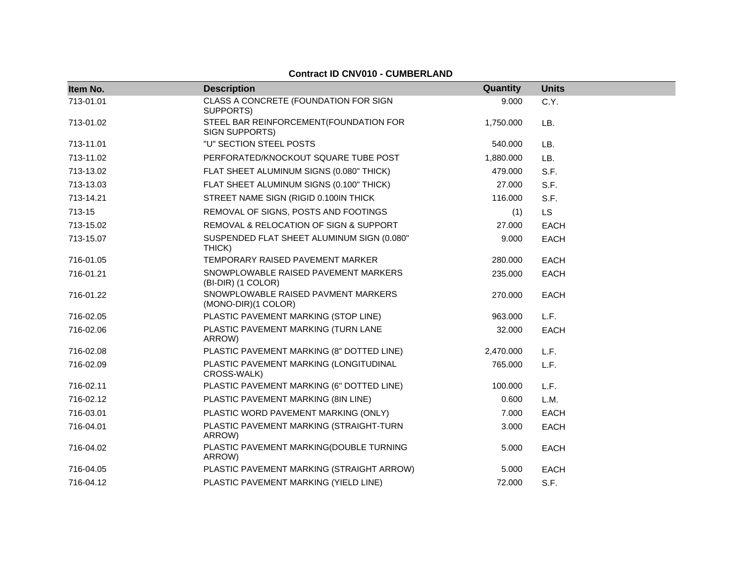**Contract ID CNV010 - CUMBERLAND**

| Item No. | Description | Quantity | Units |
|---|---|---|---|
| 713-01.01 | CLASS A CONCRETE (FOUNDATION FOR SIGN SUPPORTS) | 9.000 | C.Y. |
| 713-01.02 | STEEL BAR REINFORCEMENT(FOUNDATION FOR SIGN SUPPORTS) | 1,750.000 | LB. |
| 713-11.01 | "U" SECTION STEEL POSTS | 540.000 | LB. |
| 713-11.02 | PERFORATED/KNOCKOUT SQUARE TUBE POST | 1,880.000 | LB. |
| 713-13.02 | FLAT SHEET ALUMINUM SIGNS (0.080" THICK) | 479.000 | S.F. |
| 713-13.03 | FLAT SHEET ALUMINUM SIGNS (0.100" THICK) | 27.000 | S.F. |
| 713-14.21 | STREET NAME SIGN (RIGID 0.100IN THICK | 116.000 | S.F. |
| 713-15 | REMOVAL OF SIGNS, POSTS AND FOOTINGS | (1) | LS |
| 713-15.02 | REMOVAL & RELOCATION OF SIGN & SUPPORT | 27.000 | EACH |
| 713-15.07 | SUSPENDED FLAT SHEET ALUMINUM SIGN (0.080" THICK) | 9.000 | EACH |
| 716-01.05 | TEMPORARY RAISED PAVEMENT MARKER | 280.000 | EACH |
| 716-01.21 | SNOWPLOWABLE RAISED PAVEMENT MARKERS (BI-DIR) (1 COLOR) | 235.000 | EACH |
| 716-01.22 | SNOWPLOWABLE RAISED PAVMENT MARKERS (MONO-DIR)(1 COLOR) | 270.000 | EACH |
| 716-02.05 | PLASTIC PAVEMENT MARKING (STOP LINE) | 963.000 | L.F. |
| 716-02.06 | PLASTIC PAVEMENT MARKING (TURN LANE ARROW) | 32.000 | EACH |
| 716-02.08 | PLASTIC PAVEMENT MARKING (8" DOTTED LINE) | 2,470.000 | L.F. |
| 716-02.09 | PLASTIC PAVEMENT MARKING (LONGITUDINAL CROSS-WALK) | 765.000 | L.F. |
| 716-02.11 | PLASTIC PAVEMENT MARKING (6" DOTTED LINE) | 100.000 | L.F. |
| 716-02.12 | PLASTIC PAVEMENT MARKING (8IN LINE) | 0.600 | L.M. |
| 716-03.01 | PLASTIC WORD PAVEMENT MARKING (ONLY) | 7.000 | EACH |
| 716-04.01 | PLASTIC PAVEMENT MARKING (STRAIGHT-TURN ARROW) | 3.000 | EACH |
| 716-04.02 | PLASTIC PAVEMENT MARKING(DOUBLE TURNING ARROW) | 5.000 | EACH |
| 716-04.05 | PLASTIC PAVEMENT MARKING (STRAIGHT ARROW) | 5.000 | EACH |
| 716-04.12 | PLASTIC PAVEMENT MARKING (YIELD LINE) | 72.000 | S.F. |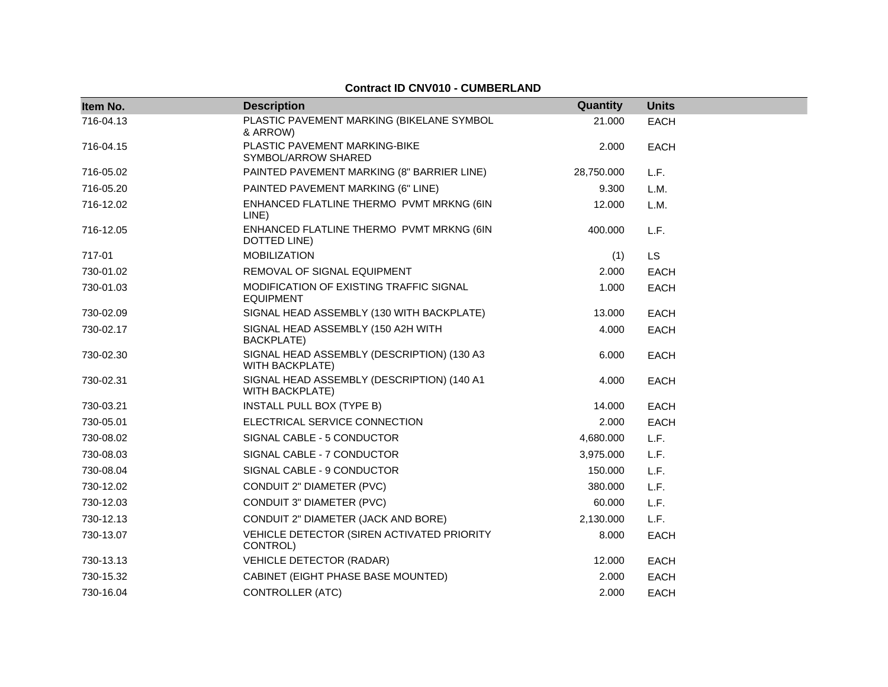**Contract ID CNV010 - CUMBERLAND**

| Item No. | Description | Quantity | Units |
|---|---|---|---|
| 716-04.13 | PLASTIC PAVEMENT MARKING (BIKELANE SYMBOL & ARROW) | 21.000 | EACH |
| 716-04.15 | PLASTIC PAVEMENT MARKING-BIKE SYMBOL/ARROW SHARED | 2.000 | EACH |
| 716-05.02 | PAINTED PAVEMENT MARKING (8" BARRIER LINE) | 28,750.000 | L.F. |
| 716-05.20 | PAINTED PAVEMENT MARKING (6" LINE) | 9.300 | L.M. |
| 716-12.02 | ENHANCED FLATLINE THERMO PVMT MRKNG (6IN LINE) | 12.000 | L.M. |
| 716-12.05 | ENHANCED FLATLINE THERMO PVMT MRKNG (6IN DOTTED LINE) | 400.000 | L.F. |
| 717-01 | MOBILIZATION | (1) | LS |
| 730-01.02 | REMOVAL OF SIGNAL EQUIPMENT | 2.000 | EACH |
| 730-01.03 | MODIFICATION OF EXISTING TRAFFIC SIGNAL EQUIPMENT | 1.000 | EACH |
| 730-02.09 | SIGNAL HEAD ASSEMBLY (130 WITH BACKPLATE) | 13.000 | EACH |
| 730-02.17 | SIGNAL HEAD ASSEMBLY (150 A2H WITH BACKPLATE) | 4.000 | EACH |
| 730-02.30 | SIGNAL HEAD ASSEMBLY (DESCRIPTION) (130 A3 WITH BACKPLATE) | 6.000 | EACH |
| 730-02.31 | SIGNAL HEAD ASSEMBLY (DESCRIPTION) (140 A1 WITH BACKPLATE) | 4.000 | EACH |
| 730-03.21 | INSTALL PULL BOX (TYPE B) | 14.000 | EACH |
| 730-05.01 | ELECTRICAL SERVICE CONNECTION | 2.000 | EACH |
| 730-08.02 | SIGNAL CABLE - 5 CONDUCTOR | 4,680.000 | L.F. |
| 730-08.03 | SIGNAL CABLE - 7 CONDUCTOR | 3,975.000 | L.F. |
| 730-08.04 | SIGNAL CABLE - 9 CONDUCTOR | 150.000 | L.F. |
| 730-12.02 | CONDUIT 2" DIAMETER (PVC) | 380.000 | L.F. |
| 730-12.03 | CONDUIT 3" DIAMETER (PVC) | 60.000 | L.F. |
| 730-12.13 | CONDUIT 2" DIAMETER (JACK AND BORE) | 2,130.000 | L.F. |
| 730-13.07 | VEHICLE DETECTOR (SIREN ACTIVATED PRIORITY CONTROL) | 8.000 | EACH |
| 730-13.13 | VEHICLE DETECTOR (RADAR) | 12.000 | EACH |
| 730-15.32 | CABINET (EIGHT PHASE BASE MOUNTED) | 2.000 | EACH |
| 730-16.04 | CONTROLLER (ATC) | 2.000 | EACH |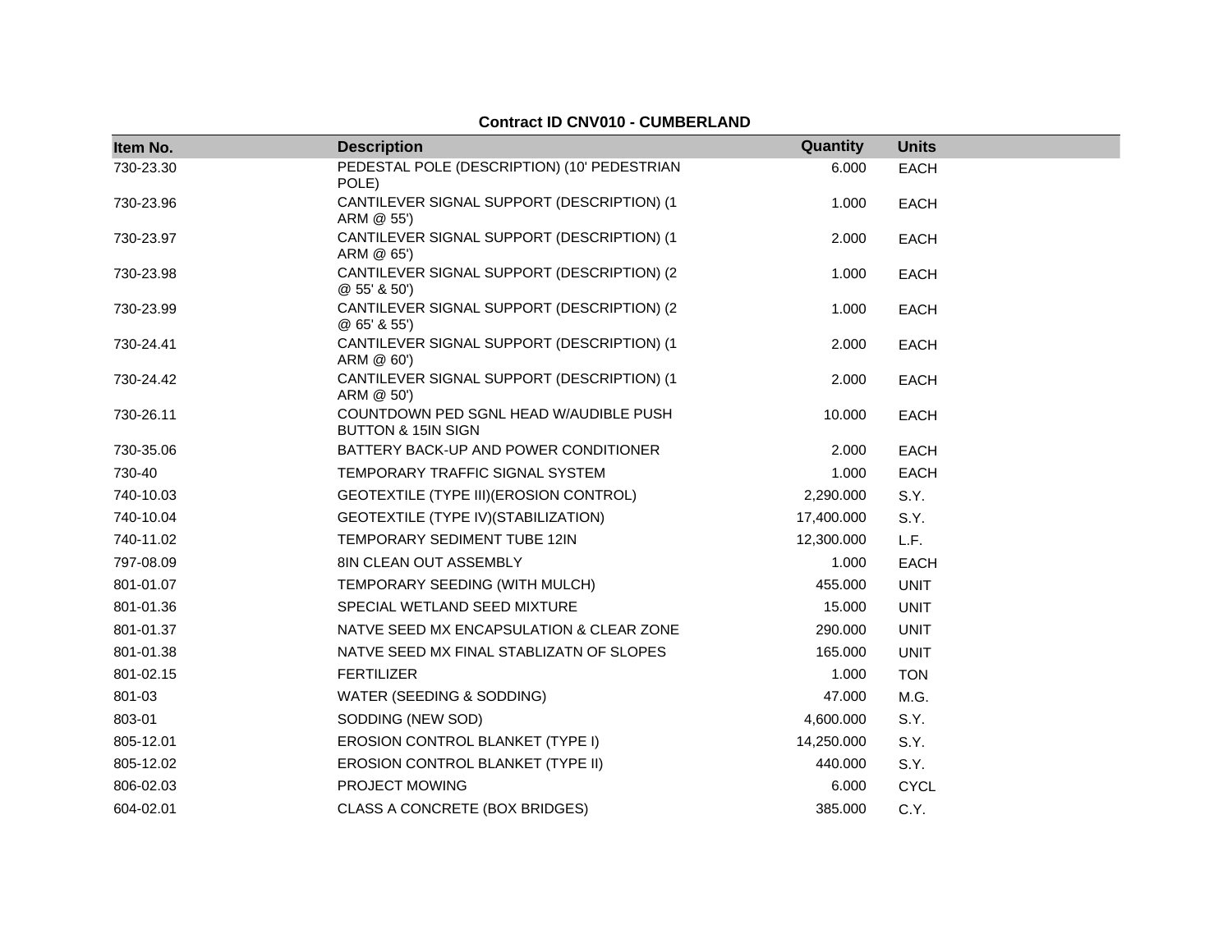**Contract ID CNV010 - CUMBERLAND**

| Item No. | Description | Quantity | Units |
|---|---|---|---|
| 730-23.30 | PEDESTAL POLE (DESCRIPTION) (10' PEDESTRIAN POLE) | 6.000 | EACH |
| 730-23.96 | CANTILEVER SIGNAL SUPPORT (DESCRIPTION) (1 ARM @ 55') | 1.000 | EACH |
| 730-23.97 | CANTILEVER SIGNAL SUPPORT (DESCRIPTION) (1 ARM @ 65') | 2.000 | EACH |
| 730-23.98 | CANTILEVER SIGNAL SUPPORT (DESCRIPTION) (2 @ 55' & 50') | 1.000 | EACH |
| 730-23.99 | CANTILEVER SIGNAL SUPPORT (DESCRIPTION) (2 @ 65' & 55') | 1.000 | EACH |
| 730-24.41 | CANTILEVER SIGNAL SUPPORT (DESCRIPTION) (1 ARM @ 60') | 2.000 | EACH |
| 730-24.42 | CANTILEVER SIGNAL SUPPORT (DESCRIPTION) (1 ARM @ 50') | 2.000 | EACH |
| 730-26.11 | COUNTDOWN PED SGNL HEAD W/AUDIBLE PUSH BUTTON & 15IN SIGN | 10.000 | EACH |
| 730-35.06 | BATTERY BACK-UP AND POWER CONDITIONER | 2.000 | EACH |
| 730-40 | TEMPORARY TRAFFIC SIGNAL SYSTEM | 1.000 | EACH |
| 740-10.03 | GEOTEXTILE (TYPE III)(EROSION CONTROL) | 2,290.000 | S.Y. |
| 740-10.04 | GEOTEXTILE (TYPE IV)(STABILIZATION) | 17,400.000 | S.Y. |
| 740-11.02 | TEMPORARY SEDIMENT TUBE 12IN | 12,300.000 | L.F. |
| 797-08.09 | 8IN CLEAN OUT ASSEMBLY | 1.000 | EACH |
| 801-01.07 | TEMPORARY SEEDING (WITH MULCH) | 455.000 | UNIT |
| 801-01.36 | SPECIAL WETLAND SEED MIXTURE | 15.000 | UNIT |
| 801-01.37 | NATVE SEED MX ENCAPSULATION & CLEAR ZONE | 290.000 | UNIT |
| 801-01.38 | NATVE SEED MX FINAL STABLIZATN OF SLOPES | 165.000 | UNIT |
| 801-02.15 | FERTILIZER | 1.000 | TON |
| 801-03 | WATER (SEEDING & SODDING) | 47.000 | M.G. |
| 803-01 | SODDING (NEW SOD) | 4,600.000 | S.Y. |
| 805-12.01 | EROSION CONTROL BLANKET (TYPE I) | 14,250.000 | S.Y. |
| 805-12.02 | EROSION CONTROL BLANKET (TYPE II) | 440.000 | S.Y. |
| 806-02.03 | PROJECT MOWING | 6.000 | CYCL |
| 604-02.01 | CLASS A CONCRETE (BOX BRIDGES) | 385.000 | C.Y. |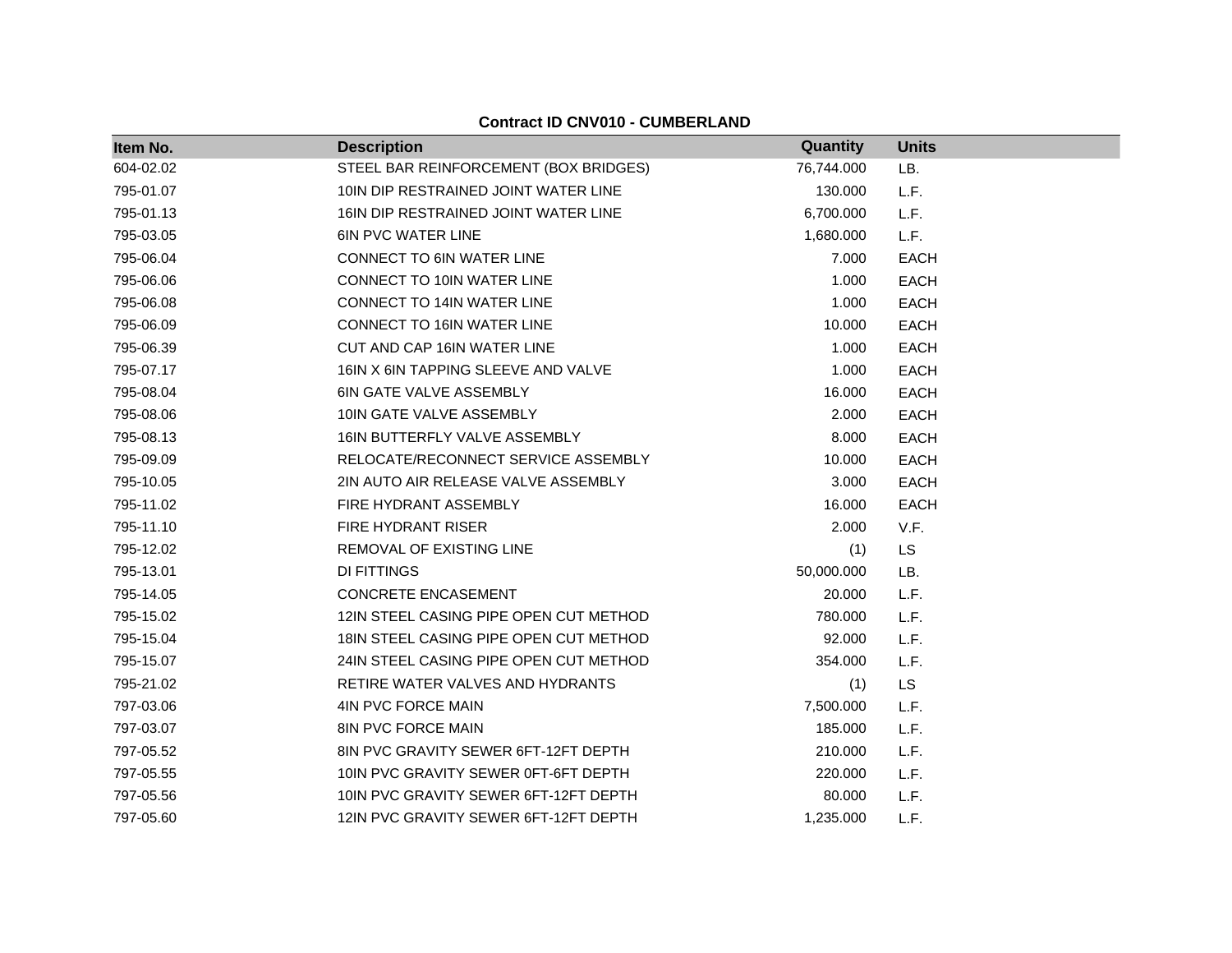**Contract ID CNV010 - CUMBERLAND**

| Item No. | Description | Quantity | Units |
|---|---|---|---|
| 604-02.02 | STEEL BAR REINFORCEMENT (BOX BRIDGES) | 76,744.000 | LB. |
| 795-01.07 | 10IN DIP RESTRAINED JOINT WATER LINE | 130.000 | L.F. |
| 795-01.13 | 16IN DIP RESTRAINED JOINT WATER LINE | 6,700.000 | L.F. |
| 795-03.05 | 6IN PVC WATER LINE | 1,680.000 | L.F. |
| 795-06.04 | CONNECT TO 6IN WATER LINE | 7.000 | EACH |
| 795-06.06 | CONNECT TO 10IN WATER LINE | 1.000 | EACH |
| 795-06.08 | CONNECT TO 14IN WATER LINE | 1.000 | EACH |
| 795-06.09 | CONNECT TO 16IN WATER LINE | 10.000 | EACH |
| 795-06.39 | CUT AND CAP 16IN WATER LINE | 1.000 | EACH |
| 795-07.17 | 16IN X 6IN TAPPING SLEEVE AND VALVE | 1.000 | EACH |
| 795-08.04 | 6IN GATE VALVE ASSEMBLY | 16.000 | EACH |
| 795-08.06 | 10IN GATE VALVE ASSEMBLY | 2.000 | EACH |
| 795-08.13 | 16IN BUTTERFLY VALVE ASSEMBLY | 8.000 | EACH |
| 795-09.09 | RELOCATE/RECONNECT SERVICE ASSEMBLY | 10.000 | EACH |
| 795-10.05 | 2IN AUTO AIR RELEASE VALVE ASSEMBLY | 3.000 | EACH |
| 795-11.02 | FIRE HYDRANT ASSEMBLY | 16.000 | EACH |
| 795-11.10 | FIRE HYDRANT RISER | 2.000 | V.F. |
| 795-12.02 | REMOVAL OF EXISTING LINE | (1) | LS |
| 795-13.01 | DI FITTINGS | 50,000.000 | LB. |
| 795-14.05 | CONCRETE ENCASEMENT | 20.000 | L.F. |
| 795-15.02 | 12IN STEEL CASING PIPE OPEN CUT METHOD | 780.000 | L.F. |
| 795-15.04 | 18IN STEEL CASING PIPE OPEN CUT METHOD | 92.000 | L.F. |
| 795-15.07 | 24IN STEEL CASING PIPE OPEN CUT METHOD | 354.000 | L.F. |
| 795-21.02 | RETIRE WATER VALVES AND HYDRANTS | (1) | LS |
| 797-03.06 | 4IN PVC FORCE MAIN | 7,500.000 | L.F. |
| 797-03.07 | 8IN PVC FORCE MAIN | 185.000 | L.F. |
| 797-05.52 | 8IN PVC GRAVITY SEWER 6FT-12FT DEPTH | 210.000 | L.F. |
| 797-05.55 | 10IN PVC GRAVITY SEWER 0FT-6FT DEPTH | 220.000 | L.F. |
| 797-05.56 | 10IN PVC GRAVITY SEWER 6FT-12FT DEPTH | 80.000 | L.F. |
| 797-05.60 | 12IN PVC GRAVITY SEWER 6FT-12FT DEPTH | 1,235.000 | L.F. |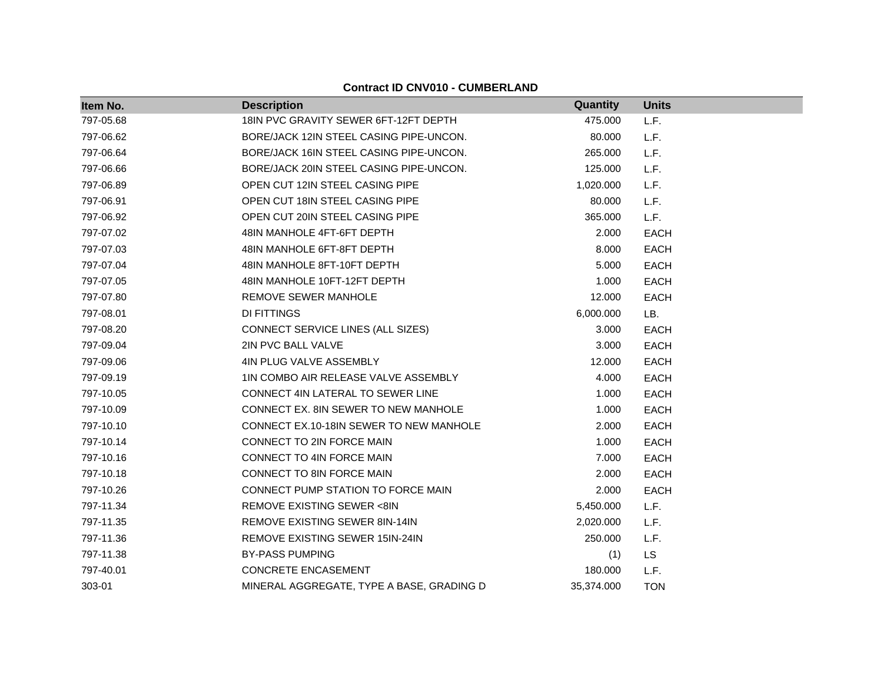**Contract ID CNV010 - CUMBERLAND**

| Item No. | Description | Quantity | Units |
|---|---|---|---|
| 797-05.68 | 18IN PVC GRAVITY SEWER 6FT-12FT DEPTH | 475.000 | L.F. |
| 797-06.62 | BORE/JACK 12IN STEEL CASING PIPE-UNCON. | 80.000 | L.F. |
| 797-06.64 | BORE/JACK 16IN STEEL CASING PIPE-UNCON. | 265.000 | L.F. |
| 797-06.66 | BORE/JACK 20IN STEEL CASING PIPE-UNCON. | 125.000 | L.F. |
| 797-06.89 | OPEN CUT 12IN STEEL CASING PIPE | 1,020.000 | L.F. |
| 797-06.91 | OPEN CUT 18IN STEEL CASING PIPE | 80.000 | L.F. |
| 797-06.92 | OPEN CUT 20IN STEEL CASING PIPE | 365.000 | L.F. |
| 797-07.02 | 48IN MANHOLE 4FT-6FT DEPTH | 2.000 | EACH |
| 797-07.03 | 48IN MANHOLE 6FT-8FT DEPTH | 8.000 | EACH |
| 797-07.04 | 48IN MANHOLE 8FT-10FT DEPTH | 5.000 | EACH |
| 797-07.05 | 48IN MANHOLE 10FT-12FT DEPTH | 1.000 | EACH |
| 797-07.80 | REMOVE SEWER MANHOLE | 12.000 | EACH |
| 797-08.01 | DI FITTINGS | 6,000.000 | LB. |
| 797-08.20 | CONNECT SERVICE LINES (ALL SIZES) | 3.000 | EACH |
| 797-09.04 | 2IN PVC BALL VALVE | 3.000 | EACH |
| 797-09.06 | 4IN PLUG VALVE ASSEMBLY | 12.000 | EACH |
| 797-09.19 | 1IN COMBO AIR RELEASE VALVE ASSEMBLY | 4.000 | EACH |
| 797-10.05 | CONNECT 4IN LATERAL TO SEWER LINE | 1.000 | EACH |
| 797-10.09 | CONNECT EX. 8IN SEWER TO NEW MANHOLE | 1.000 | EACH |
| 797-10.10 | CONNECT EX.10-18IN SEWER TO NEW MANHOLE | 2.000 | EACH |
| 797-10.14 | CONNECT TO 2IN FORCE MAIN | 1.000 | EACH |
| 797-10.16 | CONNECT TO 4IN FORCE MAIN | 7.000 | EACH |
| 797-10.18 | CONNECT TO 8IN FORCE MAIN | 2.000 | EACH |
| 797-10.26 | CONNECT PUMP STATION TO FORCE MAIN | 2.000 | EACH |
| 797-11.34 | REMOVE EXISTING SEWER <8IN | 5,450.000 | L.F. |
| 797-11.35 | REMOVE EXISTING SEWER 8IN-14IN | 2,020.000 | L.F. |
| 797-11.36 | REMOVE EXISTING SEWER 15IN-24IN | 250.000 | L.F. |
| 797-11.38 | BY-PASS PUMPING | (1) | LS |
| 797-40.01 | CONCRETE ENCASEMENT | 180.000 | L.F. |
| 303-01 | MINERAL AGGREGATE, TYPE A BASE, GRADING D | 35,374.000 | TON |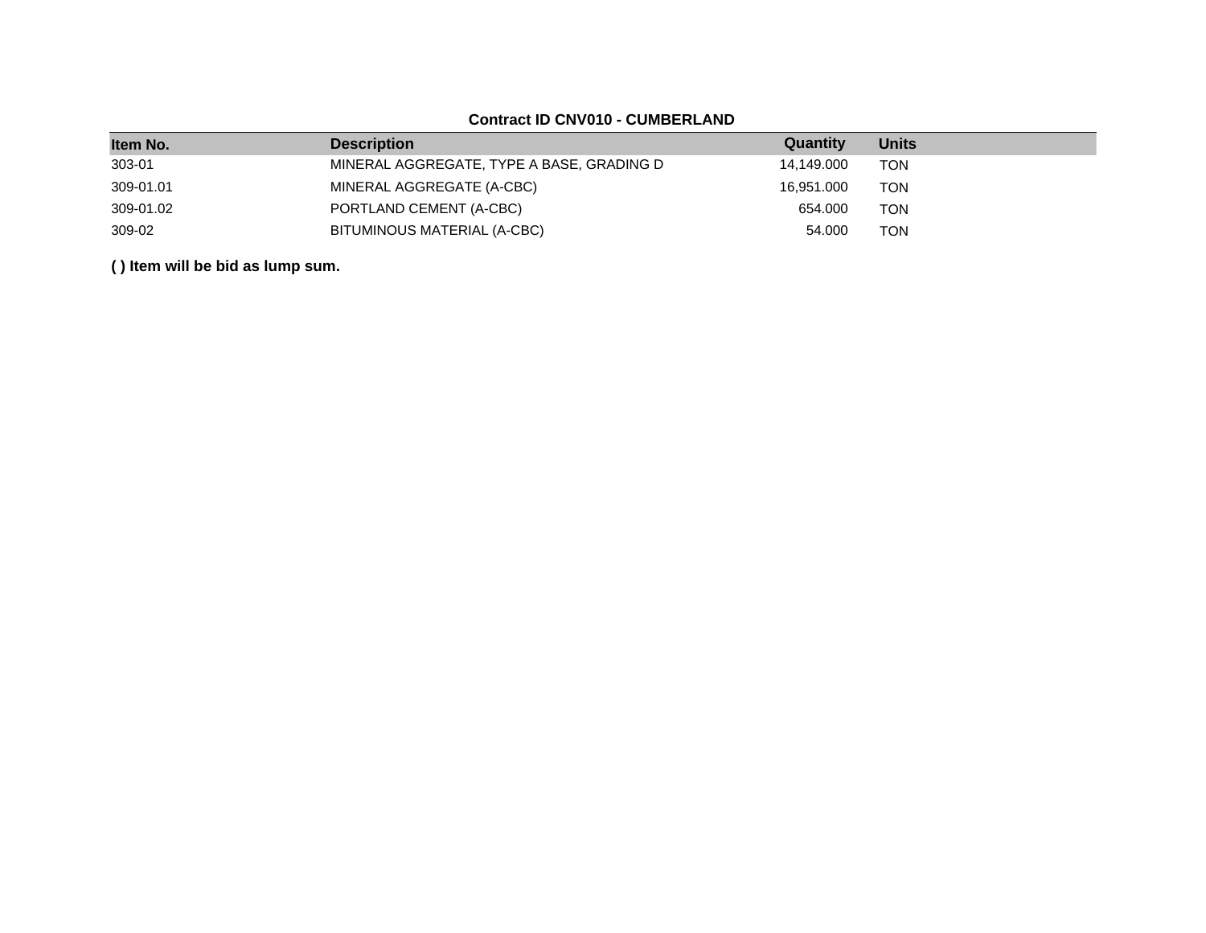**Contract ID CNV010 - CUMBERLAND**

| Item No. | Description | Quantity | Units |
|---|---|---|---|
| 303-01 | MINERAL AGGREGATE, TYPE A BASE, GRADING D | 14,149.000 | TON |
| 309-01.01 | MINERAL AGGREGATE (A-CBC) | 16,951.000 | TON |
| 309-01.02 | PORTLAND CEMENT (A-CBC) | 654.000 | TON |
| 309-02 | BITUMINOUS MATERIAL (A-CBC) | 54.000 | TON |

**( ) Item will be bid as lump sum.**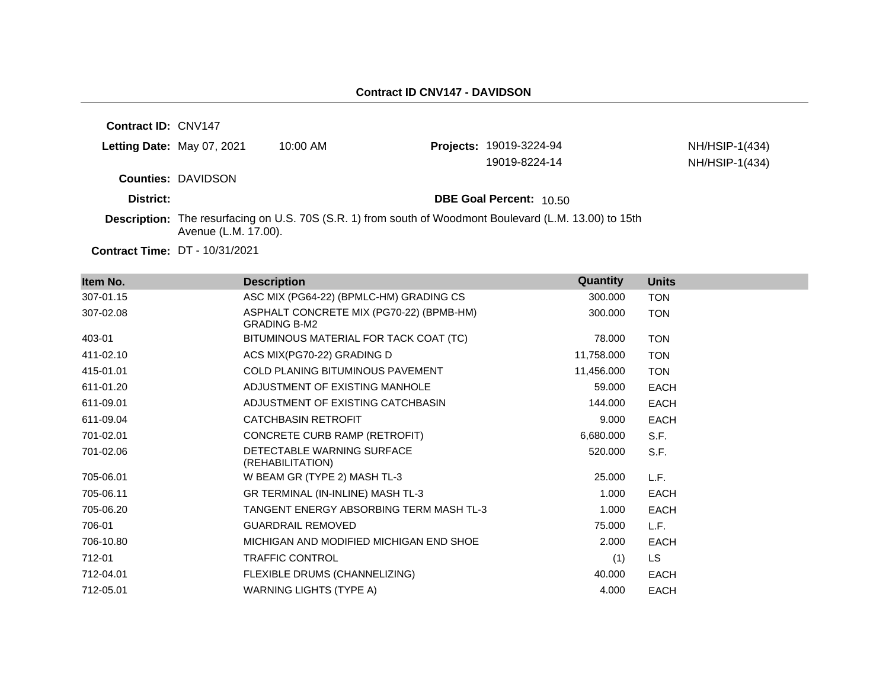## Contract ID CNV147 - DAVIDSON

**Contract ID:** CNV147

**Letting Date:** May 07, 2021 10:00 AM

**Projects:** 19019-3224-94 NH/HSIP-1(434)
19019-8224-14 NH/HSIP-1(434)

**Counties:** DAVIDSON

**District:**

**DBE Goal Percent:** 10.50

**Description:** The resurfacing on U.S. 70S (S.R. 1) from south of Woodmont Boulevard (L.M. 13.00) to 15th Avenue (L.M. 17.00).

**Contract Time:** DT - 10/31/2021

| Item No. | Description | Quantity | Units |
|---|---|---|---|
| 307-01.15 | ASC MIX (PG64-22) (BPMLC-HM) GRADING CS | 300.000 | TON |
| 307-02.08 | ASPHALT CONCRETE MIX (PG70-22) (BPMB-HM) GRADING B-M2 | 300.000 | TON |
| 403-01 | BITUMINOUS MATERIAL FOR TACK COAT (TC) | 78.000 | TON |
| 411-02.10 | ACS MIX(PG70-22) GRADING D | 11,758.000 | TON |
| 415-01.01 | COLD PLANING BITUMINOUS PAVEMENT | 11,456.000 | TON |
| 611-01.20 | ADJUSTMENT OF EXISTING MANHOLE | 59.000 | EACH |
| 611-09.01 | ADJUSTMENT OF EXISTING CATCHBASIN | 144.000 | EACH |
| 611-09.04 | CATCHBASIN RETROFIT | 9.000 | EACH |
| 701-02.01 | CONCRETE CURB RAMP (RETROFIT) | 6,680.000 | S.F. |
| 701-02.06 | DETECTABLE WARNING SURFACE (REHABILITATION) | 520.000 | S.F. |
| 705-06.01 | W BEAM GR (TYPE 2) MASH TL-3 | 25.000 | L.F. |
| 705-06.11 | GR TERMINAL (IN-INLINE) MASH TL-3 | 1.000 | EACH |
| 705-06.20 | TANGENT ENERGY ABSORBING TERM MASH TL-3 | 1.000 | EACH |
| 706-01 | GUARDRAIL REMOVED | 75.000 | L.F. |
| 706-10.80 | MICHIGAN AND MODIFIED MICHIGAN END SHOE | 2.000 | EACH |
| 712-01 | TRAFFIC CONTROL | (1) | LS |
| 712-04.01 | FLEXIBLE DRUMS (CHANNELIZING) | 40.000 | EACH |
| 712-05.01 | WARNING LIGHTS (TYPE A) | 4.000 | EACH |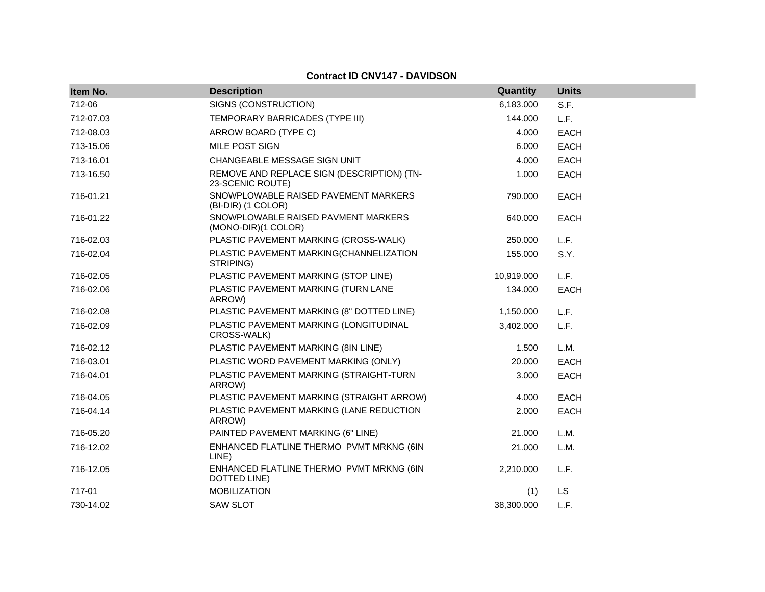**Contract ID CNV147 - DAVIDSON**

| Item No. | Description | Quantity | Units |
|---|---|---|---|
| 712-06 | SIGNS (CONSTRUCTION) | 6,183.000 | S.F. |
| 712-07.03 | TEMPORARY BARRICADES (TYPE III) | 144.000 | L.F. |
| 712-08.03 | ARROW BOARD (TYPE C) | 4.000 | EACH |
| 713-15.06 | MILE POST SIGN | 6.000 | EACH |
| 713-16.01 | CHANGEABLE MESSAGE SIGN UNIT | 4.000 | EACH |
| 713-16.50 | REMOVE AND REPLACE SIGN (DESCRIPTION) (TN-23-SCENIC ROUTE) | 1.000 | EACH |
| 716-01.21 | SNOWPLOWABLE RAISED PAVEMENT MARKERS (BI-DIR) (1 COLOR) | 790.000 | EACH |
| 716-01.22 | SNOWPLOWABLE RAISED PAVMENT MARKERS (MONO-DIR)(1 COLOR) | 640.000 | EACH |
| 716-02.03 | PLASTIC PAVEMENT MARKING (CROSS-WALK) | 250.000 | L.F. |
| 716-02.04 | PLASTIC PAVEMENT MARKING(CHANNELIZATION STRIPING) | 155.000 | S.Y. |
| 716-02.05 | PLASTIC PAVEMENT MARKING (STOP LINE) | 10,919.000 | L.F. |
| 716-02.06 | PLASTIC PAVEMENT MARKING (TURN LANE ARROW) | 134.000 | EACH |
| 716-02.08 | PLASTIC PAVEMENT MARKING (8" DOTTED LINE) | 1,150.000 | L.F. |
| 716-02.09 | PLASTIC PAVEMENT MARKING (LONGITUDINAL CROSS-WALK) | 3,402.000 | L.F. |
| 716-02.12 | PLASTIC PAVEMENT MARKING (8IN LINE) | 1.500 | L.M. |
| 716-03.01 | PLASTIC WORD PAVEMENT MARKING (ONLY) | 20.000 | EACH |
| 716-04.01 | PLASTIC PAVEMENT MARKING (STRAIGHT-TURN ARROW) | 3.000 | EACH |
| 716-04.05 | PLASTIC PAVEMENT MARKING (STRAIGHT ARROW) | 4.000 | EACH |
| 716-04.14 | PLASTIC PAVEMENT MARKING (LANE REDUCTION ARROW) | 2.000 | EACH |
| 716-05.20 | PAINTED PAVEMENT MARKING (6" LINE) | 21.000 | L.M. |
| 716-12.02 | ENHANCED FLATLINE THERMO PVMT MRKNG (6IN LINE) | 21.000 | L.M. |
| 716-12.05 | ENHANCED FLATLINE THERMO PVMT MRKNG (6IN DOTTED LINE) | 2,210.000 | L.F. |
| 717-01 | MOBILIZATION | (1) | LS |
| 730-14.02 | SAW SLOT | 38,300.000 | L.F. |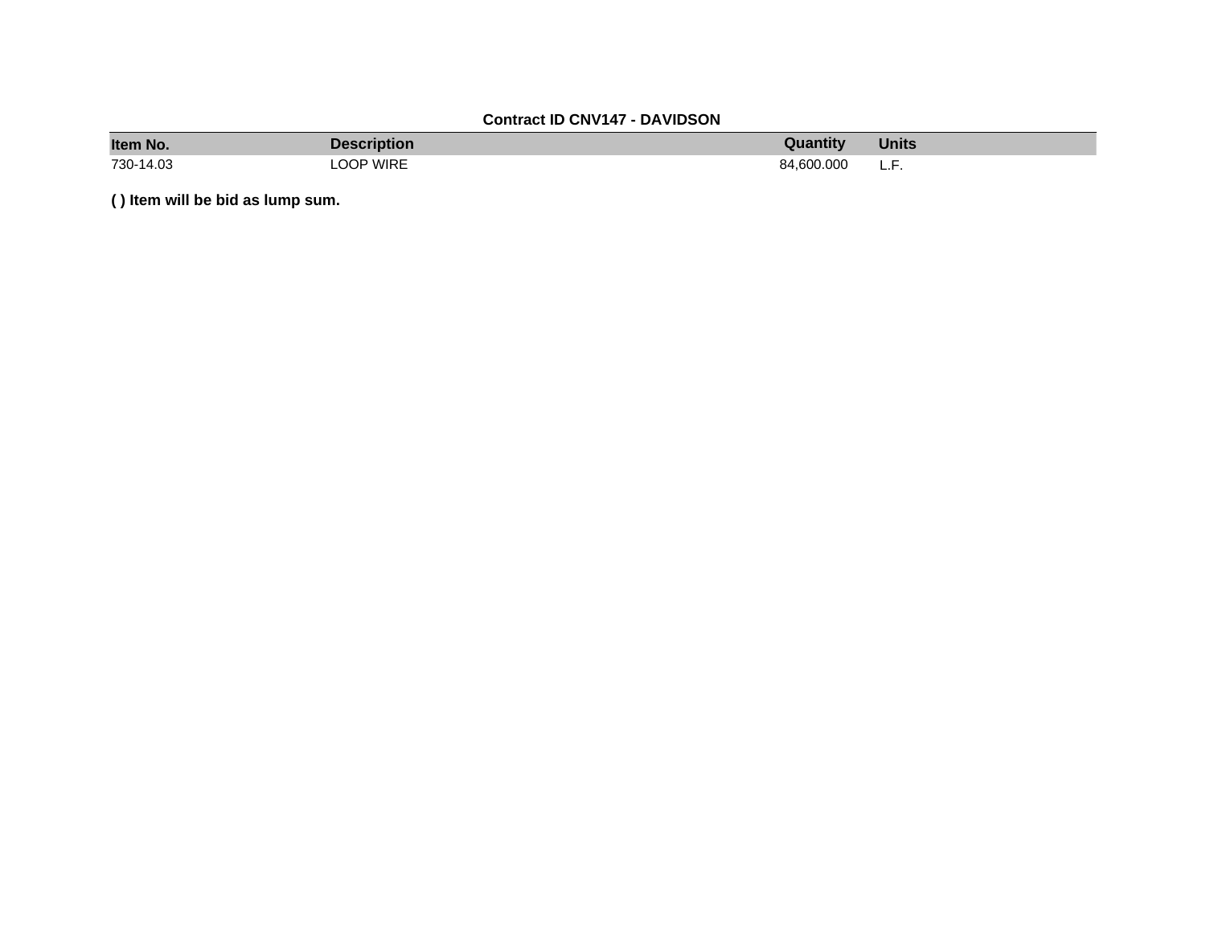**Contract ID CNV147 - DAVIDSON**

| Item No. | Description | Quantity | Units |
| --- | --- | --- | --- |
| 730-14.03 | LOOP WIRE | 84,600.000 | L.F. |

**( ) Item will be bid as lump sum.**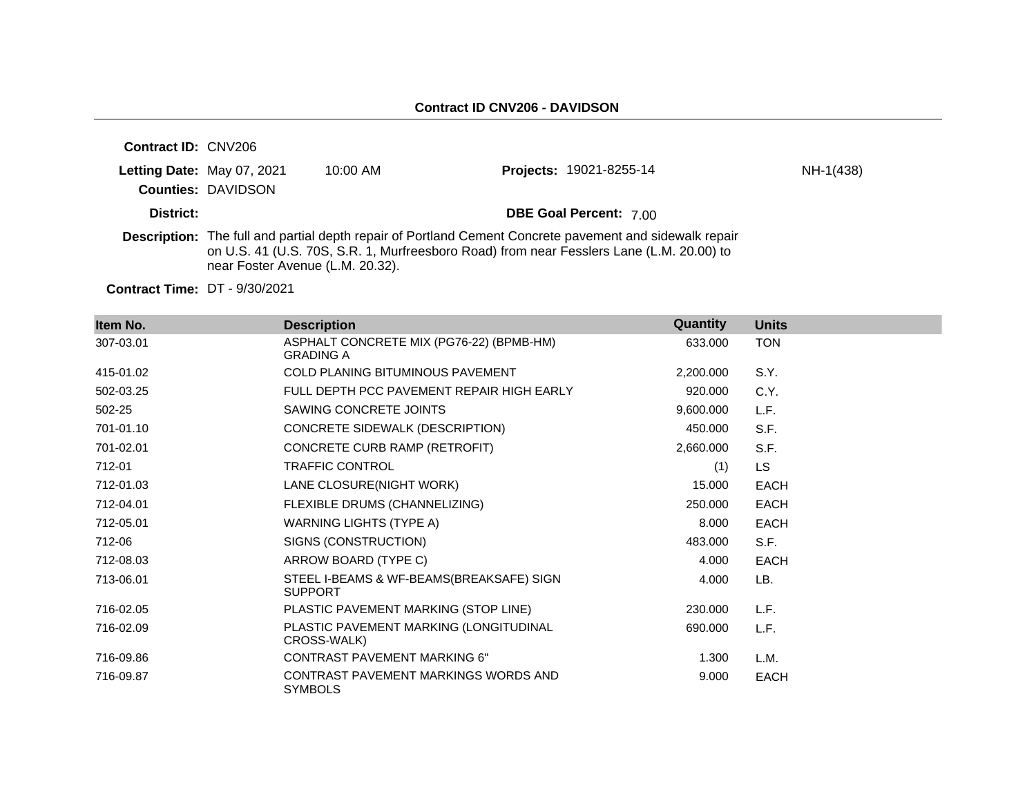## Contract ID CNV206 - DAVIDSON

**Contract ID:** CNV206

**Letting Date:** May 07, 2021 10:00 AM **Projects:** 19021-8255-14 NH-1(438)

**Counties:** DAVIDSON

**District:** **DBE Goal Percent:** 7.00

**Description:** The full and partial depth repair of Portland Cement Concrete pavement and sidewalk repair on U.S. 41 (U.S. 70S, S.R. 1, Murfreesboro Road) from near Fesslers Lane (L.M. 20.00) to near Foster Avenue (L.M. 20.32).

**Contract Time:** DT - 9/30/2021

| Item No. | Description | Quantity | Units |
|---|---|---|---|
| 307-03.01 | ASPHALT CONCRETE MIX (PG76-22) (BPMB-HM) GRADING A | 633.000 | TON |
| 415-01.02 | COLD PLANING BITUMINOUS PAVEMENT | 2,200.000 | S.Y. |
| 502-03.25 | FULL DEPTH PCC PAVEMENT REPAIR HIGH EARLY | 920.000 | C.Y. |
| 502-25 | SAWING CONCRETE JOINTS | 9,600.000 | L.F. |
| 701-01.10 | CONCRETE SIDEWALK (DESCRIPTION) | 450.000 | S.F. |
| 701-02.01 | CONCRETE CURB RAMP (RETROFIT) | 2,660.000 | S.F. |
| 712-01 | TRAFFIC CONTROL | (1) | LS |
| 712-01.03 | LANE CLOSURE(NIGHT WORK) | 15.000 | EACH |
| 712-04.01 | FLEXIBLE DRUMS (CHANNELIZING) | 250.000 | EACH |
| 712-05.01 | WARNING LIGHTS (TYPE A) | 8.000 | EACH |
| 712-06 | SIGNS (CONSTRUCTION) | 483.000 | S.F. |
| 712-08.03 | ARROW BOARD (TYPE C) | 4.000 | EACH |
| 713-06.01 | STEEL I-BEAMS & WF-BEAMS(BREAKSAFE) SIGN SUPPORT | 4.000 | LB. |
| 716-02.05 | PLASTIC PAVEMENT MARKING (STOP LINE) | 230.000 | L.F. |
| 716-02.09 | PLASTIC PAVEMENT MARKING (LONGITUDINAL CROSS-WALK) | 690.000 | L.F. |
| 716-09.86 | CONTRAST PAVEMENT MARKING 6" | 1.300 | L.M. |
| 716-09.87 | CONTRAST PAVEMENT MARKINGS WORDS AND SYMBOLS | 9.000 | EACH |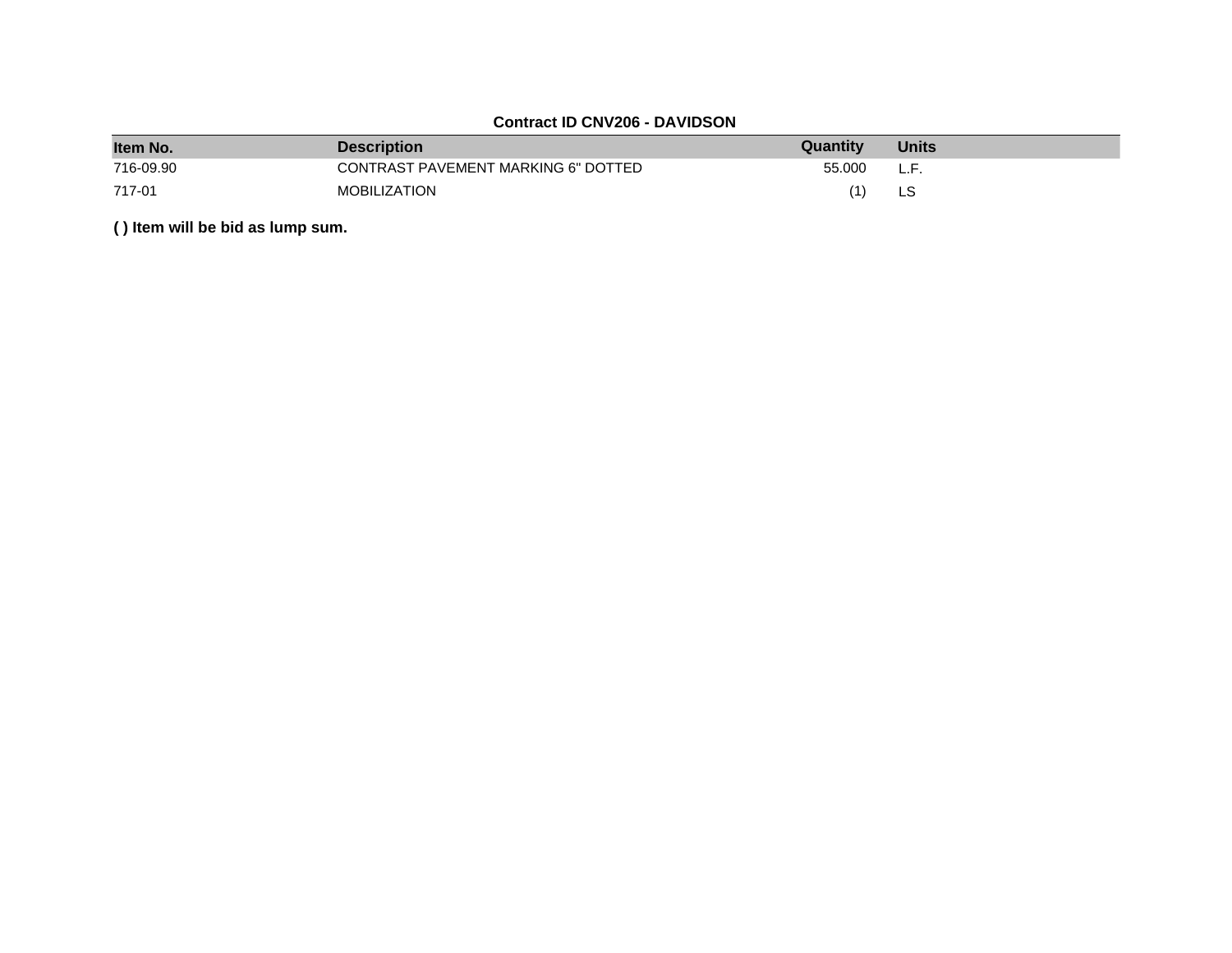**Contract ID CNV206 - DAVIDSON**

| Item No. | Description | Quantity | Units |
| --- | --- | --- | --- |
| 716-09.90 | CONTRAST PAVEMENT MARKING 6" DOTTED | 55.000 | L.F. |
| 717-01 | MOBILIZATION | (1) | LS |

**( ) Item will be bid as lump sum.**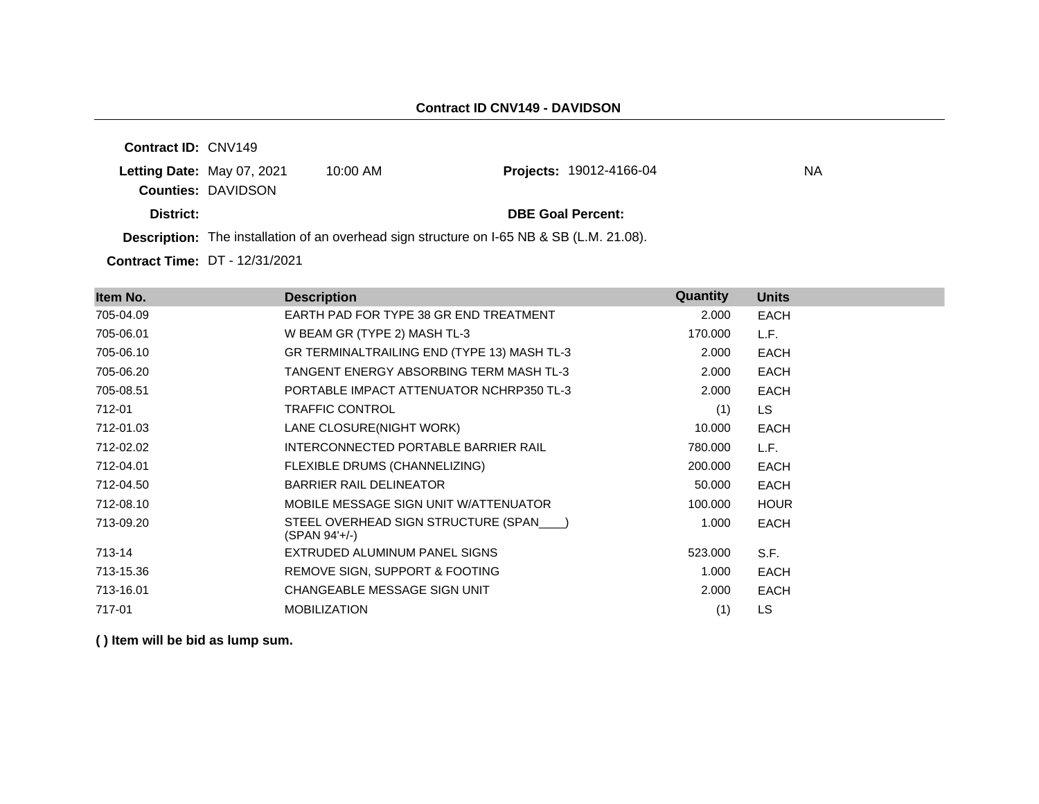**Contract ID CNV149 - DAVIDSON**

**Contract ID:** CNV149

**Letting Date:** May 07, 2021 10:00 AM **Projects:** 19012-4166-04 NA

**Counties:** DAVIDSON

**District:** **DBE Goal Percent:**

**Description:** The installation of an overhead sign structure on I-65 NB & SB (L.M. 21.08).

**Contract Time:** DT - 12/31/2021

| Item No. | Description | Quantity | Units |
|---|---|---|---|
| 705-04.09 | EARTH PAD FOR TYPE 38 GR END TREATMENT | 2.000 | EACH |
| 705-06.01 | W BEAM GR (TYPE 2) MASH TL-3 | 170.000 | L.F. |
| 705-06.10 | GR TERMINALTRAILING END (TYPE 13) MASH TL-3 | 2.000 | EACH |
| 705-06.20 | TANGENT ENERGY ABSORBING TERM MASH TL-3 | 2.000 | EACH |
| 705-08.51 | PORTABLE IMPACT ATTENUATOR NCHRP350 TL-3 | 2.000 | EACH |
| 712-01 | TRAFFIC CONTROL | (1) | LS |
| 712-01.03 | LANE CLOSURE(NIGHT WORK) | 10.000 | EACH |
| 712-02.02 | INTERCONNECTED PORTABLE BARRIER RAIL | 780.000 | L.F. |
| 712-04.01 | FLEXIBLE DRUMS (CHANNELIZING) | 200.000 | EACH |
| 712-04.50 | BARRIER RAIL DELINEATOR | 50.000 | EACH |
| 712-08.10 | MOBILE MESSAGE SIGN UNIT W/ATTENUATOR | 100.000 | HOUR |
| 713-09.20 | STEEL OVERHEAD SIGN STRUCTURE (SPAN____) (SPAN 94'+/-) | 1.000 | EACH |
| 713-14 | EXTRUDED ALUMINUM PANEL SIGNS | 523.000 | S.F. |
| 713-15.36 | REMOVE SIGN, SUPPORT & FOOTING | 1.000 | EACH |
| 713-16.01 | CHANGEABLE MESSAGE SIGN UNIT | 2.000 | EACH |
| 717-01 | MOBILIZATION | (1) | LS |

**( ) Item will be bid as lump sum.**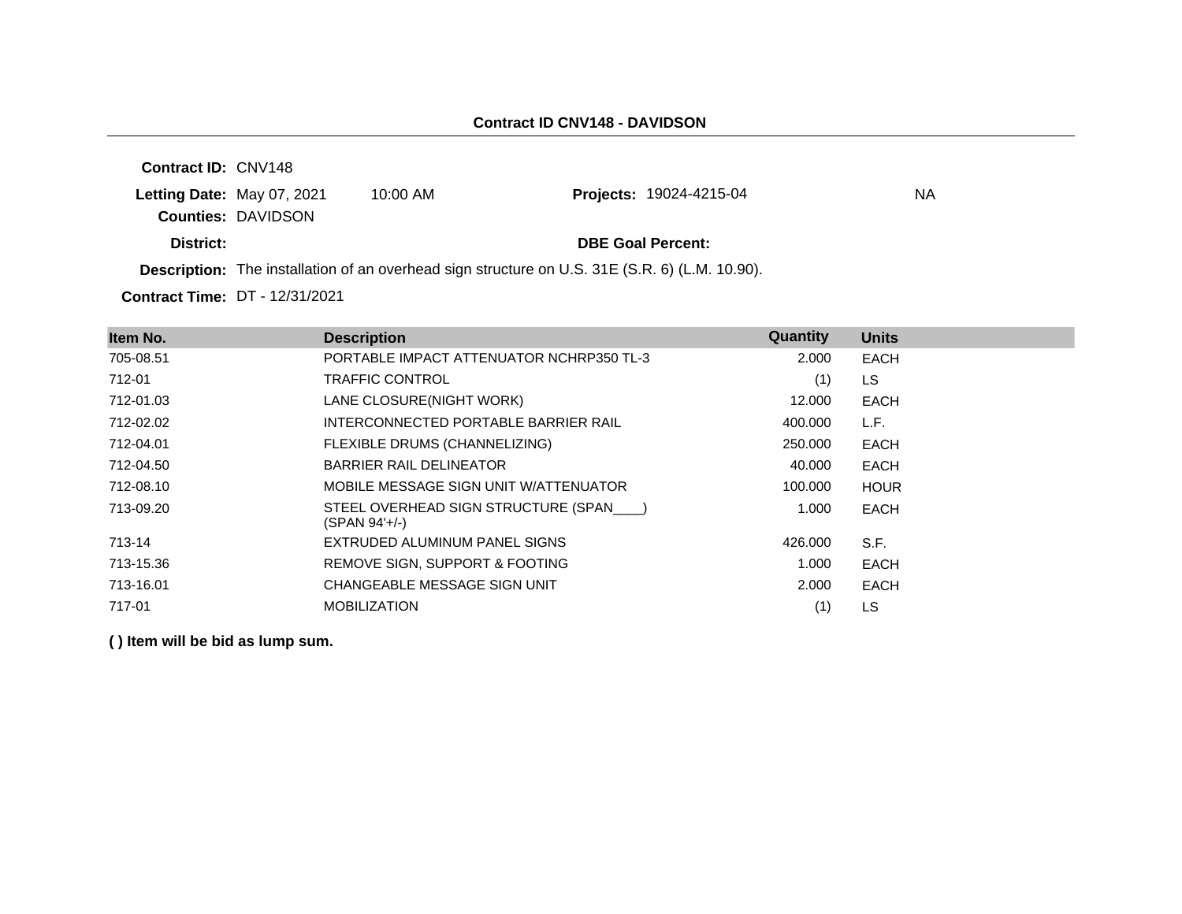**Contract ID CNV148 - DAVIDSON**

**Contract ID:** CNV148

**Letting Date:** May 07, 2021 10:00 AM **Projects:** 19024-4215-04 NA

**Counties:** DAVIDSON

**District:** **DBE Goal Percent:**

**Description:** The installation of an overhead sign structure on U.S. 31E (S.R. 6) (L.M. 10.90).

**Contract Time:** DT - 12/31/2021

| Item No. | Description | Quantity | Units |
|---|---|---|---|
| 705-08.51 | PORTABLE IMPACT ATTENUATOR NCHRP350 TL-3 | 2.000 | EACH |
| 712-01 | TRAFFIC CONTROL | (1) | LS |
| 712-01.03 | LANE CLOSURE(NIGHT WORK) | 12.000 | EACH |
| 712-02.02 | INTERCONNECTED PORTABLE BARRIER RAIL | 400.000 | L.F. |
| 712-04.01 | FLEXIBLE DRUMS (CHANNELIZING) | 250.000 | EACH |
| 712-04.50 | BARRIER RAIL DELINEATOR | 40.000 | EACH |
| 712-08.10 | MOBILE MESSAGE SIGN UNIT W/ATTENUATOR | 100.000 | HOUR |
| 713-09.20 | STEEL OVERHEAD SIGN STRUCTURE (SPAN____) (SPAN 94'+/-) | 1.000 | EACH |
| 713-14 | EXTRUDED ALUMINUM PANEL SIGNS | 426.000 | S.F. |
| 713-15.36 | REMOVE SIGN, SUPPORT & FOOTING | 1.000 | EACH |
| 713-16.01 | CHANGEABLE MESSAGE SIGN UNIT | 2.000 | EACH |
| 717-01 | MOBILIZATION | (1) | LS |

**( ) Item will be bid as lump sum.**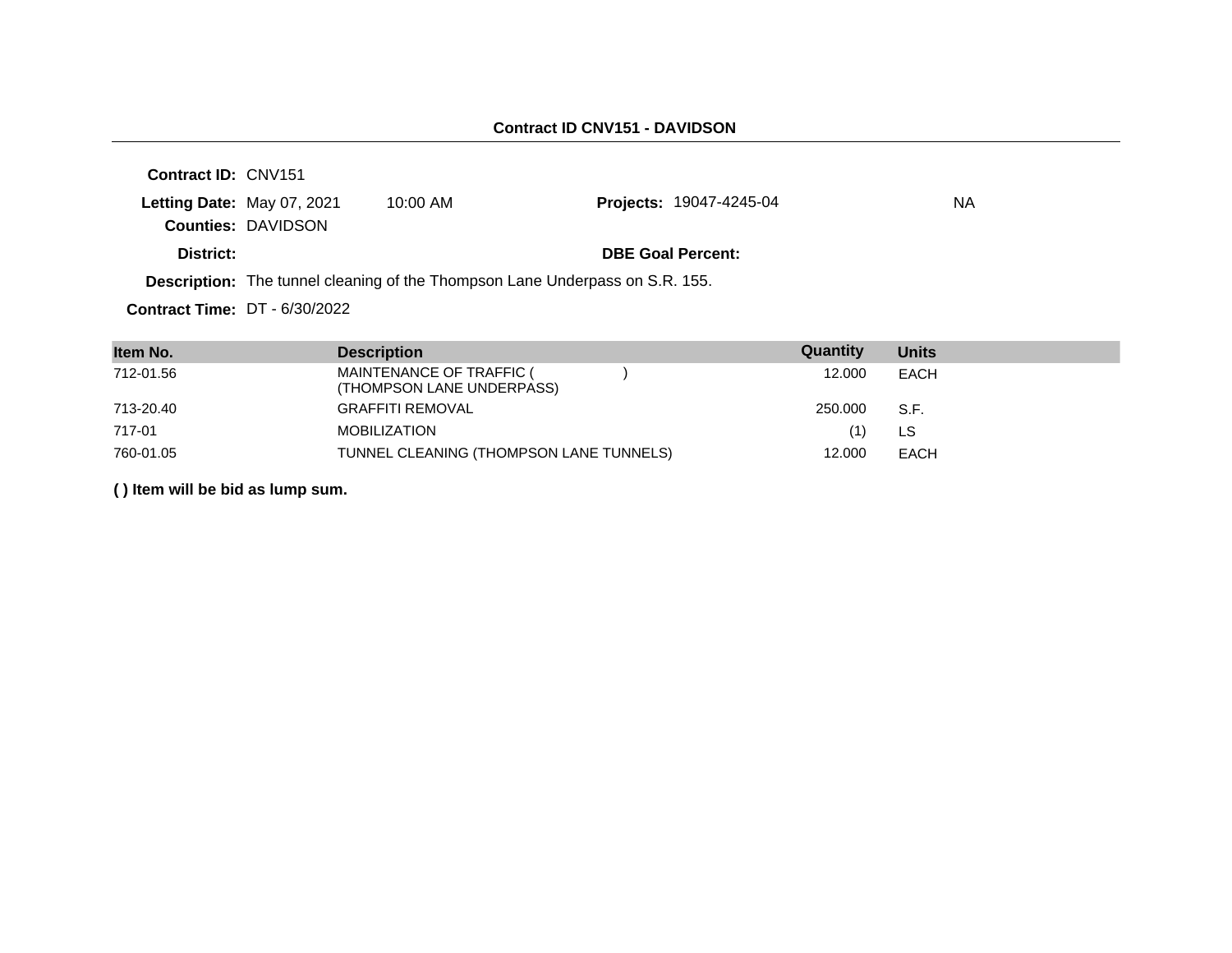**Contract ID CNV151 - DAVIDSON**

**Contract ID:** CNV151

**Letting Date:** May 07, 2021 10:00 AM **Projects:** 19047-4245-04 NA

**Counties:** DAVIDSON

**District:** **DBE Goal Percent:**

**Description:** The tunnel cleaning of the Thompson Lane Underpass on S.R. 155.

**Contract Time:** DT - 6/30/2022

| Item No. | Description | Quantity | Units |
|---|---|---|---|
| 712-01.56 | MAINTENANCE OF TRAFFIC ( ) (THOMPSON LANE UNDERPASS) | 12.000 | EACH |
| 713-20.40 | GRAFFITI REMOVAL | 250.000 | S.F. |
| 717-01 | MOBILIZATION | (1) | LS |
| 760-01.05 | TUNNEL CLEANING (THOMPSON LANE TUNNELS) | 12.000 | EACH |

**( ) Item will be bid as lump sum.**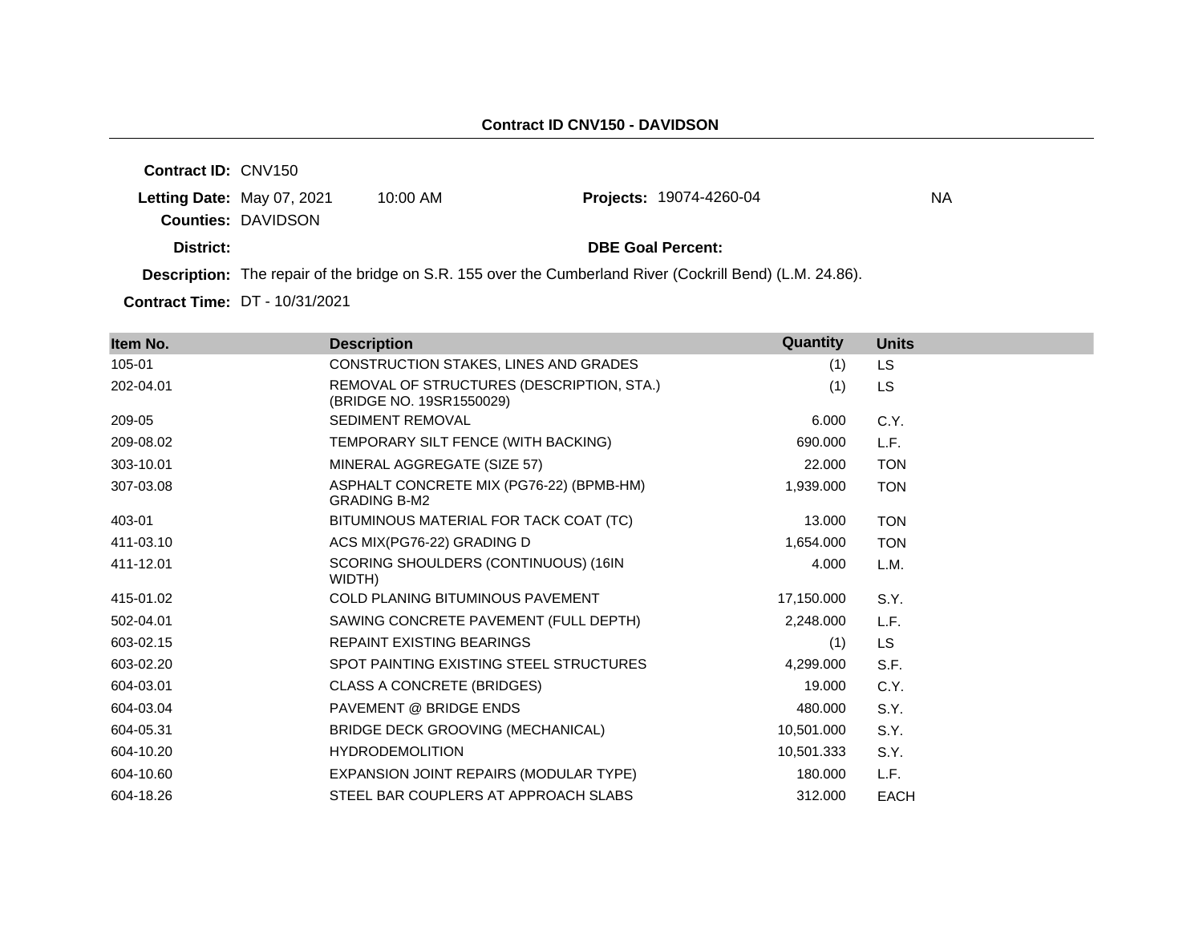## Contract ID CNV150 - DAVIDSON

**Contract ID:** CNV150

**Letting Date:** May 07, 2021 10:00 AM **Projects:** 19074-4260-04 NA

**Counties:** DAVIDSON

**District:** **DBE Goal Percent:**

**Description:** The repair of the bridge on S.R. 155 over the Cumberland River (Cockrill Bend) (L.M. 24.86).

**Contract Time:** DT - 10/31/2021

| Item No. | Description | Quantity | Units |
|---|---|---|---|
| 105-01 | CONSTRUCTION STAKES, LINES AND GRADES | (1) | LS |
| 202-04.01 | REMOVAL OF STRUCTURES (DESCRIPTION, STA.) (BRIDGE NO. 19SR1550029) | (1) | LS |
| 209-05 | SEDIMENT REMOVAL | 6.000 | C.Y. |
| 209-08.02 | TEMPORARY SILT FENCE (WITH BACKING) | 690.000 | L.F. |
| 303-10.01 | MINERAL AGGREGATE (SIZE 57) | 22.000 | TON |
| 307-03.08 | ASPHALT CONCRETE MIX (PG76-22) (BPMB-HM) GRADING B-M2 | 1,939.000 | TON |
| 403-01 | BITUMINOUS MATERIAL FOR TACK COAT (TC) | 13.000 | TON |
| 411-03.10 | ACS MIX(PG76-22) GRADING D | 1,654.000 | TON |
| 411-12.01 | SCORING SHOULDERS (CONTINUOUS) (16IN WIDTH) | 4.000 | L.M. |
| 415-01.02 | COLD PLANING BITUMINOUS PAVEMENT | 17,150.000 | S.Y. |
| 502-04.01 | SAWING CONCRETE PAVEMENT (FULL DEPTH) | 2,248.000 | L.F. |
| 603-02.15 | REPAINT EXISTING BEARINGS | (1) | LS |
| 603-02.20 | SPOT PAINTING EXISTING STEEL STRUCTURES | 4,299.000 | S.F. |
| 604-03.01 | CLASS A CONCRETE (BRIDGES) | 19.000 | C.Y. |
| 604-03.04 | PAVEMENT @ BRIDGE ENDS | 480.000 | S.Y. |
| 604-05.31 | BRIDGE DECK GROOVING (MECHANICAL) | 10,501.000 | S.Y. |
| 604-10.20 | HYDRODEMOLITION | 10,501.333 | S.Y. |
| 604-10.60 | EXPANSION JOINT REPAIRS (MODULAR TYPE) | 180.000 | L.F. |
| 604-18.26 | STEEL BAR COUPLERS AT APPROACH SLABS | 312.000 | EACH |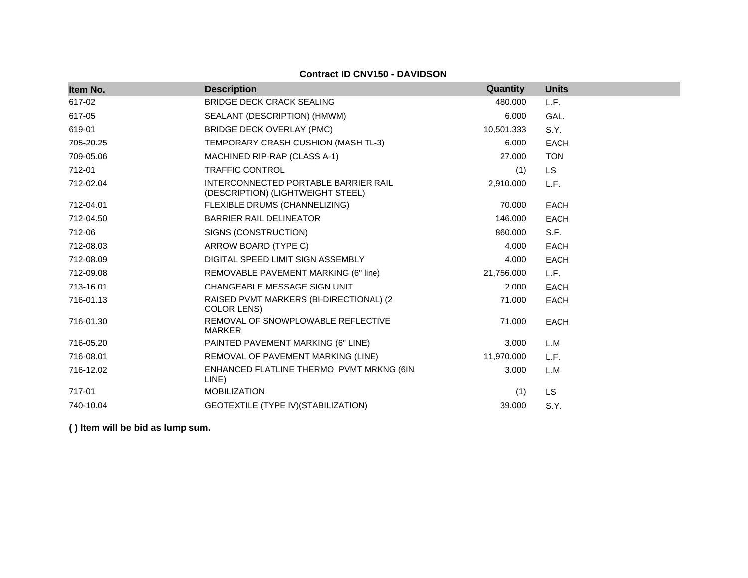**Contract ID CNV150 - DAVIDSON**

| Item No. | Description | Quantity | Units |
|---|---|---|---|
| 617-02 | BRIDGE DECK CRACK SEALING | 480.000 | L.F. |
| 617-05 | SEALANT (DESCRIPTION) (HMWM) | 6.000 | GAL. |
| 619-01 | BRIDGE DECK OVERLAY (PMC) | 10,501.333 | S.Y. |
| 705-20.25 | TEMPORARY CRASH CUSHION (MASH TL-3) | 6.000 | EACH |
| 709-05.06 | MACHINED RIP-RAP (CLASS A-1) | 27.000 | TON |
| 712-01 | TRAFFIC CONTROL | (1) | LS |
| 712-02.04 | INTERCONNECTED PORTABLE BARRIER RAIL (DESCRIPTION) (LIGHTWEIGHT STEEL) | 2,910.000 | L.F. |
| 712-04.01 | FLEXIBLE DRUMS (CHANNELIZING) | 70.000 | EACH |
| 712-04.50 | BARRIER RAIL DELINEATOR | 146.000 | EACH |
| 712-06 | SIGNS (CONSTRUCTION) | 860.000 | S.F. |
| 712-08.03 | ARROW BOARD (TYPE C) | 4.000 | EACH |
| 712-08.09 | DIGITAL SPEED LIMIT SIGN ASSEMBLY | 4.000 | EACH |
| 712-09.08 | REMOVABLE PAVEMENT MARKING (6" line) | 21,756.000 | L.F. |
| 713-16.01 | CHANGEABLE MESSAGE SIGN UNIT | 2.000 | EACH |
| 716-01.13 | RAISED PVMT MARKERS (BI-DIRECTIONAL) (2 COLOR LENS) | 71.000 | EACH |
| 716-01.30 | REMOVAL OF SNOWPLOWABLE REFLECTIVE MARKER | 71.000 | EACH |
| 716-05.20 | PAINTED PAVEMENT MARKING (6" LINE) | 3.000 | L.M. |
| 716-08.01 | REMOVAL OF PAVEMENT MARKING (LINE) | 11,970.000 | L.F. |
| 716-12.02 | ENHANCED FLATLINE THERMO PVMT MRKNG (6IN LINE) | 3.000 | L.M. |
| 717-01 | MOBILIZATION | (1) | LS |
| 740-10.04 | GEOTEXTILE (TYPE IV)(STABILIZATION) | 39.000 | S.Y. |

**( ) Item will be bid as lump sum.**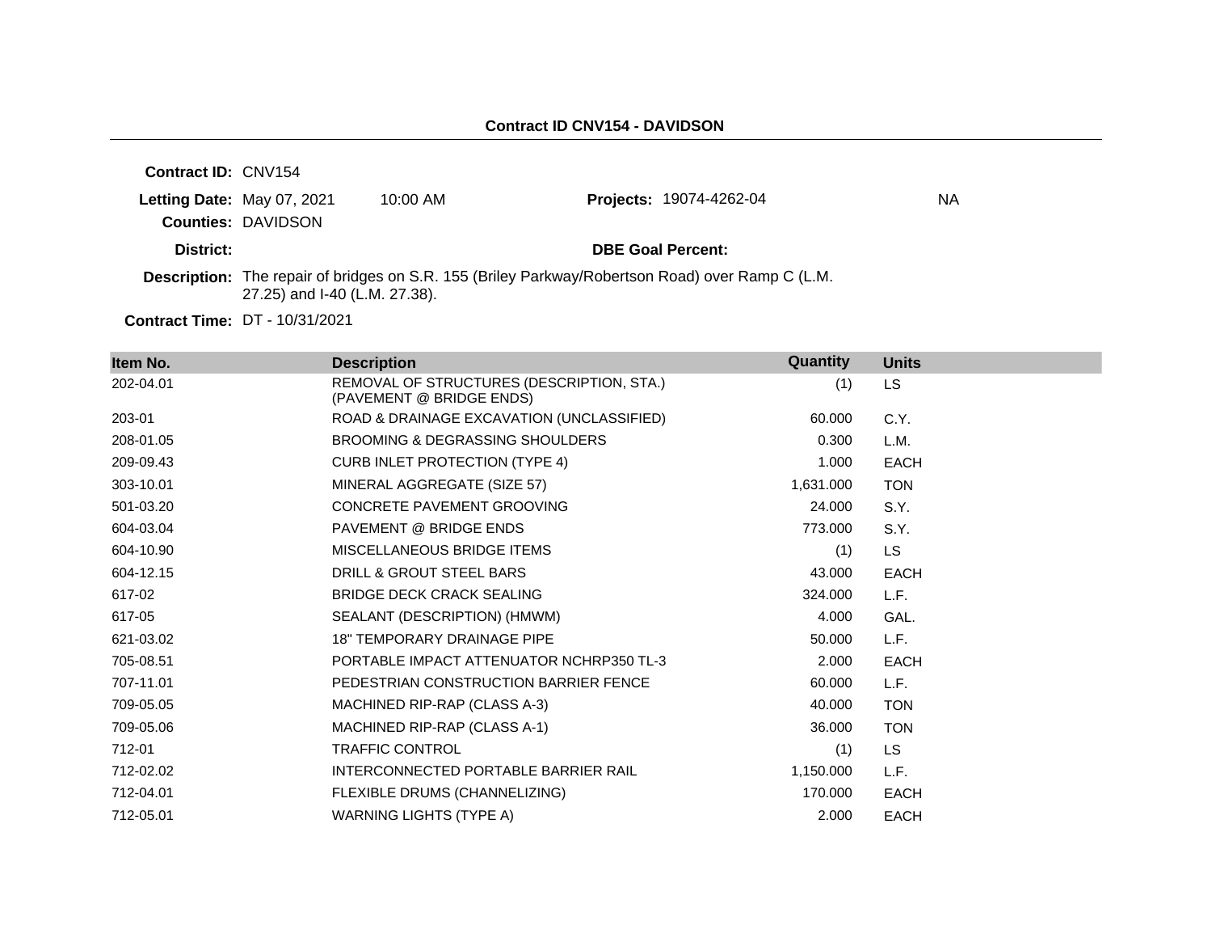**Contract ID CNV154 - DAVIDSON**

**Contract ID:** CNV154

**Letting Date:** May 07, 2021 10:00 AM **Projects:** 19074-4262-04 NA

**Counties:** DAVIDSON

**District:** **DBE Goal Percent:**

**Description:** The repair of bridges on S.R. 155 (Briley Parkway/Robertson Road) over Ramp C (L.M. 27.25) and I-40 (L.M. 27.38).

**Contract Time:** DT - 10/31/2021

| Item No. | Description | Quantity | Units |
|---|---|---|---|
| 202-04.01 | REMOVAL OF STRUCTURES (DESCRIPTION, STA.) (PAVEMENT @ BRIDGE ENDS) | (1) | LS |
| 203-01 | ROAD & DRAINAGE EXCAVATION (UNCLASSIFIED) | 60.000 | C.Y. |
| 208-01.05 | BROOMING & DEGRASSING SHOULDERS | 0.300 | L.M. |
| 209-09.43 | CURB INLET PROTECTION (TYPE 4) | 1.000 | EACH |
| 303-10.01 | MINERAL AGGREGATE (SIZE 57) | 1,631.000 | TON |
| 501-03.20 | CONCRETE PAVEMENT GROOVING | 24.000 | S.Y. |
| 604-03.04 | PAVEMENT @ BRIDGE ENDS | 773.000 | S.Y. |
| 604-10.90 | MISCELLANEOUS BRIDGE ITEMS | (1) | LS |
| 604-12.15 | DRILL & GROUT STEEL BARS | 43.000 | EACH |
| 617-02 | BRIDGE DECK CRACK SEALING | 324.000 | L.F. |
| 617-05 | SEALANT (DESCRIPTION) (HMWM) | 4.000 | GAL. |
| 621-03.02 | 18" TEMPORARY DRAINAGE PIPE | 50.000 | L.F. |
| 705-08.51 | PORTABLE IMPACT ATTENUATOR NCHRP350 TL-3 | 2.000 | EACH |
| 707-11.01 | PEDESTRIAN CONSTRUCTION BARRIER FENCE | 60.000 | L.F. |
| 709-05.05 | MACHINED RIP-RAP (CLASS A-3) | 40.000 | TON |
| 709-05.06 | MACHINED RIP-RAP (CLASS A-1) | 36.000 | TON |
| 712-01 | TRAFFIC CONTROL | (1) | LS |
| 712-02.02 | INTERCONNECTED PORTABLE BARRIER RAIL | 1,150.000 | L.F. |
| 712-04.01 | FLEXIBLE DRUMS (CHANNELIZING) | 170.000 | EACH |
| 712-05.01 | WARNING LIGHTS (TYPE A) | 2.000 | EACH |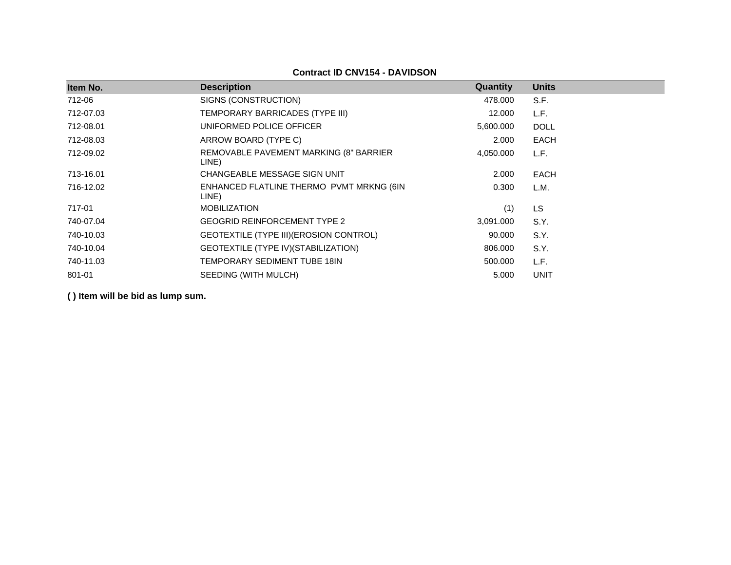**Contract ID CNV154 - DAVIDSON**

| Item No. | Description | Quantity | Units |
|---|---|---|---|
| 712-06 | SIGNS (CONSTRUCTION) | 478.000 | S.F. |
| 712-07.03 | TEMPORARY BARRICADES (TYPE III) | 12.000 | L.F. |
| 712-08.01 | UNIFORMED POLICE OFFICER | 5,600.000 | DOLL |
| 712-08.03 | ARROW BOARD (TYPE C) | 2.000 | EACH |
| 712-09.02 | REMOVABLE PAVEMENT MARKING (8" BARRIER LINE) | 4,050.000 | L.F. |
| 713-16.01 | CHANGEABLE MESSAGE SIGN UNIT | 2.000 | EACH |
| 716-12.02 | ENHANCED FLATLINE THERMO PVMT MRKNG (6IN LINE) | 0.300 | L.M. |
| 717-01 | MOBILIZATION | (1) | LS |
| 740-07.04 | GEOGRID REINFORCEMENT TYPE 2 | 3,091.000 | S.Y. |
| 740-10.03 | GEOTEXTILE (TYPE III)(EROSION CONTROL) | 90.000 | S.Y. |
| 740-10.04 | GEOTEXTILE (TYPE IV)(STABILIZATION) | 806.000 | S.Y. |
| 740-11.03 | TEMPORARY SEDIMENT TUBE 18IN | 500.000 | L.F. |
| 801-01 | SEEDING (WITH MULCH) | 5.000 | UNIT |

**( ) Item will be bid as lump sum.**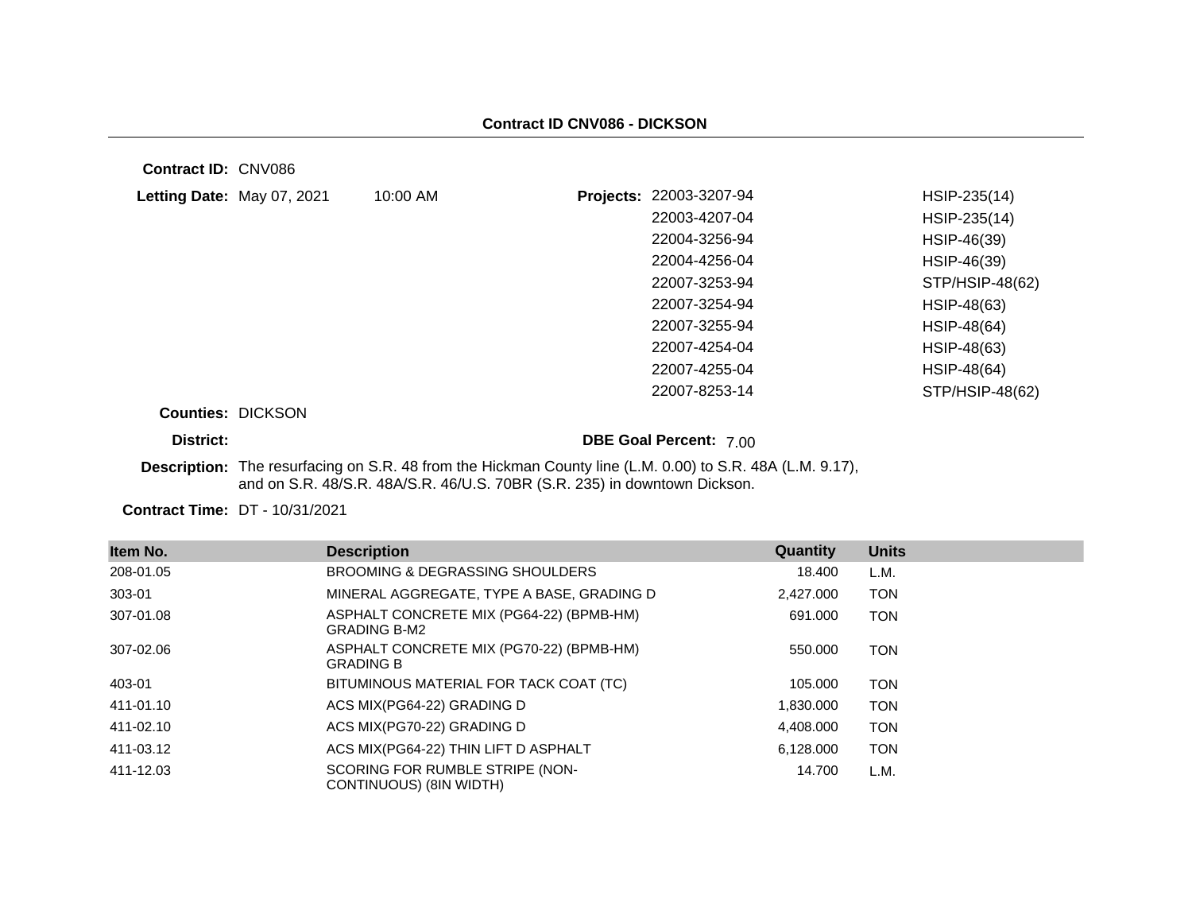## Contract ID CNV086 - DICKSON

**Contract ID:** CNV086

**Letting Date:** May 07, 2021 10:00 AM

**Projects:**

| | |
|---|---|
| 22003-3207-94 | HSIP-235(14) |
| 22003-4207-04 | HSIP-235(14) |
| 22004-3256-94 | HSIP-46(39) |
| 22004-4256-04 | HSIP-46(39) |
| 22007-3253-94 | STP/HSIP-48(62) |
| 22007-3254-94 | HSIP-48(63) |
| 22007-3255-94 | HSIP-48(64) |
| 22007-4254-04 | HSIP-48(63) |
| 22007-4255-04 | HSIP-48(64) |
| 22007-8253-14 | STP/HSIP-48(62) |

**Counties:** DICKSON

**District:**

**DBE Goal Percent:** 7.00

**Description:** The resurfacing on S.R. 48 from the Hickman County line (L.M. 0.00) to S.R. 48A (L.M. 9.17), and on S.R. 48/S.R. 48A/S.R. 46/U.S. 70BR (S.R. 235) in downtown Dickson.

**Contract Time:** DT - 10/31/2021

| Item No. | Description | Quantity | Units |
|---|---|---|---|
| 208-01.05 | BROOMING & DEGRASSING SHOULDERS | 18.400 | L.M. |
| 303-01 | MINERAL AGGREGATE, TYPE A BASE, GRADING D | 2,427.000 | TON |
| 307-01.08 | ASPHALT CONCRETE MIX (PG64-22) (BPMB-HM) GRADING B-M2 | 691.000 | TON |
| 307-02.06 | ASPHALT CONCRETE MIX (PG70-22) (BPMB-HM) GRADING B | 550.000 | TON |
| 403-01 | BITUMINOUS MATERIAL FOR TACK COAT (TC) | 105.000 | TON |
| 411-01.10 | ACS MIX(PG64-22) GRADING D | 1,830.000 | TON |
| 411-02.10 | ACS MIX(PG70-22) GRADING D | 4,408.000 | TON |
| 411-03.12 | ACS MIX(PG64-22) THIN LIFT D ASPHALT | 6,128.000 | TON |
| 411-12.03 | SCORING FOR RUMBLE STRIPE (NON-CONTINUOUS) (8IN WIDTH) | 14.700 | L.M. |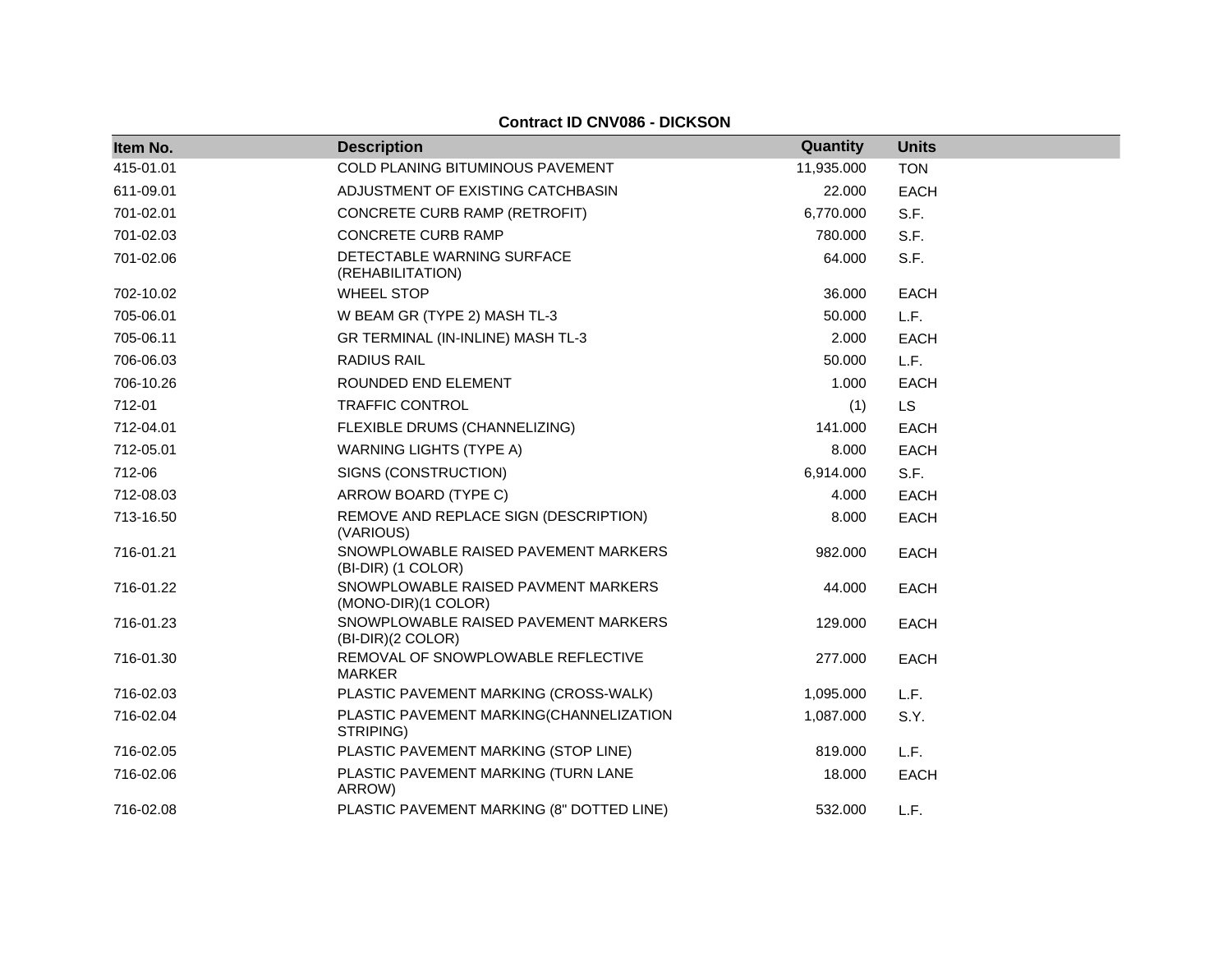**Contract ID CNV086 - DICKSON**

| Item No. | Description | Quantity | Units |
|---|---|---|---|
| 415-01.01 | COLD PLANING BITUMINOUS PAVEMENT | 11,935.000 | TON |
| 611-09.01 | ADJUSTMENT OF EXISTING CATCHBASIN | 22.000 | EACH |
| 701-02.01 | CONCRETE CURB RAMP (RETROFIT) | 6,770.000 | S.F. |
| 701-02.03 | CONCRETE CURB RAMP | 780.000 | S.F. |
| 701-02.06 | DETECTABLE WARNING SURFACE (REHABILITATION) | 64.000 | S.F. |
| 702-10.02 | WHEEL STOP | 36.000 | EACH |
| 705-06.01 | W BEAM GR (TYPE 2) MASH TL-3 | 50.000 | L.F. |
| 705-06.11 | GR TERMINAL (IN-INLINE) MASH TL-3 | 2.000 | EACH |
| 706-06.03 | RADIUS RAIL | 50.000 | L.F. |
| 706-10.26 | ROUNDED END ELEMENT | 1.000 | EACH |
| 712-01 | TRAFFIC CONTROL | (1) | LS |
| 712-04.01 | FLEXIBLE DRUMS (CHANNELIZING) | 141.000 | EACH |
| 712-05.01 | WARNING LIGHTS (TYPE A) | 8.000 | EACH |
| 712-06 | SIGNS (CONSTRUCTION) | 6,914.000 | S.F. |
| 712-08.03 | ARROW BOARD (TYPE C) | 4.000 | EACH |
| 713-16.50 | REMOVE AND REPLACE SIGN (DESCRIPTION) (VARIOUS) | 8.000 | EACH |
| 716-01.21 | SNOWPLOWABLE RAISED PAVEMENT MARKERS (BI-DIR) (1 COLOR) | 982.000 | EACH |
| 716-01.22 | SNOWPLOWABLE RAISED PAVMENT MARKERS (MONO-DIR)(1 COLOR) | 44.000 | EACH |
| 716-01.23 | SNOWPLOWABLE RAISED PAVEMENT MARKERS (BI-DIR)(2 COLOR) | 129.000 | EACH |
| 716-01.30 | REMOVAL OF SNOWPLOWABLE REFLECTIVE MARKER | 277.000 | EACH |
| 716-02.03 | PLASTIC PAVEMENT MARKING (CROSS-WALK) | 1,095.000 | L.F. |
| 716-02.04 | PLASTIC PAVEMENT MARKING(CHANNELIZATION STRIPING) | 1,087.000 | S.Y. |
| 716-02.05 | PLASTIC PAVEMENT MARKING (STOP LINE) | 819.000 | L.F. |
| 716-02.06 | PLASTIC PAVEMENT MARKING (TURN LANE ARROW) | 18.000 | EACH |
| 716-02.08 | PLASTIC PAVEMENT MARKING (8" DOTTED LINE) | 532.000 | L.F. |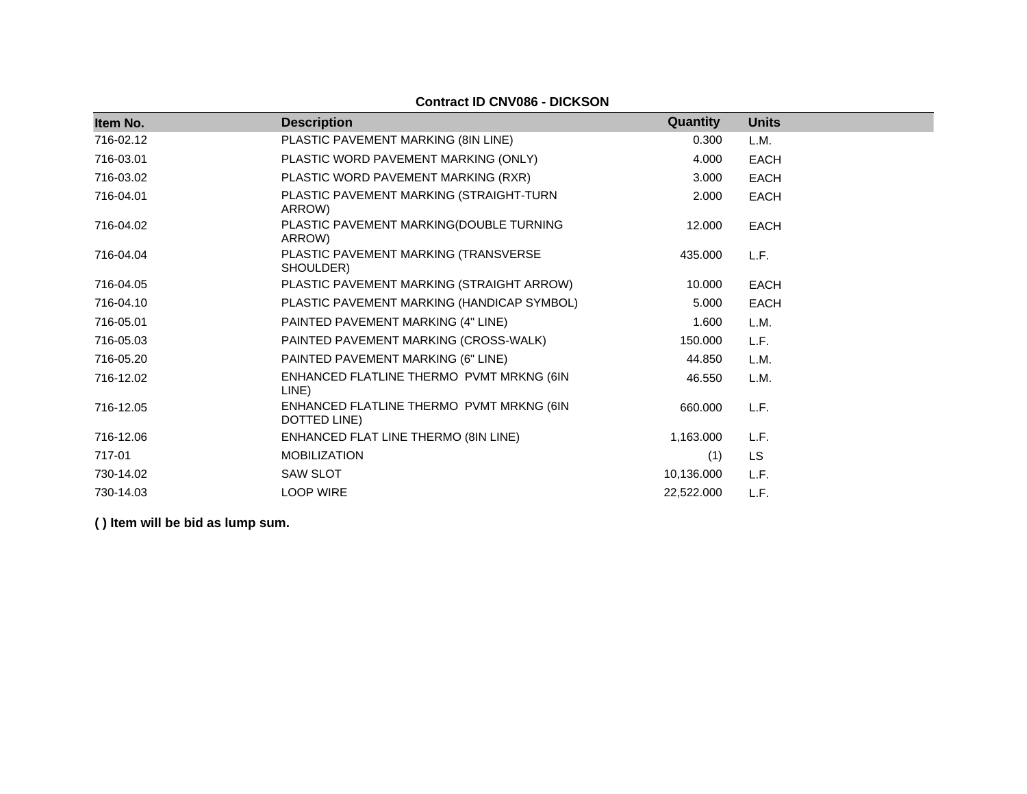**Contract ID CNV086 - DICKSON**

| Item No. | Description | Quantity | Units |
|---|---|---|---|
| 716-02.12 | PLASTIC PAVEMENT MARKING (8IN LINE) | 0.300 | L.M. |
| 716-03.01 | PLASTIC WORD PAVEMENT MARKING (ONLY) | 4.000 | EACH |
| 716-03.02 | PLASTIC WORD PAVEMENT MARKING (RXR) | 3.000 | EACH |
| 716-04.01 | PLASTIC PAVEMENT MARKING (STRAIGHT-TURN ARROW) | 2.000 | EACH |
| 716-04.02 | PLASTIC PAVEMENT MARKING(DOUBLE TURNING ARROW) | 12.000 | EACH |
| 716-04.04 | PLASTIC PAVEMENT MARKING (TRANSVERSE SHOULDER) | 435.000 | L.F. |
| 716-04.05 | PLASTIC PAVEMENT MARKING (STRAIGHT ARROW) | 10.000 | EACH |
| 716-04.10 | PLASTIC PAVEMENT MARKING (HANDICAP SYMBOL) | 5.000 | EACH |
| 716-05.01 | PAINTED PAVEMENT MARKING (4" LINE) | 1.600 | L.M. |
| 716-05.03 | PAINTED PAVEMENT MARKING (CROSS-WALK) | 150.000 | L.F. |
| 716-05.20 | PAINTED PAVEMENT MARKING (6" LINE) | 44.850 | L.M. |
| 716-12.02 | ENHANCED FLATLINE THERMO PVMT MRKNG (6IN LINE) | 46.550 | L.M. |
| 716-12.05 | ENHANCED FLATLINE THERMO PVMT MRKNG (6IN DOTTED LINE) | 660.000 | L.F. |
| 716-12.06 | ENHANCED FLAT LINE THERMO (8IN LINE) | 1,163.000 | L.F. |
| 717-01 | MOBILIZATION | (1) | LS |
| 730-14.02 | SAW SLOT | 10,136.000 | L.F. |
| 730-14.03 | LOOP WIRE | 22,522.000 | L.F. |

**( ) Item will be bid as lump sum.**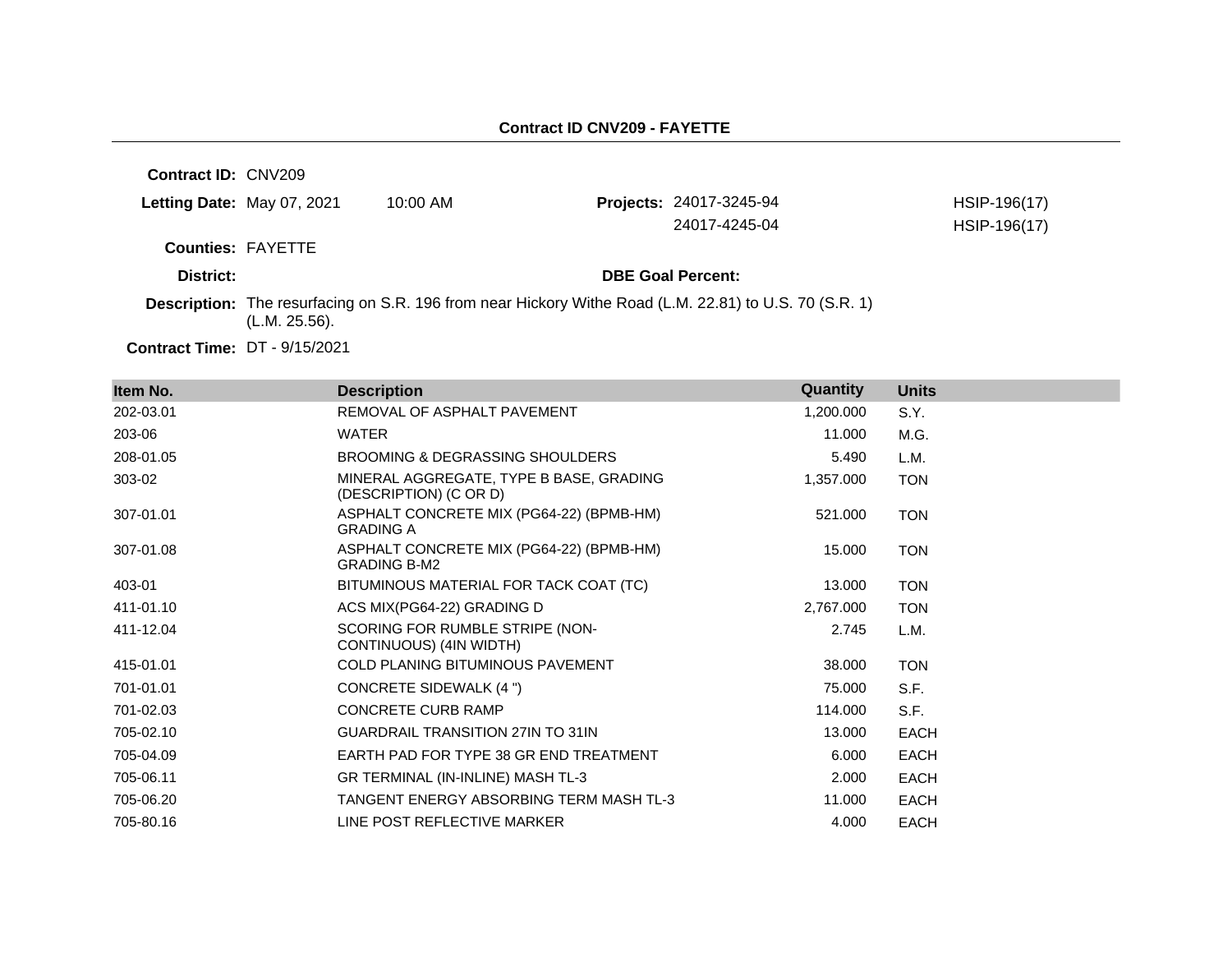**Contract ID CNV209 - FAYETTE**

**Contract ID:** CNV209

**Letting Date:** May 07, 2021 10:00 AM

**Projects:** 24017-3245-94 HSIP-196(17)
24017-4245-04 HSIP-196(17)

**Counties:** FAYETTE

**District:**

**DBE Goal Percent:**

**Description:** The resurfacing on S.R. 196 from near Hickory Withe Road (L.M. 22.81) to U.S. 70 (S.R. 1) (L.M. 25.56).

**Contract Time:** DT - 9/15/2021

| Item No. | Description | Quantity | Units |
|---|---|---|---|
| 202-03.01 | REMOVAL OF ASPHALT PAVEMENT | 1,200.000 | S.Y. |
| 203-06 | WATER | 11.000 | M.G. |
| 208-01.05 | BROOMING & DEGRASSING SHOULDERS | 5.490 | L.M. |
| 303-02 | MINERAL AGGREGATE, TYPE B BASE, GRADING (DESCRIPTION) (C OR D) | 1,357.000 | TON |
| 307-01.01 | ASPHALT CONCRETE MIX (PG64-22) (BPMB-HM) GRADING A | 521.000 | TON |
| 307-01.08 | ASPHALT CONCRETE MIX (PG64-22) (BPMB-HM) GRADING B-M2 | 15.000 | TON |
| 403-01 | BITUMINOUS MATERIAL FOR TACK COAT (TC) | 13.000 | TON |
| 411-01.10 | ACS MIX(PG64-22) GRADING D | 2,767.000 | TON |
| 411-12.04 | SCORING FOR RUMBLE STRIPE (NON-CONTINUOUS) (4IN WIDTH) | 2.745 | L.M. |
| 415-01.01 | COLD PLANING BITUMINOUS PAVEMENT | 38.000 | TON |
| 701-01.01 | CONCRETE SIDEWALK (4 ") | 75.000 | S.F. |
| 701-02.03 | CONCRETE CURB RAMP | 114.000 | S.F. |
| 705-02.10 | GUARDRAIL TRANSITION 27IN TO 31IN | 13.000 | EACH |
| 705-04.09 | EARTH PAD FOR TYPE 38 GR END TREATMENT | 6.000 | EACH |
| 705-06.11 | GR TERMINAL (IN-INLINE) MASH TL-3 | 2.000 | EACH |
| 705-06.20 | TANGENT ENERGY ABSORBING TERM MASH TL-3 | 11.000 | EACH |
| 705-80.16 | LINE POST REFLECTIVE MARKER | 4.000 | EACH |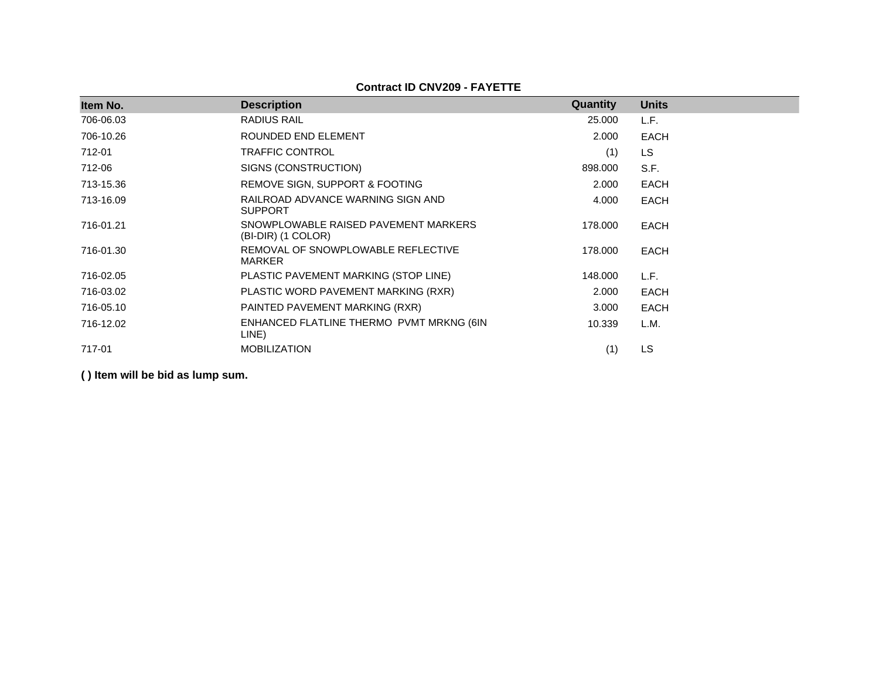**Contract ID CNV209 - FAYETTE**

| Item No. | Description | Quantity | Units |
|---|---|---|---|
| 706-06.03 | RADIUS RAIL | 25.000 | L.F. |
| 706-10.26 | ROUNDED END ELEMENT | 2.000 | EACH |
| 712-01 | TRAFFIC CONTROL | (1) | LS |
| 712-06 | SIGNS (CONSTRUCTION) | 898.000 | S.F. |
| 713-15.36 | REMOVE SIGN, SUPPORT & FOOTING | 2.000 | EACH |
| 713-16.09 | RAILROAD ADVANCE WARNING SIGN AND SUPPORT | 4.000 | EACH |
| 716-01.21 | SNOWPLOWABLE RAISED PAVEMENT MARKERS (BI-DIR) (1 COLOR) | 178.000 | EACH |
| 716-01.30 | REMOVAL OF SNOWPLOWABLE REFLECTIVE MARKER | 178.000 | EACH |
| 716-02.05 | PLASTIC PAVEMENT MARKING (STOP LINE) | 148.000 | L.F. |
| 716-03.02 | PLASTIC WORD PAVEMENT MARKING (RXR) | 2.000 | EACH |
| 716-05.10 | PAINTED PAVEMENT MARKING (RXR) | 3.000 | EACH |
| 716-12.02 | ENHANCED FLATLINE THERMO PVMT MRKNG (6IN LINE) | 10.339 | L.M. |
| 717-01 | MOBILIZATION | (1) | LS |

**( ) Item will be bid as lump sum.**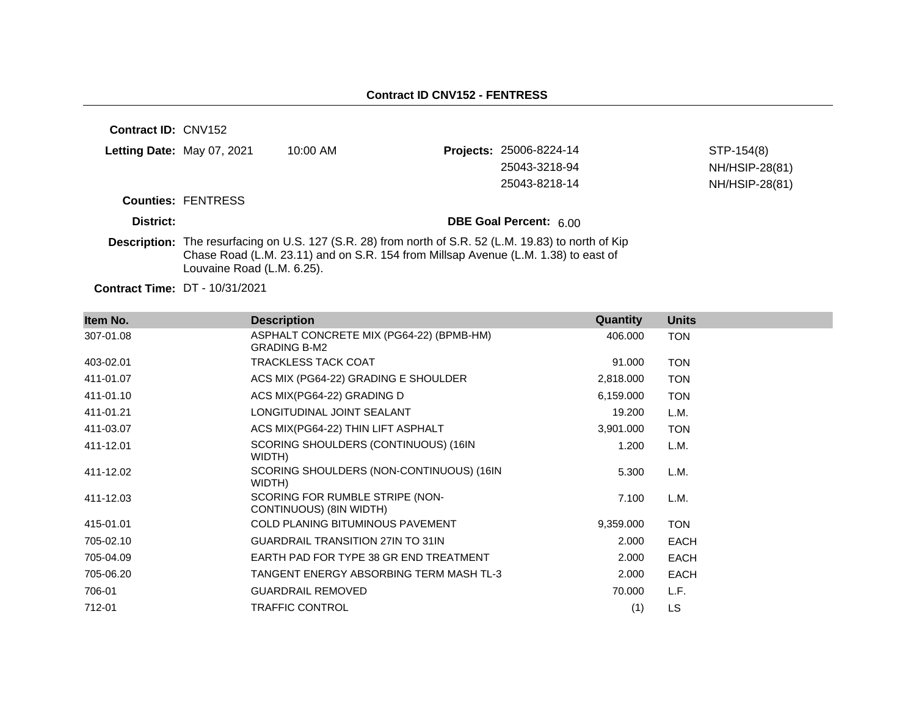**Contract ID CNV152 - FENTRESS**

**Contract ID:** CNV152

**Letting Date:** May 07, 2021 10:00 AM

**Projects:** 25006-8224-14 STP-154(8)
25043-3218-94 NH/HSIP-28(81)
25043-8218-14 NH/HSIP-28(81)

**Counties:** FENTRESS

**District:**

**DBE Goal Percent:** 6.00

**Description:** The resurfacing on U.S. 127 (S.R. 28) from north of S.R. 52 (L.M. 19.83) to north of Kip Chase Road (L.M. 23.11) and on S.R. 154 from Millsap Avenue (L.M. 1.38) to east of Louvaine Road (L.M. 6.25).

**Contract Time:** DT - 10/31/2021

| Item No. | Description | Quantity | Units |
|---|---|---|---|
| 307-01.08 | ASPHALT CONCRETE MIX (PG64-22) (BPMB-HM) GRADING B-M2 | 406.000 | TON |
| 403-02.01 | TRACKLESS TACK COAT | 91.000 | TON |
| 411-01.07 | ACS MIX (PG64-22) GRADING E SHOULDER | 2,818.000 | TON |
| 411-01.10 | ACS MIX(PG64-22) GRADING D | 6,159.000 | TON |
| 411-01.21 | LONGITUDINAL JOINT SEALANT | 19.200 | L.M. |
| 411-03.07 | ACS MIX(PG64-22) THIN LIFT ASPHALT | 3,901.000 | TON |
| 411-12.01 | SCORING SHOULDERS (CONTINUOUS) (16IN WIDTH) | 1.200 | L.M. |
| 411-12.02 | SCORING SHOULDERS (NON-CONTINUOUS) (16IN WIDTH) | 5.300 | L.M. |
| 411-12.03 | SCORING FOR RUMBLE STRIPE (NON-CONTINUOUS) (8IN WIDTH) | 7.100 | L.M. |
| 415-01.01 | COLD PLANING BITUMINOUS PAVEMENT | 9,359.000 | TON |
| 705-02.10 | GUARDRAIL TRANSITION 27IN TO 31IN | 2.000 | EACH |
| 705-04.09 | EARTH PAD FOR TYPE 38 GR END TREATMENT | 2.000 | EACH |
| 705-06.20 | TANGENT ENERGY ABSORBING TERM MASH TL-3 | 2.000 | EACH |
| 706-01 | GUARDRAIL REMOVED | 70.000 | L.F. |
| 712-01 | TRAFFIC CONTROL | (1) | LS |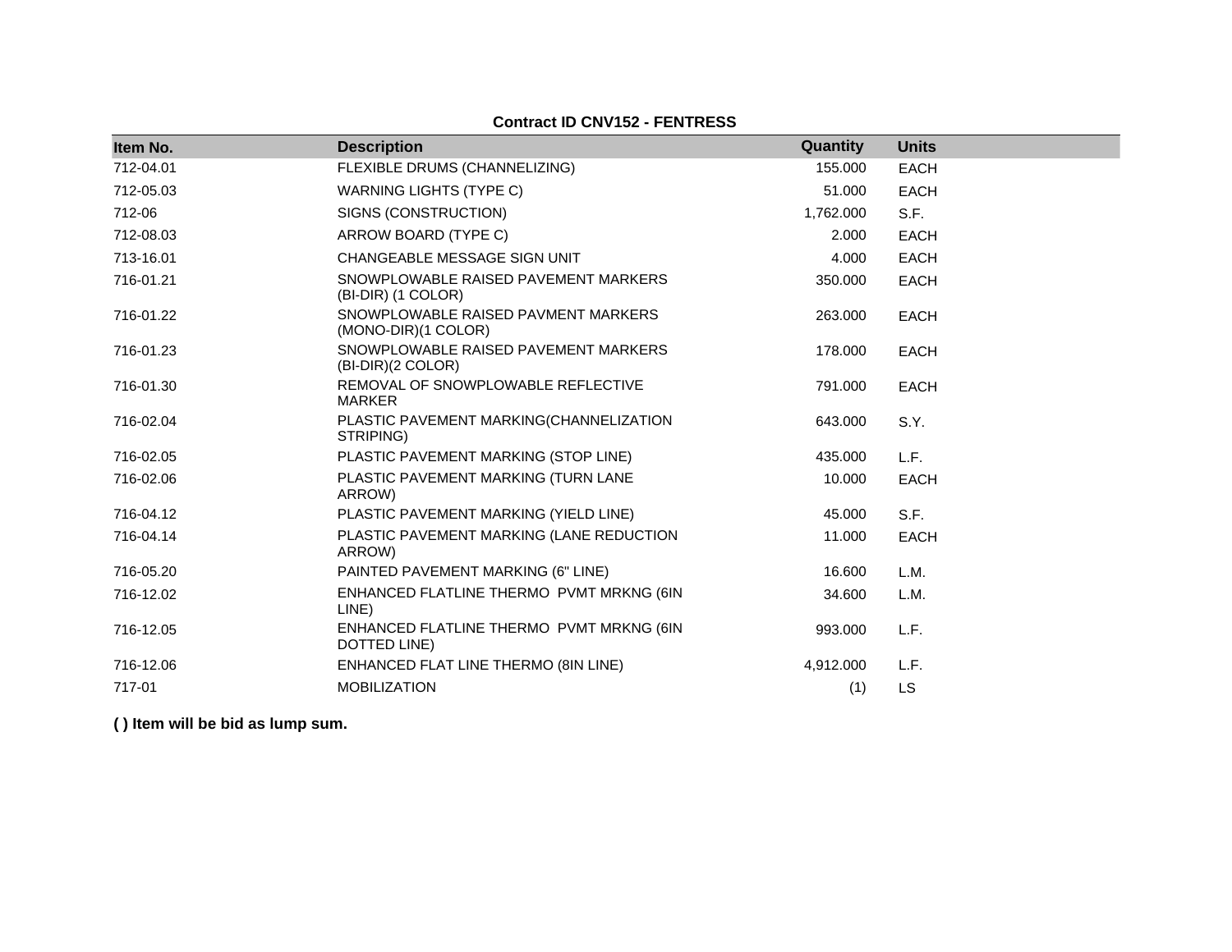**Contract ID CNV152 - FENTRESS**

| Item No. | Description | Quantity | Units |
|---|---|---|---|
| 712-04.01 | FLEXIBLE DRUMS (CHANNELIZING) | 155.000 | EACH |
| 712-05.03 | WARNING LIGHTS (TYPE C) | 51.000 | EACH |
| 712-06 | SIGNS (CONSTRUCTION) | 1,762.000 | S.F. |
| 712-08.03 | ARROW BOARD (TYPE C) | 2.000 | EACH |
| 713-16.01 | CHANGEABLE MESSAGE SIGN UNIT | 4.000 | EACH |
| 716-01.21 | SNOWPLOWABLE RAISED PAVEMENT MARKERS (BI-DIR) (1 COLOR) | 350.000 | EACH |
| 716-01.22 | SNOWPLOWABLE RAISED PAVMENT MARKERS (MONO-DIR)(1 COLOR) | 263.000 | EACH |
| 716-01.23 | SNOWPLOWABLE RAISED PAVEMENT MARKERS (BI-DIR)(2 COLOR) | 178.000 | EACH |
| 716-01.30 | REMOVAL OF SNOWPLOWABLE REFLECTIVE MARKER | 791.000 | EACH |
| 716-02.04 | PLASTIC PAVEMENT MARKING(CHANNELIZATION STRIPING) | 643.000 | S.Y. |
| 716-02.05 | PLASTIC PAVEMENT MARKING (STOP LINE) | 435.000 | L.F. |
| 716-02.06 | PLASTIC PAVEMENT MARKING (TURN LANE ARROW) | 10.000 | EACH |
| 716-04.12 | PLASTIC PAVEMENT MARKING (YIELD LINE) | 45.000 | S.F. |
| 716-04.14 | PLASTIC PAVEMENT MARKING (LANE REDUCTION ARROW) | 11.000 | EACH |
| 716-05.20 | PAINTED PAVEMENT MARKING (6" LINE) | 16.600 | L.M. |
| 716-12.02 | ENHANCED FLATLINE THERMO PVMT MRKNG (6IN LINE) | 34.600 | L.M. |
| 716-12.05 | ENHANCED FLATLINE THERMO PVMT MRKNG (6IN DOTTED LINE) | 993.000 | L.F. |
| 716-12.06 | ENHANCED FLAT LINE THERMO (8IN LINE) | 4,912.000 | L.F. |
| 717-01 | MOBILIZATION | (1) | LS |

**( ) Item will be bid as lump sum.**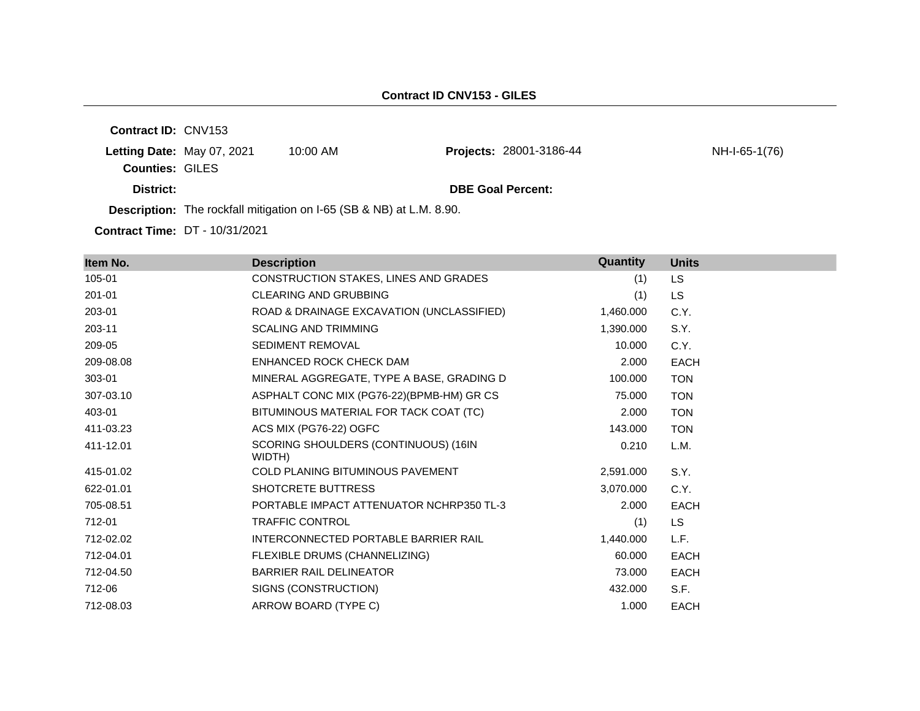## Contract ID CNV153 - GILES

**Contract ID:** CNV153

**Letting Date:** May 07, 2021 10:00 AM

**Projects:** 28001-3186-44 NH-I-65-1(76)

**Counties:** GILES

**District:**

**DBE Goal Percent:**

**Description:** The rockfall mitigation on I-65 (SB & NB) at L.M. 8.90.

**Contract Time:** DT - 10/31/2021

| Item No. | Description | Quantity | Units |
|---|---|---|---|
| 105-01 | CONSTRUCTION STAKES, LINES AND GRADES | (1) | LS |
| 201-01 | CLEARING AND GRUBBING | (1) | LS |
| 203-01 | ROAD & DRAINAGE EXCAVATION (UNCLASSIFIED) | 1,460.000 | C.Y. |
| 203-11 | SCALING AND TRIMMING | 1,390.000 | S.Y. |
| 209-05 | SEDIMENT REMOVAL | 10.000 | C.Y. |
| 209-08.08 | ENHANCED ROCK CHECK DAM | 2.000 | EACH |
| 303-01 | MINERAL AGGREGATE, TYPE A BASE, GRADING D | 100.000 | TON |
| 307-03.10 | ASPHALT CONC MIX (PG76-22)(BPMB-HM) GR CS | 75.000 | TON |
| 403-01 | BITUMINOUS MATERIAL FOR TACK COAT (TC) | 2.000 | TON |
| 411-03.23 | ACS MIX (PG76-22) OGFC | 143.000 | TON |
| 411-12.01 | SCORING SHOULDERS (CONTINUOUS) (16IN WIDTH) | 0.210 | L.M. |
| 415-01.02 | COLD PLANING BITUMINOUS PAVEMENT | 2,591.000 | S.Y. |
| 622-01.01 | SHOTCRETE BUTTRESS | 3,070.000 | C.Y. |
| 705-08.51 | PORTABLE IMPACT ATTENUATOR NCHRP350 TL-3 | 2.000 | EACH |
| 712-01 | TRAFFIC CONTROL | (1) | LS |
| 712-02.02 | INTERCONNECTED PORTABLE BARRIER RAIL | 1,440.000 | L.F. |
| 712-04.01 | FLEXIBLE DRUMS (CHANNELIZING) | 60.000 | EACH |
| 712-04.50 | BARRIER RAIL DELINEATOR | 73.000 | EACH |
| 712-06 | SIGNS (CONSTRUCTION) | 432.000 | S.F. |
| 712-08.03 | ARROW BOARD (TYPE C) | 1.000 | EACH |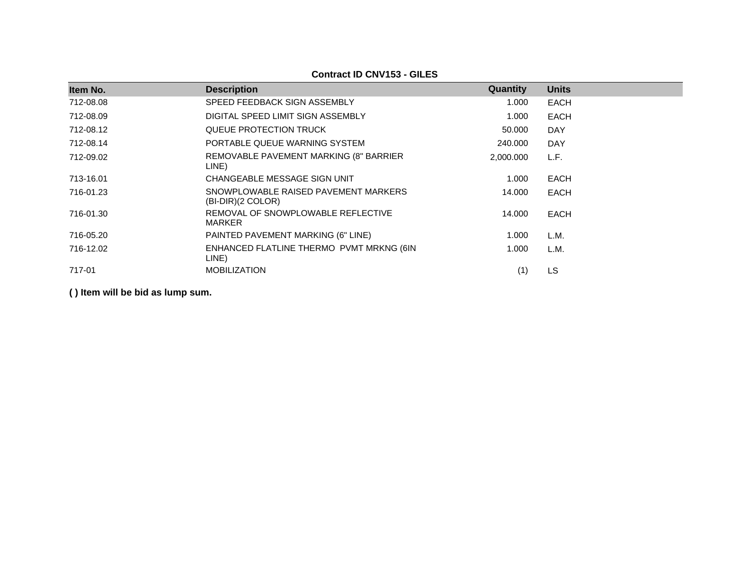**Contract ID CNV153 - GILES**

| Item No. | Description | Quantity | Units |
|---|---|---|---|
| 712-08.08 | SPEED FEEDBACK SIGN ASSEMBLY | 1.000 | EACH |
| 712-08.09 | DIGITAL SPEED LIMIT SIGN ASSEMBLY | 1.000 | EACH |
| 712-08.12 | QUEUE PROTECTION TRUCK | 50.000 | DAY |
| 712-08.14 | PORTABLE QUEUE WARNING SYSTEM | 240.000 | DAY |
| 712-09.02 | REMOVABLE PAVEMENT MARKING (8" BARRIER LINE) | 2,000.000 | L.F. |
| 713-16.01 | CHANGEABLE MESSAGE SIGN UNIT | 1.000 | EACH |
| 716-01.23 | SNOWPLOWABLE RAISED PAVEMENT MARKERS (BI-DIR)(2 COLOR) | 14.000 | EACH |
| 716-01.30 | REMOVAL OF SNOWPLOWABLE REFLECTIVE MARKER | 14.000 | EACH |
| 716-05.20 | PAINTED PAVEMENT MARKING (6" LINE) | 1.000 | L.M. |
| 716-12.02 | ENHANCED FLATLINE THERMO PVMT MRKNG (6IN LINE) | 1.000 | L.M. |
| 717-01 | MOBILIZATION | (1) | LS |

**( ) Item will be bid as lump sum.**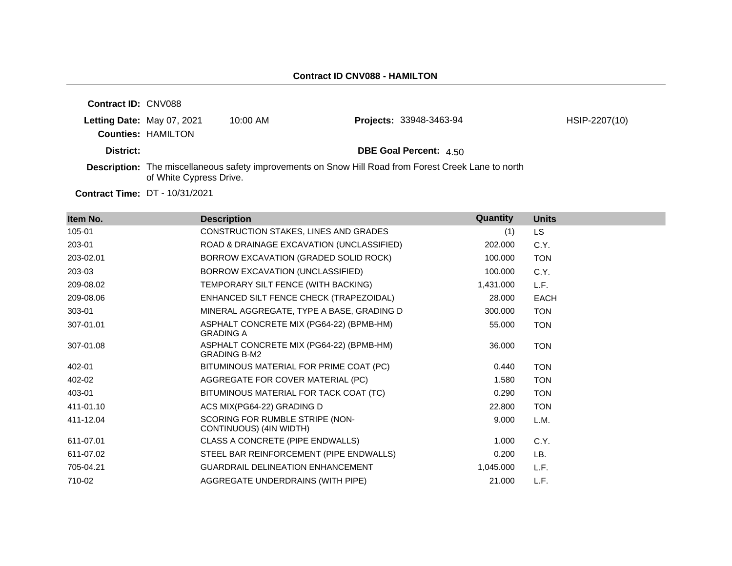**Contract ID CNV088 - HAMILTON**

**Contract ID:** CNV088

**Letting Date:** May 07, 2021 10:00 AM **Projects:** 33948-3463-94 HSIP-2207(10)

**Counties:** HAMILTON

**District:** **DBE Goal Percent:** 4.50

**Description:** The miscellaneous safety improvements on Snow Hill Road from Forest Creek Lane to north of White Cypress Drive.

**Contract Time:** DT - 10/31/2021

| Item No. | Description | Quantity | Units |
|---|---|---|---|
| 105-01 | CONSTRUCTION STAKES, LINES AND GRADES | (1) | LS |
| 203-01 | ROAD & DRAINAGE EXCAVATION (UNCLASSIFIED) | 202.000 | C.Y. |
| 203-02.01 | BORROW EXCAVATION (GRADED SOLID ROCK) | 100.000 | TON |
| 203-03 | BORROW EXCAVATION (UNCLASSIFIED) | 100.000 | C.Y. |
| 209-08.02 | TEMPORARY SILT FENCE (WITH BACKING) | 1,431.000 | L.F. |
| 209-08.06 | ENHANCED SILT FENCE CHECK (TRAPEZOIDAL) | 28.000 | EACH |
| 303-01 | MINERAL AGGREGATE, TYPE A BASE, GRADING D | 300.000 | TON |
| 307-01.01 | ASPHALT CONCRETE MIX (PG64-22) (BPMB-HM) GRADING A | 55.000 | TON |
| 307-01.08 | ASPHALT CONCRETE MIX (PG64-22) (BPMB-HM) GRADING B-M2 | 36.000 | TON |
| 402-01 | BITUMINOUS MATERIAL FOR PRIME COAT (PC) | 0.440 | TON |
| 402-02 | AGGREGATE FOR COVER MATERIAL (PC) | 1.580 | TON |
| 403-01 | BITUMINOUS MATERIAL FOR TACK COAT (TC) | 0.290 | TON |
| 411-01.10 | ACS MIX(PG64-22) GRADING D | 22.800 | TON |
| 411-12.04 | SCORING FOR RUMBLE STRIPE (NON-CONTINUOUS) (4IN WIDTH) | 9.000 | L.M. |
| 611-07.01 | CLASS A CONCRETE (PIPE ENDWALLS) | 1.000 | C.Y. |
| 611-07.02 | STEEL BAR REINFORCEMENT (PIPE ENDWALLS) | 0.200 | LB. |
| 705-04.21 | GUARDRAIL DELINEATION ENHANCEMENT | 1,045.000 | L.F. |
| 710-02 | AGGREGATE UNDERDRAINS (WITH PIPE) | 21.000 | L.F. |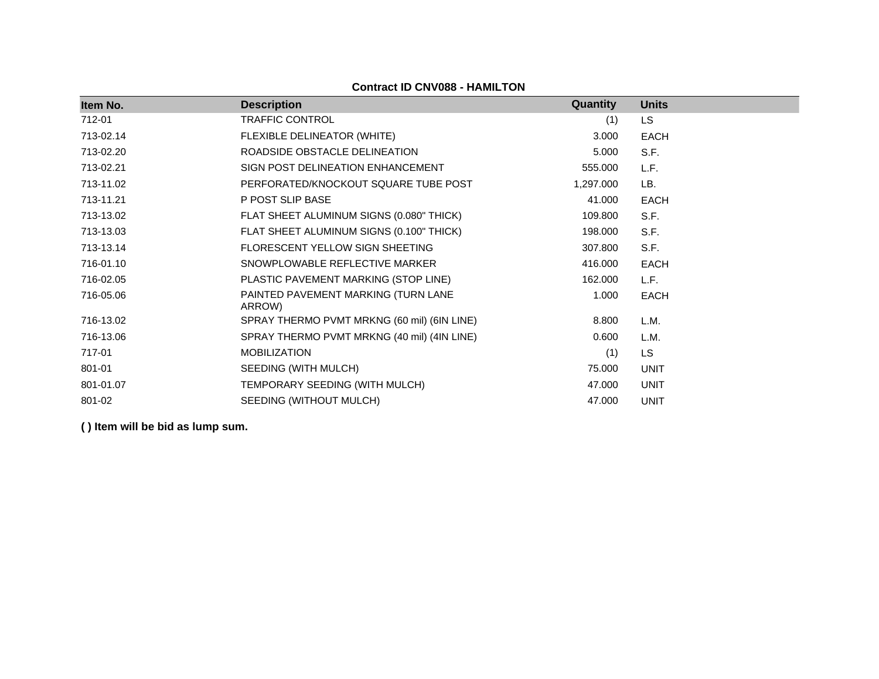**Contract ID CNV088 - HAMILTON**

| Item No. | Description | Quantity | Units |
|---|---|---|---|
| 712-01 | TRAFFIC CONTROL | (1) | LS |
| 713-02.14 | FLEXIBLE DELINEATOR (WHITE) | 3.000 | EACH |
| 713-02.20 | ROADSIDE OBSTACLE DELINEATION | 5.000 | S.F. |
| 713-02.21 | SIGN POST DELINEATION ENHANCEMENT | 555.000 | L.F. |
| 713-11.02 | PERFORATED/KNOCKOUT SQUARE TUBE POST | 1,297.000 | LB. |
| 713-11.21 | P POST SLIP BASE | 41.000 | EACH |
| 713-13.02 | FLAT SHEET ALUMINUM SIGNS (0.080" THICK) | 109.800 | S.F. |
| 713-13.03 | FLAT SHEET ALUMINUM SIGNS (0.100" THICK) | 198.000 | S.F. |
| 713-13.14 | FLORESCENT YELLOW SIGN SHEETING | 307.800 | S.F. |
| 716-01.10 | SNOWPLOWABLE REFLECTIVE MARKER | 416.000 | EACH |
| 716-02.05 | PLASTIC PAVEMENT MARKING (STOP LINE) | 162.000 | L.F. |
| 716-05.06 | PAINTED PAVEMENT MARKING (TURN LANE ARROW) | 1.000 | EACH |
| 716-13.02 | SPRAY THERMO PVMT MRKNG (60 mil) (6IN LINE) | 8.800 | L.M. |
| 716-13.06 | SPRAY THERMO PVMT MRKNG (40 mil) (4IN LINE) | 0.600 | L.M. |
| 717-01 | MOBILIZATION | (1) | LS |
| 801-01 | SEEDING (WITH MULCH) | 75.000 | UNIT |
| 801-01.07 | TEMPORARY SEEDING (WITH MULCH) | 47.000 | UNIT |
| 801-02 | SEEDING (WITHOUT MULCH) | 47.000 | UNIT |

**( ) Item will be bid as lump sum.**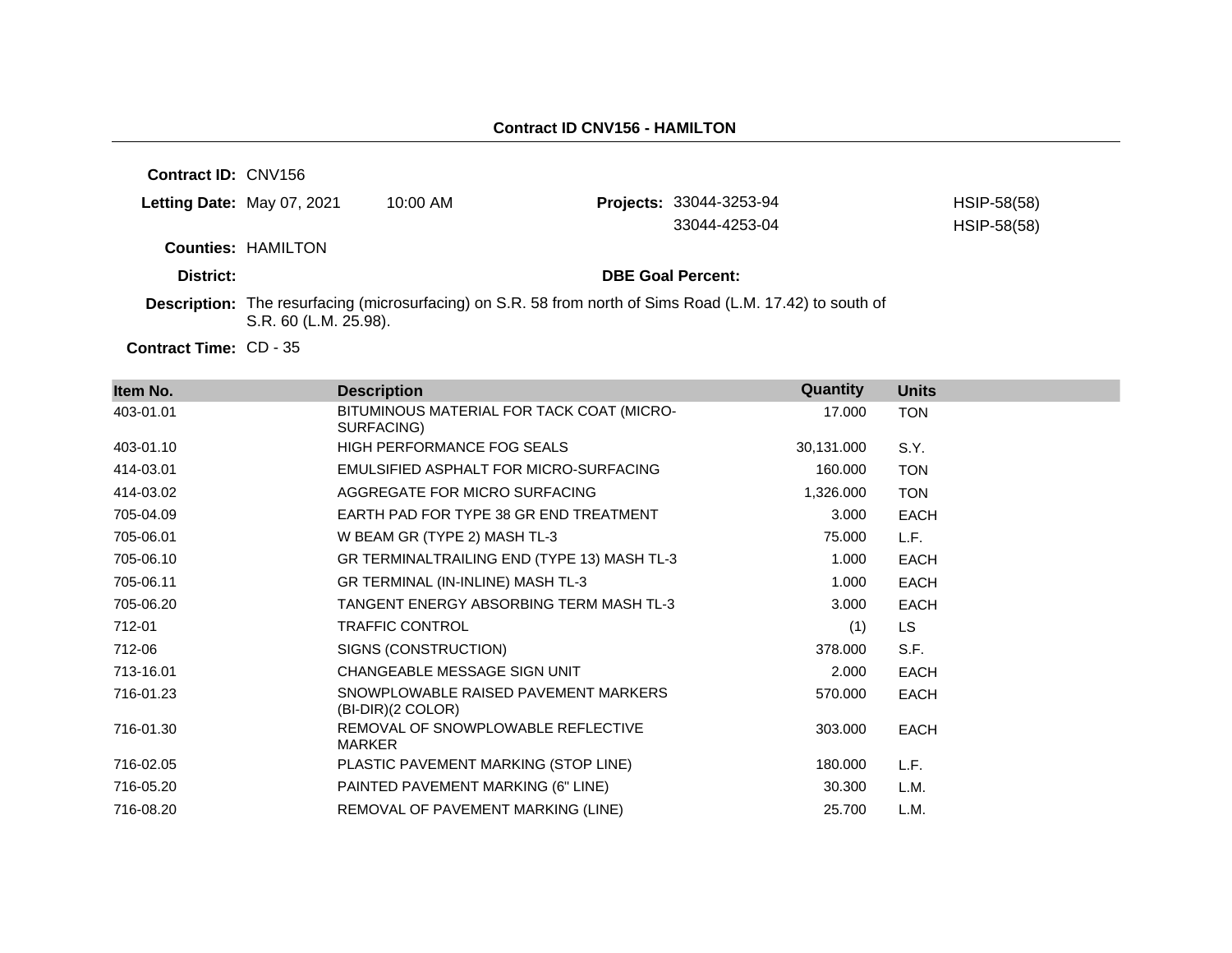## Contract ID CNV156 - HAMILTON

**Contract ID:** CNV156

**Letting Date:** May 07, 2021 10:00 AM

**Projects:** 33044-3253-94 HSIP-58(58)
33044-4253-04 HSIP-58(58)

**Counties:** HAMILTON

**District:**

**DBE Goal Percent:**

**Description:** The resurfacing (microsurfacing) on S.R. 58 from north of Sims Road (L.M. 17.42) to south of S.R. 60 (L.M. 25.98).

**Contract Time:** CD - 35

| Item No. | Description | Quantity | Units |
|---|---|---|---|
| 403-01.01 | BITUMINOUS MATERIAL FOR TACK COAT (MICRO-SURFACING) | 17.000 | TON |
| 403-01.10 | HIGH PERFORMANCE FOG SEALS | 30,131.000 | S.Y. |
| 414-03.01 | EMULSIFIED ASPHALT FOR MICRO-SURFACING | 160.000 | TON |
| 414-03.02 | AGGREGATE FOR MICRO SURFACING | 1,326.000 | TON |
| 705-04.09 | EARTH PAD FOR TYPE 38 GR END TREATMENT | 3.000 | EACH |
| 705-06.01 | W BEAM GR (TYPE 2) MASH TL-3 | 75.000 | L.F. |
| 705-06.10 | GR TERMINALTRAILING END (TYPE 13) MASH TL-3 | 1.000 | EACH |
| 705-06.11 | GR TERMINAL (IN-INLINE) MASH TL-3 | 1.000 | EACH |
| 705-06.20 | TANGENT ENERGY ABSORBING TERM MASH TL-3 | 3.000 | EACH |
| 712-01 | TRAFFIC CONTROL | (1) | LS |
| 712-06 | SIGNS (CONSTRUCTION) | 378.000 | S.F. |
| 713-16.01 | CHANGEABLE MESSAGE SIGN UNIT | 2.000 | EACH |
| 716-01.23 | SNOWPLOWABLE RAISED PAVEMENT MARKERS (BI-DIR)(2 COLOR) | 570.000 | EACH |
| 716-01.30 | REMOVAL OF SNOWPLOWABLE REFLECTIVE MARKER | 303.000 | EACH |
| 716-02.05 | PLASTIC PAVEMENT MARKING (STOP LINE) | 180.000 | L.F. |
| 716-05.20 | PAINTED PAVEMENT MARKING (6" LINE) | 30.300 | L.M. |
| 716-08.20 | REMOVAL OF PAVEMENT MARKING (LINE) | 25.700 | L.M. |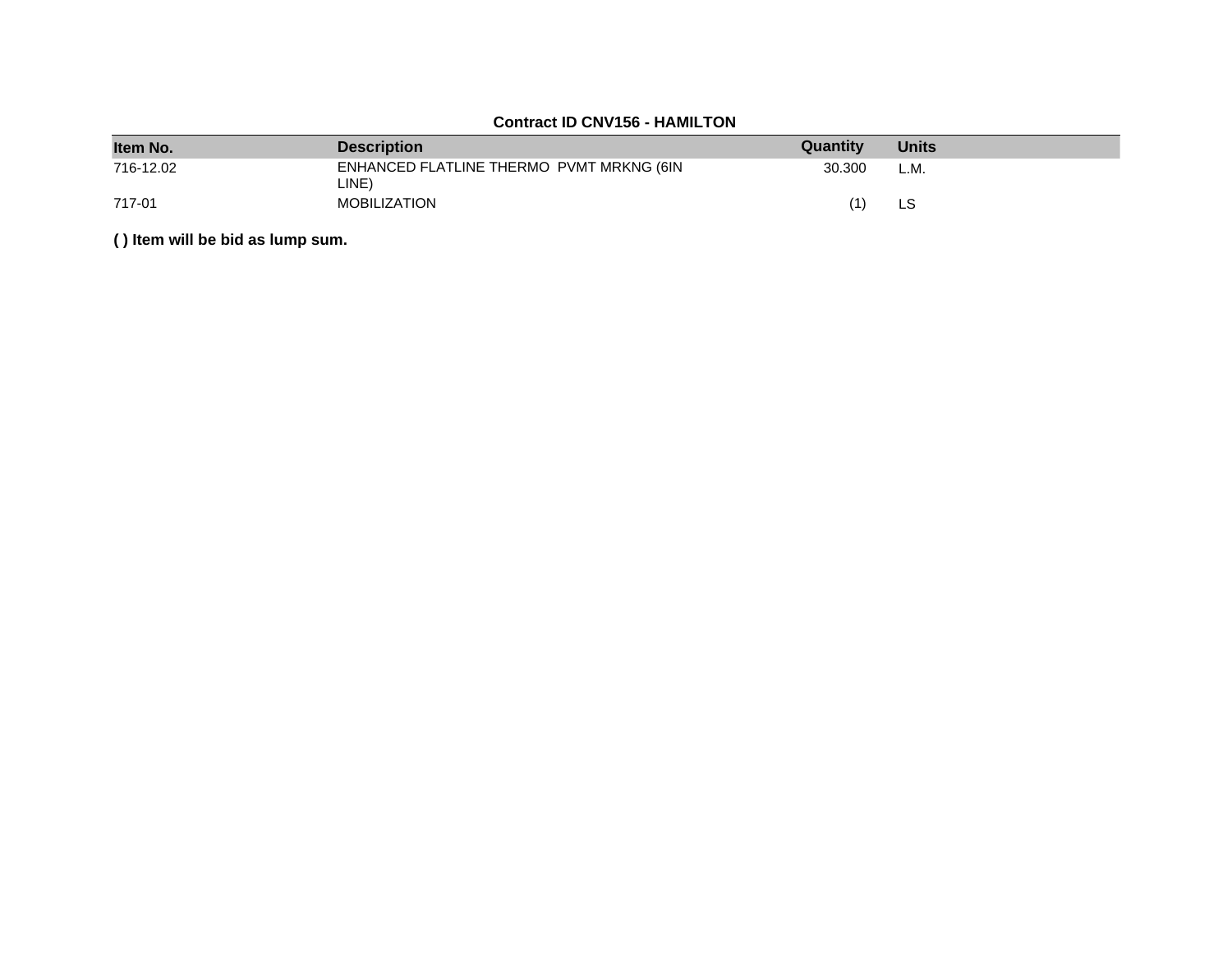**Contract ID CNV156 - HAMILTON**

| Item No. | Description | Quantity | Units |
| --- | --- | --- | --- |
| 716-12.02 | ENHANCED FLATLINE THERMO PVMT MRKNG (6IN LINE) | 30.300 | L.M. |
| 717-01 | MOBILIZATION | (1) | LS |

**( ) Item will be bid as lump sum.**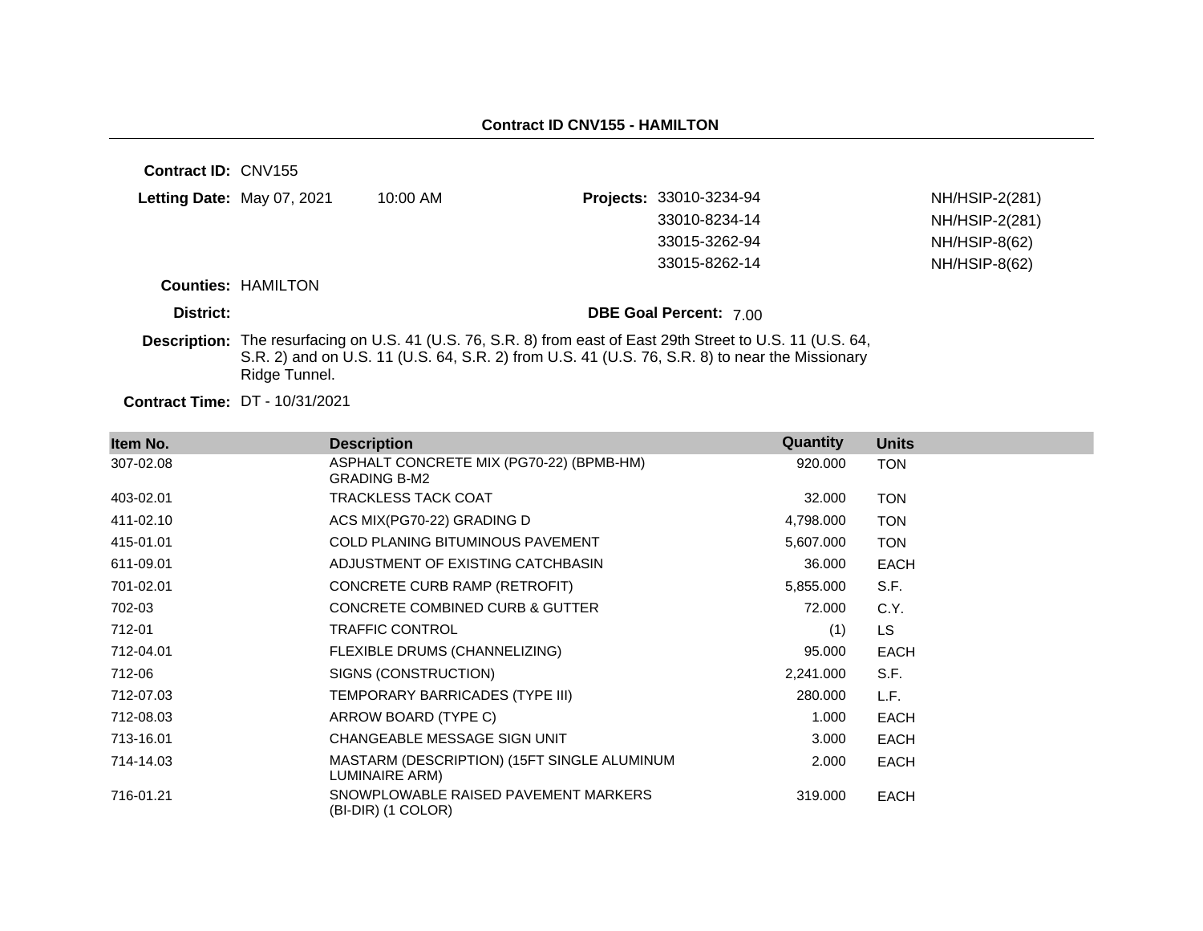## Contract ID CNV155 - HAMILTON

**Contract ID:** CNV155

**Letting Date:** May 07, 2021 10:00 AM

**Projects:**

| | |
|---|---|
| 33010-3234-94 | NH/HSIP-2(281) |
| 33010-8234-14 | NH/HSIP-2(281) |
| 33015-3262-94 | NH/HSIP-8(62) |
| 33015-8262-14 | NH/HSIP-8(62) |

**Counties:** HAMILTON

**District:**

**DBE Goal Percent:** 7.00

**Description:** The resurfacing on U.S. 41 (U.S. 76, S.R. 8) from east of East 29th Street to U.S. 11 (U.S. 64, S.R. 2) and on U.S. 11 (U.S. 64, S.R. 2) from U.S. 41 (U.S. 76, S.R. 8) to near the Missionary Ridge Tunnel.

**Contract Time:** DT - 10/31/2021

| Item No. | Description | Quantity | Units |
|---|---|---|---|
| 307-02.08 | ASPHALT CONCRETE MIX (PG70-22) (BPMB-HM) GRADING B-M2 | 920.000 | TON |
| 403-02.01 | TRACKLESS TACK COAT | 32.000 | TON |
| 411-02.10 | ACS MIX(PG70-22) GRADING D | 4,798.000 | TON |
| 415-01.01 | COLD PLANING BITUMINOUS PAVEMENT | 5,607.000 | TON |
| 611-09.01 | ADJUSTMENT OF EXISTING CATCHBASIN | 36.000 | EACH |
| 701-02.01 | CONCRETE CURB RAMP (RETROFIT) | 5,855.000 | S.F. |
| 702-03 | CONCRETE COMBINED CURB & GUTTER | 72.000 | C.Y. |
| 712-01 | TRAFFIC CONTROL | (1) | LS |
| 712-04.01 | FLEXIBLE DRUMS (CHANNELIZING) | 95.000 | EACH |
| 712-06 | SIGNS (CONSTRUCTION) | 2,241.000 | S.F. |
| 712-07.03 | TEMPORARY BARRICADES (TYPE III) | 280.000 | L.F. |
| 712-08.03 | ARROW BOARD (TYPE C) | 1.000 | EACH |
| 713-16.01 | CHANGEABLE MESSAGE SIGN UNIT | 3.000 | EACH |
| 714-14.03 | MASTARM (DESCRIPTION) (15FT SINGLE ALUMINUM LUMINAIRE ARM) | 2.000 | EACH |
| 716-01.21 | SNOWPLOWABLE RAISED PAVEMENT MARKERS (BI-DIR) (1 COLOR) | 319.000 | EACH |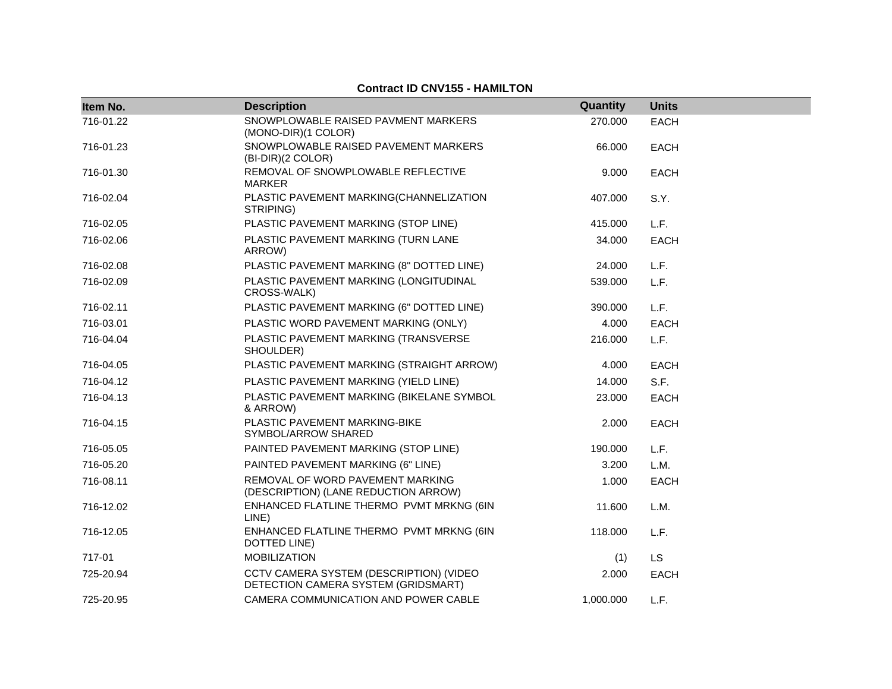**Contract ID CNV155 - HAMILTON**

| Item No. | Description | Quantity | Units |
|---|---|---|---|
| 716-01.22 | SNOWPLOWABLE RAISED PAVMENT MARKERS (MONO-DIR)(1 COLOR) | 270.000 | EACH |
| 716-01.23 | SNOWPLOWABLE RAISED PAVEMENT MARKERS (BI-DIR)(2 COLOR) | 66.000 | EACH |
| 716-01.30 | REMOVAL OF SNOWPLOWABLE REFLECTIVE MARKER | 9.000 | EACH |
| 716-02.04 | PLASTIC PAVEMENT MARKING(CHANNELIZATION STRIPING) | 407.000 | S.Y. |
| 716-02.05 | PLASTIC PAVEMENT MARKING (STOP LINE) | 415.000 | L.F. |
| 716-02.06 | PLASTIC PAVEMENT MARKING (TURN LANE ARROW) | 34.000 | EACH |
| 716-02.08 | PLASTIC PAVEMENT MARKING (8" DOTTED LINE) | 24.000 | L.F. |
| 716-02.09 | PLASTIC PAVEMENT MARKING (LONGITUDINAL CROSS-WALK) | 539.000 | L.F. |
| 716-02.11 | PLASTIC PAVEMENT MARKING (6" DOTTED LINE) | 390.000 | L.F. |
| 716-03.01 | PLASTIC WORD PAVEMENT MARKING (ONLY) | 4.000 | EACH |
| 716-04.04 | PLASTIC PAVEMENT MARKING (TRANSVERSE SHOULDER) | 216.000 | L.F. |
| 716-04.05 | PLASTIC PAVEMENT MARKING (STRAIGHT ARROW) | 4.000 | EACH |
| 716-04.12 | PLASTIC PAVEMENT MARKING (YIELD LINE) | 14.000 | S.F. |
| 716-04.13 | PLASTIC PAVEMENT MARKING (BIKELANE SYMBOL & ARROW) | 23.000 | EACH |
| 716-04.15 | PLASTIC PAVEMENT MARKING-BIKE SYMBOL/ARROW SHARED | 2.000 | EACH |
| 716-05.05 | PAINTED PAVEMENT MARKING (STOP LINE) | 190.000 | L.F. |
| 716-05.20 | PAINTED PAVEMENT MARKING (6" LINE) | 3.200 | L.M. |
| 716-08.11 | REMOVAL OF WORD PAVEMENT MARKING (DESCRIPTION) (LANE REDUCTION ARROW) | 1.000 | EACH |
| 716-12.02 | ENHANCED FLATLINE THERMO PVMT MRKNG (6IN LINE) | 11.600 | L.M. |
| 716-12.05 | ENHANCED FLATLINE THERMO PVMT MRKNG (6IN DOTTED LINE) | 118.000 | L.F. |
| 717-01 | MOBILIZATION | (1) | LS |
| 725-20.94 | CCTV CAMERA SYSTEM (DESCRIPTION) (VIDEO DETECTION CAMERA SYSTEM (GRIDSMART) | 2.000 | EACH |
| 725-20.95 | CAMERA COMMUNICATION AND POWER CABLE | 1,000.000 | L.F. |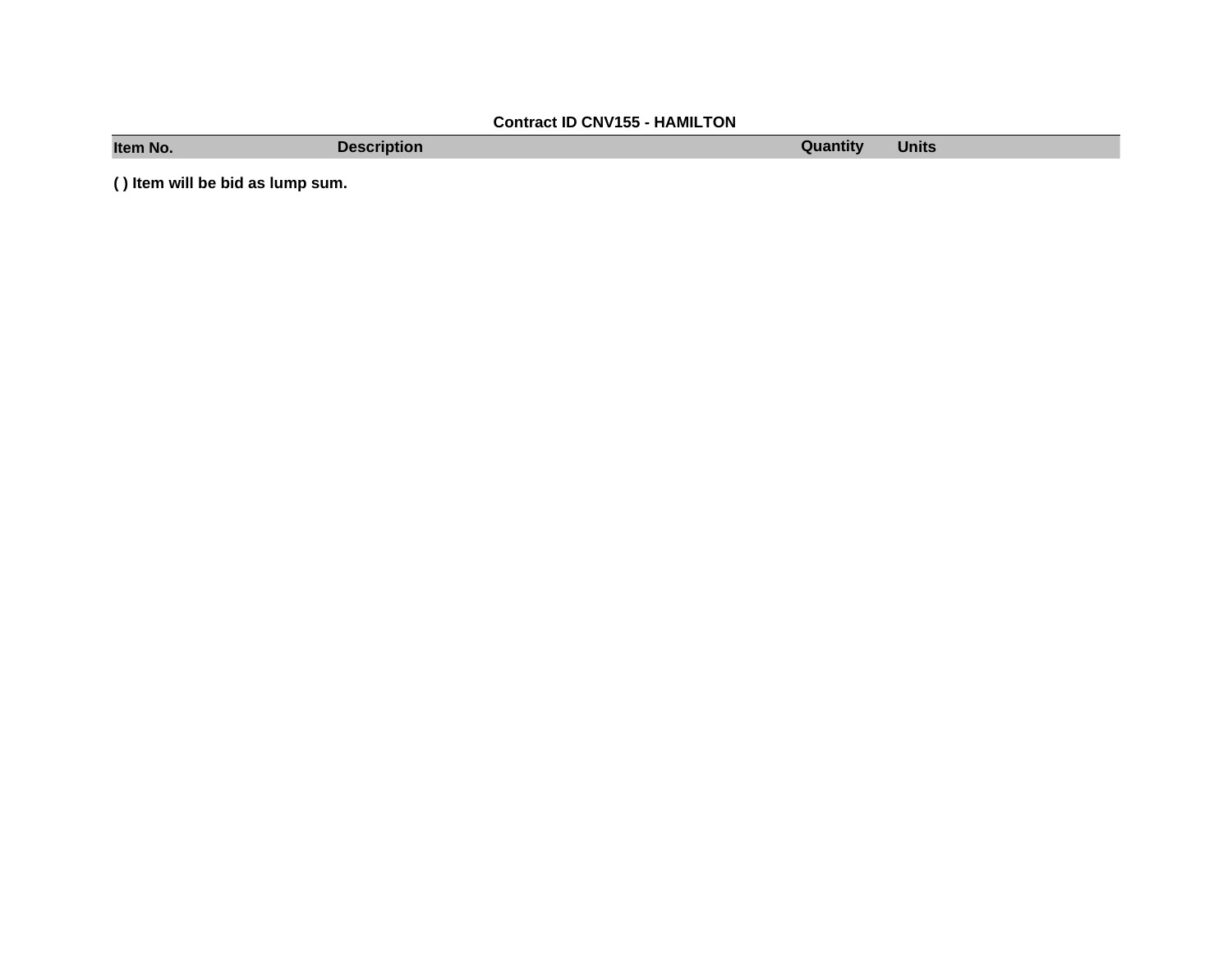**Contract ID CNV155 - HAMILTON**

| Item No. | Description | Quantity | Units |
|---|---|---|---|

**( ) Item will be bid as lump sum.**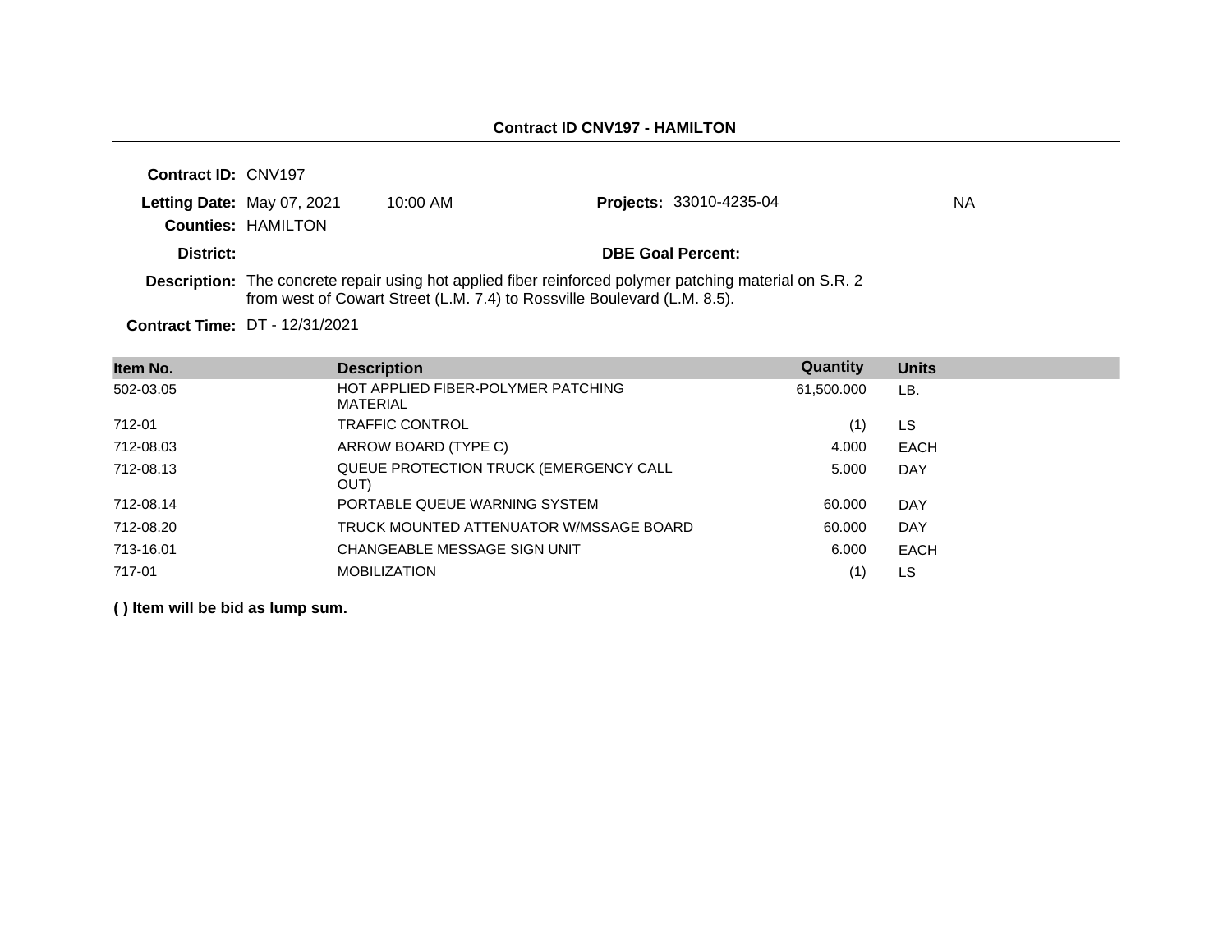**Contract ID CNV197 - HAMILTON**

**Contract ID:** CNV197

**Letting Date:** May 07, 2021 10:00 AM **Projects:** 33010-4235-04 NA

**Counties:** HAMILTON

**District:** **DBE Goal Percent:**

**Description:** The concrete repair using hot applied fiber reinforced polymer patching material on S.R. 2 from west of Cowart Street (L.M. 7.4) to Rossville Boulevard (L.M. 8.5).

**Contract Time:** DT - 12/31/2021

| Item No. | Description | Quantity | Units |
|---|---|---|---|
| 502-03.05 | HOT APPLIED FIBER-POLYMER PATCHING MATERIAL | 61,500.000 | LB. |
| 712-01 | TRAFFIC CONTROL | (1) | LS |
| 712-08.03 | ARROW BOARD (TYPE C) | 4.000 | EACH |
| 712-08.13 | QUEUE PROTECTION TRUCK (EMERGENCY CALL OUT) | 5.000 | DAY |
| 712-08.14 | PORTABLE QUEUE WARNING SYSTEM | 60.000 | DAY |
| 712-08.20 | TRUCK MOUNTED ATTENUATOR W/MSSAGE BOARD | 60.000 | DAY |
| 713-16.01 | CHANGEABLE MESSAGE SIGN UNIT | 6.000 | EACH |
| 717-01 | MOBILIZATION | (1) | LS |

**( ) Item will be bid as lump sum.**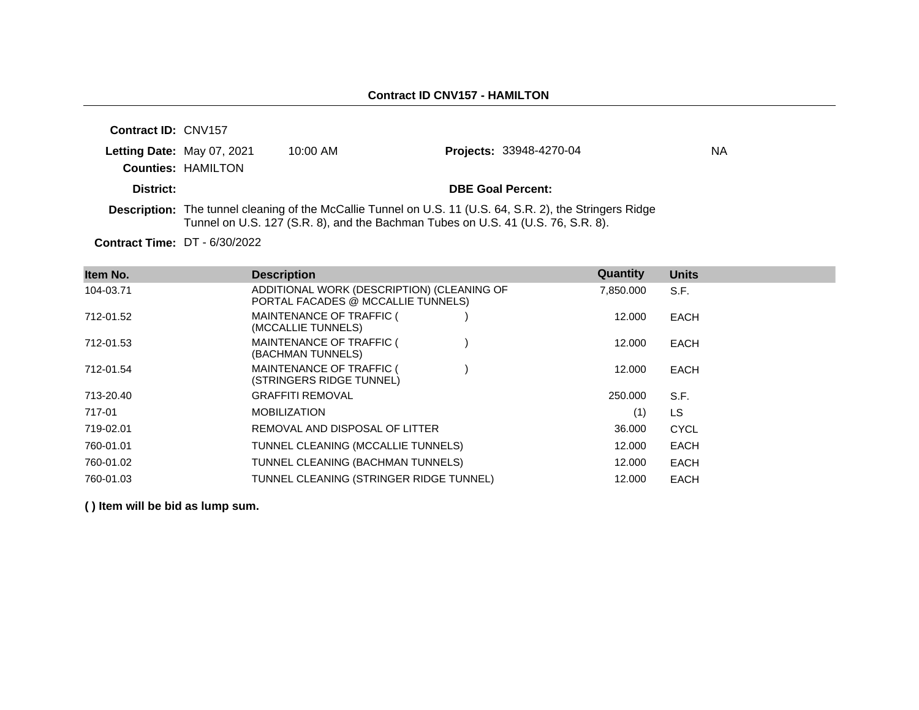**Contract ID CNV157 - HAMILTON**

**Contract ID:** CNV157

**Letting Date:** May 07, 2021 10:00 AM **Projects:** 33948-4270-04 NA

**Counties:** HAMILTON

**District:** **DBE Goal Percent:**

**Description:** The tunnel cleaning of the McCallie Tunnel on U.S. 11 (U.S. 64, S.R. 2), the Stringers Ridge Tunnel on U.S. 127 (S.R. 8), and the Bachman Tubes on U.S. 41 (U.S. 76, S.R. 8).

**Contract Time:** DT - 6/30/2022

| Item No. | Description | Quantity | Units |
|---|---|---|---|
| 104-03.71 | ADDITIONAL WORK (DESCRIPTION) (CLEANING OF PORTAL FACADES @ MCCALLIE TUNNELS) | 7,850.000 | S.F. |
| 712-01.52 | MAINTENANCE OF TRAFFIC ( ) (MCCALLIE TUNNELS) | 12.000 | EACH |
| 712-01.53 | MAINTENANCE OF TRAFFIC ( ) (BACHMAN TUNNELS) | 12.000 | EACH |
| 712-01.54 | MAINTENANCE OF TRAFFIC ( ) (STRINGERS RIDGE TUNNEL) | 12.000 | EACH |
| 713-20.40 | GRAFFITI REMOVAL | 250.000 | S.F. |
| 717-01 | MOBILIZATION | (1) | LS |
| 719-02.01 | REMOVAL AND DISPOSAL OF LITTER | 36.000 | CYCL |
| 760-01.01 | TUNNEL CLEANING (MCCALLIE TUNNELS) | 12.000 | EACH |
| 760-01.02 | TUNNEL CLEANING (BACHMAN TUNNELS) | 12.000 | EACH |
| 760-01.03 | TUNNEL CLEANING (STRINGER RIDGE TUNNEL) | 12.000 | EACH |

**( ) Item will be bid as lump sum.**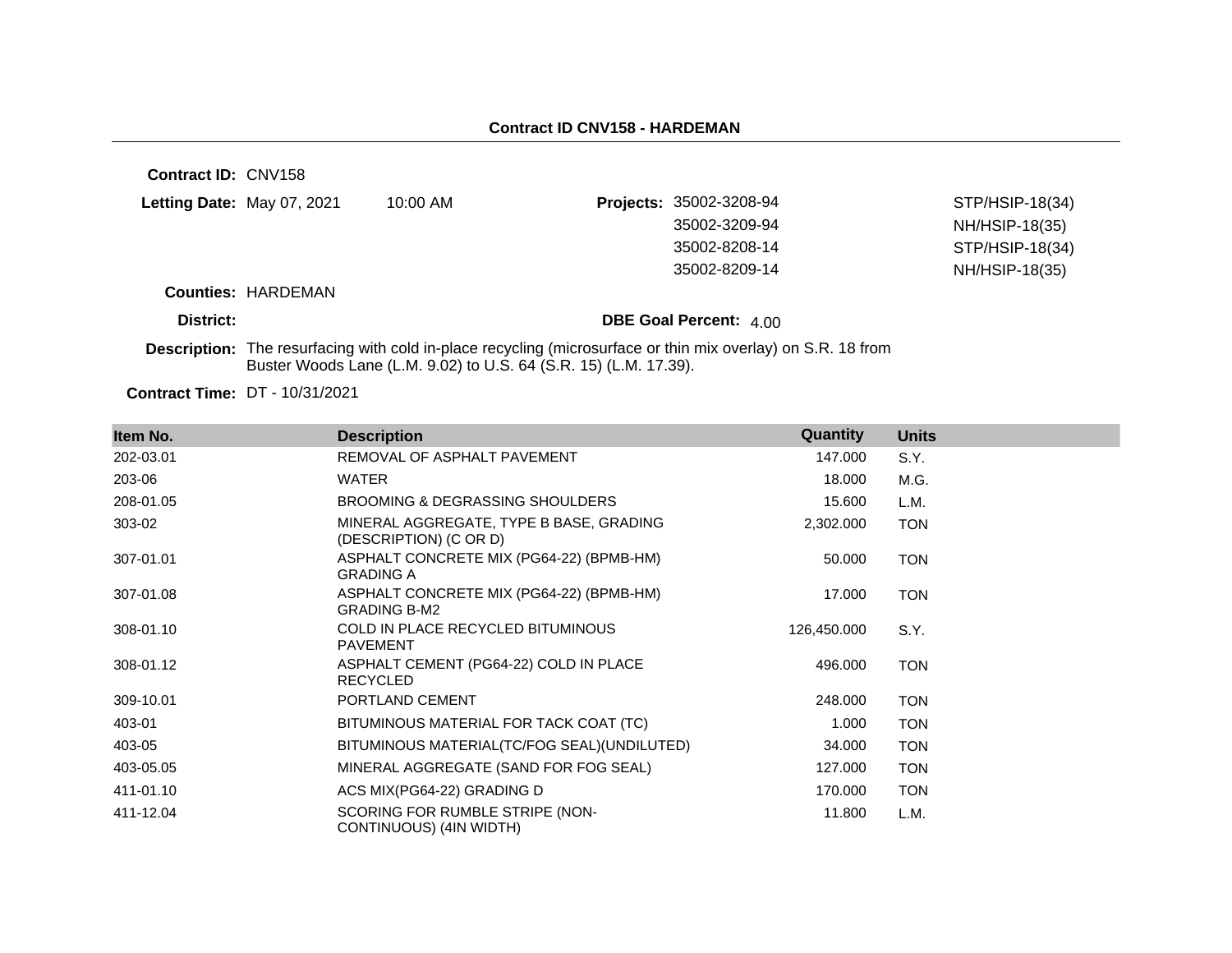## Contract ID CNV158 - HARDEMAN

**Contract ID:** CNV158

**Letting Date:** May 07, 2021 10:00 AM

**Projects:**

| | |
|---|---|
| 35002-3208-94 | STP/HSIP-18(34) |
| 35002-3209-94 | NH/HSIP-18(35) |
| 35002-8208-14 | STP/HSIP-18(34) |
| 35002-8209-14 | NH/HSIP-18(35) |

**Counties:** HARDEMAN

**District:**

**DBE Goal Percent:** 4.00

**Description:** The resurfacing with cold in-place recycling (microsurface or thin mix overlay) on S.R. 18 from Buster Woods Lane (L.M. 9.02) to U.S. 64 (S.R. 15) (L.M. 17.39).

**Contract Time:** DT - 10/31/2021

| Item No. | Description | Quantity | Units |
|---|---|---|---|
| 202-03.01 | REMOVAL OF ASPHALT PAVEMENT | 147.000 | S.Y. |
| 203-06 | WATER | 18.000 | M.G. |
| 208-01.05 | BROOMING & DEGRASSING SHOULDERS | 15.600 | L.M. |
| 303-02 | MINERAL AGGREGATE, TYPE B BASE, GRADING (DESCRIPTION) (C OR D) | 2,302.000 | TON |
| 307-01.01 | ASPHALT CONCRETE MIX (PG64-22) (BPMB-HM) GRADING A | 50.000 | TON |
| 307-01.08 | ASPHALT CONCRETE MIX (PG64-22) (BPMB-HM) GRADING B-M2 | 17.000 | TON |
| 308-01.10 | COLD IN PLACE RECYCLED BITUMINOUS PAVEMENT | 126,450.000 | S.Y. |
| 308-01.12 | ASPHALT CEMENT (PG64-22) COLD IN PLACE RECYCLED | 496.000 | TON |
| 309-10.01 | PORTLAND CEMENT | 248.000 | TON |
| 403-01 | BITUMINOUS MATERIAL FOR TACK COAT (TC) | 1.000 | TON |
| 403-05 | BITUMINOUS MATERIAL(TC/FOG SEAL)(UNDILUTED) | 34.000 | TON |
| 403-05.05 | MINERAL AGGREGATE (SAND FOR FOG SEAL) | 127.000 | TON |
| 411-01.10 | ACS MIX(PG64-22) GRADING D | 170.000 | TON |
| 411-12.04 | SCORING FOR RUMBLE STRIPE (NON-CONTINUOUS) (4IN WIDTH) | 11.800 | L.M. |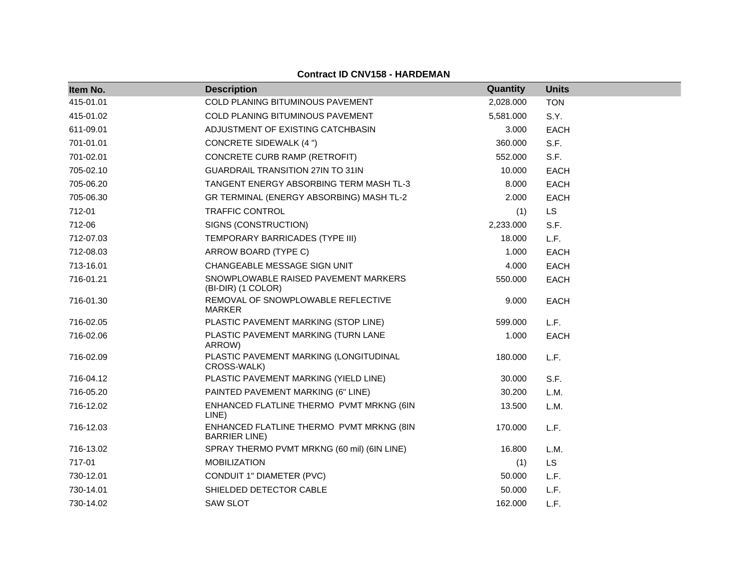**Contract ID CNV158 - HARDEMAN**

| Item No. | Description | Quantity | Units |
|---|---|---|---|
| 415-01.01 | COLD PLANING BITUMINOUS PAVEMENT | 2,028.000 | TON |
| 415-01.02 | COLD PLANING BITUMINOUS PAVEMENT | 5,581.000 | S.Y. |
| 611-09.01 | ADJUSTMENT OF EXISTING CATCHBASIN | 3.000 | EACH |
| 701-01.01 | CONCRETE SIDEWALK (4 ") | 360.000 | S.F. |
| 701-02.01 | CONCRETE CURB RAMP (RETROFIT) | 552.000 | S.F. |
| 705-02.10 | GUARDRAIL TRANSITION 27IN TO 31IN | 10.000 | EACH |
| 705-06.20 | TANGENT ENERGY ABSORBING TERM MASH TL-3 | 8.000 | EACH |
| 705-06.30 | GR TERMINAL (ENERGY ABSORBING) MASH TL-2 | 2.000 | EACH |
| 712-01 | TRAFFIC CONTROL | (1) | LS |
| 712-06 | SIGNS (CONSTRUCTION) | 2,233.000 | S.F. |
| 712-07.03 | TEMPORARY BARRICADES (TYPE III) | 18.000 | L.F. |
| 712-08.03 | ARROW BOARD (TYPE C) | 1.000 | EACH |
| 713-16.01 | CHANGEABLE MESSAGE SIGN UNIT | 4.000 | EACH |
| 716-01.21 | SNOWPLOWABLE RAISED PAVEMENT MARKERS (BI-DIR) (1 COLOR) | 550.000 | EACH |
| 716-01.30 | REMOVAL OF SNOWPLOWABLE REFLECTIVE MARKER | 9.000 | EACH |
| 716-02.05 | PLASTIC PAVEMENT MARKING (STOP LINE) | 599.000 | L.F. |
| 716-02.06 | PLASTIC PAVEMENT MARKING (TURN LANE ARROW) | 1.000 | EACH |
| 716-02.09 | PLASTIC PAVEMENT MARKING (LONGITUDINAL CROSS-WALK) | 180.000 | L.F. |
| 716-04.12 | PLASTIC PAVEMENT MARKING (YIELD LINE) | 30.000 | S.F. |
| 716-05.20 | PAINTED PAVEMENT MARKING (6" LINE) | 30.200 | L.M. |
| 716-12.02 | ENHANCED FLATLINE THERMO PVMT MRKNG (6IN LINE) | 13.500 | L.M. |
| 716-12.03 | ENHANCED FLATLINE THERMO PVMT MRKNG (8IN BARRIER LINE) | 170.000 | L.F. |
| 716-13.02 | SPRAY THERMO PVMT MRKNG (60 mil) (6IN LINE) | 16.800 | L.M. |
| 717-01 | MOBILIZATION | (1) | LS |
| 730-12.01 | CONDUIT 1" DIAMETER (PVC) | 50.000 | L.F. |
| 730-14.01 | SHIELDED DETECTOR CABLE | 50.000 | L.F. |
| 730-14.02 | SAW SLOT | 162.000 | L.F. |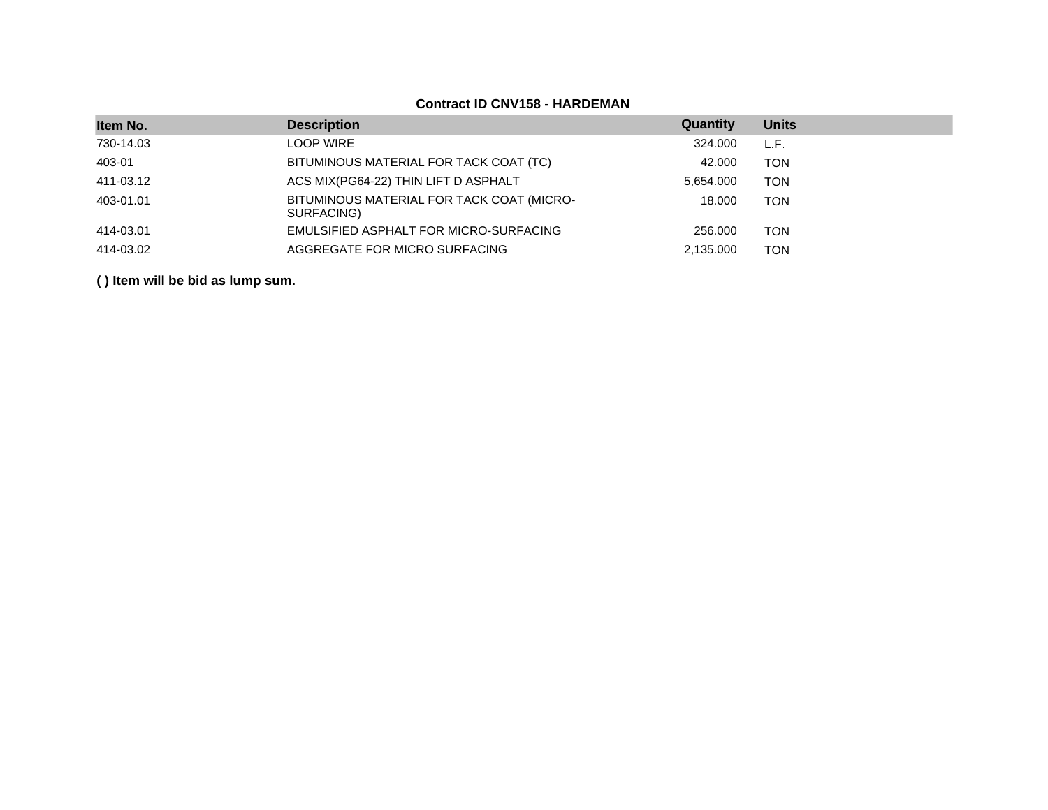**Contract ID CNV158 - HARDEMAN**

| Item No. | Description | Quantity | Units |
|---|---|---|---|
| 730-14.03 | LOOP WIRE | 324.000 | L.F. |
| 403-01 | BITUMINOUS MATERIAL FOR TACK COAT (TC) | 42.000 | TON |
| 411-03.12 | ACS MIX(PG64-22) THIN LIFT D ASPHALT | 5,654.000 | TON |
| 403-01.01 | BITUMINOUS MATERIAL FOR TACK COAT (MICRO-SURFACING) | 18.000 | TON |
| 414-03.01 | EMULSIFIED ASPHALT FOR MICRO-SURFACING | 256.000 | TON |
| 414-03.02 | AGGREGATE FOR MICRO SURFACING | 2,135.000 | TON |

**( ) Item will be bid as lump sum.**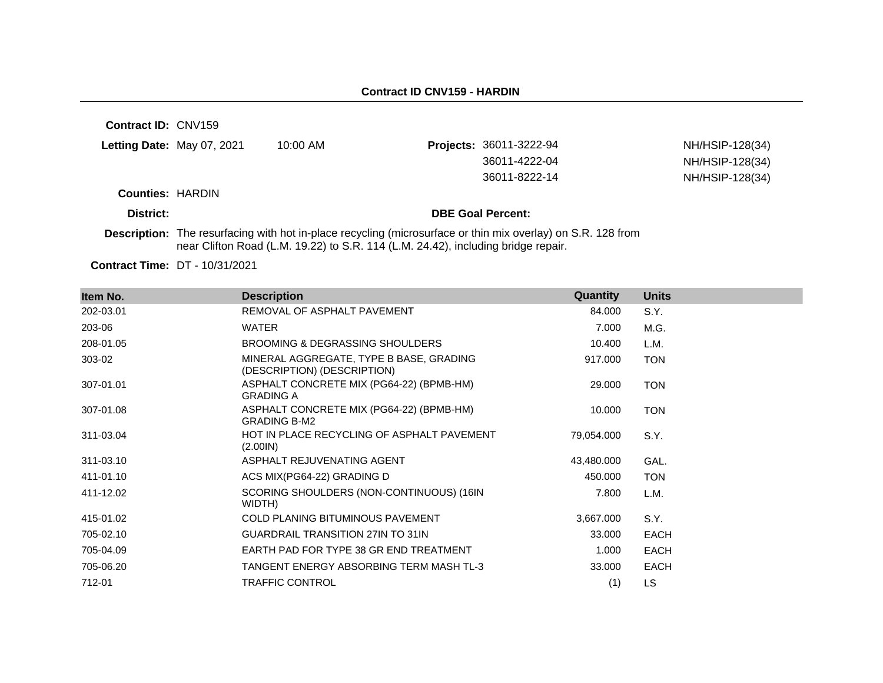## Contract ID CNV159 - HARDIN

**Contract ID:** CNV159

**Letting Date:** May 07, 2021 10:00 AM

**Projects:**

| | |
|---|---|
| 36011-3222-94 | NH/HSIP-128(34) |
| 36011-4222-04 | NH/HSIP-128(34) |
| 36011-8222-14 | NH/HSIP-128(34) |

**Counties:** HARDIN

**District:**

**DBE Goal Percent:**

**Description:** The resurfacing with hot in-place recycling (microsurface or thin mix overlay) on S.R. 128 from near Clifton Road (L.M. 19.22) to S.R. 114 (L.M. 24.42), including bridge repair.

**Contract Time:** DT - 10/31/2021

| Item No. | Description | Quantity | Units |
|---|---|---|---|
| 202-03.01 | REMOVAL OF ASPHALT PAVEMENT | 84.000 | S.Y. |
| 203-06 | WATER | 7.000 | M.G. |
| 208-01.05 | BROOMING & DEGRASSING SHOULDERS | 10.400 | L.M. |
| 303-02 | MINERAL AGGREGATE, TYPE B BASE, GRADING (DESCRIPTION) (DESCRIPTION) | 917.000 | TON |
| 307-01.01 | ASPHALT CONCRETE MIX (PG64-22) (BPMB-HM) GRADING A | 29.000 | TON |
| 307-01.08 | ASPHALT CONCRETE MIX (PG64-22) (BPMB-HM) GRADING B-M2 | 10.000 | TON |
| 311-03.04 | HOT IN PLACE RECYCLING OF ASPHALT PAVEMENT (2.00IN) | 79,054.000 | S.Y. |
| 311-03.10 | ASPHALT REJUVENATING AGENT | 43,480.000 | GAL. |
| 411-01.10 | ACS MIX(PG64-22) GRADING D | 450.000 | TON |
| 411-12.02 | SCORING SHOULDERS (NON-CONTINUOUS) (16IN WIDTH) | 7.800 | L.M. |
| 415-01.02 | COLD PLANING BITUMINOUS PAVEMENT | 3,667.000 | S.Y. |
| 705-02.10 | GUARDRAIL TRANSITION 27IN TO 31IN | 33.000 | EACH |
| 705-04.09 | EARTH PAD FOR TYPE 38 GR END TREATMENT | 1.000 | EACH |
| 705-06.20 | TANGENT ENERGY ABSORBING TERM MASH TL-3 | 33.000 | EACH |
| 712-01 | TRAFFIC CONTROL | (1) | LS |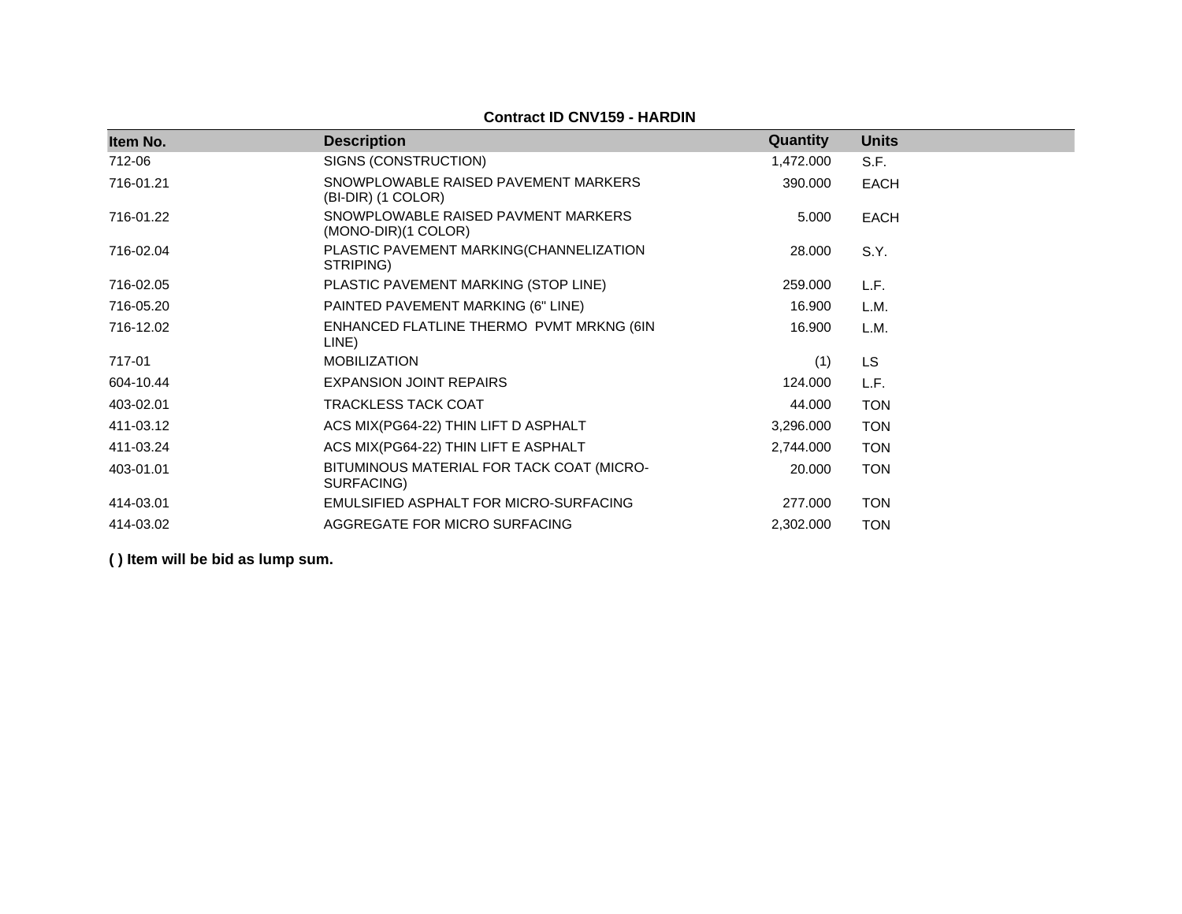**Contract ID CNV159 - HARDIN**

| Item No. | Description | Quantity | Units |
| --- | --- | --- | --- |
| 712-06 | SIGNS (CONSTRUCTION) | 1,472.000 | S.F. |
| 716-01.21 | SNOWPLOWABLE RAISED PAVEMENT MARKERS (BI-DIR) (1 COLOR) | 390.000 | EACH |
| 716-01.22 | SNOWPLOWABLE RAISED PAVMENT MARKERS (MONO-DIR)(1 COLOR) | 5.000 | EACH |
| 716-02.04 | PLASTIC PAVEMENT MARKING(CHANNELIZATION STRIPING) | 28.000 | S.Y. |
| 716-02.05 | PLASTIC PAVEMENT MARKING (STOP LINE) | 259.000 | L.F. |
| 716-05.20 | PAINTED PAVEMENT MARKING (6" LINE) | 16.900 | L.M. |
| 716-12.02 | ENHANCED FLATLINE THERMO PVMT MRKNG (6IN LINE) | 16.900 | L.M. |
| 717-01 | MOBILIZATION | (1) | LS |
| 604-10.44 | EXPANSION JOINT REPAIRS | 124.000 | L.F. |
| 403-02.01 | TRACKLESS TACK COAT | 44.000 | TON |
| 411-03.12 | ACS MIX(PG64-22) THIN LIFT D ASPHALT | 3,296.000 | TON |
| 411-03.24 | ACS MIX(PG64-22) THIN LIFT E ASPHALT | 2,744.000 | TON |
| 403-01.01 | BITUMINOUS MATERIAL FOR TACK COAT (MICRO-SURFACING) | 20.000 | TON |
| 414-03.01 | EMULSIFIED ASPHALT FOR MICRO-SURFACING | 277.000 | TON |
| 414-03.02 | AGGREGATE FOR MICRO SURFACING | 2,302.000 | TON |

**( ) Item will be bid as lump sum.**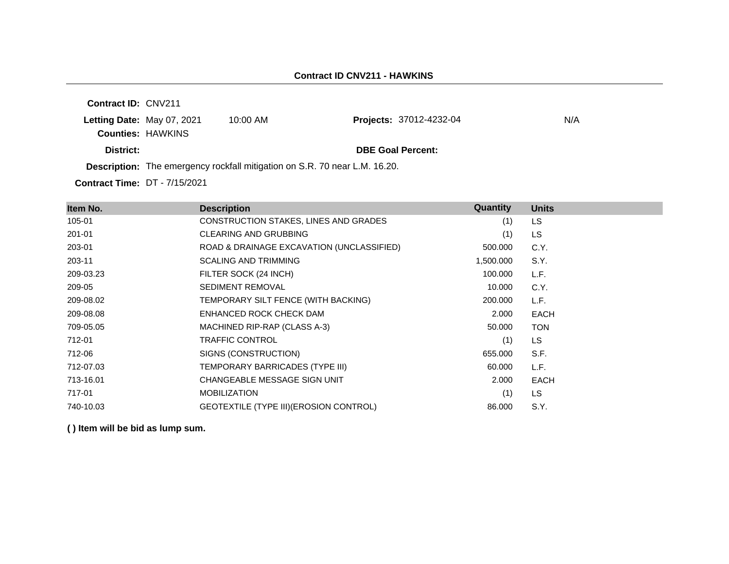## Contract ID CNV211 - HAWKINS

**Contract ID:** CNV211

**Letting Date:** May 07, 2021 10:00 AM **Projects:** 37012-4232-04 N/A

**Counties:** HAWKINS

**District:** **DBE Goal Percent:**

**Description:** The emergency rockfall mitigation on S.R. 70 near L.M. 16.20.

**Contract Time:** DT - 7/15/2021

| Item No. | Description | Quantity | Units |
|---|---|---|---|
| 105-01 | CONSTRUCTION STAKES, LINES AND GRADES | (1) | LS |
| 201-01 | CLEARING AND GRUBBING | (1) | LS |
| 203-01 | ROAD & DRAINAGE EXCAVATION (UNCLASSIFIED) | 500.000 | C.Y. |
| 203-11 | SCALING AND TRIMMING | 1,500.000 | S.Y. |
| 209-03.23 | FILTER SOCK (24 INCH) | 100.000 | L.F. |
| 209-05 | SEDIMENT REMOVAL | 10.000 | C.Y. |
| 209-08.02 | TEMPORARY SILT FENCE (WITH BACKING) | 200.000 | L.F. |
| 209-08.08 | ENHANCED ROCK CHECK DAM | 2.000 | EACH |
| 709-05.05 | MACHINED RIP-RAP (CLASS A-3) | 50.000 | TON |
| 712-01 | TRAFFIC CONTROL | (1) | LS |
| 712-06 | SIGNS (CONSTRUCTION) | 655.000 | S.F. |
| 712-07.03 | TEMPORARY BARRICADES (TYPE III) | 60.000 | L.F. |
| 713-16.01 | CHANGEABLE MESSAGE SIGN UNIT | 2.000 | EACH |
| 717-01 | MOBILIZATION | (1) | LS |
| 740-10.03 | GEOTEXTILE (TYPE III)(EROSION CONTROL) | 86.000 | S.Y. |

**( ) Item will be bid as lump sum.**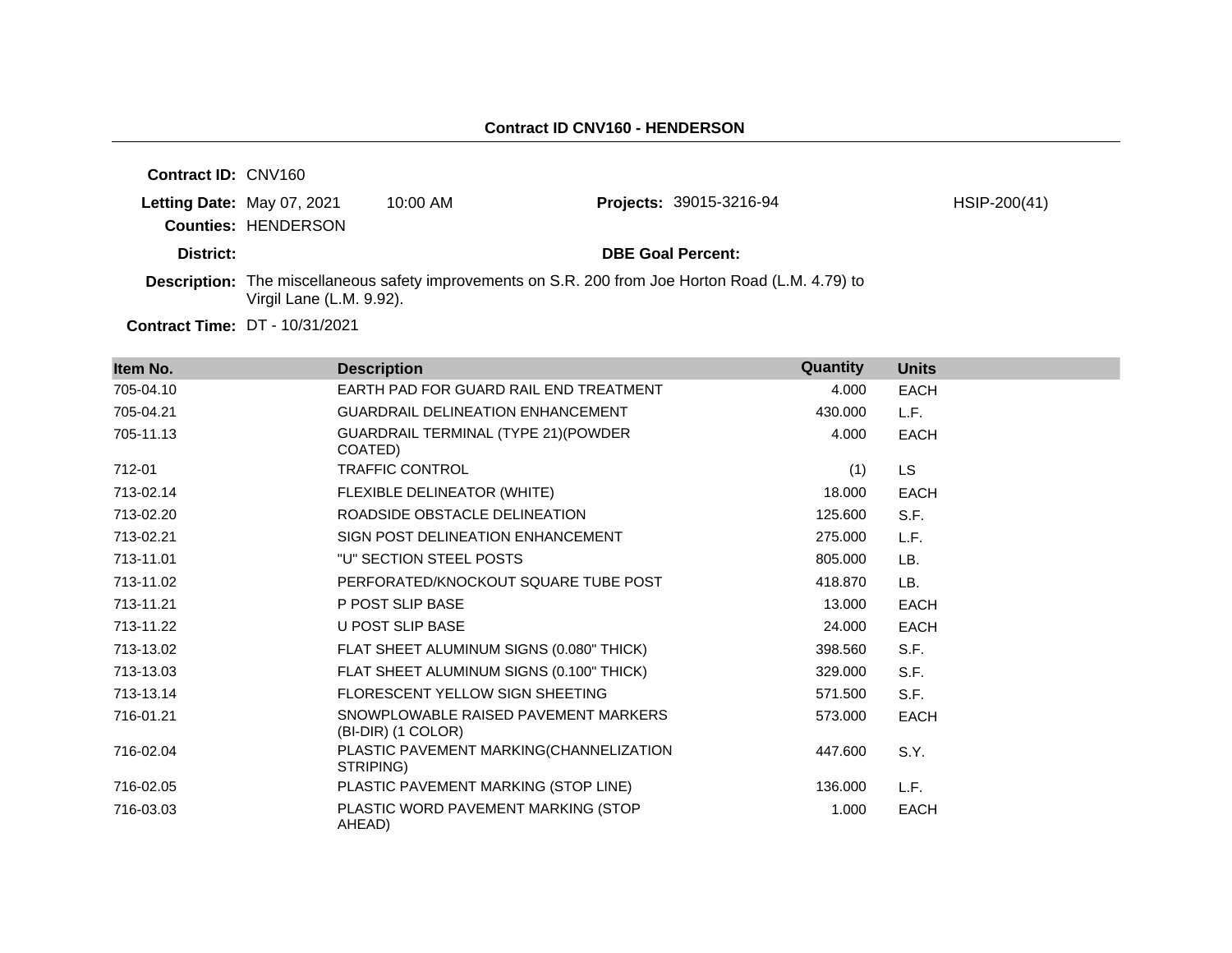**Contract ID CNV160 - HENDERSON**

---

**Contract ID:** CNV160

**Letting Date:** May 07, 2021 10:00 AM **Projects:** 39015-3216-94 HSIP-200(41)

**Counties:** HENDERSON

**District:** **DBE Goal Percent:**

**Description:** The miscellaneous safety improvements on S.R. 200 from Joe Horton Road (L.M. 4.79) to Virgil Lane (L.M. 9.92).

**Contract Time:** DT - 10/31/2021

| Item No. | Description | Quantity | Units |
|---|---|---|---|
| 705-04.10 | EARTH PAD FOR GUARD RAIL END TREATMENT | 4.000 | EACH |
| 705-04.21 | GUARDRAIL DELINEATION ENHANCEMENT | 430.000 | L.F. |
| 705-11.13 | GUARDRAIL TERMINAL (TYPE 21)(POWDER COATED) | 4.000 | EACH |
| 712-01 | TRAFFIC CONTROL | (1) | LS |
| 713-02.14 | FLEXIBLE DELINEATOR (WHITE) | 18.000 | EACH |
| 713-02.20 | ROADSIDE OBSTACLE DELINEATION | 125.600 | S.F. |
| 713-02.21 | SIGN POST DELINEATION ENHANCEMENT | 275.000 | L.F. |
| 713-11.01 | "U" SECTION STEEL POSTS | 805.000 | LB. |
| 713-11.02 | PERFORATED/KNOCKOUT SQUARE TUBE POST | 418.870 | LB. |
| 713-11.21 | P POST SLIP BASE | 13.000 | EACH |
| 713-11.22 | U POST SLIP BASE | 24.000 | EACH |
| 713-13.02 | FLAT SHEET ALUMINUM SIGNS (0.080" THICK) | 398.560 | S.F. |
| 713-13.03 | FLAT SHEET ALUMINUM SIGNS (0.100" THICK) | 329.000 | S.F. |
| 713-13.14 | FLORESCENT YELLOW SIGN SHEETING | 571.500 | S.F. |
| 716-01.21 | SNOWPLOWABLE RAISED PAVEMENT MARKERS (BI-DIR) (1 COLOR) | 573.000 | EACH |
| 716-02.04 | PLASTIC PAVEMENT MARKING(CHANNELIZATION STRIPING) | 447.600 | S.Y. |
| 716-02.05 | PLASTIC PAVEMENT MARKING (STOP LINE) | 136.000 | L.F. |
| 716-03.03 | PLASTIC WORD PAVEMENT MARKING (STOP AHEAD) | 1.000 | EACH |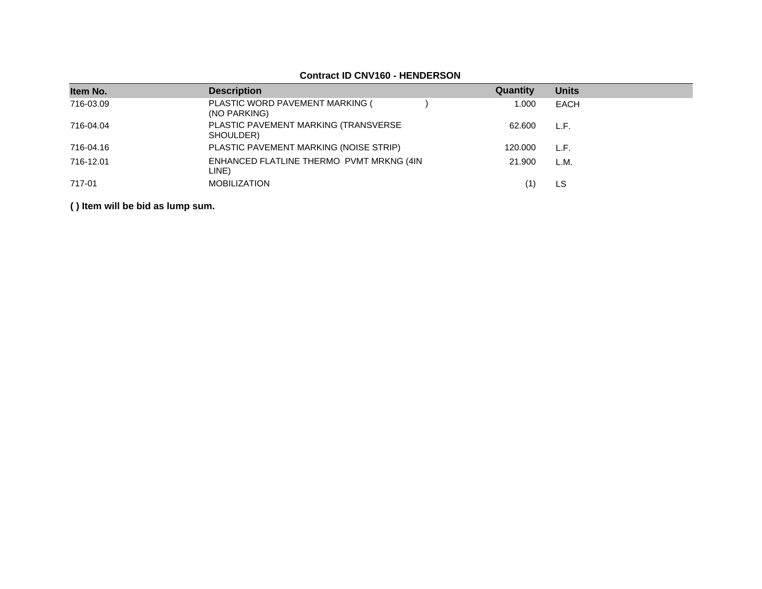**Contract ID CNV160 - HENDERSON**

| Item No. | Description | Quantity | Units |
|---|---|---|---|
| 716-03.09 | PLASTIC WORD PAVEMENT MARKING ( ) (NO PARKING) | 1.000 | EACH |
| 716-04.04 | PLASTIC PAVEMENT MARKING (TRANSVERSE SHOULDER) | 62.600 | L.F. |
| 716-04.16 | PLASTIC PAVEMENT MARKING (NOISE STRIP) | 120.000 | L.F. |
| 716-12.01 | ENHANCED FLATLINE THERMO PVMT MRKNG (4IN LINE) | 21.900 | L.M. |
| 717-01 | MOBILIZATION | (1) | LS |

**( ) Item will be bid as lump sum.**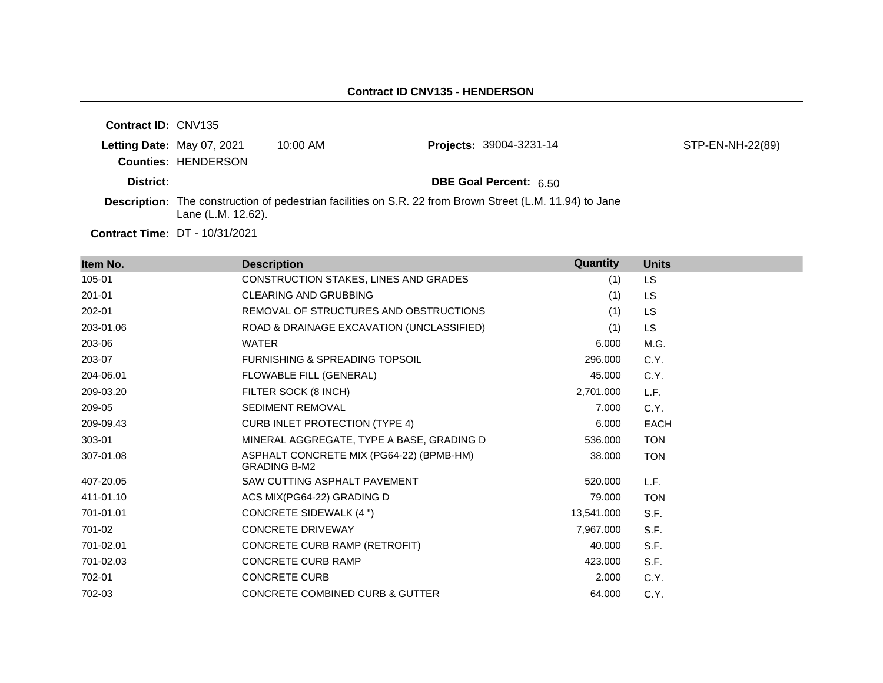## Contract ID CNV135 - HENDERSON

**Contract ID:** CNV135

**Letting Date:** May 07, 2021 10:00 AM

**Projects:** 39004-3231-14 STP-EN-NH-22(89)

**Counties:** HENDERSON

**District:**

**DBE Goal Percent:** 6.50

**Description:** The construction of pedestrian facilities on S.R. 22 from Brown Street (L.M. 11.94) to Jane Lane (L.M. 12.62).

**Contract Time:** DT - 10/31/2021

| Item No. | Description | Quantity | Units |
|---|---|---|---|
| 105-01 | CONSTRUCTION STAKES, LINES AND GRADES | (1) | LS |
| 201-01 | CLEARING AND GRUBBING | (1) | LS |
| 202-01 | REMOVAL OF STRUCTURES AND OBSTRUCTIONS | (1) | LS |
| 203-01.06 | ROAD & DRAINAGE EXCAVATION (UNCLASSIFIED) | (1) | LS |
| 203-06 | WATER | 6.000 | M.G. |
| 203-07 | FURNISHING & SPREADING TOPSOIL | 296.000 | C.Y. |
| 204-06.01 | FLOWABLE FILL (GENERAL) | 45.000 | C.Y. |
| 209-03.20 | FILTER SOCK (8 INCH) | 2,701.000 | L.F. |
| 209-05 | SEDIMENT REMOVAL | 7.000 | C.Y. |
| 209-09.43 | CURB INLET PROTECTION (TYPE 4) | 6.000 | EACH |
| 303-01 | MINERAL AGGREGATE, TYPE A BASE, GRADING D | 536.000 | TON |
| 307-01.08 | ASPHALT CONCRETE MIX (PG64-22) (BPMB-HM) GRADING B-M2 | 38.000 | TON |
| 407-20.05 | SAW CUTTING ASPHALT PAVEMENT | 520.000 | L.F. |
| 411-01.10 | ACS MIX(PG64-22) GRADING D | 79.000 | TON |
| 701-01.01 | CONCRETE SIDEWALK (4 ") | 13,541.000 | S.F. |
| 701-02 | CONCRETE DRIVEWAY | 7,967.000 | S.F. |
| 701-02.01 | CONCRETE CURB RAMP (RETROFIT) | 40.000 | S.F. |
| 701-02.03 | CONCRETE CURB RAMP | 423.000 | S.F. |
| 702-01 | CONCRETE CURB | 2.000 | C.Y. |
| 702-03 | CONCRETE COMBINED CURB & GUTTER | 64.000 | C.Y. |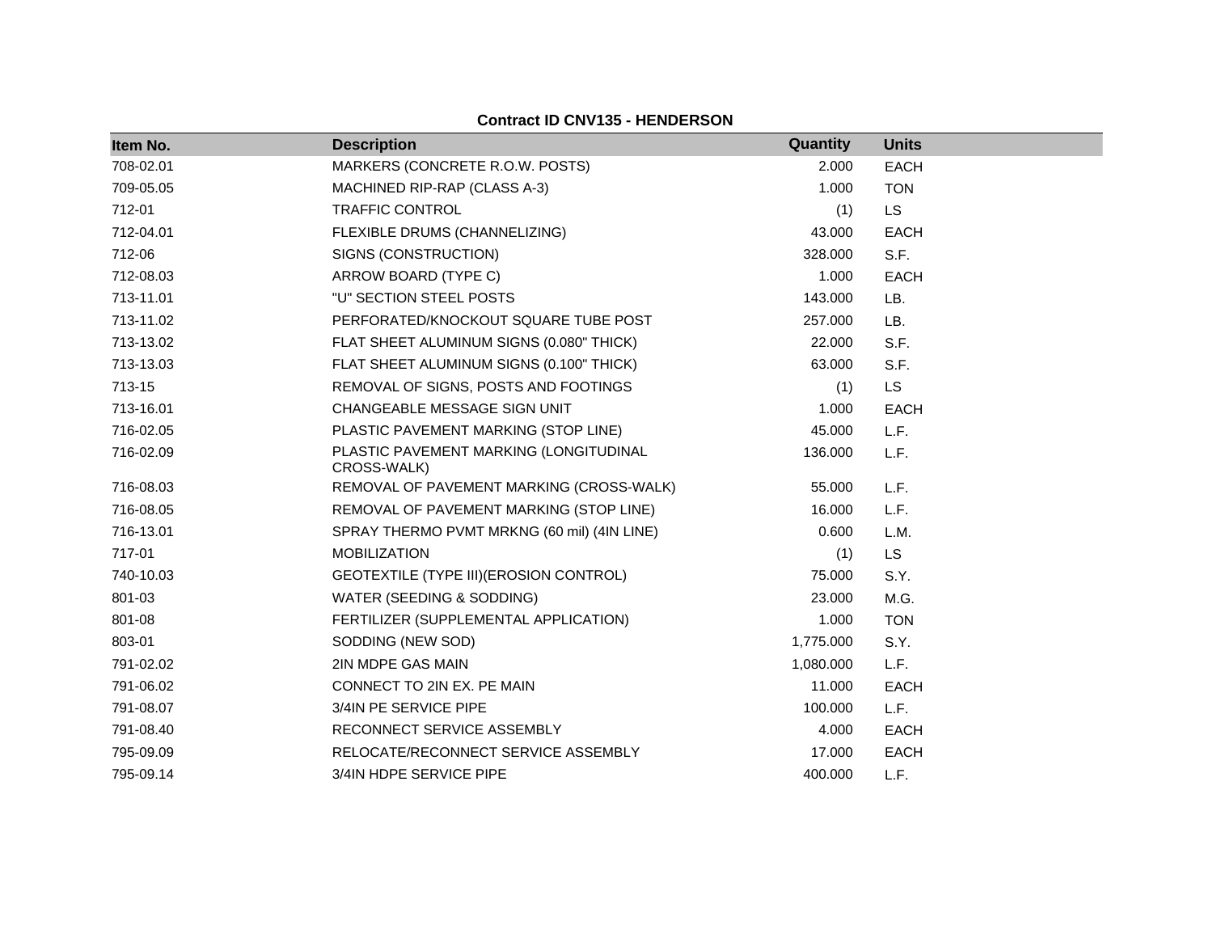**Contract ID CNV135 - HENDERSON**

| Item No. | Description | Quantity | Units |
|---|---|---|---|
| 708-02.01 | MARKERS (CONCRETE R.O.W. POSTS) | 2.000 | EACH |
| 709-05.05 | MACHINED RIP-RAP (CLASS A-3) | 1.000 | TON |
| 712-01 | TRAFFIC CONTROL | (1) | LS |
| 712-04.01 | FLEXIBLE DRUMS (CHANNELIZING) | 43.000 | EACH |
| 712-06 | SIGNS (CONSTRUCTION) | 328.000 | S.F. |
| 712-08.03 | ARROW BOARD (TYPE C) | 1.000 | EACH |
| 713-11.01 | "U" SECTION STEEL POSTS | 143.000 | LB. |
| 713-11.02 | PERFORATED/KNOCKOUT SQUARE TUBE POST | 257.000 | LB. |
| 713-13.02 | FLAT SHEET ALUMINUM SIGNS (0.080" THICK) | 22.000 | S.F. |
| 713-13.03 | FLAT SHEET ALUMINUM SIGNS (0.100" THICK) | 63.000 | S.F. |
| 713-15 | REMOVAL OF SIGNS, POSTS AND FOOTINGS | (1) | LS |
| 713-16.01 | CHANGEABLE MESSAGE SIGN UNIT | 1.000 | EACH |
| 716-02.05 | PLASTIC PAVEMENT MARKING (STOP LINE) | 45.000 | L.F. |
| 716-02.09 | PLASTIC PAVEMENT MARKING (LONGITUDINAL CROSS-WALK) | 136.000 | L.F. |
| 716-08.03 | REMOVAL OF PAVEMENT MARKING (CROSS-WALK) | 55.000 | L.F. |
| 716-08.05 | REMOVAL OF PAVEMENT MARKING (STOP LINE) | 16.000 | L.F. |
| 716-13.01 | SPRAY THERMO PVMT MRKNG (60 mil) (4IN LINE) | 0.600 | L.M. |
| 717-01 | MOBILIZATION | (1) | LS |
| 740-10.03 | GEOTEXTILE (TYPE III)(EROSION CONTROL) | 75.000 | S.Y. |
| 801-03 | WATER (SEEDING & SODDING) | 23.000 | M.G. |
| 801-08 | FERTILIZER (SUPPLEMENTAL APPLICATION) | 1.000 | TON |
| 803-01 | SODDING (NEW SOD) | 1,775.000 | S.Y. |
| 791-02.02 | 2IN MDPE GAS MAIN | 1,080.000 | L.F. |
| 791-06.02 | CONNECT TO 2IN EX. PE MAIN | 11.000 | EACH |
| 791-08.07 | 3/4IN PE SERVICE PIPE | 100.000 | L.F. |
| 791-08.40 | RECONNECT SERVICE ASSEMBLY | 4.000 | EACH |
| 795-09.09 | RELOCATE/RECONNECT SERVICE ASSEMBLY | 17.000 | EACH |
| 795-09.14 | 3/4IN HDPE SERVICE PIPE | 400.000 | L.F. |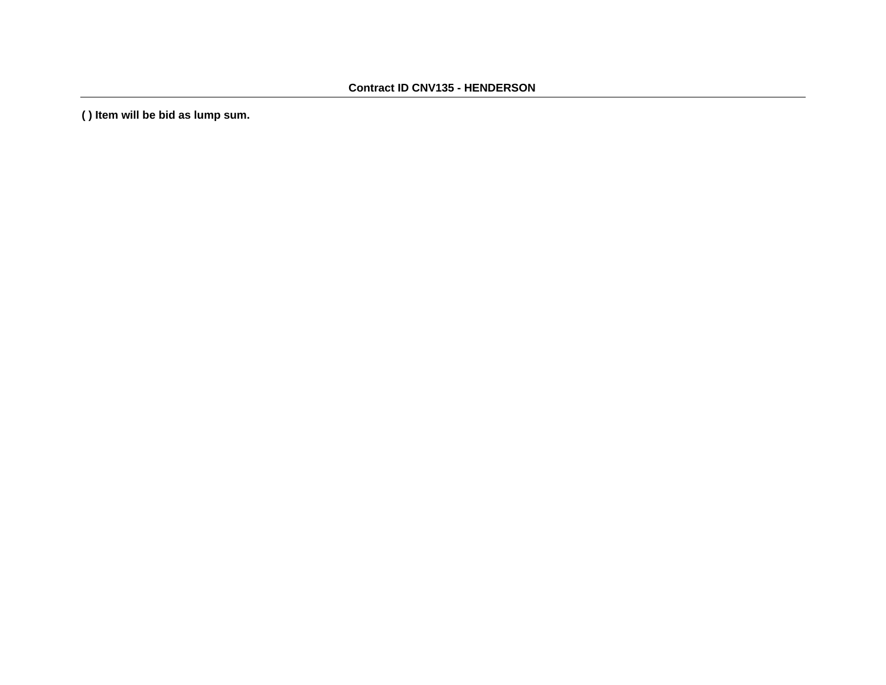**( ) Item will be bid as lump sum.**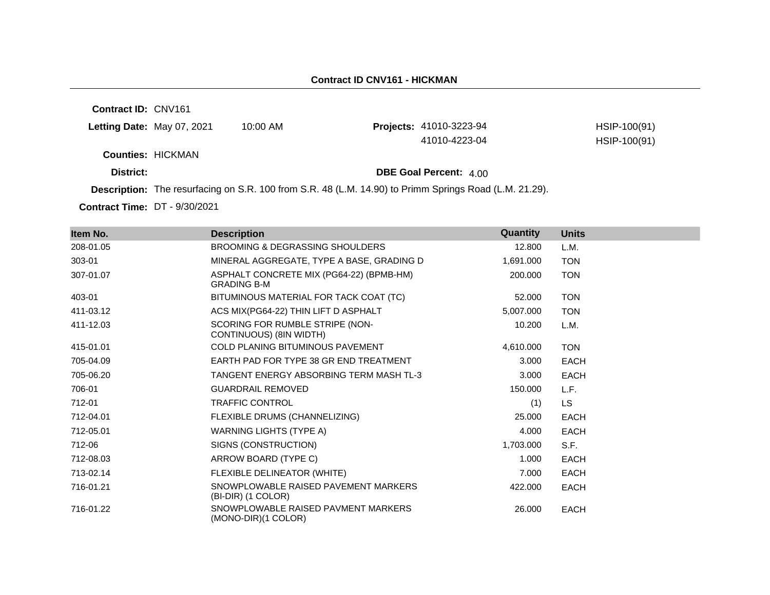**Contract ID CNV161 - HICKMAN**

**Contract ID:** CNV161

**Letting Date:** May 07, 2021 10:00 AM

**Projects:** 41010-3223-94 HSIP-100(91)
41010-4223-04 HSIP-100(91)

**Counties:** HICKMAN

**District:**

**DBE Goal Percent:** 4.00

**Description:** The resurfacing on S.R. 100 from S.R. 48 (L.M. 14.90) to Primm Springs Road (L.M. 21.29).

**Contract Time:** DT - 9/30/2021

| Item No. | Description | Quantity | Units |
|---|---|---|---|
| 208-01.05 | BROOMING & DEGRASSING SHOULDERS | 12.800 | L.M. |
| 303-01 | MINERAL AGGREGATE, TYPE A BASE, GRADING D | 1,691.000 | TON |
| 307-01.07 | ASPHALT CONCRETE MIX (PG64-22) (BPMB-HM) GRADING B-M | 200.000 | TON |
| 403-01 | BITUMINOUS MATERIAL FOR TACK COAT (TC) | 52.000 | TON |
| 411-03.12 | ACS MIX(PG64-22) THIN LIFT D ASPHALT | 5,007.000 | TON |
| 411-12.03 | SCORING FOR RUMBLE STRIPE (NON-CONTINUOUS) (8IN WIDTH) | 10.200 | L.M. |
| 415-01.01 | COLD PLANING BITUMINOUS PAVEMENT | 4,610.000 | TON |
| 705-04.09 | EARTH PAD FOR TYPE 38 GR END TREATMENT | 3.000 | EACH |
| 705-06.20 | TANGENT ENERGY ABSORBING TERM MASH TL-3 | 3.000 | EACH |
| 706-01 | GUARDRAIL REMOVED | 150.000 | L.F. |
| 712-01 | TRAFFIC CONTROL | (1) | LS |
| 712-04.01 | FLEXIBLE DRUMS (CHANNELIZING) | 25.000 | EACH |
| 712-05.01 | WARNING LIGHTS (TYPE A) | 4.000 | EACH |
| 712-06 | SIGNS (CONSTRUCTION) | 1,703.000 | S.F. |
| 712-08.03 | ARROW BOARD (TYPE C) | 1.000 | EACH |
| 713-02.14 | FLEXIBLE DELINEATOR (WHITE) | 7.000 | EACH |
| 716-01.21 | SNOWPLOWABLE RAISED PAVEMENT MARKERS (BI-DIR) (1 COLOR) | 422.000 | EACH |
| 716-01.22 | SNOWPLOWABLE RAISED PAVMENT MARKERS (MONO-DIR)(1 COLOR) | 26.000 | EACH |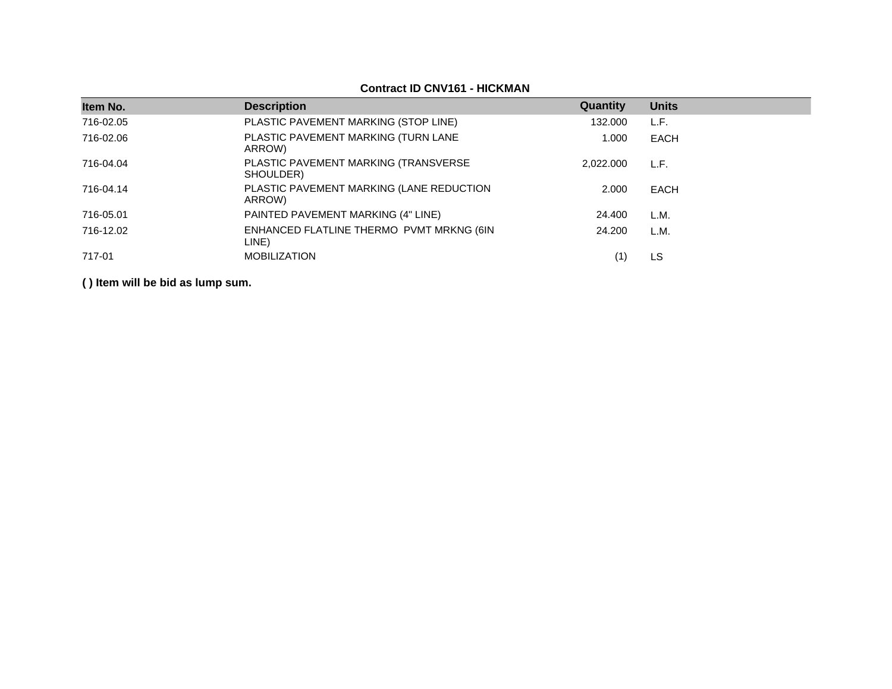**Contract ID CNV161 - HICKMAN**

| Item No. | Description | Quantity | Units |
|---|---|---|---|
| 716-02.05 | PLASTIC PAVEMENT MARKING (STOP LINE) | 132.000 | L.F. |
| 716-02.06 | PLASTIC PAVEMENT MARKING (TURN LANE ARROW) | 1.000 | EACH |
| 716-04.04 | PLASTIC PAVEMENT MARKING (TRANSVERSE SHOULDER) | 2,022.000 | L.F. |
| 716-04.14 | PLASTIC PAVEMENT MARKING (LANE REDUCTION ARROW) | 2.000 | EACH |
| 716-05.01 | PAINTED PAVEMENT MARKING (4" LINE) | 24.400 | L.M. |
| 716-12.02 | ENHANCED FLATLINE THERMO PVMT MRKNG (6IN LINE) | 24.200 | L.M. |
| 717-01 | MOBILIZATION | (1) | LS |

**( ) Item will be bid as lump sum.**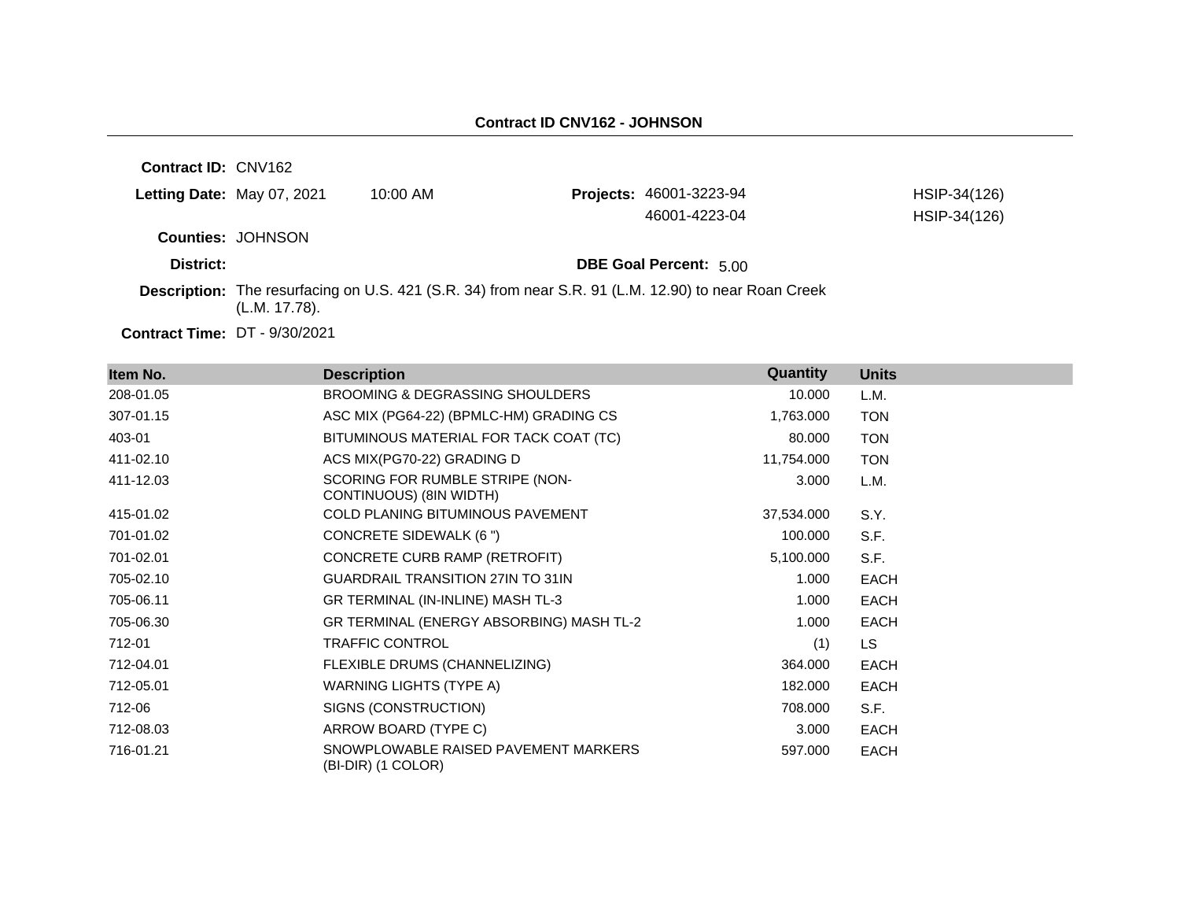## Contract ID CNV162 - JOHNSON

**Contract ID:** CNV162

**Letting Date:** May 07, 2021 10:00 AM

**Projects:** 46001-3223-94 HSIP-34(126)
46001-4223-04 HSIP-34(126)

**Counties:** JOHNSON

**District:**

**DBE Goal Percent:** 5.00

**Description:** The resurfacing on U.S. 421 (S.R. 34) from near S.R. 91 (L.M. 12.90) to near Roan Creek (L.M. 17.78).

**Contract Time:** DT - 9/30/2021

| Item No. | Description | Quantity | Units |
|---|---|---|---|
| 208-01.05 | BROOMING & DEGRASSING SHOULDERS | 10.000 | L.M. |
| 307-01.15 | ASC MIX (PG64-22) (BPMLC-HM) GRADING CS | 1,763.000 | TON |
| 403-01 | BITUMINOUS MATERIAL FOR TACK COAT (TC) | 80.000 | TON |
| 411-02.10 | ACS MIX(PG70-22) GRADING D | 11,754.000 | TON |
| 411-12.03 | SCORING FOR RUMBLE STRIPE (NON-CONTINUOUS) (8IN WIDTH) | 3.000 | L.M. |
| 415-01.02 | COLD PLANING BITUMINOUS PAVEMENT | 37,534.000 | S.Y. |
| 701-01.02 | CONCRETE SIDEWALK (6 ") | 100.000 | S.F. |
| 701-02.01 | CONCRETE CURB RAMP (RETROFIT) | 5,100.000 | S.F. |
| 705-02.10 | GUARDRAIL TRANSITION 27IN TO 31IN | 1.000 | EACH |
| 705-06.11 | GR TERMINAL (IN-INLINE) MASH TL-3 | 1.000 | EACH |
| 705-06.30 | GR TERMINAL (ENERGY ABSORBING) MASH TL-2 | 1.000 | EACH |
| 712-01 | TRAFFIC CONTROL | (1) | LS |
| 712-04.01 | FLEXIBLE DRUMS (CHANNELIZING) | 364.000 | EACH |
| 712-05.01 | WARNING LIGHTS (TYPE A) | 182.000 | EACH |
| 712-06 | SIGNS (CONSTRUCTION) | 708.000 | S.F. |
| 712-08.03 | ARROW BOARD (TYPE C) | 3.000 | EACH |
| 716-01.21 | SNOWPLOWABLE RAISED PAVEMENT MARKERS (BI-DIR) (1 COLOR) | 597.000 | EACH |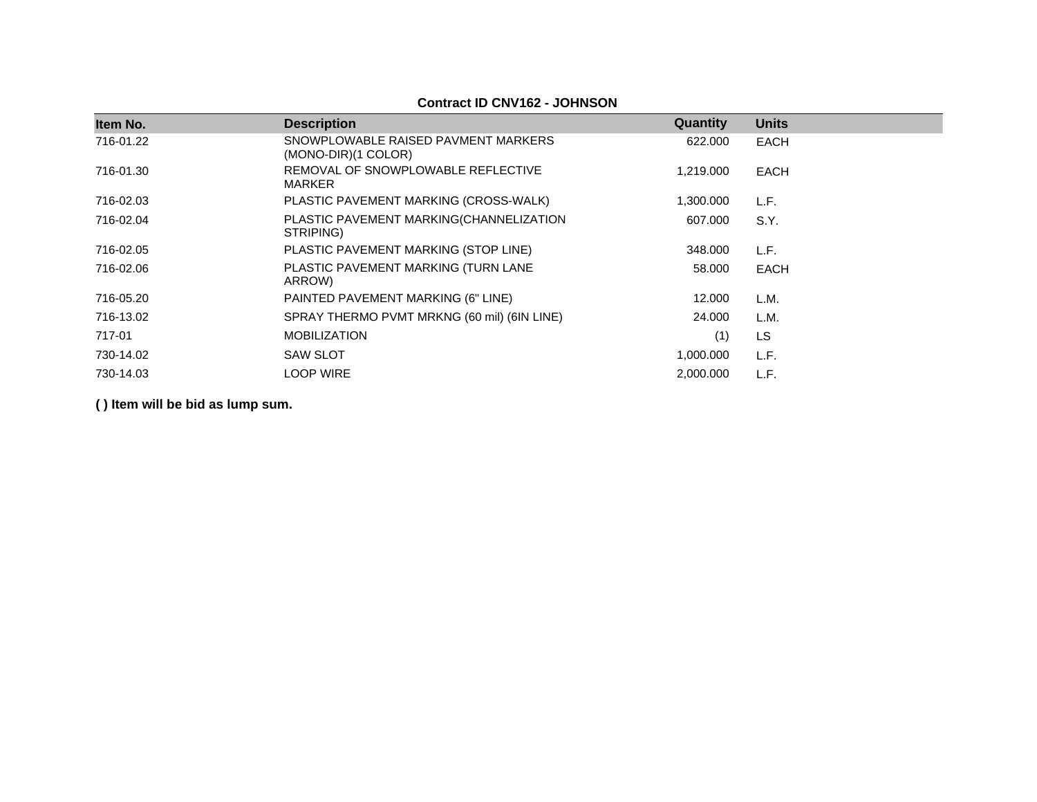**Contract ID CNV162 - JOHNSON**

| Item No. | Description | Quantity | Units |
|---|---|---|---|
| 716-01.22 | SNOWPLOWABLE RAISED PAVMENT MARKERS (MONO-DIR)(1 COLOR) | 622.000 | EACH |
| 716-01.30 | REMOVAL OF SNOWPLOWABLE REFLECTIVE MARKER | 1,219.000 | EACH |
| 716-02.03 | PLASTIC PAVEMENT MARKING (CROSS-WALK) | 1,300.000 | L.F. |
| 716-02.04 | PLASTIC PAVEMENT MARKING(CHANNELIZATION STRIPING) | 607.000 | S.Y. |
| 716-02.05 | PLASTIC PAVEMENT MARKING (STOP LINE) | 348.000 | L.F. |
| 716-02.06 | PLASTIC PAVEMENT MARKING (TURN LANE ARROW) | 58.000 | EACH |
| 716-05.20 | PAINTED PAVEMENT MARKING (6" LINE) | 12.000 | L.M. |
| 716-13.02 | SPRAY THERMO PVMT MRKNG (60 mil) (6IN LINE) | 24.000 | L.M. |
| 717-01 | MOBILIZATION | (1) | LS |
| 730-14.02 | SAW SLOT | 1,000.000 | L.F. |
| 730-14.03 | LOOP WIRE | 2,000.000 | L.F. |

**( ) Item will be bid as lump sum.**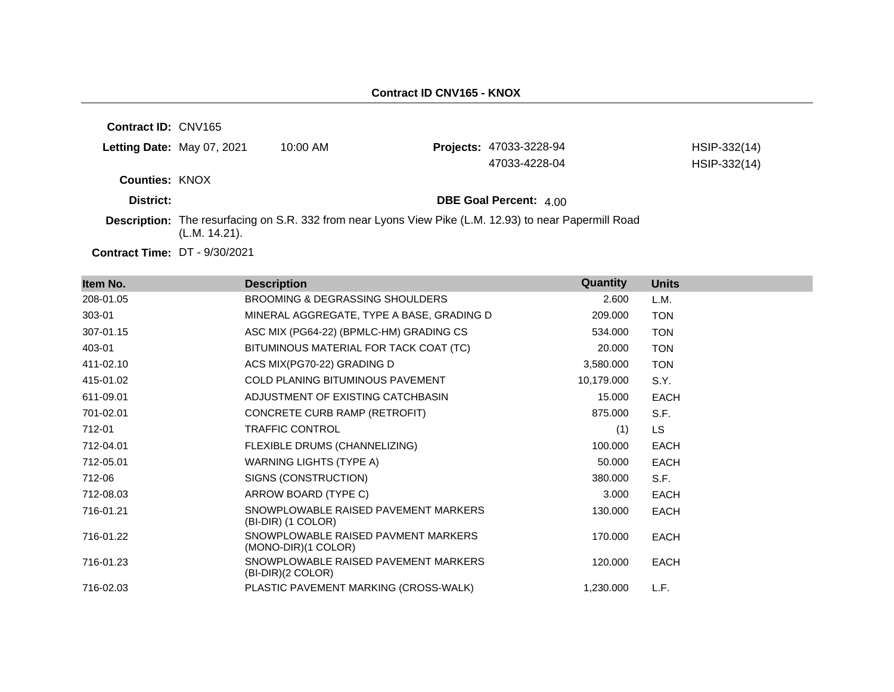## Contract ID CNV165 - KNOX

**Contract ID:** CNV165

**Letting Date:** May 07, 2021 10:00 AM

**Projects:** 47033-3228-94 HSIP-332(14)
47033-4228-04 HSIP-332(14)

**Counties:** KNOX

**District:**

**DBE Goal Percent:** 4.00

**Description:** The resurfacing on S.R. 332 from near Lyons View Pike (L.M. 12.93) to near Papermill Road (L.M. 14.21).

**Contract Time:** DT - 9/30/2021

| Item No. | Description | Quantity | Units |
|---|---|---|---|
| 208-01.05 | BROOMING & DEGRASSING SHOULDERS | 2.600 | L.M. |
| 303-01 | MINERAL AGGREGATE, TYPE A BASE, GRADING D | 209.000 | TON |
| 307-01.15 | ASC MIX (PG64-22) (BPMLC-HM) GRADING CS | 534.000 | TON |
| 403-01 | BITUMINOUS MATERIAL FOR TACK COAT (TC) | 20.000 | TON |
| 411-02.10 | ACS MIX(PG70-22) GRADING D | 3,580.000 | TON |
| 415-01.02 | COLD PLANING BITUMINOUS PAVEMENT | 10,179.000 | S.Y. |
| 611-09.01 | ADJUSTMENT OF EXISTING CATCHBASIN | 15.000 | EACH |
| 701-02.01 | CONCRETE CURB RAMP (RETROFIT) | 875.000 | S.F. |
| 712-01 | TRAFFIC CONTROL | (1) | LS |
| 712-04.01 | FLEXIBLE DRUMS (CHANNELIZING) | 100.000 | EACH |
| 712-05.01 | WARNING LIGHTS (TYPE A) | 50.000 | EACH |
| 712-06 | SIGNS (CONSTRUCTION) | 380.000 | S.F. |
| 712-08.03 | ARROW BOARD (TYPE C) | 3.000 | EACH |
| 716-01.21 | SNOWPLOWABLE RAISED PAVEMENT MARKERS (BI-DIR) (1 COLOR) | 130.000 | EACH |
| 716-01.22 | SNOWPLOWABLE RAISED PAVMENT MARKERS (MONO-DIR)(1 COLOR) | 170.000 | EACH |
| 716-01.23 | SNOWPLOWABLE RAISED PAVEMENT MARKERS (BI-DIR)(2 COLOR) | 120.000 | EACH |
| 716-02.03 | PLASTIC PAVEMENT MARKING (CROSS-WALK) | 1,230.000 | L.F. |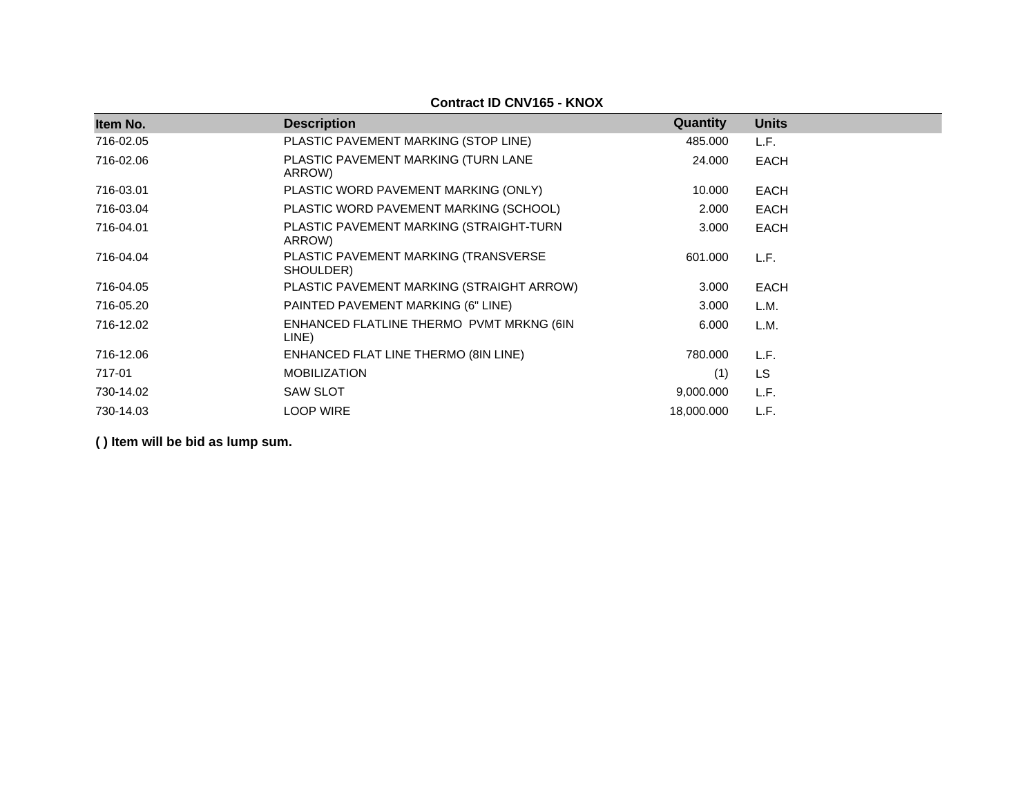**Contract ID CNV165 - KNOX**

| Item No. | Description | Quantity | Units |
|---|---|---|---|
| 716-02.05 | PLASTIC PAVEMENT MARKING (STOP LINE) | 485.000 | L.F. |
| 716-02.06 | PLASTIC PAVEMENT MARKING (TURN LANE ARROW) | 24.000 | EACH |
| 716-03.01 | PLASTIC WORD PAVEMENT MARKING (ONLY) | 10.000 | EACH |
| 716-03.04 | PLASTIC WORD PAVEMENT MARKING (SCHOOL) | 2.000 | EACH |
| 716-04.01 | PLASTIC PAVEMENT MARKING (STRAIGHT-TURN ARROW) | 3.000 | EACH |
| 716-04.04 | PLASTIC PAVEMENT MARKING (TRANSVERSE SHOULDER) | 601.000 | L.F. |
| 716-04.05 | PLASTIC PAVEMENT MARKING (STRAIGHT ARROW) | 3.000 | EACH |
| 716-05.20 | PAINTED PAVEMENT MARKING (6" LINE) | 3.000 | L.M. |
| 716-12.02 | ENHANCED FLATLINE THERMO PVMT MRKNG (6IN LINE) | 6.000 | L.M. |
| 716-12.06 | ENHANCED FLAT LINE THERMO (8IN LINE) | 780.000 | L.F. |
| 717-01 | MOBILIZATION | (1) | LS |
| 730-14.02 | SAW SLOT | 9,000.000 | L.F. |
| 730-14.03 | LOOP WIRE | 18,000.000 | L.F. |

**( ) Item will be bid as lump sum.**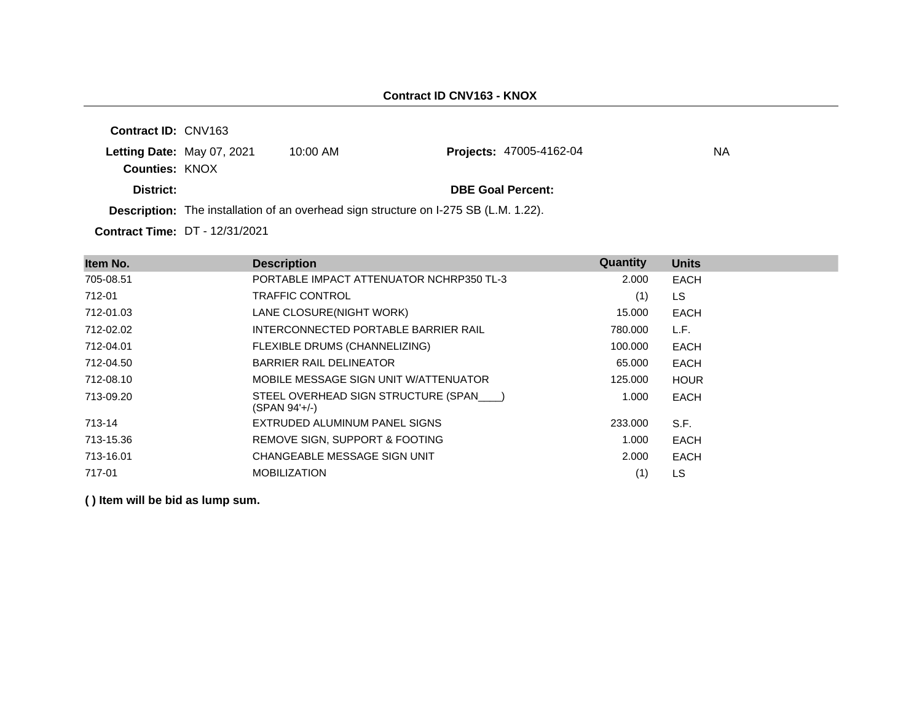## Contract ID CNV163 - KNOX

**Contract ID:** CNV163

**Letting Date:** May 07, 2021 10:00 AM **Projects:** 47005-4162-04 NA

**Counties:** KNOX

**District:** **DBE Goal Percent:**

**Description:** The installation of an overhead sign structure on I-275 SB (L.M. 1.22).

**Contract Time:** DT - 12/31/2021

| Item No. | Description | Quantity | Units |
|---|---|---|---|
| 705-08.51 | PORTABLE IMPACT ATTENUATOR NCHRP350 TL-3 | 2.000 | EACH |
| 712-01 | TRAFFIC CONTROL | (1) | LS |
| 712-01.03 | LANE CLOSURE(NIGHT WORK) | 15.000 | EACH |
| 712-02.02 | INTERCONNECTED PORTABLE BARRIER RAIL | 780.000 | L.F. |
| 712-04.01 | FLEXIBLE DRUMS (CHANNELIZING) | 100.000 | EACH |
| 712-04.50 | BARRIER RAIL DELINEATOR | 65.000 | EACH |
| 712-08.10 | MOBILE MESSAGE SIGN UNIT W/ATTENUATOR | 125.000 | HOUR |
| 713-09.20 | STEEL OVERHEAD SIGN STRUCTURE (SPAN____) (SPAN 94'+/-) | 1.000 | EACH |
| 713-14 | EXTRUDED ALUMINUM PANEL SIGNS | 233.000 | S.F. |
| 713-15.36 | REMOVE SIGN, SUPPORT & FOOTING | 1.000 | EACH |
| 713-16.01 | CHANGEABLE MESSAGE SIGN UNIT | 2.000 | EACH |
| 717-01 | MOBILIZATION | (1) | LS |

**( ) Item will be bid as lump sum.**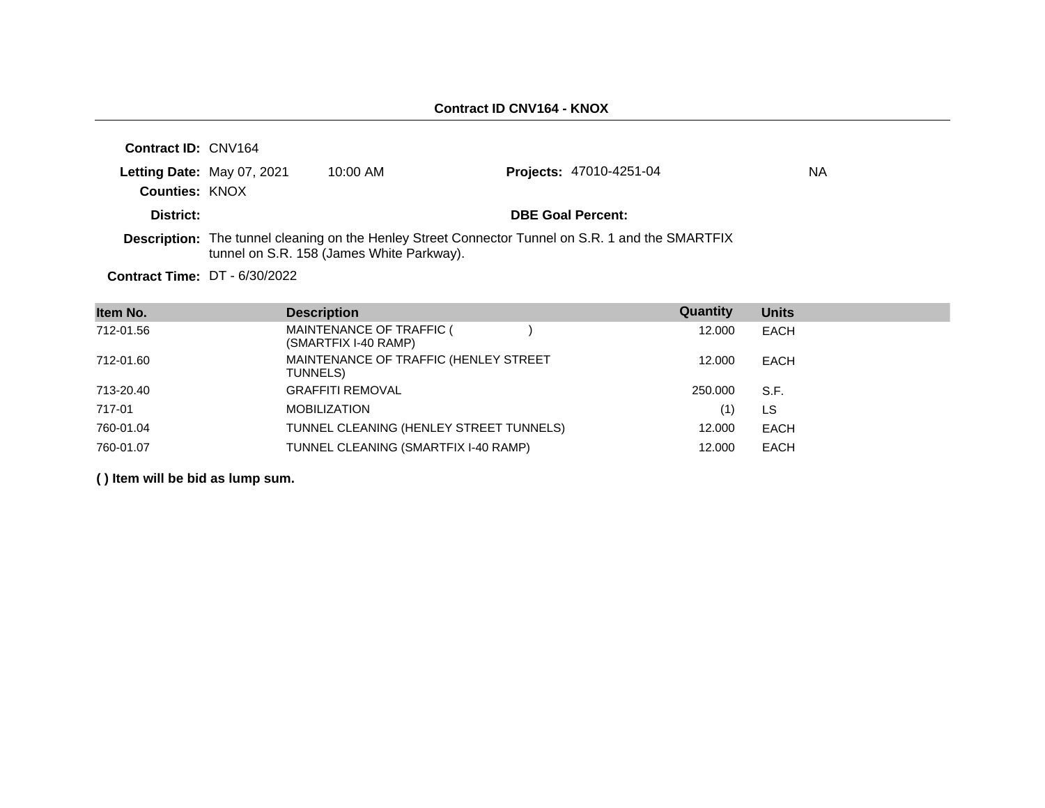**Contract ID CNV164 - KNOX**

**Contract ID:** CNV164

**Letting Date:** May 07, 2021 10:00 AM **Projects:** 47010-4251-04 NA

**Counties:** KNOX

**District:** **DBE Goal Percent:**

**Description:** The tunnel cleaning on the Henley Street Connector Tunnel on S.R. 1 and the SMARTFIX tunnel on S.R. 158 (James White Parkway).

**Contract Time:** DT - 6/30/2022

| Item No. | Description | Quantity | Units |
|---|---|---|---|
| 712-01.56 | MAINTENANCE OF TRAFFIC ( ) (SMARTFIX I-40 RAMP) | 12.000 | EACH |
| 712-01.60 | MAINTENANCE OF TRAFFIC (HENLEY STREET TUNNELS) | 12.000 | EACH |
| 713-20.40 | GRAFFITI REMOVAL | 250.000 | S.F. |
| 717-01 | MOBILIZATION | (1) | LS |
| 760-01.04 | TUNNEL CLEANING (HENLEY STREET TUNNELS) | 12.000 | EACH |
| 760-01.07 | TUNNEL CLEANING (SMARTFIX I-40 RAMP) | 12.000 | EACH |

**( ) Item will be bid as lump sum.**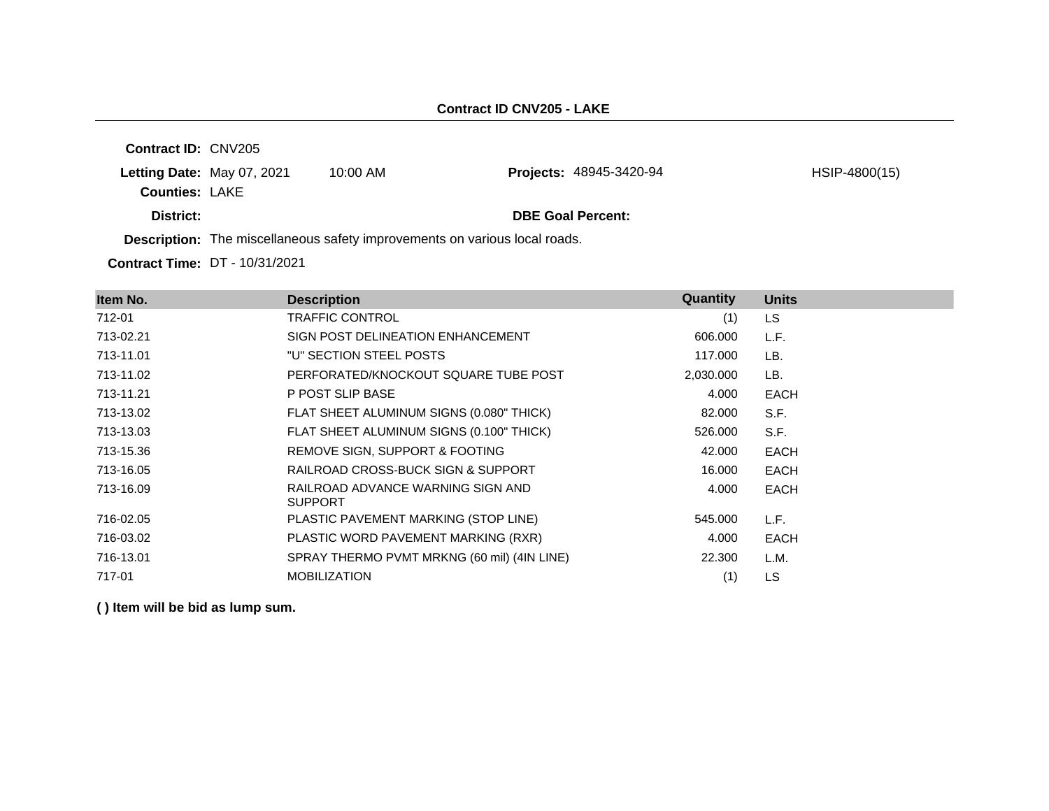## Contract ID CNV205 - LAKE

**Contract ID:** CNV205

**Letting Date:** May 07, 2021 10:00 AM **Projects:** 48945-3420-94 HSIP-4800(15)

**Counties:** LAKE

**District:** **DBE Goal Percent:**

**Description:** The miscellaneous safety improvements on various local roads.

**Contract Time:** DT - 10/31/2021

| Item No. | Description | Quantity | Units |
|---|---|---|---|
| 712-01 | TRAFFIC CONTROL | (1) | LS |
| 713-02.21 | SIGN POST DELINEATION ENHANCEMENT | 606.000 | L.F. |
| 713-11.01 | "U" SECTION STEEL POSTS | 117.000 | LB. |
| 713-11.02 | PERFORATED/KNOCKOUT SQUARE TUBE POST | 2,030.000 | LB. |
| 713-11.21 | P POST SLIP BASE | 4.000 | EACH |
| 713-13.02 | FLAT SHEET ALUMINUM SIGNS (0.080" THICK) | 82.000 | S.F. |
| 713-13.03 | FLAT SHEET ALUMINUM SIGNS (0.100" THICK) | 526.000 | S.F. |
| 713-15.36 | REMOVE SIGN, SUPPORT & FOOTING | 42.000 | EACH |
| 713-16.05 | RAILROAD CROSS-BUCK SIGN & SUPPORT | 16.000 | EACH |
| 713-16.09 | RAILROAD ADVANCE WARNING SIGN AND SUPPORT | 4.000 | EACH |
| 716-02.05 | PLASTIC PAVEMENT MARKING (STOP LINE) | 545.000 | L.F. |
| 716-03.02 | PLASTIC WORD PAVEMENT MARKING (RXR) | 4.000 | EACH |
| 716-13.01 | SPRAY THERMO PVMT MRKNG (60 mil) (4IN LINE) | 22.300 | L.M. |
| 717-01 | MOBILIZATION | (1) | LS |

**( ) Item will be bid as lump sum.**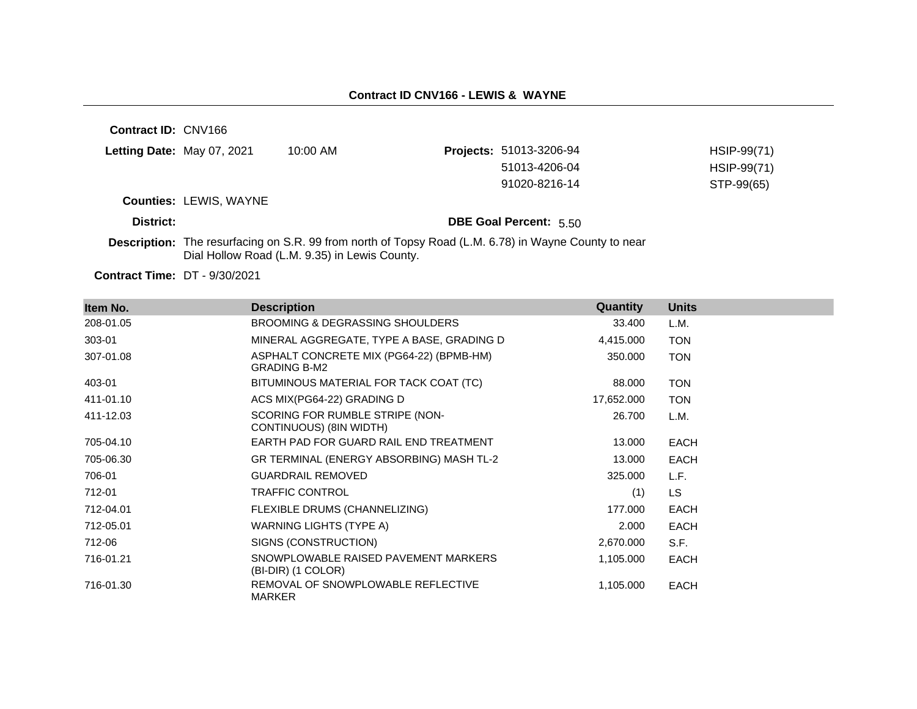## Contract ID CNV166 - LEWIS & WAYNE

**Contract ID:** CNV166

**Letting Date:** May 07, 2021 10:00 AM

**Projects:**

| Project | Federal No. |
|---|---|
| 51013-3206-94 | HSIP-99(71) |
| 51013-4206-04 | HSIP-99(71) |
| 91020-8216-14 | STP-99(65) |

**Counties:** LEWIS, WAYNE

**District:**

**DBE Goal Percent:** 5.50

**Description:** The resurfacing on S.R. 99 from north of Topsy Road (L.M. 6.78) in Wayne County to near Dial Hollow Road (L.M. 9.35) in Lewis County.

**Contract Time:** DT - 9/30/2021

| Item No. | Description | Quantity | Units |
|---|---|---|---|
| 208-01.05 | BROOMING & DEGRASSING SHOULDERS | 33.400 | L.M. |
| 303-01 | MINERAL AGGREGATE, TYPE A BASE, GRADING D | 4,415.000 | TON |
| 307-01.08 | ASPHALT CONCRETE MIX (PG64-22) (BPMB-HM) GRADING B-M2 | 350.000 | TON |
| 403-01 | BITUMINOUS MATERIAL FOR TACK COAT (TC) | 88.000 | TON |
| 411-01.10 | ACS MIX(PG64-22) GRADING D | 17,652.000 | TON |
| 411-12.03 | SCORING FOR RUMBLE STRIPE (NON-CONTINUOUS) (8IN WIDTH) | 26.700 | L.M. |
| 705-04.10 | EARTH PAD FOR GUARD RAIL END TREATMENT | 13.000 | EACH |
| 705-06.30 | GR TERMINAL (ENERGY ABSORBING) MASH TL-2 | 13.000 | EACH |
| 706-01 | GUARDRAIL REMOVED | 325.000 | L.F. |
| 712-01 | TRAFFIC CONTROL | (1) | LS |
| 712-04.01 | FLEXIBLE DRUMS (CHANNELIZING) | 177.000 | EACH |
| 712-05.01 | WARNING LIGHTS (TYPE A) | 2.000 | EACH |
| 712-06 | SIGNS (CONSTRUCTION) | 2,670.000 | S.F. |
| 716-01.21 | SNOWPLOWABLE RAISED PAVEMENT MARKERS (BI-DIR) (1 COLOR) | 1,105.000 | EACH |
| 716-01.30 | REMOVAL OF SNOWPLOWABLE REFLECTIVE MARKER | 1,105.000 | EACH |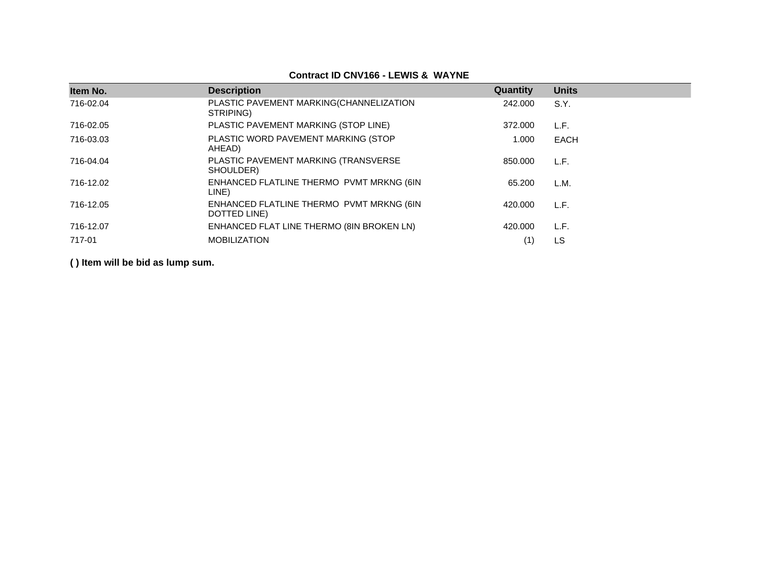**Contract ID CNV166 - LEWIS & WAYNE**

| Item No. | Description | Quantity | Units |
|---|---|---|---|
| 716-02.04 | PLASTIC PAVEMENT MARKING(CHANNELIZATION STRIPING) | 242.000 | S.Y. |
| 716-02.05 | PLASTIC PAVEMENT MARKING (STOP LINE) | 372.000 | L.F. |
| 716-03.03 | PLASTIC WORD PAVEMENT MARKING (STOP AHEAD) | 1.000 | EACH |
| 716-04.04 | PLASTIC PAVEMENT MARKING (TRANSVERSE SHOULDER) | 850.000 | L.F. |
| 716-12.02 | ENHANCED FLATLINE THERMO PVMT MRKNG (6IN LINE) | 65.200 | L.M. |
| 716-12.05 | ENHANCED FLATLINE THERMO PVMT MRKNG (6IN DOTTED LINE) | 420.000 | L.F. |
| 716-12.07 | ENHANCED FLAT LINE THERMO (8IN BROKEN LN) | 420.000 | L.F. |
| 717-01 | MOBILIZATION | (1) | LS |

**( ) Item will be bid as lump sum.**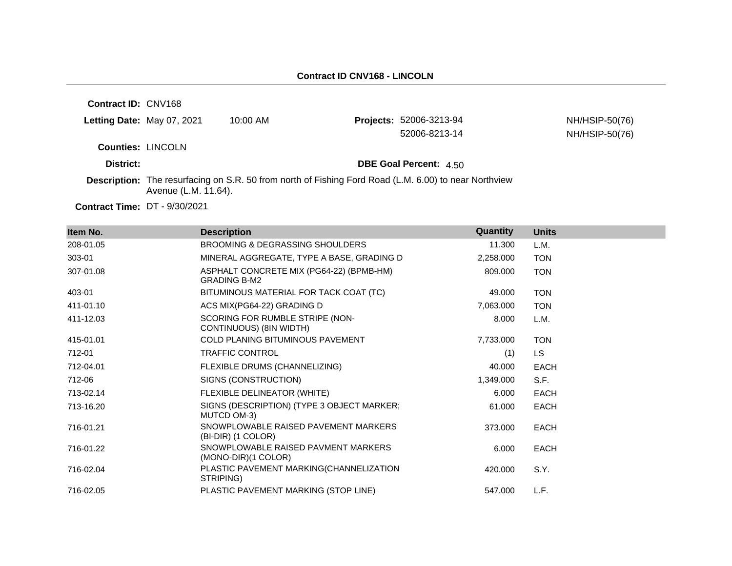## Contract ID CNV168 - LINCOLN

**Contract ID:** CNV168

**Letting Date:** May 07, 2021 10:00 AM

**Projects:** 52006-3213-94 NH/HSIP-50(76)
52006-8213-14 NH/HSIP-50(76)

**Counties:** LINCOLN

**District:**

**DBE Goal Percent:** 4.50

**Description:** The resurfacing on S.R. 50 from north of Fishing Ford Road (L.M. 6.00) to near Northview Avenue (L.M. 11.64).

**Contract Time:** DT - 9/30/2021

| Item No. | Description | Quantity | Units |
|---|---|---|---|
| 208-01.05 | BROOMING & DEGRASSING SHOULDERS | 11.300 | L.M. |
| 303-01 | MINERAL AGGREGATE, TYPE A BASE, GRADING D | 2,258.000 | TON |
| 307-01.08 | ASPHALT CONCRETE MIX (PG64-22) (BPMB-HM) GRADING B-M2 | 809.000 | TON |
| 403-01 | BITUMINOUS MATERIAL FOR TACK COAT (TC) | 49.000 | TON |
| 411-01.10 | ACS MIX(PG64-22) GRADING D | 7,063.000 | TON |
| 411-12.03 | SCORING FOR RUMBLE STRIPE (NON-CONTINUOUS) (8IN WIDTH) | 8.000 | L.M. |
| 415-01.01 | COLD PLANING BITUMINOUS PAVEMENT | 7,733.000 | TON |
| 712-01 | TRAFFIC CONTROL | (1) | LS |
| 712-04.01 | FLEXIBLE DRUMS (CHANNELIZING) | 40.000 | EACH |
| 712-06 | SIGNS (CONSTRUCTION) | 1,349.000 | S.F. |
| 713-02.14 | FLEXIBLE DELINEATOR (WHITE) | 6.000 | EACH |
| 713-16.20 | SIGNS (DESCRIPTION) (TYPE 3 OBJECT MARKER; MUTCD OM-3) | 61.000 | EACH |
| 716-01.21 | SNOWPLOWABLE RAISED PAVEMENT MARKERS (BI-DIR) (1 COLOR) | 373.000 | EACH |
| 716-01.22 | SNOWPLOWABLE RAISED PAVMENT MARKERS (MONO-DIR)(1 COLOR) | 6.000 | EACH |
| 716-02.04 | PLASTIC PAVEMENT MARKING(CHANNELIZATION STRIPING) | 420.000 | S.Y. |
| 716-02.05 | PLASTIC PAVEMENT MARKING (STOP LINE) | 547.000 | L.F. |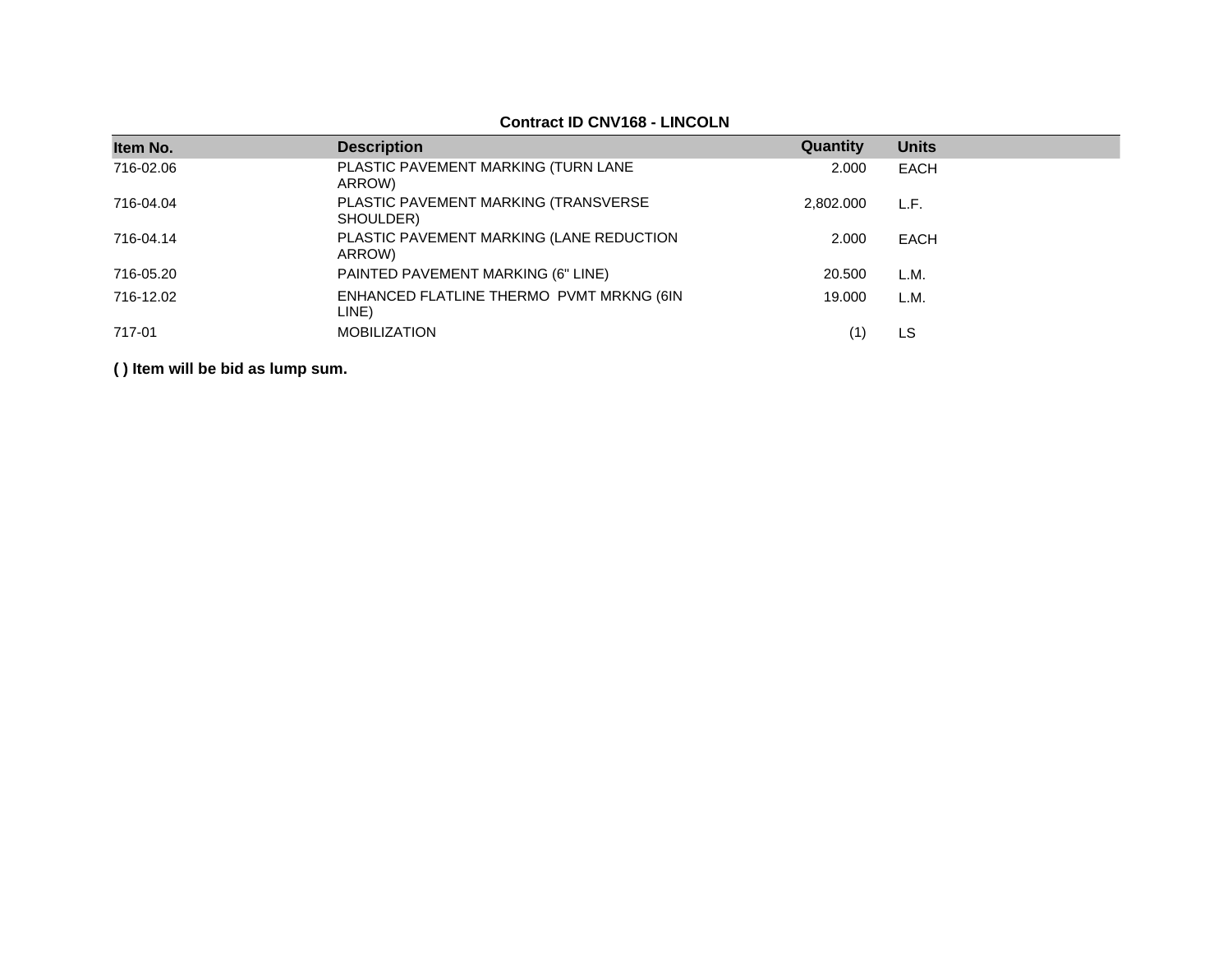**Contract ID CNV168 - LINCOLN**

| Item No. | Description | Quantity | Units |
|---|---|---|---|
| 716-02.06 | PLASTIC PAVEMENT MARKING (TURN LANE ARROW) | 2.000 | EACH |
| 716-04.04 | PLASTIC PAVEMENT MARKING (TRANSVERSE SHOULDER) | 2,802.000 | L.F. |
| 716-04.14 | PLASTIC PAVEMENT MARKING (LANE REDUCTION ARROW) | 2.000 | EACH |
| 716-05.20 | PAINTED PAVEMENT MARKING (6" LINE) | 20.500 | L.M. |
| 716-12.02 | ENHANCED FLATLINE THERMO PVMT MRKNG (6IN LINE) | 19.000 | L.M. |
| 717-01 | MOBILIZATION | (1) | LS |

**( ) Item will be bid as lump sum.**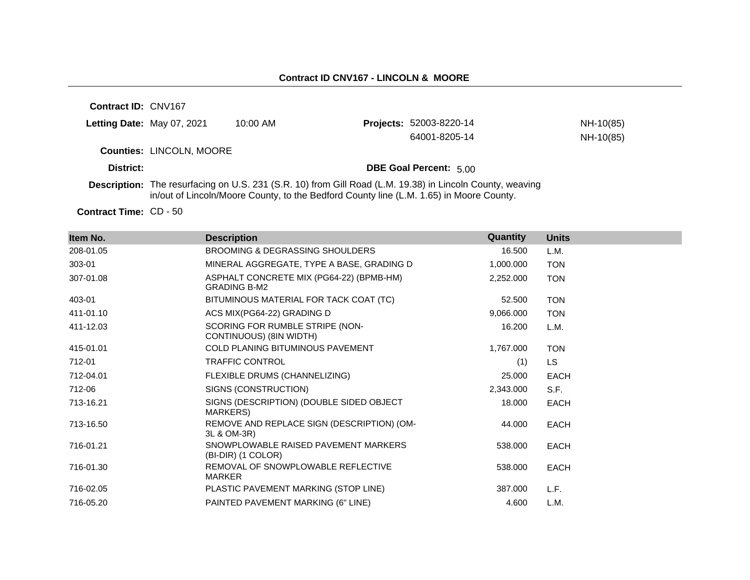## Contract ID CNV167 - LINCOLN & MOORE

**Contract ID:** CNV167

**Letting Date:** May 07, 2021 10:00 AM

**Projects:** 52003-8220-14 NH-10(85)
64001-8205-14 NH-10(85)

**Counties:** LINCOLN, MOORE

**District:**

**DBE Goal Percent:** 5.00

**Description:** The resurfacing on U.S. 231 (S.R. 10) from Gill Road (L.M. 19.38) in Lincoln County, weaving in/out of Lincoln/Moore County, to the Bedford County line (L.M. 1.65) in Moore County.

**Contract Time:** CD - 50

| Item No. | Description | Quantity | Units |
|---|---|---|---|
| 208-01.05 | BROOMING & DEGRASSING SHOULDERS | 16.500 | L.M. |
| 303-01 | MINERAL AGGREGATE, TYPE A BASE, GRADING D | 1,000.000 | TON |
| 307-01.08 | ASPHALT CONCRETE MIX (PG64-22) (BPMB-HM) GRADING B-M2 | 2,252.000 | TON |
| 403-01 | BITUMINOUS MATERIAL FOR TACK COAT (TC) | 52.500 | TON |
| 411-01.10 | ACS MIX(PG64-22) GRADING D | 9,066.000 | TON |
| 411-12.03 | SCORING FOR RUMBLE STRIPE (NON-CONTINUOUS) (8IN WIDTH) | 16.200 | L.M. |
| 415-01.01 | COLD PLANING BITUMINOUS PAVEMENT | 1,767.000 | TON |
| 712-01 | TRAFFIC CONTROL | (1) | LS |
| 712-04.01 | FLEXIBLE DRUMS (CHANNELIZING) | 25.000 | EACH |
| 712-06 | SIGNS (CONSTRUCTION) | 2,343.000 | S.F. |
| 713-16.21 | SIGNS (DESCRIPTION) (DOUBLE SIDED OBJECT MARKERS) | 18.000 | EACH |
| 713-16.50 | REMOVE AND REPLACE SIGN (DESCRIPTION) (OM-3L & OM-3R) | 44.000 | EACH |
| 716-01.21 | SNOWPLOWABLE RAISED PAVEMENT MARKERS (BI-DIR) (1 COLOR) | 538.000 | EACH |
| 716-01.30 | REMOVAL OF SNOWPLOWABLE REFLECTIVE MARKER | 538.000 | EACH |
| 716-02.05 | PLASTIC PAVEMENT MARKING (STOP LINE) | 387.000 | L.F. |
| 716-05.20 | PAINTED PAVEMENT MARKING (6" LINE) | 4.600 | L.M. |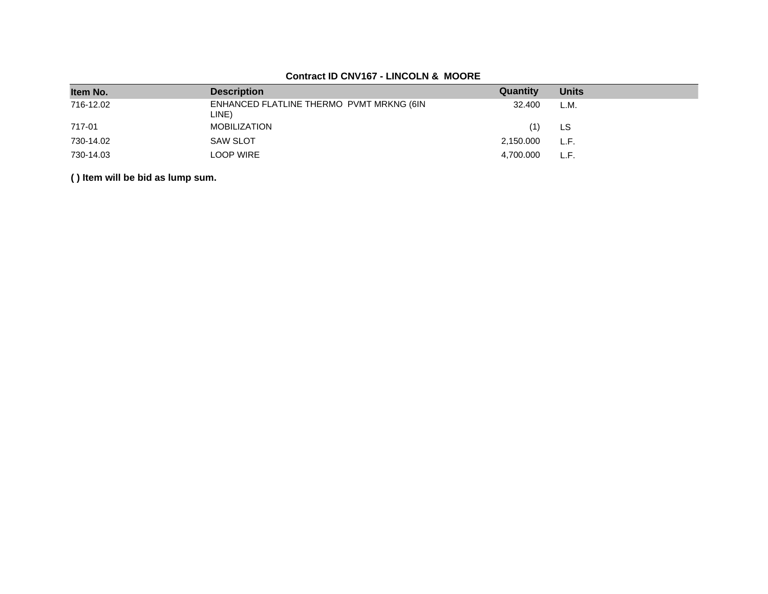**Contract ID CNV167 - LINCOLN & MOORE**

| Item No. | Description | Quantity | Units |
| --- | --- | --- | --- |
| 716-12.02 | ENHANCED FLATLINE THERMO PVMT MRKNG (6IN LINE) | 32.400 | L.M. |
| 717-01 | MOBILIZATION | (1) | LS |
| 730-14.02 | SAW SLOT | 2,150.000 | L.F. |
| 730-14.03 | LOOP WIRE | 4,700.000 | L.F. |

**( ) Item will be bid as lump sum.**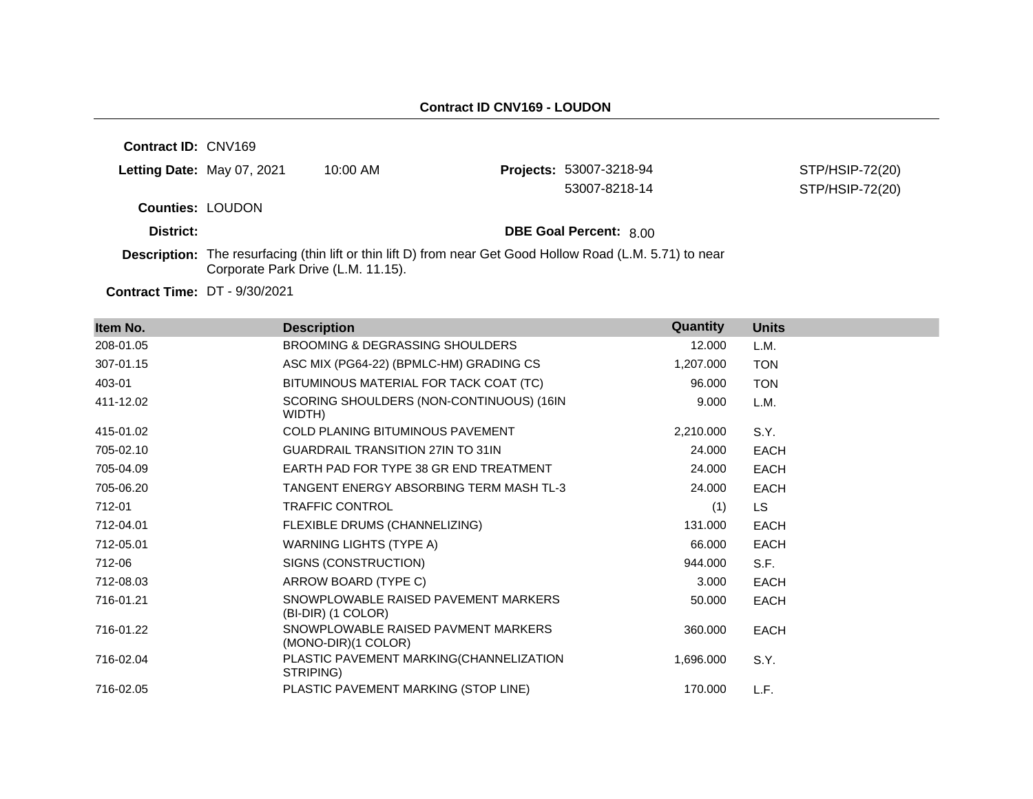**Contract ID CNV169 - LOUDON**

**Contract ID:** CNV169

**Letting Date:** May 07, 2021 10:00 AM

**Projects:** 53007-3218-94 STP/HSIP-72(20)
53007-8218-14 STP/HSIP-72(20)

**Counties:** LOUDON

**District:**

**DBE Goal Percent:** 8.00

**Description:** The resurfacing (thin lift or thin lift D) from near Get Good Hollow Road (L.M. 5.71) to near Corporate Park Drive (L.M. 11.15).

**Contract Time:** DT - 9/30/2021

| Item No. | Description | Quantity | Units |
|---|---|---|---|
| 208-01.05 | BROOMING & DEGRASSING SHOULDERS | 12.000 | L.M. |
| 307-01.15 | ASC MIX (PG64-22) (BPMLC-HM) GRADING CS | 1,207.000 | TON |
| 403-01 | BITUMINOUS MATERIAL FOR TACK COAT (TC) | 96.000 | TON |
| 411-12.02 | SCORING SHOULDERS (NON-CONTINUOUS) (16IN WIDTH) | 9.000 | L.M. |
| 415-01.02 | COLD PLANING BITUMINOUS PAVEMENT | 2,210.000 | S.Y. |
| 705-02.10 | GUARDRAIL TRANSITION 27IN TO 31IN | 24.000 | EACH |
| 705-04.09 | EARTH PAD FOR TYPE 38 GR END TREATMENT | 24.000 | EACH |
| 705-06.20 | TANGENT ENERGY ABSORBING TERM MASH TL-3 | 24.000 | EACH |
| 712-01 | TRAFFIC CONTROL | (1) | LS |
| 712-04.01 | FLEXIBLE DRUMS (CHANNELIZING) | 131.000 | EACH |
| 712-05.01 | WARNING LIGHTS (TYPE A) | 66.000 | EACH |
| 712-06 | SIGNS (CONSTRUCTION) | 944.000 | S.F. |
| 712-08.03 | ARROW BOARD (TYPE C) | 3.000 | EACH |
| 716-01.21 | SNOWPLOWABLE RAISED PAVEMENT MARKERS (BI-DIR) (1 COLOR) | 50.000 | EACH |
| 716-01.22 | SNOWPLOWABLE RAISED PAVMENT MARKERS (MONO-DIR)(1 COLOR) | 360.000 | EACH |
| 716-02.04 | PLASTIC PAVEMENT MARKING(CHANNELIZATION STRIPING) | 1,696.000 | S.Y. |
| 716-02.05 | PLASTIC PAVEMENT MARKING (STOP LINE) | 170.000 | L.F. |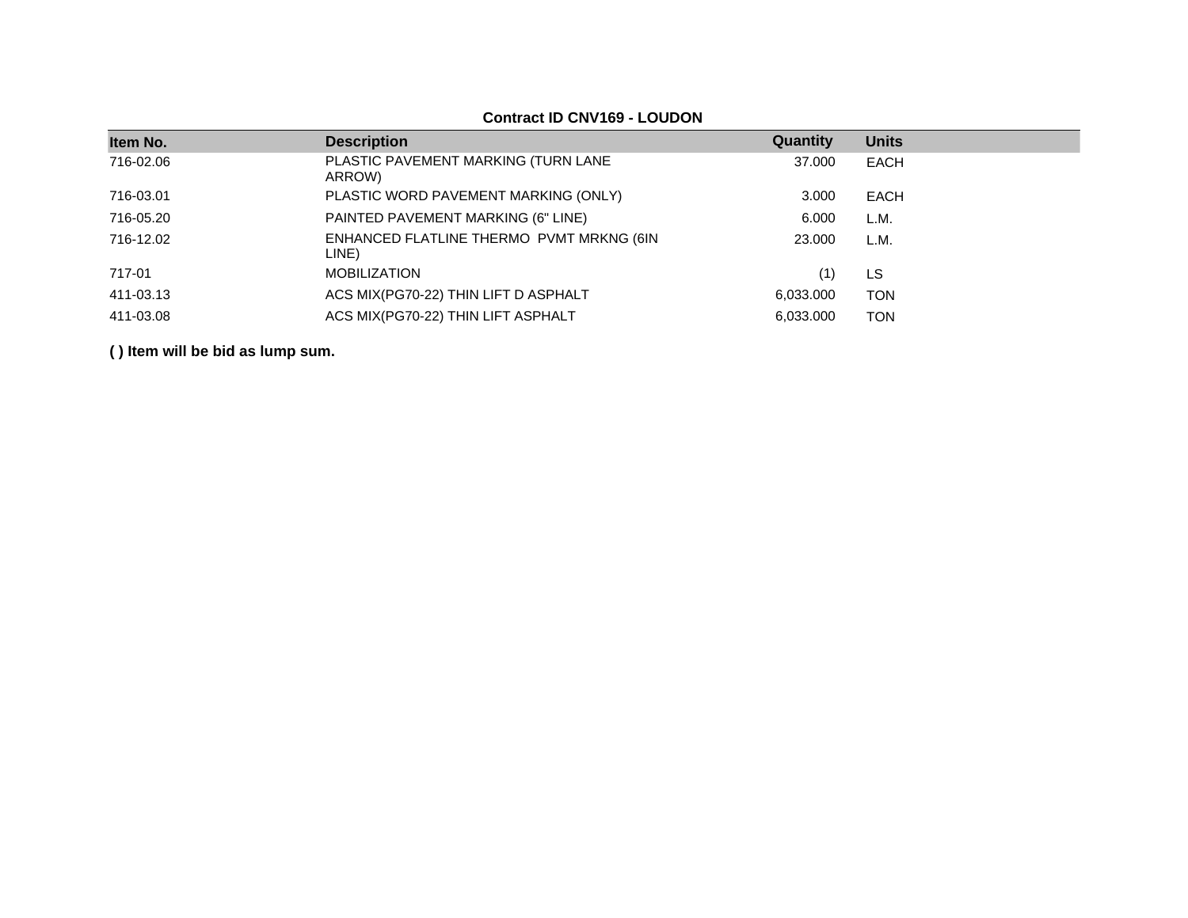**Contract ID CNV169 - LOUDON**

| Item No. | Description | Quantity | Units |
|---|---|---|---|
| 716-02.06 | PLASTIC PAVEMENT MARKING (TURN LANE ARROW) | 37.000 | EACH |
| 716-03.01 | PLASTIC WORD PAVEMENT MARKING (ONLY) | 3.000 | EACH |
| 716-05.20 | PAINTED PAVEMENT MARKING (6" LINE) | 6.000 | L.M. |
| 716-12.02 | ENHANCED FLATLINE THERMO PVMT MRKNG (6IN LINE) | 23.000 | L.M. |
| 717-01 | MOBILIZATION | (1) | LS |
| 411-03.13 | ACS MIX(PG70-22) THIN LIFT D ASPHALT | 6,033.000 | TON |
| 411-03.08 | ACS MIX(PG70-22) THIN LIFT ASPHALT | 6,033.000 | TON |

**( ) Item will be bid as lump sum.**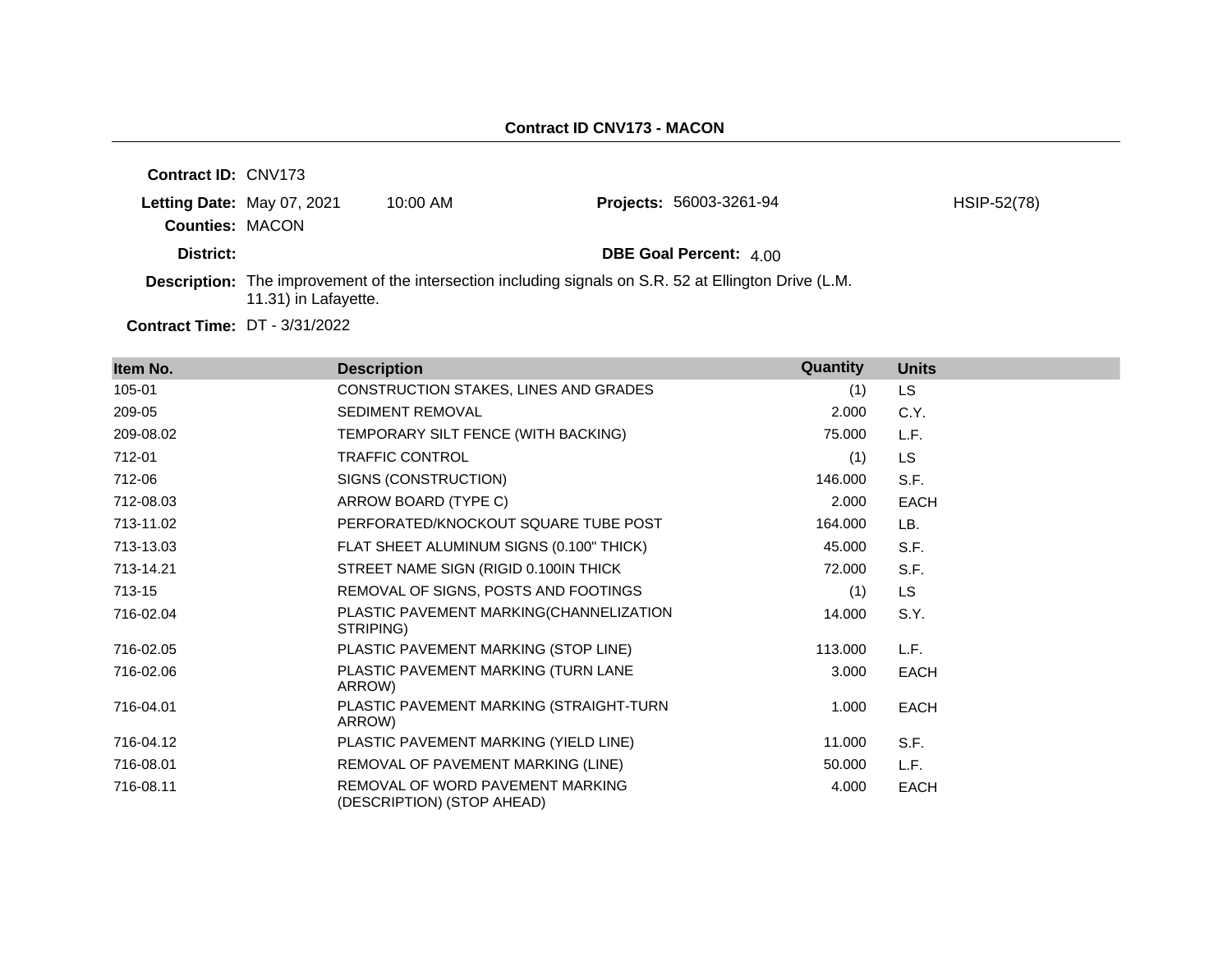## Contract ID CNV173 - MACON

**Contract ID:** CNV173

**Letting Date:** May 07, 2021 10:00 AM **Projects:** 56003-3261-94 HSIP-52(78)

**Counties:** MACON

**District:** **DBE Goal Percent:** 4.00

**Description:** The improvement of the intersection including signals on S.R. 52 at Ellington Drive (L.M. 11.31) in Lafayette.

**Contract Time:** DT - 3/31/2022

| Item No. | Description | Quantity | Units |
|---|---|---|---|
| 105-01 | CONSTRUCTION STAKES, LINES AND GRADES | (1) | LS |
| 209-05 | SEDIMENT REMOVAL | 2.000 | C.Y. |
| 209-08.02 | TEMPORARY SILT FENCE (WITH BACKING) | 75.000 | L.F. |
| 712-01 | TRAFFIC CONTROL | (1) | LS |
| 712-06 | SIGNS (CONSTRUCTION) | 146.000 | S.F. |
| 712-08.03 | ARROW BOARD (TYPE C) | 2.000 | EACH |
| 713-11.02 | PERFORATED/KNOCKOUT SQUARE TUBE POST | 164.000 | LB. |
| 713-13.03 | FLAT SHEET ALUMINUM SIGNS (0.100" THICK) | 45.000 | S.F. |
| 713-14.21 | STREET NAME SIGN (RIGID 0.100IN THICK | 72.000 | S.F. |
| 713-15 | REMOVAL OF SIGNS, POSTS AND FOOTINGS | (1) | LS |
| 716-02.04 | PLASTIC PAVEMENT MARKING(CHANNELIZATION STRIPING) | 14.000 | S.Y. |
| 716-02.05 | PLASTIC PAVEMENT MARKING (STOP LINE) | 113.000 | L.F. |
| 716-02.06 | PLASTIC PAVEMENT MARKING (TURN LANE ARROW) | 3.000 | EACH |
| 716-04.01 | PLASTIC PAVEMENT MARKING (STRAIGHT-TURN ARROW) | 1.000 | EACH |
| 716-04.12 | PLASTIC PAVEMENT MARKING (YIELD LINE) | 11.000 | S.F. |
| 716-08.01 | REMOVAL OF PAVEMENT MARKING (LINE) | 50.000 | L.F. |
| 716-08.11 | REMOVAL OF WORD PAVEMENT MARKING (DESCRIPTION) (STOP AHEAD) | 4.000 | EACH |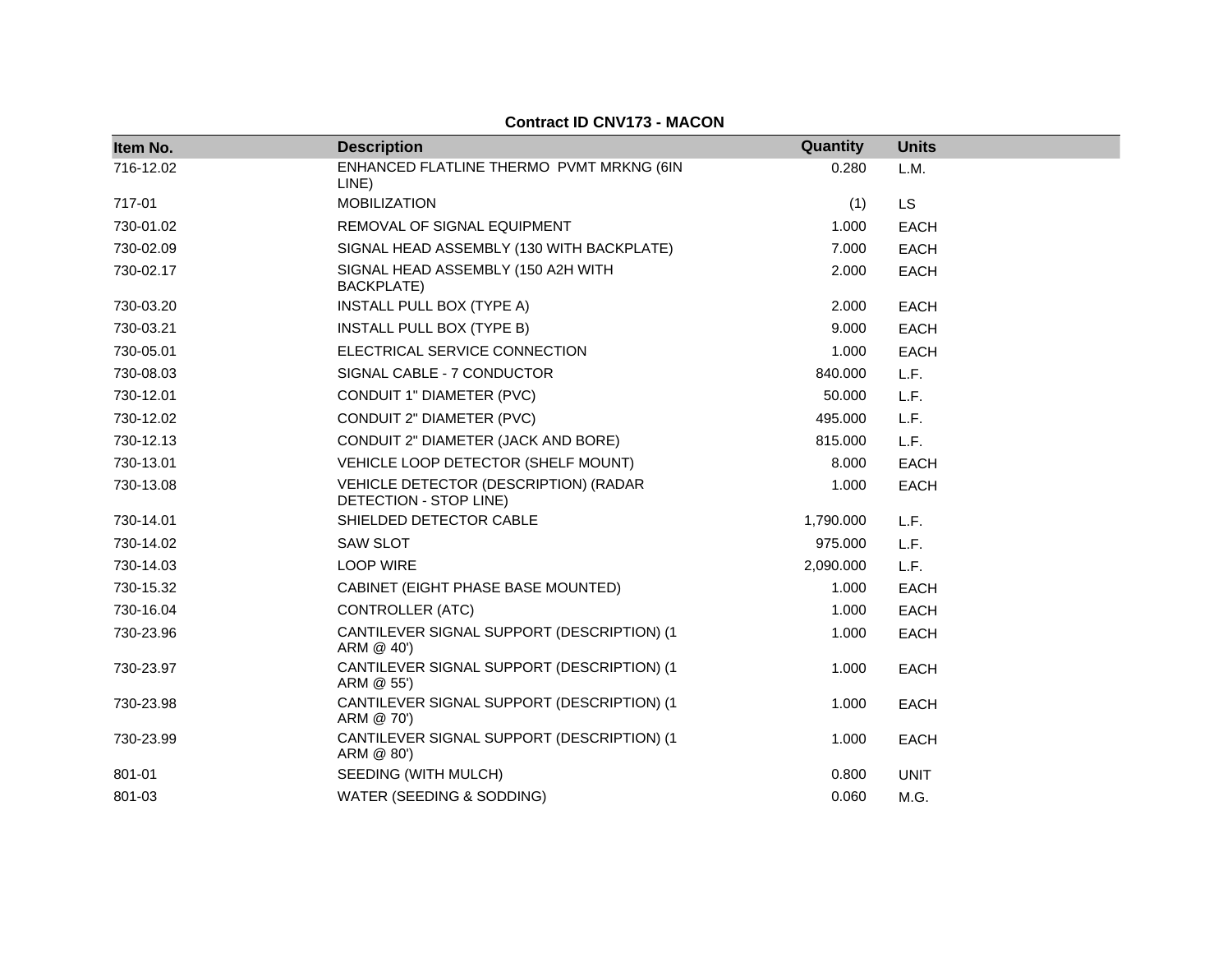**Contract ID CNV173 - MACON**

| Item No. | Description | Quantity | Units |
|---|---|---|---|
| 716-12.02 | ENHANCED FLATLINE THERMO PVMT MRKNG (6IN LINE) | 0.280 | L.M. |
| 717-01 | MOBILIZATION | (1) | LS |
| 730-01.02 | REMOVAL OF SIGNAL EQUIPMENT | 1.000 | EACH |
| 730-02.09 | SIGNAL HEAD ASSEMBLY (130 WITH BACKPLATE) | 7.000 | EACH |
| 730-02.17 | SIGNAL HEAD ASSEMBLY (150 A2H WITH BACKPLATE) | 2.000 | EACH |
| 730-03.20 | INSTALL PULL BOX (TYPE A) | 2.000 | EACH |
| 730-03.21 | INSTALL PULL BOX (TYPE B) | 9.000 | EACH |
| 730-05.01 | ELECTRICAL SERVICE CONNECTION | 1.000 | EACH |
| 730-08.03 | SIGNAL CABLE - 7 CONDUCTOR | 840.000 | L.F. |
| 730-12.01 | CONDUIT 1" DIAMETER (PVC) | 50.000 | L.F. |
| 730-12.02 | CONDUIT 2" DIAMETER (PVC) | 495.000 | L.F. |
| 730-12.13 | CONDUIT 2" DIAMETER (JACK AND BORE) | 815.000 | L.F. |
| 730-13.01 | VEHICLE LOOP DETECTOR (SHELF MOUNT) | 8.000 | EACH |
| 730-13.08 | VEHICLE DETECTOR (DESCRIPTION) (RADAR DETECTION - STOP LINE) | 1.000 | EACH |
| 730-14.01 | SHIELDED DETECTOR CABLE | 1,790.000 | L.F. |
| 730-14.02 | SAW SLOT | 975.000 | L.F. |
| 730-14.03 | LOOP WIRE | 2,090.000 | L.F. |
| 730-15.32 | CABINET (EIGHT PHASE BASE MOUNTED) | 1.000 | EACH |
| 730-16.04 | CONTROLLER (ATC) | 1.000 | EACH |
| 730-23.96 | CANTILEVER SIGNAL SUPPORT (DESCRIPTION) (1 ARM @ 40') | 1.000 | EACH |
| 730-23.97 | CANTILEVER SIGNAL SUPPORT (DESCRIPTION) (1 ARM @ 55') | 1.000 | EACH |
| 730-23.98 | CANTILEVER SIGNAL SUPPORT (DESCRIPTION) (1 ARM @ 70') | 1.000 | EACH |
| 730-23.99 | CANTILEVER SIGNAL SUPPORT (DESCRIPTION) (1 ARM @ 80') | 1.000 | EACH |
| 801-01 | SEEDING (WITH MULCH) | 0.800 | UNIT |
| 801-03 | WATER (SEEDING & SODDING) | 0.060 | M.G. |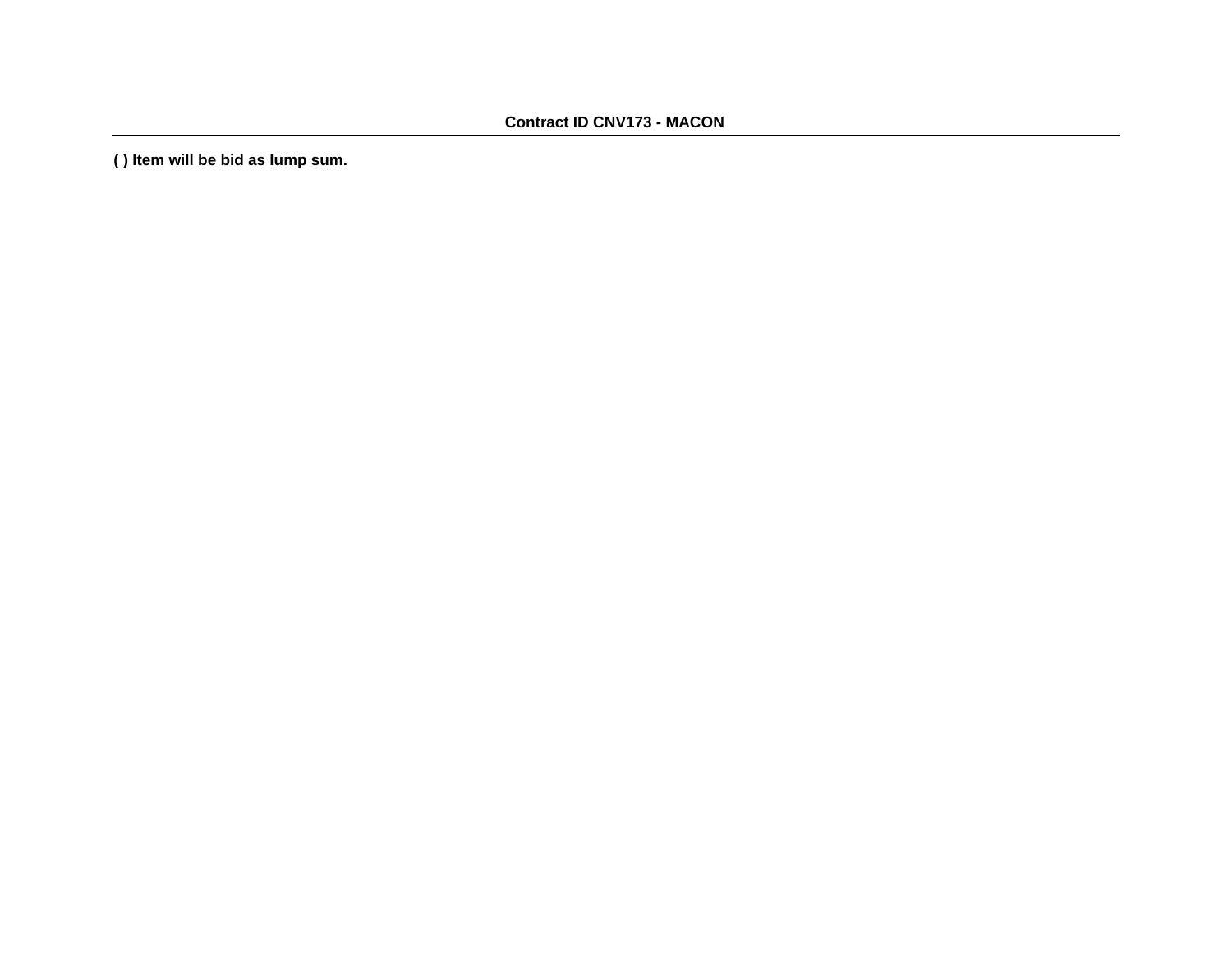( ) Item will be bid as lump sum.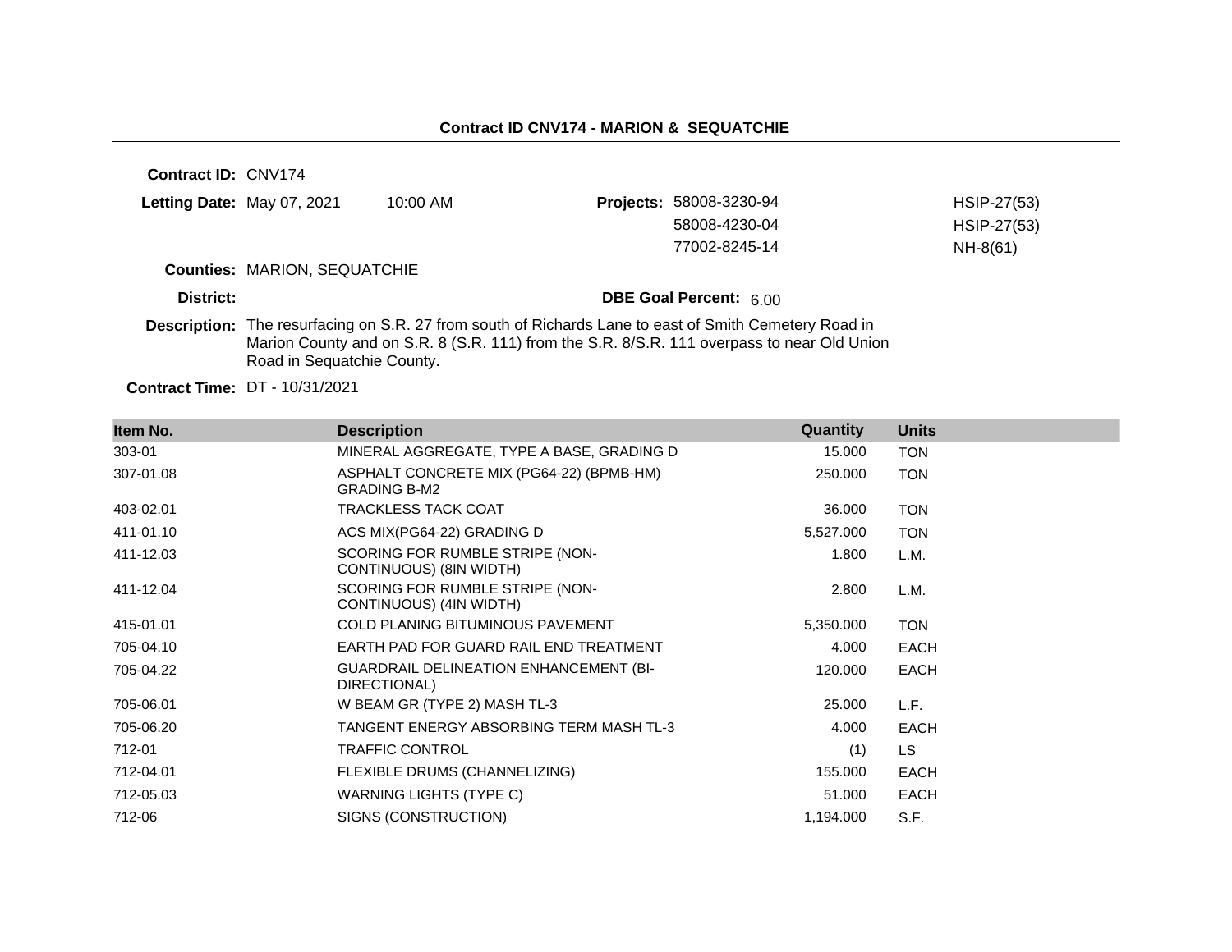## Contract ID CNV174 - MARION & SEQUATCHIE

**Contract ID:** CNV174

**Letting Date:** May 07, 2021 10:00 AM

**Projects:**

| | |
|---|---|
| 58008-3230-94 | HSIP-27(53) |
| 58008-4230-04 | HSIP-27(53) |
| 77002-8245-14 | NH-8(61) |

**Counties:** MARION, SEQUATCHIE

**District:**

**DBE Goal Percent:** 6.00

**Description:** The resurfacing on S.R. 27 from south of Richards Lane to east of Smith Cemetery Road in Marion County and on S.R. 8 (S.R. 111) from the S.R. 8/S.R. 111 overpass to near Old Union Road in Sequatchie County.

**Contract Time:** DT - 10/31/2021

| Item No. | Description | Quantity | Units |
|---|---|---|---|
| 303-01 | MINERAL AGGREGATE, TYPE A BASE, GRADING D | 15.000 | TON |
| 307-01.08 | ASPHALT CONCRETE MIX (PG64-22) (BPMB-HM) GRADING B-M2 | 250.000 | TON |
| 403-02.01 | TRACKLESS TACK COAT | 36.000 | TON |
| 411-01.10 | ACS MIX(PG64-22) GRADING D | 5,527.000 | TON |
| 411-12.03 | SCORING FOR RUMBLE STRIPE (NON-CONTINUOUS) (8IN WIDTH) | 1.800 | L.M. |
| 411-12.04 | SCORING FOR RUMBLE STRIPE (NON-CONTINUOUS) (4IN WIDTH) | 2.800 | L.M. |
| 415-01.01 | COLD PLANING BITUMINOUS PAVEMENT | 5,350.000 | TON |
| 705-04.10 | EARTH PAD FOR GUARD RAIL END TREATMENT | 4.000 | EACH |
| 705-04.22 | GUARDRAIL DELINEATION ENHANCEMENT (BI-DIRECTIONAL) | 120.000 | EACH |
| 705-06.01 | W BEAM GR (TYPE 2) MASH TL-3 | 25.000 | L.F. |
| 705-06.20 | TANGENT ENERGY ABSORBING TERM MASH TL-3 | 4.000 | EACH |
| 712-01 | TRAFFIC CONTROL | (1) | LS |
| 712-04.01 | FLEXIBLE DRUMS (CHANNELIZING) | 155.000 | EACH |
| 712-05.03 | WARNING LIGHTS (TYPE C) | 51.000 | EACH |
| 712-06 | SIGNS (CONSTRUCTION) | 1,194.000 | S.F. |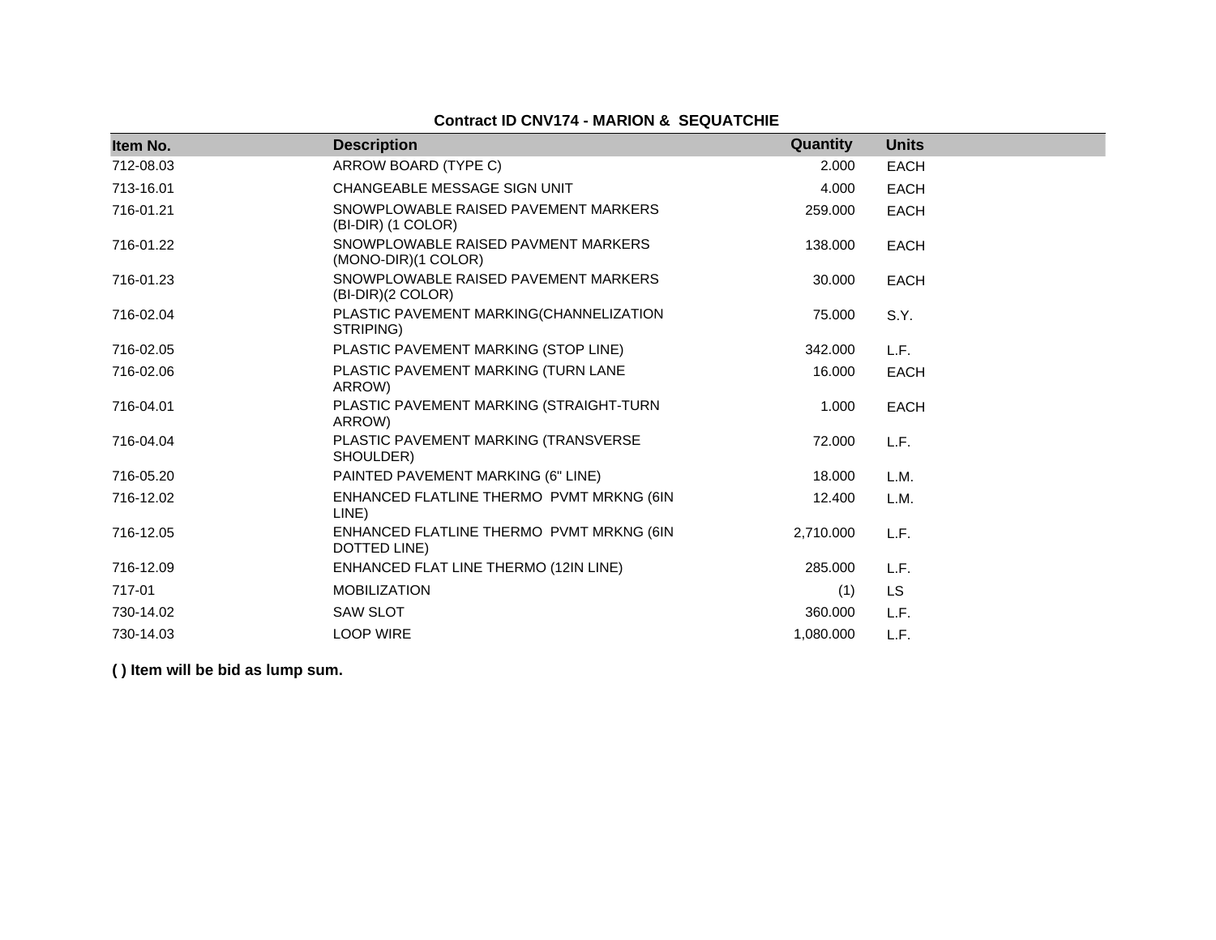**Contract ID CNV174 - MARION & SEQUATCHIE**

| Item No. | Description | Quantity | Units |
|---|---|---|---|
| 712-08.03 | ARROW BOARD (TYPE C) | 2.000 | EACH |
| 713-16.01 | CHANGEABLE MESSAGE SIGN UNIT | 4.000 | EACH |
| 716-01.21 | SNOWPLOWABLE RAISED PAVEMENT MARKERS (BI-DIR) (1 COLOR) | 259.000 | EACH |
| 716-01.22 | SNOWPLOWABLE RAISED PAVMENT MARKERS (MONO-DIR)(1 COLOR) | 138.000 | EACH |
| 716-01.23 | SNOWPLOWABLE RAISED PAVEMENT MARKERS (BI-DIR)(2 COLOR) | 30.000 | EACH |
| 716-02.04 | PLASTIC PAVEMENT MARKING(CHANNELIZATION STRIPING) | 75.000 | S.Y. |
| 716-02.05 | PLASTIC PAVEMENT MARKING (STOP LINE) | 342.000 | L.F. |
| 716-02.06 | PLASTIC PAVEMENT MARKING (TURN LANE ARROW) | 16.000 | EACH |
| 716-04.01 | PLASTIC PAVEMENT MARKING (STRAIGHT-TURN ARROW) | 1.000 | EACH |
| 716-04.04 | PLASTIC PAVEMENT MARKING (TRANSVERSE SHOULDER) | 72.000 | L.F. |
| 716-05.20 | PAINTED PAVEMENT MARKING (6" LINE) | 18.000 | L.M. |
| 716-12.02 | ENHANCED FLATLINE THERMO PVMT MRKNG (6IN LINE) | 12.400 | L.M. |
| 716-12.05 | ENHANCED FLATLINE THERMO PVMT MRKNG (6IN DOTTED LINE) | 2,710.000 | L.F. |
| 716-12.09 | ENHANCED FLAT LINE THERMO (12IN LINE) | 285.000 | L.F. |
| 717-01 | MOBILIZATION | (1) | LS |
| 730-14.02 | SAW SLOT | 360.000 | L.F. |
| 730-14.03 | LOOP WIRE | 1,080.000 | L.F. |

**( ) Item will be bid as lump sum.**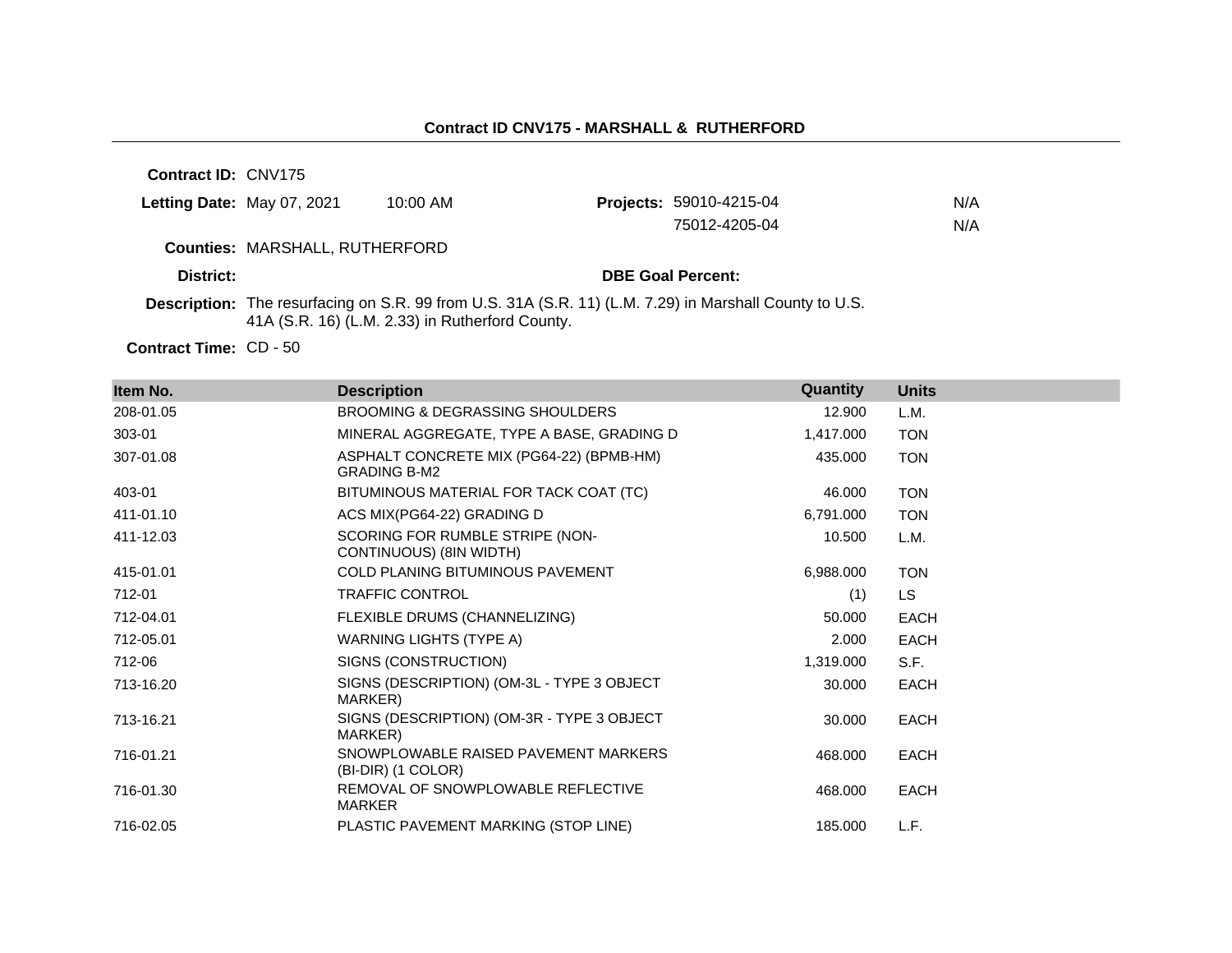## Contract ID CNV175 - MARSHALL & RUTHERFORD

**Contract ID:** CNV175

**Letting Date:** May 07, 2021 10:00 AM

**Projects:** 59010-4215-04 N/A
75012-4205-04 N/A

**Counties:** MARSHALL, RUTHERFORD

**District:**

**DBE Goal Percent:**

**Description:** The resurfacing on S.R. 99 from U.S. 31A (S.R. 11) (L.M. 7.29) in Marshall County to U.S. 41A (S.R. 16) (L.M. 2.33) in Rutherford County.

**Contract Time:** CD - 50

| Item No. | Description | Quantity | Units |
|---|---|---|---|
| 208-01.05 | BROOMING & DEGRASSING SHOULDERS | 12.900 | L.M. |
| 303-01 | MINERAL AGGREGATE, TYPE A BASE, GRADING D | 1,417.000 | TON |
| 307-01.08 | ASPHALT CONCRETE MIX (PG64-22) (BPMB-HM) GRADING B-M2 | 435.000 | TON |
| 403-01 | BITUMINOUS MATERIAL FOR TACK COAT (TC) | 46.000 | TON |
| 411-01.10 | ACS MIX(PG64-22) GRADING D | 6,791.000 | TON |
| 411-12.03 | SCORING FOR RUMBLE STRIPE (NON-CONTINUOUS) (8IN WIDTH) | 10.500 | L.M. |
| 415-01.01 | COLD PLANING BITUMINOUS PAVEMENT | 6,988.000 | TON |
| 712-01 | TRAFFIC CONTROL | (1) | LS |
| 712-04.01 | FLEXIBLE DRUMS (CHANNELIZING) | 50.000 | EACH |
| 712-05.01 | WARNING LIGHTS (TYPE A) | 2.000 | EACH |
| 712-06 | SIGNS (CONSTRUCTION) | 1,319.000 | S.F. |
| 713-16.20 | SIGNS (DESCRIPTION) (OM-3L - TYPE 3 OBJECT MARKER) | 30.000 | EACH |
| 713-16.21 | SIGNS (DESCRIPTION) (OM-3R - TYPE 3 OBJECT MARKER) | 30.000 | EACH |
| 716-01.21 | SNOWPLOWABLE RAISED PAVEMENT MARKERS (BI-DIR) (1 COLOR) | 468.000 | EACH |
| 716-01.30 | REMOVAL OF SNOWPLOWABLE REFLECTIVE MARKER | 468.000 | EACH |
| 716-02.05 | PLASTIC PAVEMENT MARKING (STOP LINE) | 185.000 | L.F. |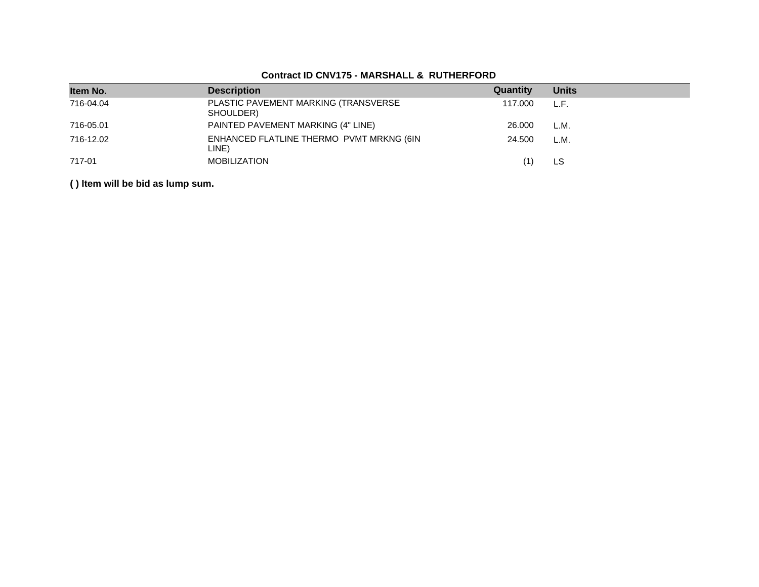**Contract ID CNV175 - MARSHALL & RUTHERFORD**

| Item No. | Description | Quantity | Units |
|---|---|---|---|
| 716-04.04 | PLASTIC PAVEMENT MARKING (TRANSVERSE SHOULDER) | 117.000 | L.F. |
| 716-05.01 | PAINTED PAVEMENT MARKING (4" LINE) | 26.000 | L.M. |
| 716-12.02 | ENHANCED FLATLINE THERMO PVMT MRKNG (6IN LINE) | 24.500 | L.M. |
| 717-01 | MOBILIZATION | (1) | LS |

**( ) Item will be bid as lump sum.**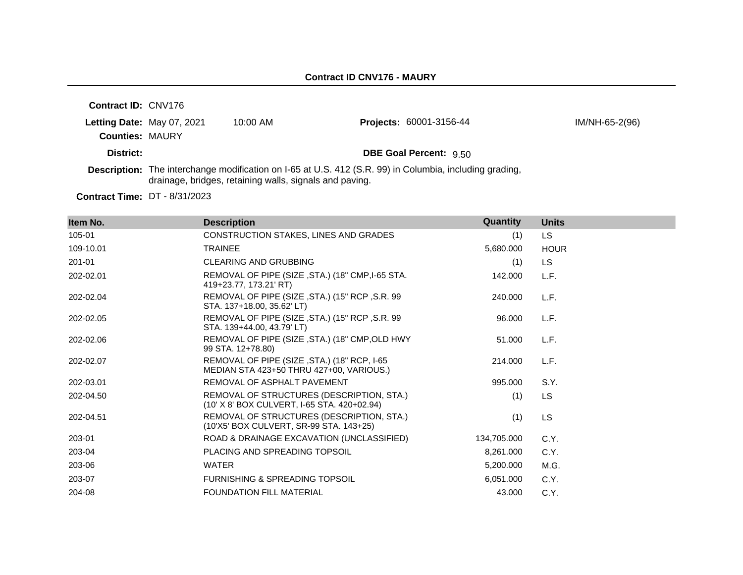**Contract ID CNV176 - MAURY**

**Contract ID:** CNV176

**Letting Date:** May 07, 2021 10:00 AM

**Projects:** 60001-3156-44 IM/NH-65-2(96)

**Counties:** MAURY

**District:**

**DBE Goal Percent:** 9.50

**Description:** The interchange modification on I-65 at U.S. 412 (S.R. 99) in Columbia, including grading, drainage, bridges, retaining walls, signals and paving.

**Contract Time:** DT - 8/31/2023

| Item No. | Description | Quantity | Units |
|---|---|---|---|
| 105-01 | CONSTRUCTION STAKES, LINES AND GRADES | (1) | LS |
| 109-10.01 | TRAINEE | 5,680.000 | HOUR |
| 201-01 | CLEARING AND GRUBBING | (1) | LS |
| 202-02.01 | REMOVAL OF PIPE (SIZE ,STA.) (18" CMP,I-65 STA. 419+23.77, 173.21' RT) | 142.000 | L.F. |
| 202-02.04 | REMOVAL OF PIPE (SIZE ,STA.) (15" RCP ,S.R. 99 STA. 137+18.00, 35.62' LT) | 240.000 | L.F. |
| 202-02.05 | REMOVAL OF PIPE (SIZE ,STA.) (15" RCP ,S.R. 99 STA. 139+44.00, 43.79' LT) | 96.000 | L.F. |
| 202-02.06 | REMOVAL OF PIPE (SIZE ,STA.) (18" CMP,OLD HWY 99 STA. 12+78.80) | 51.000 | L.F. |
| 202-02.07 | REMOVAL OF PIPE (SIZE ,STA.) (18" RCP, I-65 MEDIAN STA 423+50 THRU 427+00, VARIOUS.) | 214.000 | L.F. |
| 202-03.01 | REMOVAL OF ASPHALT PAVEMENT | 995.000 | S.Y. |
| 202-04.50 | REMOVAL OF STRUCTURES (DESCRIPTION, STA.) (10' X 8' BOX CULVERT, I-65 STA. 420+02.94) | (1) | LS |
| 202-04.51 | REMOVAL OF STRUCTURES (DESCRIPTION, STA.) (10'X5' BOX CULVERT, SR-99 STA. 143+25) | (1) | LS |
| 203-01 | ROAD & DRAINAGE EXCAVATION (UNCLASSIFIED) | 134,705.000 | C.Y. |
| 203-04 | PLACING AND SPREADING TOPSOIL | 8,261.000 | C.Y. |
| 203-06 | WATER | 5,200.000 | M.G. |
| 203-07 | FURNISHING & SPREADING TOPSOIL | 6,051.000 | C.Y. |
| 204-08 | FOUNDATION FILL MATERIAL | 43.000 | C.Y. |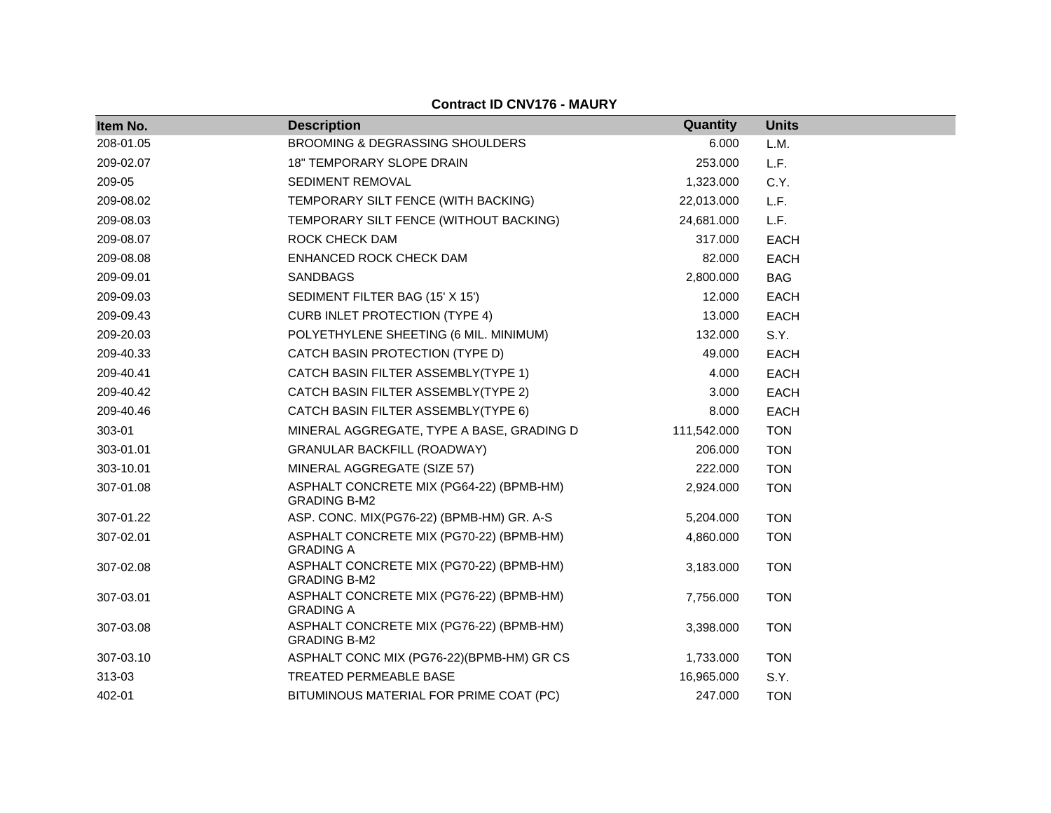**Contract ID CNV176 - MAURY**

| Item No. | Description | Quantity | Units |
|---|---|---|---|
| 208-01.05 | BROOMING & DEGRASSING SHOULDERS | 6.000 | L.M. |
| 209-02.07 | 18" TEMPORARY SLOPE DRAIN | 253.000 | L.F. |
| 209-05 | SEDIMENT REMOVAL | 1,323.000 | C.Y. |
| 209-08.02 | TEMPORARY SILT FENCE (WITH BACKING) | 22,013.000 | L.F. |
| 209-08.03 | TEMPORARY SILT FENCE (WITHOUT BACKING) | 24,681.000 | L.F. |
| 209-08.07 | ROCK CHECK DAM | 317.000 | EACH |
| 209-08.08 | ENHANCED ROCK CHECK DAM | 82.000 | EACH |
| 209-09.01 | SANDBAGS | 2,800.000 | BAG |
| 209-09.03 | SEDIMENT FILTER BAG (15' X 15') | 12.000 | EACH |
| 209-09.43 | CURB INLET PROTECTION (TYPE 4) | 13.000 | EACH |
| 209-20.03 | POLYETHYLENE SHEETING (6 MIL. MINIMUM) | 132.000 | S.Y. |
| 209-40.33 | CATCH BASIN PROTECTION (TYPE D) | 49.000 | EACH |
| 209-40.41 | CATCH BASIN FILTER ASSEMBLY(TYPE 1) | 4.000 | EACH |
| 209-40.42 | CATCH BASIN FILTER ASSEMBLY(TYPE 2) | 3.000 | EACH |
| 209-40.46 | CATCH BASIN FILTER ASSEMBLY(TYPE 6) | 8.000 | EACH |
| 303-01 | MINERAL AGGREGATE, TYPE A BASE, GRADING D | 111,542.000 | TON |
| 303-01.01 | GRANULAR BACKFILL (ROADWAY) | 206.000 | TON |
| 303-10.01 | MINERAL AGGREGATE (SIZE 57) | 222.000 | TON |
| 307-01.08 | ASPHALT CONCRETE MIX (PG64-22) (BPMB-HM) GRADING B-M2 | 2,924.000 | TON |
| 307-01.22 | ASP. CONC. MIX(PG76-22) (BPMB-HM) GR. A-S | 5,204.000 | TON |
| 307-02.01 | ASPHALT CONCRETE MIX (PG70-22) (BPMB-HM) GRADING A | 4,860.000 | TON |
| 307-02.08 | ASPHALT CONCRETE MIX (PG70-22) (BPMB-HM) GRADING B-M2 | 3,183.000 | TON |
| 307-03.01 | ASPHALT CONCRETE MIX (PG76-22) (BPMB-HM) GRADING A | 7,756.000 | TON |
| 307-03.08 | ASPHALT CONCRETE MIX (PG76-22) (BPMB-HM) GRADING B-M2 | 3,398.000 | TON |
| 307-03.10 | ASPHALT CONC MIX (PG76-22)(BPMB-HM) GR CS | 1,733.000 | TON |
| 313-03 | TREATED PERMEABLE BASE | 16,965.000 | S.Y. |
| 402-01 | BITUMINOUS MATERIAL FOR PRIME COAT (PC) | 247.000 | TON |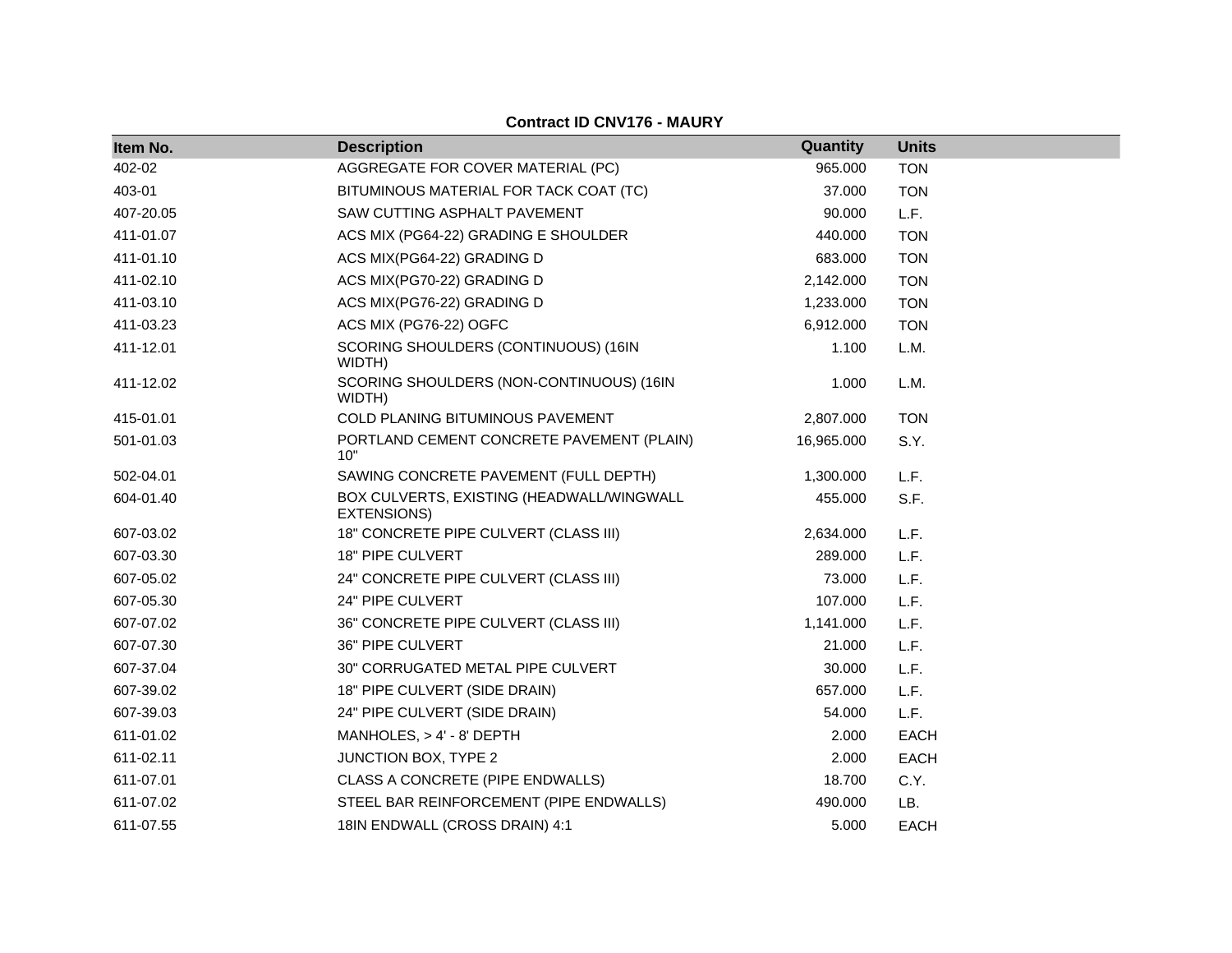**Contract ID CNV176 - MAURY**

| Item No. | Description | Quantity | Units |
| --- | --- | --- | --- |
| 402-02 | AGGREGATE FOR COVER MATERIAL (PC) | 965.000 | TON |
| 403-01 | BITUMINOUS MATERIAL FOR TACK COAT (TC) | 37.000 | TON |
| 407-20.05 | SAW CUTTING ASPHALT PAVEMENT | 90.000 | L.F. |
| 411-01.07 | ACS MIX (PG64-22) GRADING E SHOULDER | 440.000 | TON |
| 411-01.10 | ACS MIX(PG64-22) GRADING D | 683.000 | TON |
| 411-02.10 | ACS MIX(PG70-22) GRADING D | 2,142.000 | TON |
| 411-03.10 | ACS MIX(PG76-22) GRADING D | 1,233.000 | TON |
| 411-03.23 | ACS MIX (PG76-22) OGFC | 6,912.000 | TON |
| 411-12.01 | SCORING SHOULDERS (CONTINUOUS) (16IN WIDTH) | 1.100 | L.M. |
| 411-12.02 | SCORING SHOULDERS (NON-CONTINUOUS) (16IN WIDTH) | 1.000 | L.M. |
| 415-01.01 | COLD PLANING BITUMINOUS PAVEMENT | 2,807.000 | TON |
| 501-01.03 | PORTLAND CEMENT CONCRETE PAVEMENT (PLAIN) 10" | 16,965.000 | S.Y. |
| 502-04.01 | SAWING CONCRETE PAVEMENT (FULL DEPTH) | 1,300.000 | L.F. |
| 604-01.40 | BOX CULVERTS, EXISTING (HEADWALL/WINGWALL EXTENSIONS) | 455.000 | S.F. |
| 607-03.02 | 18" CONCRETE PIPE CULVERT (CLASS III) | 2,634.000 | L.F. |
| 607-03.30 | 18" PIPE CULVERT | 289.000 | L.F. |
| 607-05.02 | 24" CONCRETE PIPE CULVERT (CLASS III) | 73.000 | L.F. |
| 607-05.30 | 24" PIPE CULVERT | 107.000 | L.F. |
| 607-07.02 | 36" CONCRETE PIPE CULVERT (CLASS III) | 1,141.000 | L.F. |
| 607-07.30 | 36" PIPE CULVERT | 21.000 | L.F. |
| 607-37.04 | 30" CORRUGATED METAL PIPE CULVERT | 30.000 | L.F. |
| 607-39.02 | 18" PIPE CULVERT (SIDE DRAIN) | 657.000 | L.F. |
| 607-39.03 | 24" PIPE CULVERT (SIDE DRAIN) | 54.000 | L.F. |
| 611-01.02 | MANHOLES, > 4' - 8' DEPTH | 2.000 | EACH |
| 611-02.11 | JUNCTION BOX, TYPE 2 | 2.000 | EACH |
| 611-07.01 | CLASS A CONCRETE (PIPE ENDWALLS) | 18.700 | C.Y. |
| 611-07.02 | STEEL BAR REINFORCEMENT (PIPE ENDWALLS) | 490.000 | LB. |
| 611-07.55 | 18IN ENDWALL (CROSS DRAIN) 4:1 | 5.000 | EACH |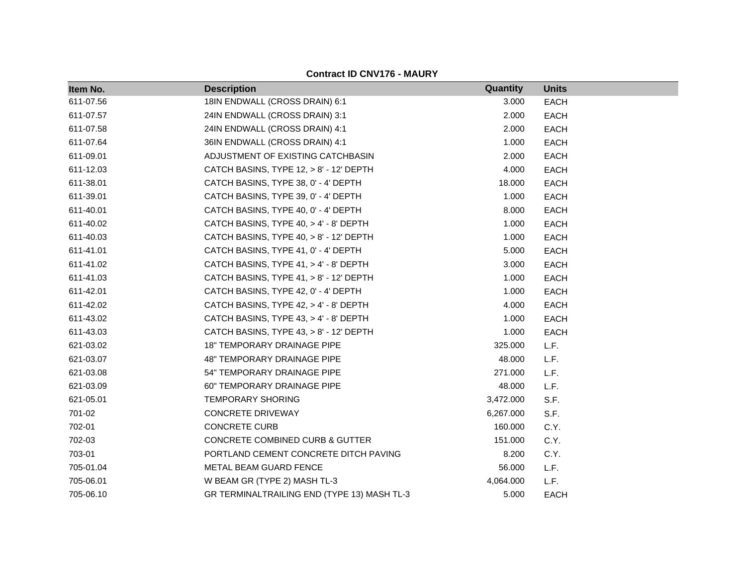**Contract ID CNV176 - MAURY**

| Item No. | Description | Quantity | Units |
|---|---|---|---|
| 611-07.56 | 18IN ENDWALL (CROSS DRAIN) 6:1 | 3.000 | EACH |
| 611-07.57 | 24IN ENDWALL (CROSS DRAIN) 3:1 | 2.000 | EACH |
| 611-07.58 | 24IN ENDWALL (CROSS DRAIN) 4:1 | 2.000 | EACH |
| 611-07.64 | 36IN ENDWALL (CROSS DRAIN) 4:1 | 1.000 | EACH |
| 611-09.01 | ADJUSTMENT OF EXISTING CATCHBASIN | 2.000 | EACH |
| 611-12.03 | CATCH BASINS, TYPE 12, > 8' - 12' DEPTH | 4.000 | EACH |
| 611-38.01 | CATCH BASINS, TYPE 38, 0' - 4' DEPTH | 18.000 | EACH |
| 611-39.01 | CATCH BASINS, TYPE 39, 0' - 4' DEPTH | 1.000 | EACH |
| 611-40.01 | CATCH BASINS, TYPE 40, 0' - 4' DEPTH | 8.000 | EACH |
| 611-40.02 | CATCH BASINS, TYPE 40, > 4' - 8' DEPTH | 1.000 | EACH |
| 611-40.03 | CATCH BASINS, TYPE 40, > 8' - 12' DEPTH | 1.000 | EACH |
| 611-41.01 | CATCH BASINS, TYPE 41, 0' - 4' DEPTH | 5.000 | EACH |
| 611-41.02 | CATCH BASINS, TYPE 41, > 4' - 8' DEPTH | 3.000 | EACH |
| 611-41.03 | CATCH BASINS, TYPE 41, > 8' - 12' DEPTH | 1.000 | EACH |
| 611-42.01 | CATCH BASINS, TYPE 42, 0' - 4' DEPTH | 1.000 | EACH |
| 611-42.02 | CATCH BASINS, TYPE 42, > 4' - 8' DEPTH | 4.000 | EACH |
| 611-43.02 | CATCH BASINS, TYPE 43, > 4' - 8' DEPTH | 1.000 | EACH |
| 611-43.03 | CATCH BASINS, TYPE 43, > 8' - 12' DEPTH | 1.000 | EACH |
| 621-03.02 | 18" TEMPORARY DRAINAGE PIPE | 325.000 | L.F. |
| 621-03.07 | 48" TEMPORARY DRAINAGE PIPE | 48.000 | L.F. |
| 621-03.08 | 54" TEMPORARY DRAINAGE PIPE | 271.000 | L.F. |
| 621-03.09 | 60" TEMPORARY DRAINAGE PIPE | 48.000 | L.F. |
| 621-05.01 | TEMPORARY SHORING | 3,472.000 | S.F. |
| 701-02 | CONCRETE DRIVEWAY | 6,267.000 | S.F. |
| 702-01 | CONCRETE CURB | 160.000 | C.Y. |
| 702-03 | CONCRETE COMBINED CURB & GUTTER | 151.000 | C.Y. |
| 703-01 | PORTLAND CEMENT CONCRETE DITCH PAVING | 8.200 | C.Y. |
| 705-01.04 | METAL BEAM GUARD FENCE | 56.000 | L.F. |
| 705-06.01 | W BEAM GR (TYPE 2) MASH TL-3 | 4,064.000 | L.F. |
| 705-06.10 | GR TERMINALTRAILING END (TYPE 13) MASH TL-3 | 5.000 | EACH |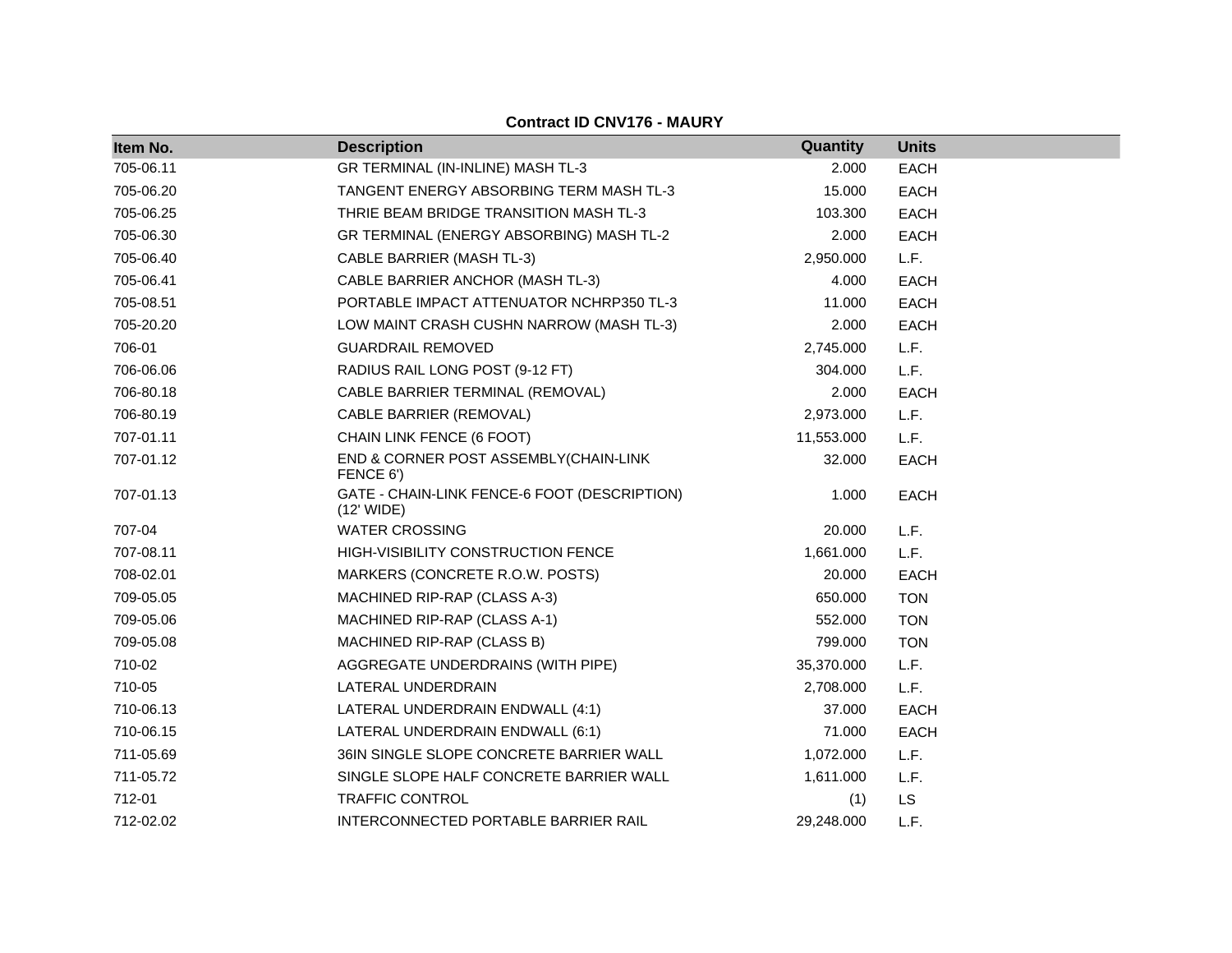**Contract ID CNV176 - MAURY**

| Item No. | Description | Quantity | Units |
|---|---|---|---|
| 705-06.11 | GR TERMINAL (IN-INLINE) MASH TL-3 | 2.000 | EACH |
| 705-06.20 | TANGENT ENERGY ABSORBING TERM MASH TL-3 | 15.000 | EACH |
| 705-06.25 | THRIE BEAM BRIDGE TRANSITION MASH TL-3 | 103.300 | EACH |
| 705-06.30 | GR TERMINAL (ENERGY ABSORBING) MASH TL-2 | 2.000 | EACH |
| 705-06.40 | CABLE BARRIER (MASH TL-3) | 2,950.000 | L.F. |
| 705-06.41 | CABLE BARRIER ANCHOR (MASH TL-3) | 4.000 | EACH |
| 705-08.51 | PORTABLE IMPACT ATTENUATOR NCHRP350 TL-3 | 11.000 | EACH |
| 705-20.20 | LOW MAINT CRASH CUSHN NARROW (MASH TL-3) | 2.000 | EACH |
| 706-01 | GUARDRAIL REMOVED | 2,745.000 | L.F. |
| 706-06.06 | RADIUS RAIL LONG POST (9-12 FT) | 304.000 | L.F. |
| 706-80.18 | CABLE BARRIER TERMINAL (REMOVAL) | 2.000 | EACH |
| 706-80.19 | CABLE BARRIER (REMOVAL) | 2,973.000 | L.F. |
| 707-01.11 | CHAIN LINK FENCE (6 FOOT) | 11,553.000 | L.F. |
| 707-01.12 | END & CORNER POST ASSEMBLY(CHAIN-LINK FENCE 6') | 32.000 | EACH |
| 707-01.13 | GATE - CHAIN-LINK FENCE-6 FOOT (DESCRIPTION) (12' WIDE) | 1.000 | EACH |
| 707-04 | WATER CROSSING | 20.000 | L.F. |
| 707-08.11 | HIGH-VISIBILITY CONSTRUCTION FENCE | 1,661.000 | L.F. |
| 708-02.01 | MARKERS (CONCRETE R.O.W. POSTS) | 20.000 | EACH |
| 709-05.05 | MACHINED RIP-RAP (CLASS A-3) | 650.000 | TON |
| 709-05.06 | MACHINED RIP-RAP (CLASS A-1) | 552.000 | TON |
| 709-05.08 | MACHINED RIP-RAP (CLASS B) | 799.000 | TON |
| 710-02 | AGGREGATE UNDERDRAINS (WITH PIPE) | 35,370.000 | L.F. |
| 710-05 | LATERAL UNDERDRAIN | 2,708.000 | L.F. |
| 710-06.13 | LATERAL UNDERDRAIN ENDWALL (4:1) | 37.000 | EACH |
| 710-06.15 | LATERAL UNDERDRAIN ENDWALL (6:1) | 71.000 | EACH |
| 711-05.69 | 36IN SINGLE SLOPE CONCRETE BARRIER WALL | 1,072.000 | L.F. |
| 711-05.72 | SINGLE SLOPE HALF CONCRETE BARRIER WALL | 1,611.000 | L.F. |
| 712-01 | TRAFFIC CONTROL | (1) | LS |
| 712-02.02 | INTERCONNECTED PORTABLE BARRIER RAIL | 29,248.000 | L.F. |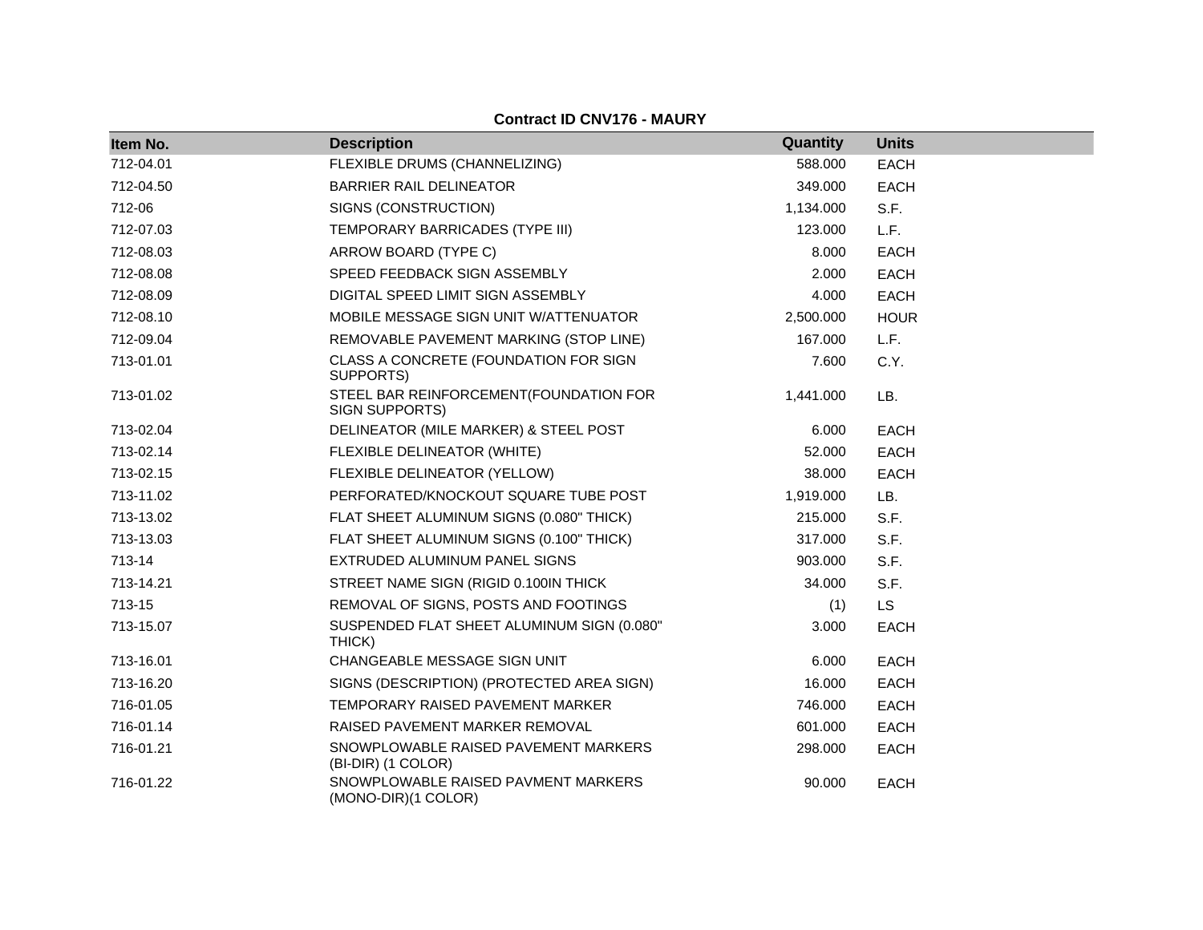**Contract ID CNV176 - MAURY**

| Item No. | Description | Quantity | Units |
|---|---|---|---|
| 712-04.01 | FLEXIBLE DRUMS (CHANNELIZING) | 588.000 | EACH |
| 712-04.50 | BARRIER RAIL DELINEATOR | 349.000 | EACH |
| 712-06 | SIGNS (CONSTRUCTION) | 1,134.000 | S.F. |
| 712-07.03 | TEMPORARY BARRICADES (TYPE III) | 123.000 | L.F. |
| 712-08.03 | ARROW BOARD (TYPE C) | 8.000 | EACH |
| 712-08.08 | SPEED FEEDBACK SIGN ASSEMBLY | 2.000 | EACH |
| 712-08.09 | DIGITAL SPEED LIMIT SIGN ASSEMBLY | 4.000 | EACH |
| 712-08.10 | MOBILE MESSAGE SIGN UNIT W/ATTENUATOR | 2,500.000 | HOUR |
| 712-09.04 | REMOVABLE PAVEMENT MARKING (STOP LINE) | 167.000 | L.F. |
| 713-01.01 | CLASS A CONCRETE (FOUNDATION FOR SIGN SUPPORTS) | 7.600 | C.Y. |
| 713-01.02 | STEEL BAR REINFORCEMENT(FOUNDATION FOR SIGN SUPPORTS) | 1,441.000 | LB. |
| 713-02.04 | DELINEATOR (MILE MARKER) & STEEL POST | 6.000 | EACH |
| 713-02.14 | FLEXIBLE DELINEATOR (WHITE) | 52.000 | EACH |
| 713-02.15 | FLEXIBLE DELINEATOR (YELLOW) | 38.000 | EACH |
| 713-11.02 | PERFORATED/KNOCKOUT SQUARE TUBE POST | 1,919.000 | LB. |
| 713-13.02 | FLAT SHEET ALUMINUM SIGNS (0.080" THICK) | 215.000 | S.F. |
| 713-13.03 | FLAT SHEET ALUMINUM SIGNS (0.100" THICK) | 317.000 | S.F. |
| 713-14 | EXTRUDED ALUMINUM PANEL SIGNS | 903.000 | S.F. |
| 713-14.21 | STREET NAME SIGN (RIGID 0.100IN THICK | 34.000 | S.F. |
| 713-15 | REMOVAL OF SIGNS, POSTS AND FOOTINGS | (1) | LS |
| 713-15.07 | SUSPENDED FLAT SHEET ALUMINUM SIGN (0.080" THICK) | 3.000 | EACH |
| 713-16.01 | CHANGEABLE MESSAGE SIGN UNIT | 6.000 | EACH |
| 713-16.20 | SIGNS (DESCRIPTION) (PROTECTED AREA SIGN) | 16.000 | EACH |
| 716-01.05 | TEMPORARY RAISED PAVEMENT MARKER | 746.000 | EACH |
| 716-01.14 | RAISED PAVEMENT MARKER REMOVAL | 601.000 | EACH |
| 716-01.21 | SNOWPLOWABLE RAISED PAVEMENT MARKERS (BI-DIR) (1 COLOR) | 298.000 | EACH |
| 716-01.22 | SNOWPLOWABLE RAISED PAVMENT MARKERS (MONO-DIR)(1 COLOR) | 90.000 | EACH |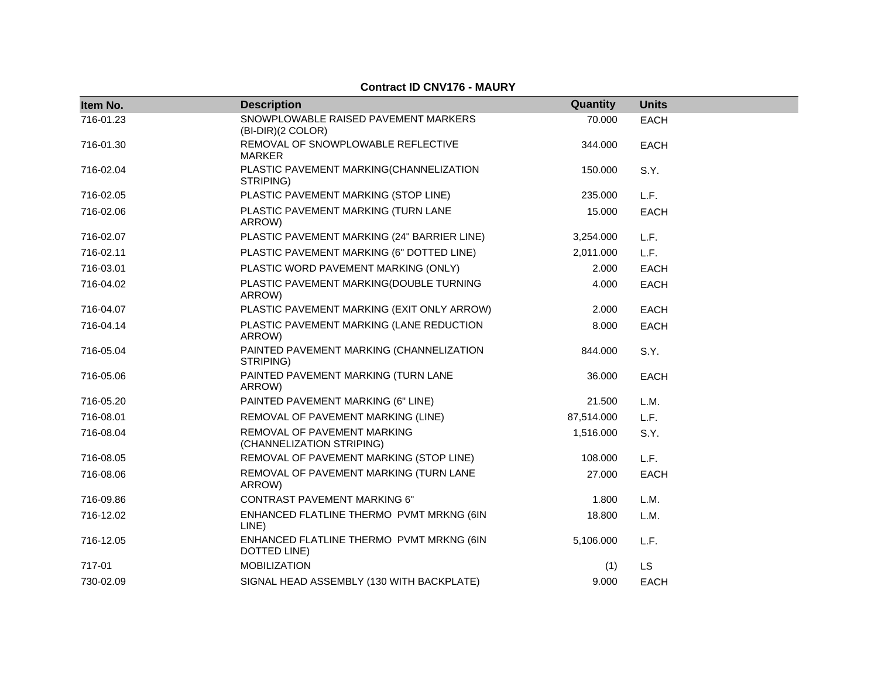**Contract ID CNV176 - MAURY**

| Item No. | Description | Quantity | Units |
|---|---|---|---|
| 716-01.23 | SNOWPLOWABLE RAISED PAVEMENT MARKERS (BI-DIR)(2 COLOR) | 70.000 | EACH |
| 716-01.30 | REMOVAL OF SNOWPLOWABLE REFLECTIVE MARKER | 344.000 | EACH |
| 716-02.04 | PLASTIC PAVEMENT MARKING(CHANNELIZATION STRIPING) | 150.000 | S.Y. |
| 716-02.05 | PLASTIC PAVEMENT MARKING (STOP LINE) | 235.000 | L.F. |
| 716-02.06 | PLASTIC PAVEMENT MARKING (TURN LANE ARROW) | 15.000 | EACH |
| 716-02.07 | PLASTIC PAVEMENT MARKING (24" BARRIER LINE) | 3,254.000 | L.F. |
| 716-02.11 | PLASTIC PAVEMENT MARKING (6" DOTTED LINE) | 2,011.000 | L.F. |
| 716-03.01 | PLASTIC WORD PAVEMENT MARKING (ONLY) | 2.000 | EACH |
| 716-04.02 | PLASTIC PAVEMENT MARKING(DOUBLE TURNING ARROW) | 4.000 | EACH |
| 716-04.07 | PLASTIC PAVEMENT MARKING (EXIT ONLY ARROW) | 2.000 | EACH |
| 716-04.14 | PLASTIC PAVEMENT MARKING (LANE REDUCTION ARROW) | 8.000 | EACH |
| 716-05.04 | PAINTED PAVEMENT MARKING (CHANNELIZATION STRIPING) | 844.000 | S.Y. |
| 716-05.06 | PAINTED PAVEMENT MARKING (TURN LANE ARROW) | 36.000 | EACH |
| 716-05.20 | PAINTED PAVEMENT MARKING (6" LINE) | 21.500 | L.M. |
| 716-08.01 | REMOVAL OF PAVEMENT MARKING (LINE) | 87,514.000 | L.F. |
| 716-08.04 | REMOVAL OF PAVEMENT MARKING (CHANNELIZATION STRIPING) | 1,516.000 | S.Y. |
| 716-08.05 | REMOVAL OF PAVEMENT MARKING (STOP LINE) | 108.000 | L.F. |
| 716-08.06 | REMOVAL OF PAVEMENT MARKING (TURN LANE ARROW) | 27.000 | EACH |
| 716-09.86 | CONTRAST PAVEMENT MARKING 6" | 1.800 | L.M. |
| 716-12.02 | ENHANCED FLATLINE THERMO PVMT MRKNG (6IN LINE) | 18.800 | L.M. |
| 716-12.05 | ENHANCED FLATLINE THERMO PVMT MRKNG (6IN DOTTED LINE) | 5,106.000 | L.F. |
| 717-01 | MOBILIZATION | (1) | LS |
| 730-02.09 | SIGNAL HEAD ASSEMBLY (130 WITH BACKPLATE) | 9.000 | EACH |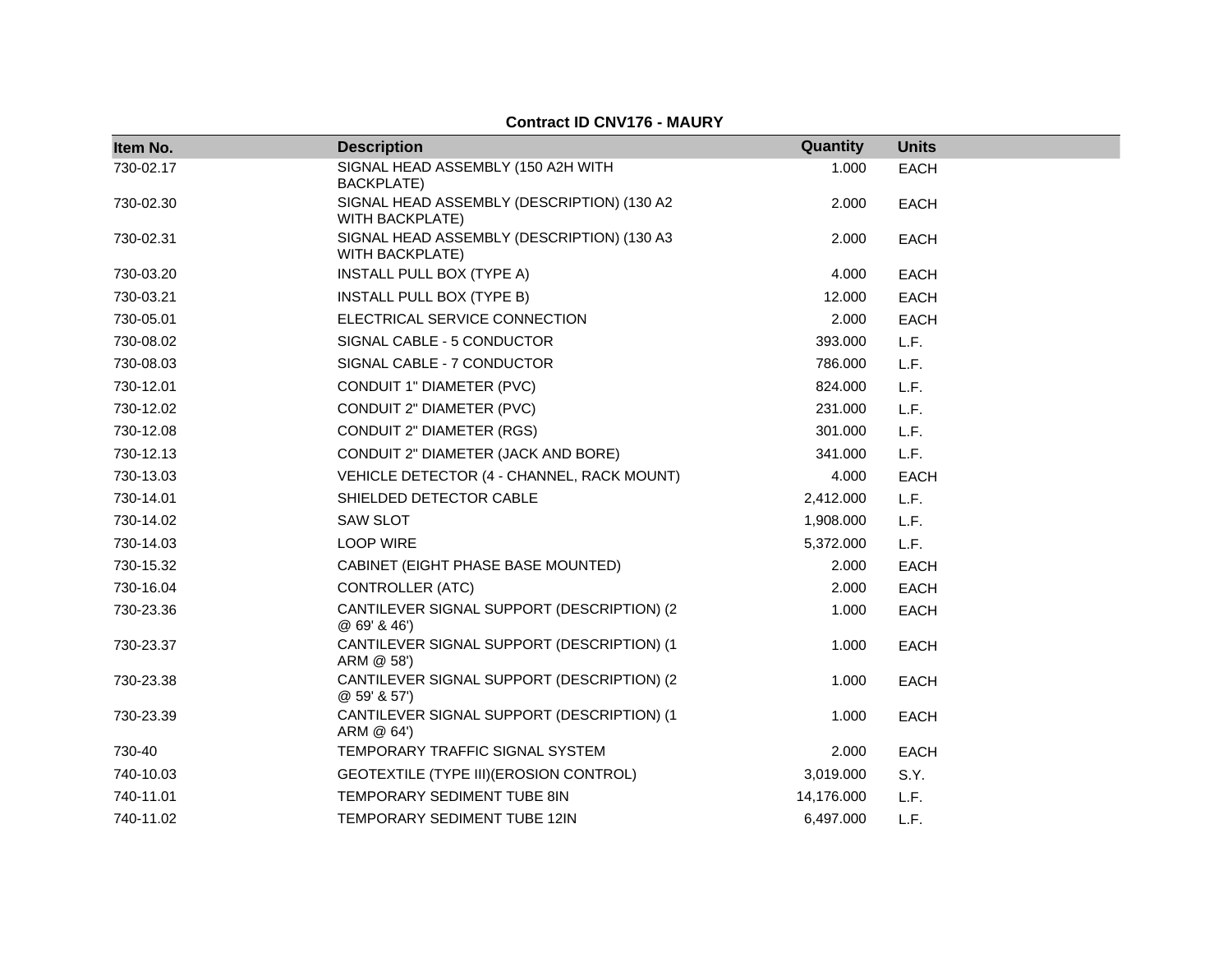**Contract ID CNV176 - MAURY**

| Item No. | Description | Quantity | Units |
|---|---|---|---|
| 730-02.17 | SIGNAL HEAD ASSEMBLY (150 A2H WITH BACKPLATE) | 1.000 | EACH |
| 730-02.30 | SIGNAL HEAD ASSEMBLY (DESCRIPTION) (130 A2 WITH BACKPLATE) | 2.000 | EACH |
| 730-02.31 | SIGNAL HEAD ASSEMBLY (DESCRIPTION) (130 A3 WITH BACKPLATE) | 2.000 | EACH |
| 730-03.20 | INSTALL PULL BOX (TYPE A) | 4.000 | EACH |
| 730-03.21 | INSTALL PULL BOX (TYPE B) | 12.000 | EACH |
| 730-05.01 | ELECTRICAL SERVICE CONNECTION | 2.000 | EACH |
| 730-08.02 | SIGNAL CABLE - 5 CONDUCTOR | 393.000 | L.F. |
| 730-08.03 | SIGNAL CABLE - 7 CONDUCTOR | 786.000 | L.F. |
| 730-12.01 | CONDUIT 1" DIAMETER (PVC) | 824.000 | L.F. |
| 730-12.02 | CONDUIT 2" DIAMETER (PVC) | 231.000 | L.F. |
| 730-12.08 | CONDUIT 2" DIAMETER (RGS) | 301.000 | L.F. |
| 730-12.13 | CONDUIT 2" DIAMETER (JACK AND BORE) | 341.000 | L.F. |
| 730-13.03 | VEHICLE DETECTOR (4 - CHANNEL, RACK MOUNT) | 4.000 | EACH |
| 730-14.01 | SHIELDED DETECTOR CABLE | 2,412.000 | L.F. |
| 730-14.02 | SAW SLOT | 1,908.000 | L.F. |
| 730-14.03 | LOOP WIRE | 5,372.000 | L.F. |
| 730-15.32 | CABINET (EIGHT PHASE BASE MOUNTED) | 2.000 | EACH |
| 730-16.04 | CONTROLLER (ATC) | 2.000 | EACH |
| 730-23.36 | CANTILEVER SIGNAL SUPPORT (DESCRIPTION) (2 @ 69' & 46') | 1.000 | EACH |
| 730-23.37 | CANTILEVER SIGNAL SUPPORT (DESCRIPTION) (1 ARM @ 58') | 1.000 | EACH |
| 730-23.38 | CANTILEVER SIGNAL SUPPORT (DESCRIPTION) (2 @ 59' & 57') | 1.000 | EACH |
| 730-23.39 | CANTILEVER SIGNAL SUPPORT (DESCRIPTION) (1 ARM @ 64') | 1.000 | EACH |
| 730-40 | TEMPORARY TRAFFIC SIGNAL SYSTEM | 2.000 | EACH |
| 740-10.03 | GEOTEXTILE (TYPE III)(EROSION CONTROL) | 3,019.000 | S.Y. |
| 740-11.01 | TEMPORARY SEDIMENT TUBE 8IN | 14,176.000 | L.F. |
| 740-11.02 | TEMPORARY SEDIMENT TUBE 12IN | 6,497.000 | L.F. |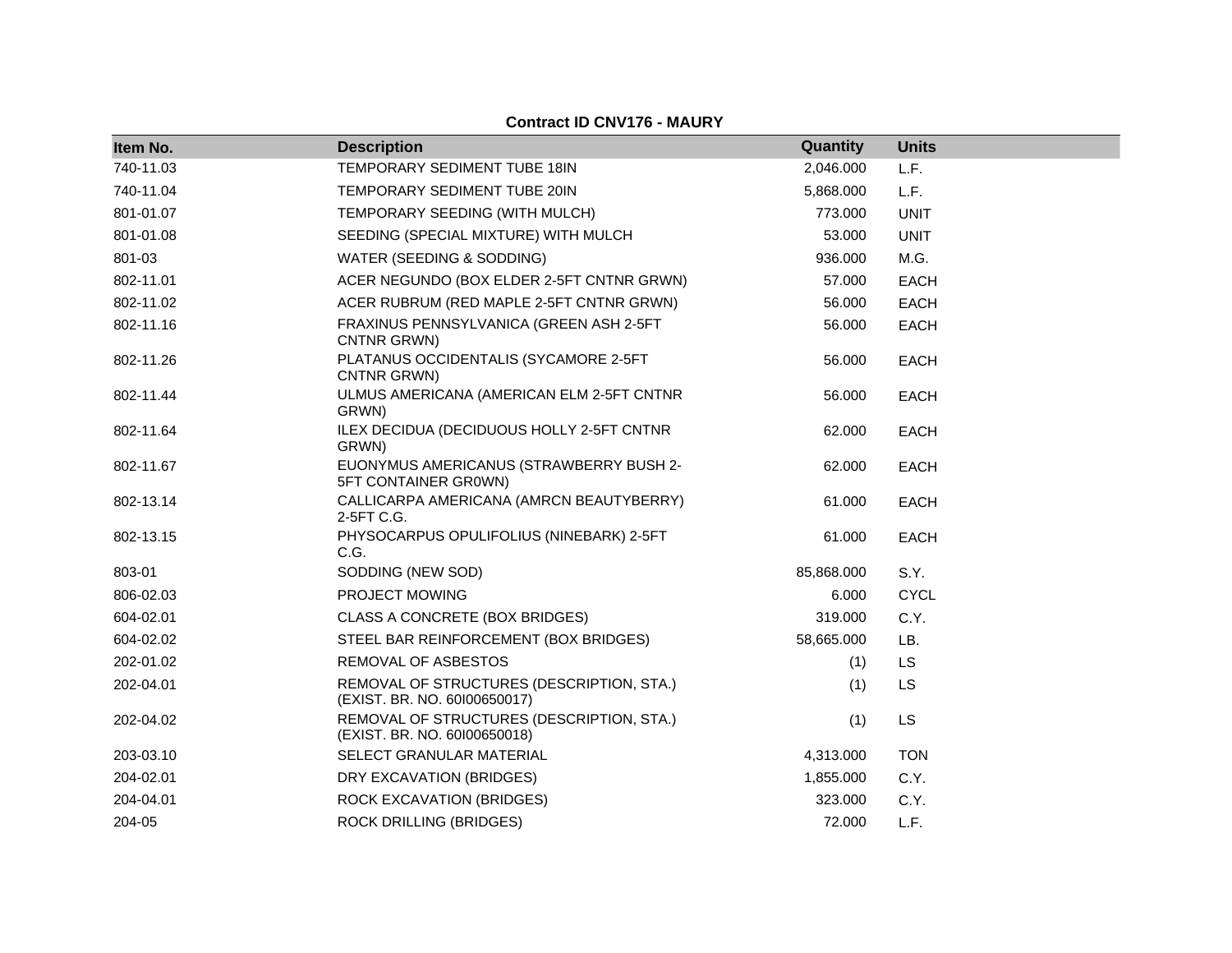**Contract ID CNV176 - MAURY**

| Item No. | Description | Quantity | Units |
|---|---|---|---|
| 740-11.03 | TEMPORARY SEDIMENT TUBE 18IN | 2,046.000 | L.F. |
| 740-11.04 | TEMPORARY SEDIMENT TUBE 20IN | 5,868.000 | L.F. |
| 801-01.07 | TEMPORARY SEEDING (WITH MULCH) | 773.000 | UNIT |
| 801-01.08 | SEEDING (SPECIAL MIXTURE) WITH MULCH | 53.000 | UNIT |
| 801-03 | WATER (SEEDING & SODDING) | 936.000 | M.G. |
| 802-11.01 | ACER NEGUNDO (BOX ELDER 2-5FT CNTNR GRWN) | 57.000 | EACH |
| 802-11.02 | ACER RUBRUM (RED MAPLE 2-5FT CNTNR GRWN) | 56.000 | EACH |
| 802-11.16 | FRAXINUS PENNSYLVANICA (GREEN ASH 2-5FT CNTNR GRWN) | 56.000 | EACH |
| 802-11.26 | PLATANUS OCCIDENTALIS (SYCAMORE 2-5FT CNTNR GRWN) | 56.000 | EACH |
| 802-11.44 | ULMUS AMERICANA (AMERICAN ELM 2-5FT CNTNR GRWN) | 56.000 | EACH |
| 802-11.64 | ILEX DECIDUA (DECIDUOUS HOLLY 2-5FT CNTNR GRWN) | 62.000 | EACH |
| 802-11.67 | EUONYMUS AMERICANUS (STRAWBERRY BUSH 2-5FT CONTAINER GR0WN) | 62.000 | EACH |
| 802-13.14 | CALLICARPA AMERICANA (AMRCN BEAUTYBERRY) 2-5FT C.G. | 61.000 | EACH |
| 802-13.15 | PHYSOCARPUS OPULIFOLIUS (NINEBARK) 2-5FT C.G. | 61.000 | EACH |
| 803-01 | SODDING (NEW SOD) | 85,868.000 | S.Y. |
| 806-02.03 | PROJECT MOWING | 6.000 | CYCL |
| 604-02.01 | CLASS A CONCRETE (BOX BRIDGES) | 319.000 | C.Y. |
| 604-02.02 | STEEL BAR REINFORCEMENT (BOX BRIDGES) | 58,665.000 | LB. |
| 202-01.02 | REMOVAL OF ASBESTOS | (1) | LS |
| 202-04.01 | REMOVAL OF STRUCTURES (DESCRIPTION, STA.) (EXIST. BR. NO. 60I00650017) | (1) | LS |
| 202-04.02 | REMOVAL OF STRUCTURES (DESCRIPTION, STA.) (EXIST. BR. NO. 60I00650018) | (1) | LS |
| 203-03.10 | SELECT GRANULAR MATERIAL | 4,313.000 | TON |
| 204-02.01 | DRY EXCAVATION (BRIDGES) | 1,855.000 | C.Y. |
| 204-04.01 | ROCK EXCAVATION (BRIDGES) | 323.000 | C.Y. |
| 204-05 | ROCK DRILLING (BRIDGES) | 72.000 | L.F. |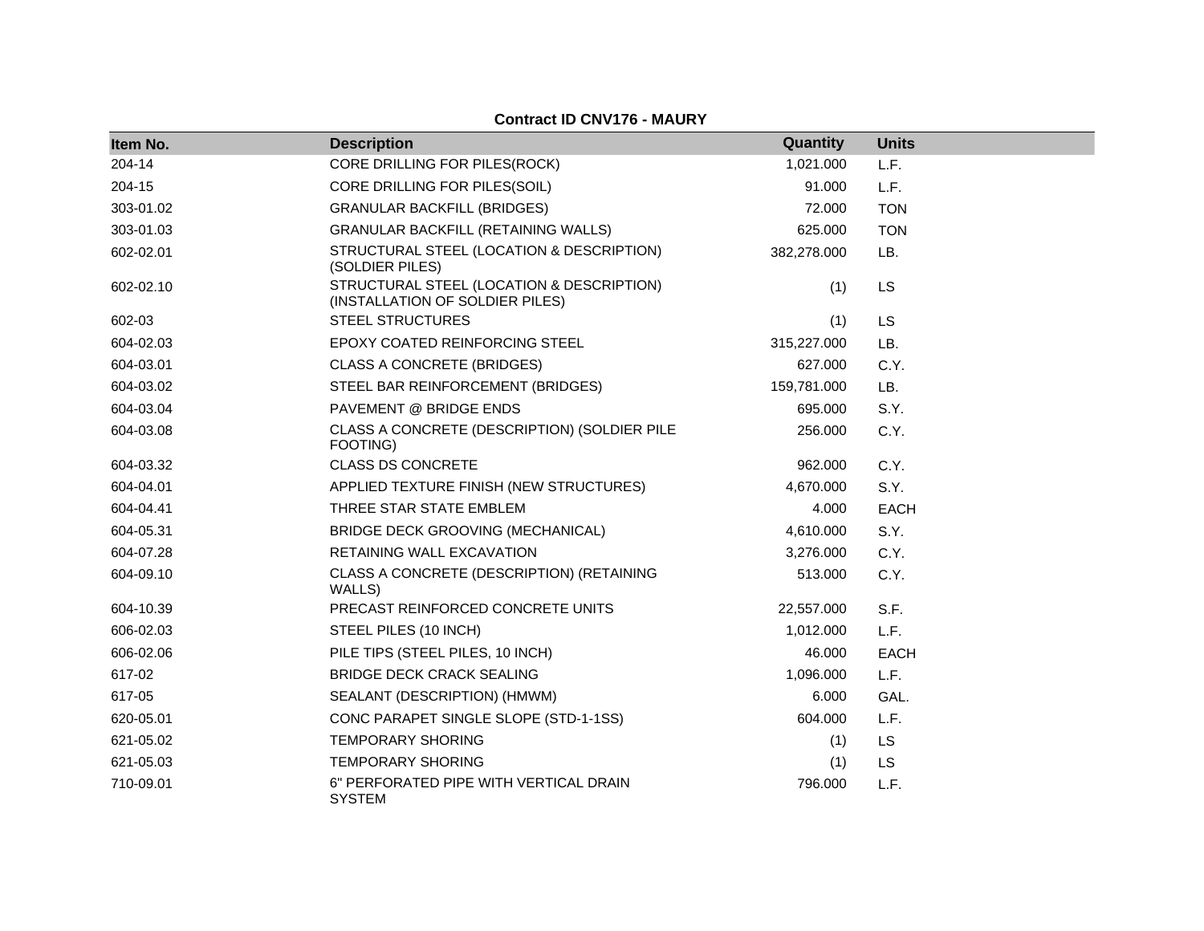**Contract ID CNV176 - MAURY**

| Item No. | Description | Quantity | Units |
|---|---|---|---|
| 204-14 | CORE DRILLING FOR PILES(ROCK) | 1,021.000 | L.F. |
| 204-15 | CORE DRILLING FOR PILES(SOIL) | 91.000 | L.F. |
| 303-01.02 | GRANULAR BACKFILL (BRIDGES) | 72.000 | TON |
| 303-01.03 | GRANULAR BACKFILL (RETAINING WALLS) | 625.000 | TON |
| 602-02.01 | STRUCTURAL STEEL (LOCATION & DESCRIPTION) (SOLDIER PILES) | 382,278.000 | LB. |
| 602-02.10 | STRUCTURAL STEEL (LOCATION & DESCRIPTION) (INSTALLATION OF SOLDIER PILES) | (1) | LS |
| 602-03 | STEEL STRUCTURES | (1) | LS |
| 604-02.03 | EPOXY COATED REINFORCING STEEL | 315,227.000 | LB. |
| 604-03.01 | CLASS A CONCRETE (BRIDGES) | 627.000 | C.Y. |
| 604-03.02 | STEEL BAR REINFORCEMENT (BRIDGES) | 159,781.000 | LB. |
| 604-03.04 | PAVEMENT @ BRIDGE ENDS | 695.000 | S.Y. |
| 604-03.08 | CLASS A CONCRETE (DESCRIPTION) (SOLDIER PILE FOOTING) | 256.000 | C.Y. |
| 604-03.32 | CLASS DS CONCRETE | 962.000 | C.Y. |
| 604-04.01 | APPLIED TEXTURE FINISH (NEW STRUCTURES) | 4,670.000 | S.Y. |
| 604-04.41 | THREE STAR STATE EMBLEM | 4.000 | EACH |
| 604-05.31 | BRIDGE DECK GROOVING (MECHANICAL) | 4,610.000 | S.Y. |
| 604-07.28 | RETAINING WALL EXCAVATION | 3,276.000 | C.Y. |
| 604-09.10 | CLASS A CONCRETE (DESCRIPTION) (RETAINING WALLS) | 513.000 | C.Y. |
| 604-10.39 | PRECAST REINFORCED CONCRETE UNITS | 22,557.000 | S.F. |
| 606-02.03 | STEEL PILES (10 INCH) | 1,012.000 | L.F. |
| 606-02.06 | PILE TIPS (STEEL PILES, 10 INCH) | 46.000 | EACH |
| 617-02 | BRIDGE DECK CRACK SEALING | 1,096.000 | L.F. |
| 617-05 | SEALANT (DESCRIPTION) (HMWM) | 6.000 | GAL. |
| 620-05.01 | CONC PARAPET SINGLE SLOPE (STD-1-1SS) | 604.000 | L.F. |
| 621-05.02 | TEMPORARY SHORING | (1) | LS |
| 621-05.03 | TEMPORARY SHORING | (1) | LS |
| 710-09.01 | 6" PERFORATED PIPE WITH VERTICAL DRAIN SYSTEM | 796.000 | L.F. |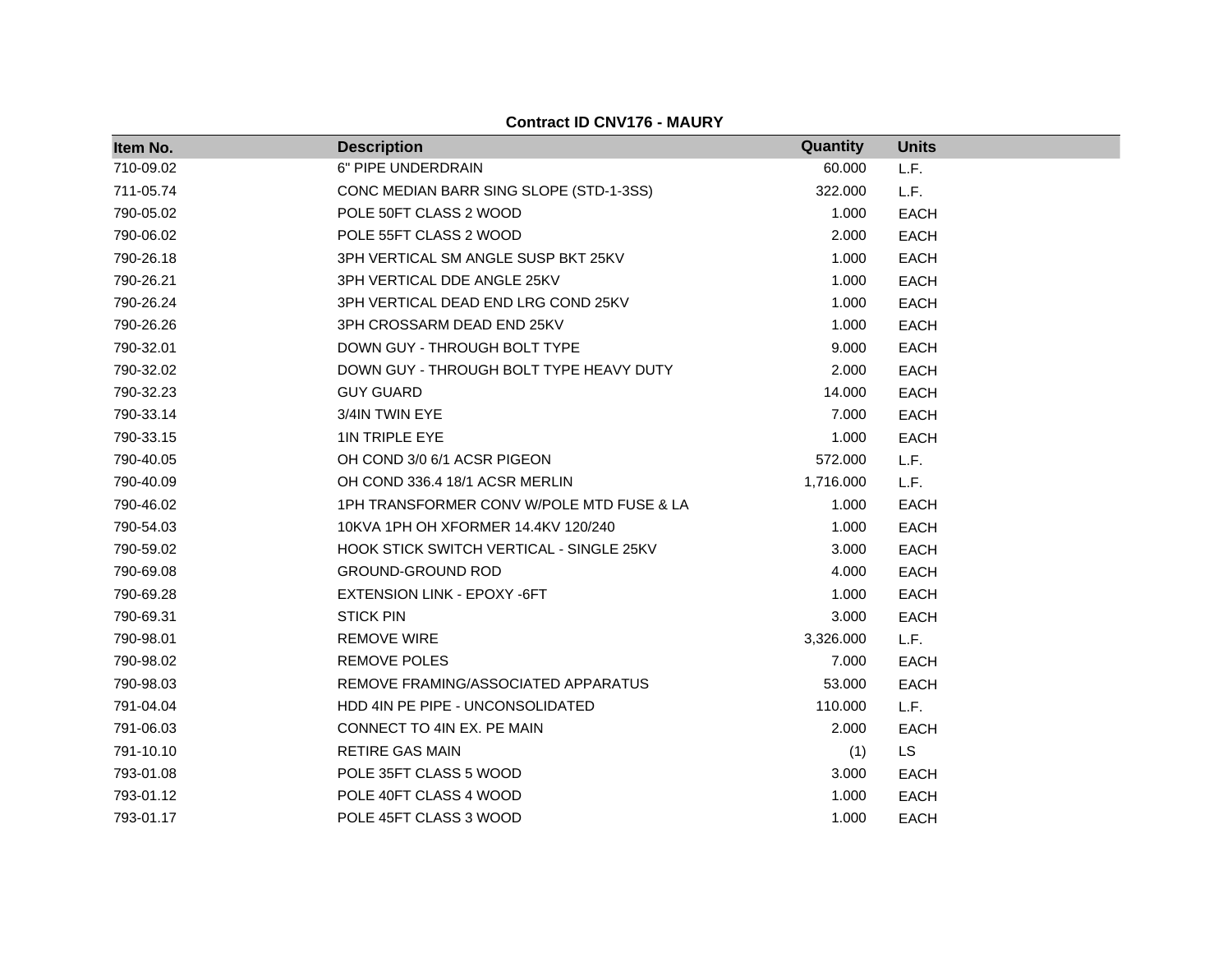**Contract ID CNV176 - MAURY**

| Item No. | Description | Quantity | Units |
|---|---|---|---|
| 710-09.02 | 6" PIPE UNDERDRAIN | 60.000 | L.F. |
| 711-05.74 | CONC MEDIAN BARR SING SLOPE (STD-1-3SS) | 322.000 | L.F. |
| 790-05.02 | POLE 50FT CLASS 2 WOOD | 1.000 | EACH |
| 790-06.02 | POLE 55FT CLASS 2 WOOD | 2.000 | EACH |
| 790-26.18 | 3PH VERTICAL SM ANGLE SUSP BKT 25KV | 1.000 | EACH |
| 790-26.21 | 3PH VERTICAL DDE ANGLE 25KV | 1.000 | EACH |
| 790-26.24 | 3PH VERTICAL DEAD END LRG COND 25KV | 1.000 | EACH |
| 790-26.26 | 3PH CROSSARM DEAD END 25KV | 1.000 | EACH |
| 790-32.01 | DOWN GUY - THROUGH BOLT TYPE | 9.000 | EACH |
| 790-32.02 | DOWN GUY - THROUGH BOLT TYPE HEAVY DUTY | 2.000 | EACH |
| 790-32.23 | GUY GUARD | 14.000 | EACH |
| 790-33.14 | 3/4IN TWIN EYE | 7.000 | EACH |
| 790-33.15 | 1IN TRIPLE EYE | 1.000 | EACH |
| 790-40.05 | OH COND 3/0 6/1 ACSR PIGEON | 572.000 | L.F. |
| 790-40.09 | OH COND 336.4 18/1 ACSR MERLIN | 1,716.000 | L.F. |
| 790-46.02 | 1PH TRANSFORMER CONV W/POLE MTD FUSE & LA | 1.000 | EACH |
| 790-54.03 | 10KVA 1PH OH XFORMER 14.4KV 120/240 | 1.000 | EACH |
| 790-59.02 | HOOK STICK SWITCH VERTICAL - SINGLE 25KV | 3.000 | EACH |
| 790-69.08 | GROUND-GROUND ROD | 4.000 | EACH |
| 790-69.28 | EXTENSION LINK - EPOXY -6FT | 1.000 | EACH |
| 790-69.31 | STICK PIN | 3.000 | EACH |
| 790-98.01 | REMOVE WIRE | 3,326.000 | L.F. |
| 790-98.02 | REMOVE POLES | 7.000 | EACH |
| 790-98.03 | REMOVE FRAMING/ASSOCIATED APPARATUS | 53.000 | EACH |
| 791-04.04 | HDD 4IN PE PIPE - UNCONSOLIDATED | 110.000 | L.F. |
| 791-06.03 | CONNECT TO 4IN EX. PE MAIN | 2.000 | EACH |
| 791-10.10 | RETIRE GAS MAIN | (1) | LS |
| 793-01.08 | POLE 35FT CLASS 5 WOOD | 3.000 | EACH |
| 793-01.12 | POLE 40FT CLASS 4 WOOD | 1.000 | EACH |
| 793-01.17 | POLE 45FT CLASS 3 WOOD | 1.000 | EACH |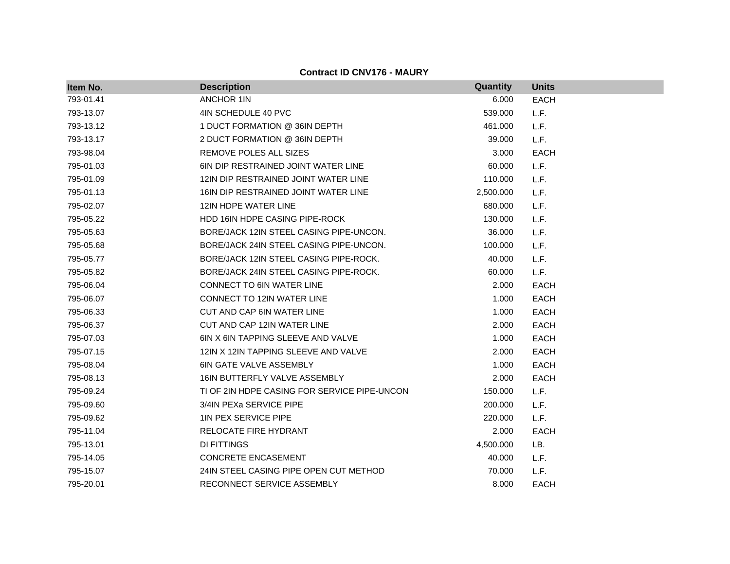**Contract ID CNV176 - MAURY**

| Item No. | Description | Quantity | Units |
|---|---|---|---|
| 793-01.41 | ANCHOR 1IN | 6.000 | EACH |
| 793-13.07 | 4IN SCHEDULE 40 PVC | 539.000 | L.F. |
| 793-13.12 | 1 DUCT FORMATION @ 36IN DEPTH | 461.000 | L.F. |
| 793-13.17 | 2 DUCT FORMATION @ 36IN DEPTH | 39.000 | L.F. |
| 793-98.04 | REMOVE POLES ALL SIZES | 3.000 | EACH |
| 795-01.03 | 6IN DIP RESTRAINED JOINT WATER LINE | 60.000 | L.F. |
| 795-01.09 | 12IN DIP RESTRAINED JOINT WATER LINE | 110.000 | L.F. |
| 795-01.13 | 16IN DIP RESTRAINED JOINT WATER LINE | 2,500.000 | L.F. |
| 795-02.07 | 12IN HDPE WATER LINE | 680.000 | L.F. |
| 795-05.22 | HDD 16IN HDPE CASING PIPE-ROCK | 130.000 | L.F. |
| 795-05.63 | BORE/JACK 12IN STEEL CASING PIPE-UNCON. | 36.000 | L.F. |
| 795-05.68 | BORE/JACK 24IN STEEL CASING PIPE-UNCON. | 100.000 | L.F. |
| 795-05.77 | BORE/JACK 12IN STEEL CASING PIPE-ROCK. | 40.000 | L.F. |
| 795-05.82 | BORE/JACK 24IN STEEL CASING PIPE-ROCK. | 60.000 | L.F. |
| 795-06.04 | CONNECT TO 6IN WATER LINE | 2.000 | EACH |
| 795-06.07 | CONNECT TO 12IN WATER LINE | 1.000 | EACH |
| 795-06.33 | CUT AND CAP 6IN WATER LINE | 1.000 | EACH |
| 795-06.37 | CUT AND CAP 12IN WATER LINE | 2.000 | EACH |
| 795-07.03 | 6IN X 6IN TAPPING SLEEVE AND VALVE | 1.000 | EACH |
| 795-07.15 | 12IN X 12IN TAPPING SLEEVE AND VALVE | 2.000 | EACH |
| 795-08.04 | 6IN GATE VALVE ASSEMBLY | 1.000 | EACH |
| 795-08.13 | 16IN BUTTERFLY VALVE ASSEMBLY | 2.000 | EACH |
| 795-09.24 | TI OF 2IN HDPE CASING FOR SERVICE PIPE-UNCON | 150.000 | L.F. |
| 795-09.60 | 3/4IN PEXa SERVICE PIPE | 200.000 | L.F. |
| 795-09.62 | 1IN PEX SERVICE PIPE | 220.000 | L.F. |
| 795-11.04 | RELOCATE FIRE HYDRANT | 2.000 | EACH |
| 795-13.01 | DI FITTINGS | 4,500.000 | LB. |
| 795-14.05 | CONCRETE ENCASEMENT | 40.000 | L.F. |
| 795-15.07 | 24IN STEEL CASING PIPE OPEN CUT METHOD | 70.000 | L.F. |
| 795-20.01 | RECONNECT SERVICE ASSEMBLY | 8.000 | EACH |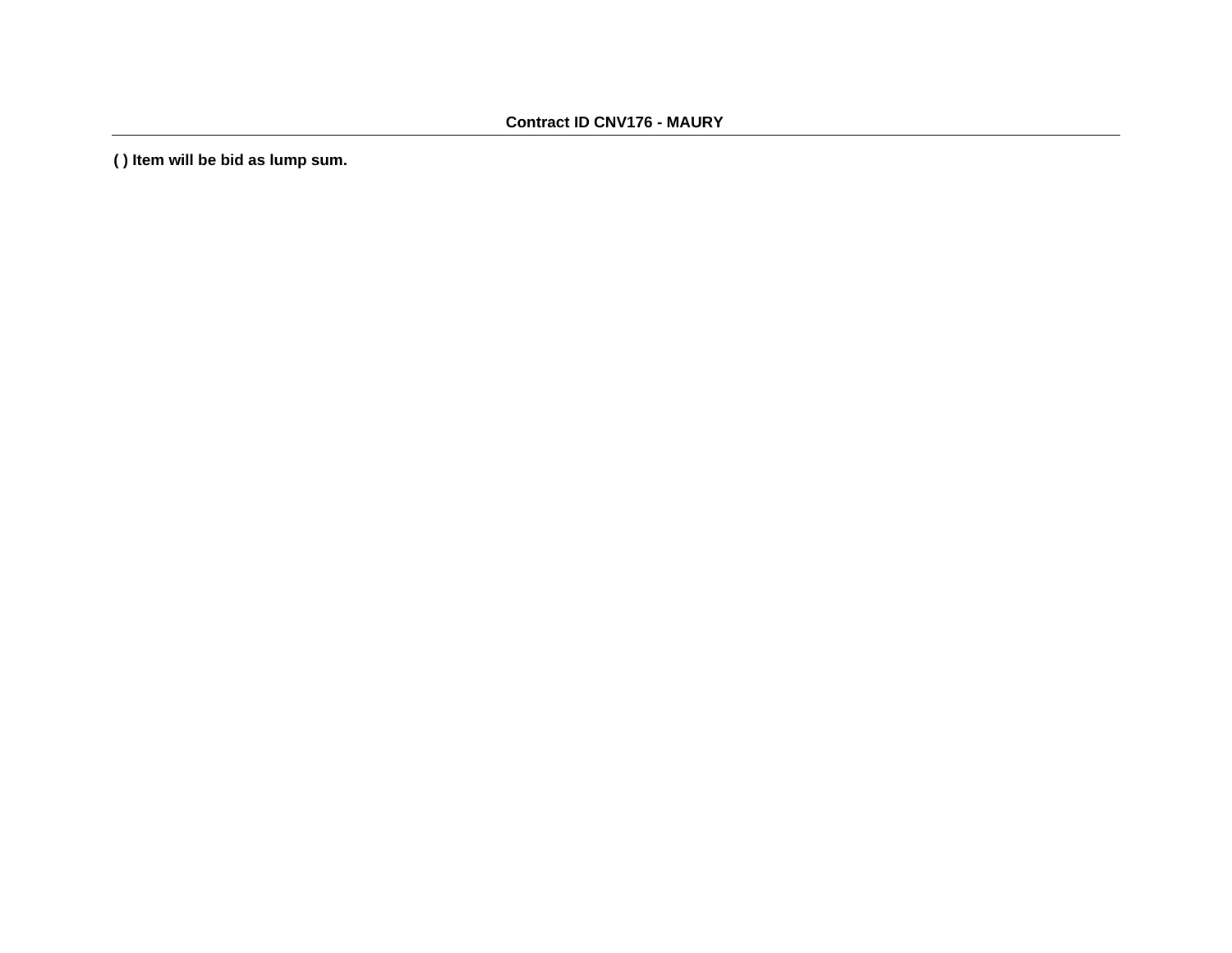**( ) Item will be bid as lump sum.**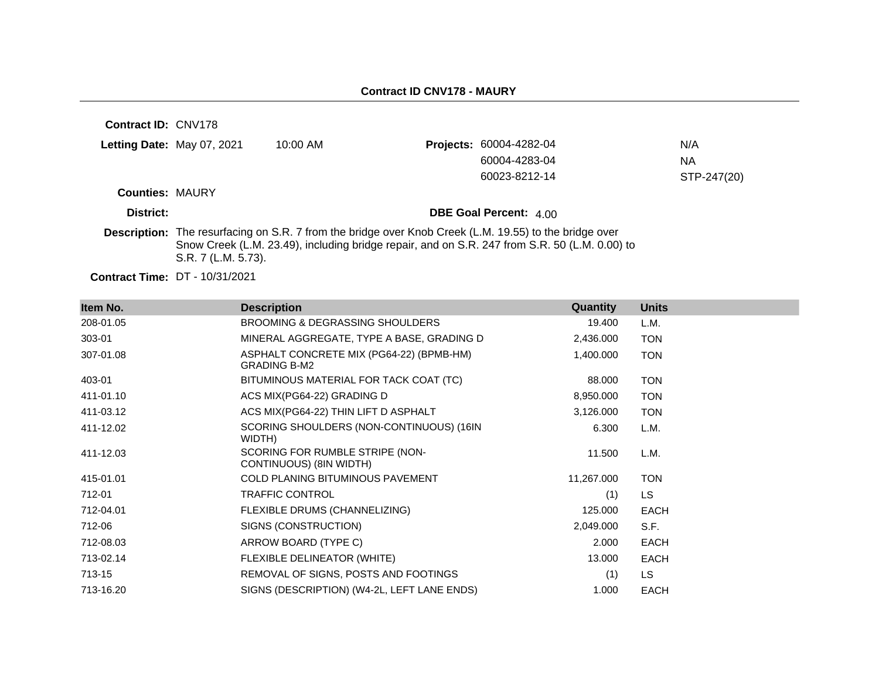**Contract ID CNV178 - MAURY**

**Contract ID:** CNV178

**Letting Date:** May 07, 2021 10:00 AM

**Projects:** 60004-4282-04 N/A
60004-4283-04 NA
60023-8212-14 STP-247(20)

**Counties:** MAURY

**District:**

**DBE Goal Percent:** 4.00

**Description:** The resurfacing on S.R. 7 from the bridge over Knob Creek (L.M. 19.55) to the bridge over Snow Creek (L.M. 23.49), including bridge repair, and on S.R. 247 from S.R. 50 (L.M. 0.00) to S.R. 7 (L.M. 5.73).

**Contract Time:** DT - 10/31/2021

| Item No. | Description | Quantity | Units |
|---|---|---|---|
| 208-01.05 | BROOMING & DEGRASSING SHOULDERS | 19.400 | L.M. |
| 303-01 | MINERAL AGGREGATE, TYPE A BASE, GRADING D | 2,436.000 | TON |
| 307-01.08 | ASPHALT CONCRETE MIX (PG64-22) (BPMB-HM) GRADING B-M2 | 1,400.000 | TON |
| 403-01 | BITUMINOUS MATERIAL FOR TACK COAT (TC) | 88.000 | TON |
| 411-01.10 | ACS MIX(PG64-22) GRADING D | 8,950.000 | TON |
| 411-03.12 | ACS MIX(PG64-22) THIN LIFT D ASPHALT | 3,126.000 | TON |
| 411-12.02 | SCORING SHOULDERS (NON-CONTINUOUS) (16IN WIDTH) | 6.300 | L.M. |
| 411-12.03 | SCORING FOR RUMBLE STRIPE (NON-CONTINUOUS) (8IN WIDTH) | 11.500 | L.M. |
| 415-01.01 | COLD PLANING BITUMINOUS PAVEMENT | 11,267.000 | TON |
| 712-01 | TRAFFIC CONTROL | (1) | LS |
| 712-04.01 | FLEXIBLE DRUMS (CHANNELIZING) | 125.000 | EACH |
| 712-06 | SIGNS (CONSTRUCTION) | 2,049.000 | S.F. |
| 712-08.03 | ARROW BOARD (TYPE C) | 2.000 | EACH |
| 713-02.14 | FLEXIBLE DELINEATOR (WHITE) | 13.000 | EACH |
| 713-15 | REMOVAL OF SIGNS, POSTS AND FOOTINGS | (1) | LS |
| 713-16.20 | SIGNS (DESCRIPTION) (W4-2L, LEFT LANE ENDS) | 1.000 | EACH |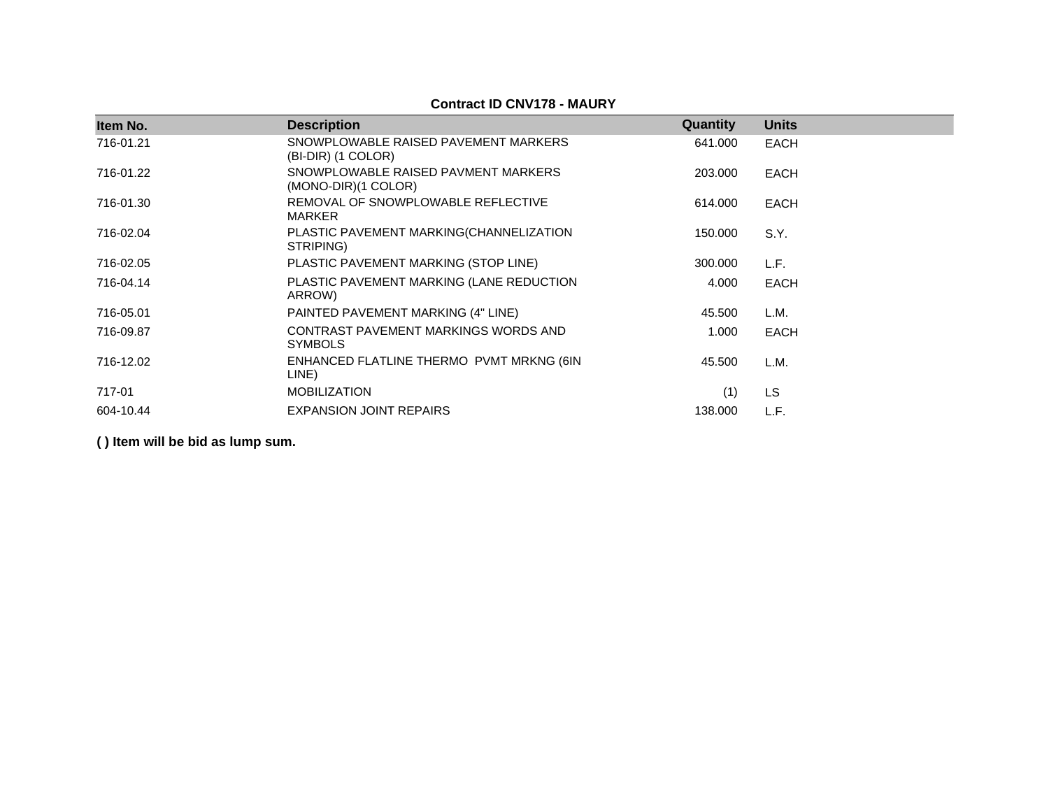**Contract ID CNV178 - MAURY**

| Item No. | Description | Quantity | Units |
|---|---|---|---|
| 716-01.21 | SNOWPLOWABLE RAISED PAVEMENT MARKERS (BI-DIR) (1 COLOR) | 641.000 | EACH |
| 716-01.22 | SNOWPLOWABLE RAISED PAVMENT MARKERS (MONO-DIR)(1 COLOR) | 203.000 | EACH |
| 716-01.30 | REMOVAL OF SNOWPLOWABLE REFLECTIVE MARKER | 614.000 | EACH |
| 716-02.04 | PLASTIC PAVEMENT MARKING(CHANNELIZATION STRIPING) | 150.000 | S.Y. |
| 716-02.05 | PLASTIC PAVEMENT MARKING (STOP LINE) | 300.000 | L.F. |
| 716-04.14 | PLASTIC PAVEMENT MARKING (LANE REDUCTION ARROW) | 4.000 | EACH |
| 716-05.01 | PAINTED PAVEMENT MARKING (4" LINE) | 45.500 | L.M. |
| 716-09.87 | CONTRAST PAVEMENT MARKINGS WORDS AND SYMBOLS | 1.000 | EACH |
| 716-12.02 | ENHANCED FLATLINE THERMO PVMT MRKNG (6IN LINE) | 45.500 | L.M. |
| 717-01 | MOBILIZATION | (1) | LS |
| 604-10.44 | EXPANSION JOINT REPAIRS | 138.000 | L.F. |

**( ) Item will be bid as lump sum.**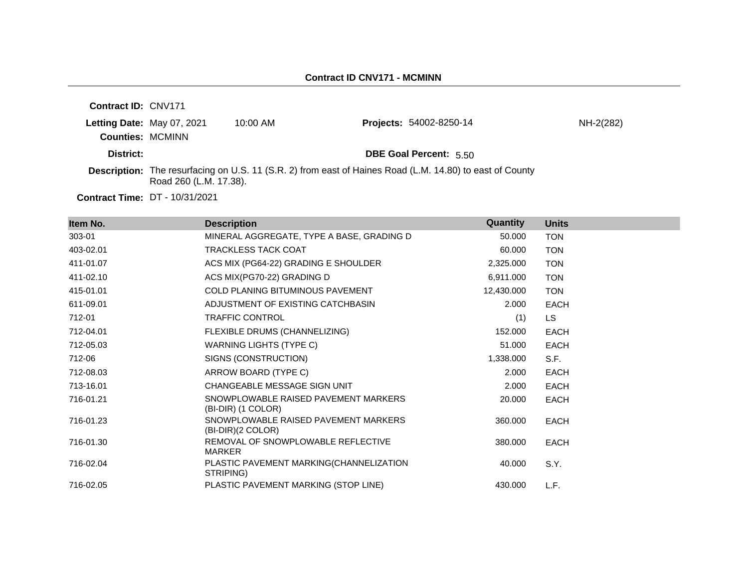## Contract ID CNV171 - MCMINN

**Contract ID:** CNV171

**Letting Date:** May 07, 2021 10:00 AM

**Projects:** 54002-8250-14 NH-2(282)

**Counties:** MCMINN

**District:**

**DBE Goal Percent:** 5.50

**Description:** The resurfacing on U.S. 11 (S.R. 2) from east of Haines Road (L.M. 14.80) to east of County Road 260 (L.M. 17.38).

**Contract Time:** DT - 10/31/2021

| Item No. | Description | Quantity | Units |
|---|---|---|---|
| 303-01 | MINERAL AGGREGATE, TYPE A BASE, GRADING D | 50.000 | TON |
| 403-02.01 | TRACKLESS TACK COAT | 60.000 | TON |
| 411-01.07 | ACS MIX (PG64-22) GRADING E SHOULDER | 2,325.000 | TON |
| 411-02.10 | ACS MIX(PG70-22) GRADING D | 6,911.000 | TON |
| 415-01.01 | COLD PLANING BITUMINOUS PAVEMENT | 12,430.000 | TON |
| 611-09.01 | ADJUSTMENT OF EXISTING CATCHBASIN | 2.000 | EACH |
| 712-01 | TRAFFIC CONTROL | (1) | LS |
| 712-04.01 | FLEXIBLE DRUMS (CHANNELIZING) | 152.000 | EACH |
| 712-05.03 | WARNING LIGHTS (TYPE C) | 51.000 | EACH |
| 712-06 | SIGNS (CONSTRUCTION) | 1,338.000 | S.F. |
| 712-08.03 | ARROW BOARD (TYPE C) | 2.000 | EACH |
| 713-16.01 | CHANGEABLE MESSAGE SIGN UNIT | 2.000 | EACH |
| 716-01.21 | SNOWPLOWABLE RAISED PAVEMENT MARKERS (BI-DIR) (1 COLOR) | 20.000 | EACH |
| 716-01.23 | SNOWPLOWABLE RAISED PAVEMENT MARKERS (BI-DIR)(2 COLOR) | 360.000 | EACH |
| 716-01.30 | REMOVAL OF SNOWPLOWABLE REFLECTIVE MARKER | 380.000 | EACH |
| 716-02.04 | PLASTIC PAVEMENT MARKING(CHANNELIZATION STRIPING) | 40.000 | S.Y. |
| 716-02.05 | PLASTIC PAVEMENT MARKING (STOP LINE) | 430.000 | L.F. |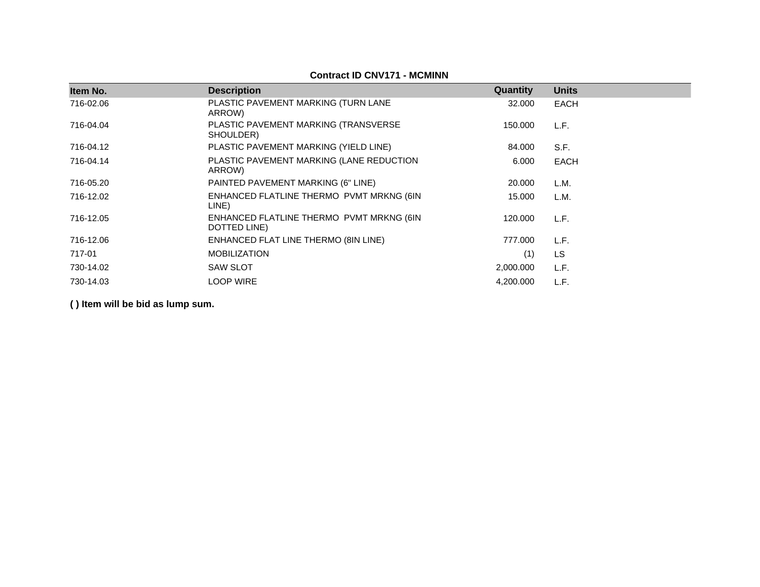**Contract ID CNV171 - MCMINN**

| Item No. | Description | Quantity | Units |
|---|---|---|---|
| 716-02.06 | PLASTIC PAVEMENT MARKING (TURN LANE ARROW) | 32.000 | EACH |
| 716-04.04 | PLASTIC PAVEMENT MARKING (TRANSVERSE SHOULDER) | 150.000 | L.F. |
| 716-04.12 | PLASTIC PAVEMENT MARKING (YIELD LINE) | 84.000 | S.F. |
| 716-04.14 | PLASTIC PAVEMENT MARKING (LANE REDUCTION ARROW) | 6.000 | EACH |
| 716-05.20 | PAINTED PAVEMENT MARKING (6" LINE) | 20.000 | L.M. |
| 716-12.02 | ENHANCED FLATLINE THERMO PVMT MRKNG (6IN LINE) | 15.000 | L.M. |
| 716-12.05 | ENHANCED FLATLINE THERMO PVMT MRKNG (6IN DOTTED LINE) | 120.000 | L.F. |
| 716-12.06 | ENHANCED FLAT LINE THERMO (8IN LINE) | 777.000 | L.F. |
| 717-01 | MOBILIZATION | (1) | LS |
| 730-14.02 | SAW SLOT | 2,000.000 | L.F. |
| 730-14.03 | LOOP WIRE | 4,200.000 | L.F. |

**( ) Item will be bid as lump sum.**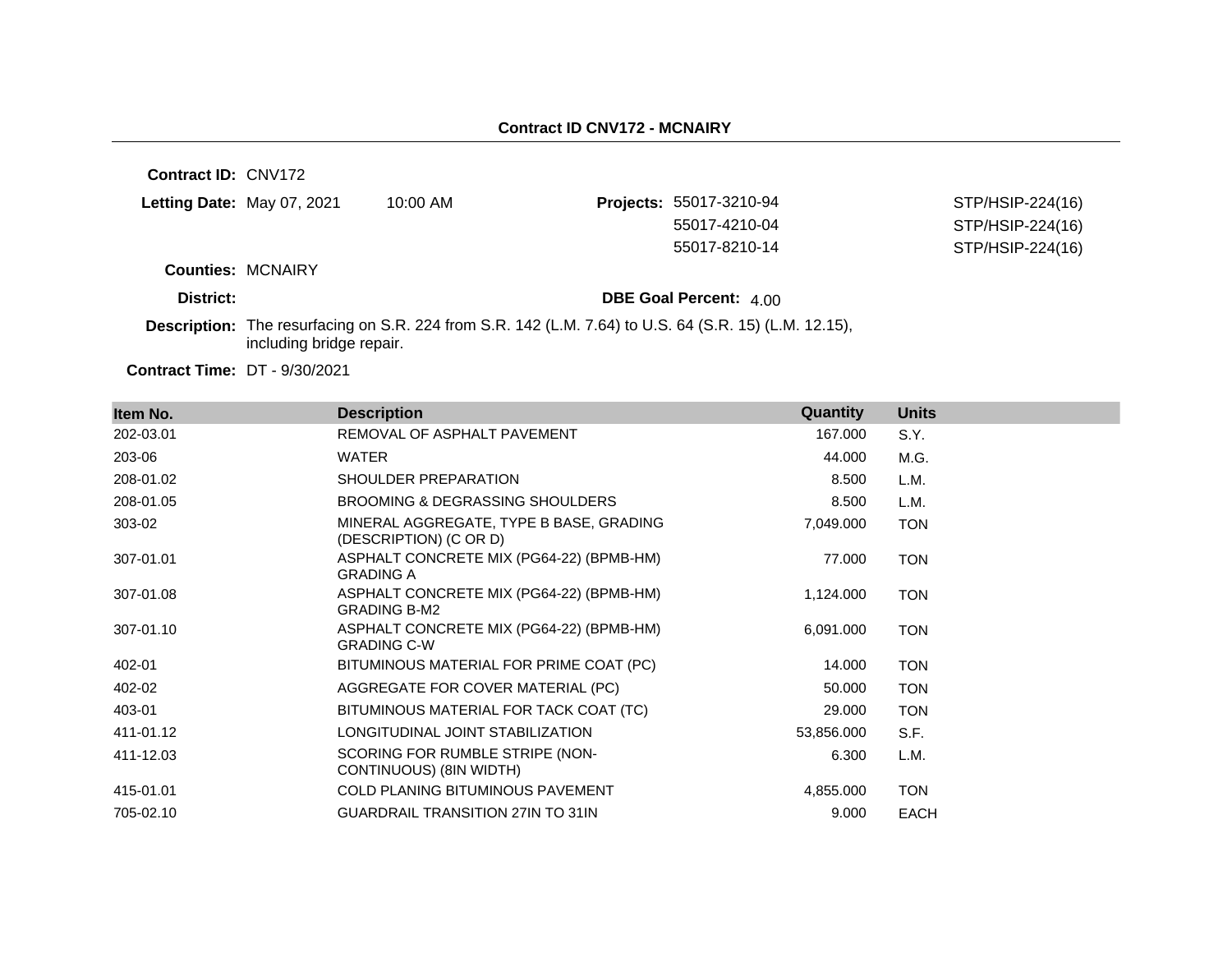## Contract ID CNV172 - MCNAIRY

**Contract ID:** CNV172

**Letting Date:** May 07, 2021 10:00 AM

**Projects:**

| Project | |
|---|---|
| 55017-3210-94 | STP/HSIP-224(16) |
| 55017-4210-04 | STP/HSIP-224(16) |
| 55017-8210-14 | STP/HSIP-224(16) |

**Counties:** MCNAIRY

**District:**

**DBE Goal Percent:** 4.00

**Description:** The resurfacing on S.R. 224 from S.R. 142 (L.M. 7.64) to U.S. 64 (S.R. 15) (L.M. 12.15), including bridge repair.

**Contract Time:** DT - 9/30/2021

| Item No. | Description | Quantity | Units |
|---|---|---|---|
| 202-03.01 | REMOVAL OF ASPHALT PAVEMENT | 167.000 | S.Y. |
| 203-06 | WATER | 44.000 | M.G. |
| 208-01.02 | SHOULDER PREPARATION | 8.500 | L.M. |
| 208-01.05 | BROOMING & DEGRASSING SHOULDERS | 8.500 | L.M. |
| 303-02 | MINERAL AGGREGATE, TYPE B BASE, GRADING (DESCRIPTION) (C OR D) | 7,049.000 | TON |
| 307-01.01 | ASPHALT CONCRETE MIX (PG64-22) (BPMB-HM) GRADING A | 77.000 | TON |
| 307-01.08 | ASPHALT CONCRETE MIX (PG64-22) (BPMB-HM) GRADING B-M2 | 1,124.000 | TON |
| 307-01.10 | ASPHALT CONCRETE MIX (PG64-22) (BPMB-HM) GRADING C-W | 6,091.000 | TON |
| 402-01 | BITUMINOUS MATERIAL FOR PRIME COAT (PC) | 14.000 | TON |
| 402-02 | AGGREGATE FOR COVER MATERIAL (PC) | 50.000 | TON |
| 403-01 | BITUMINOUS MATERIAL FOR TACK COAT (TC) | 29.000 | TON |
| 411-01.12 | LONGITUDINAL JOINT STABILIZATION | 53,856.000 | S.F. |
| 411-12.03 | SCORING FOR RUMBLE STRIPE (NON-CONTINUOUS) (8IN WIDTH) | 6.300 | L.M. |
| 415-01.01 | COLD PLANING BITUMINOUS PAVEMENT | 4,855.000 | TON |
| 705-02.10 | GUARDRAIL TRANSITION 27IN TO 31IN | 9.000 | EACH |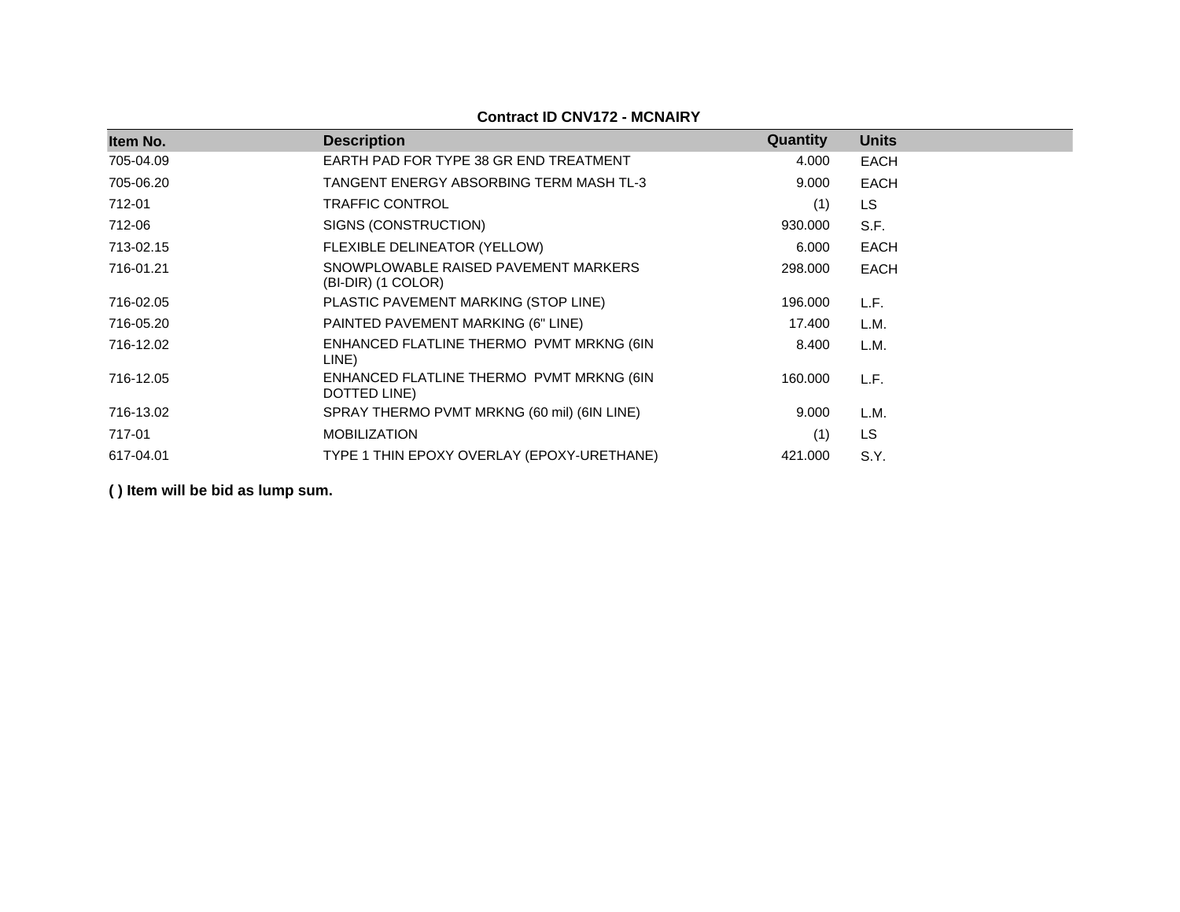**Contract ID CNV172 - MCNAIRY**

| Item No. | Description | Quantity | Units |
|---|---|---|---|
| 705-04.09 | EARTH PAD FOR TYPE 38 GR END TREATMENT | 4.000 | EACH |
| 705-06.20 | TANGENT ENERGY ABSORBING TERM MASH TL-3 | 9.000 | EACH |
| 712-01 | TRAFFIC CONTROL | (1) | LS |
| 712-06 | SIGNS (CONSTRUCTION) | 930.000 | S.F. |
| 713-02.15 | FLEXIBLE DELINEATOR (YELLOW) | 6.000 | EACH |
| 716-01.21 | SNOWPLOWABLE RAISED PAVEMENT MARKERS (BI-DIR) (1 COLOR) | 298.000 | EACH |
| 716-02.05 | PLASTIC PAVEMENT MARKING (STOP LINE) | 196.000 | L.F. |
| 716-05.20 | PAINTED PAVEMENT MARKING (6" LINE) | 17.400 | L.M. |
| 716-12.02 | ENHANCED FLATLINE THERMO PVMT MRKNG (6IN LINE) | 8.400 | L.M. |
| 716-12.05 | ENHANCED FLATLINE THERMO PVMT MRKNG (6IN DOTTED LINE) | 160.000 | L.F. |
| 716-13.02 | SPRAY THERMO PVMT MRKNG (60 mil) (6IN LINE) | 9.000 | L.M. |
| 717-01 | MOBILIZATION | (1) | LS |
| 617-04.01 | TYPE 1 THIN EPOXY OVERLAY (EPOXY-URETHANE) | 421.000 | S.Y. |

**( ) Item will be bid as lump sum.**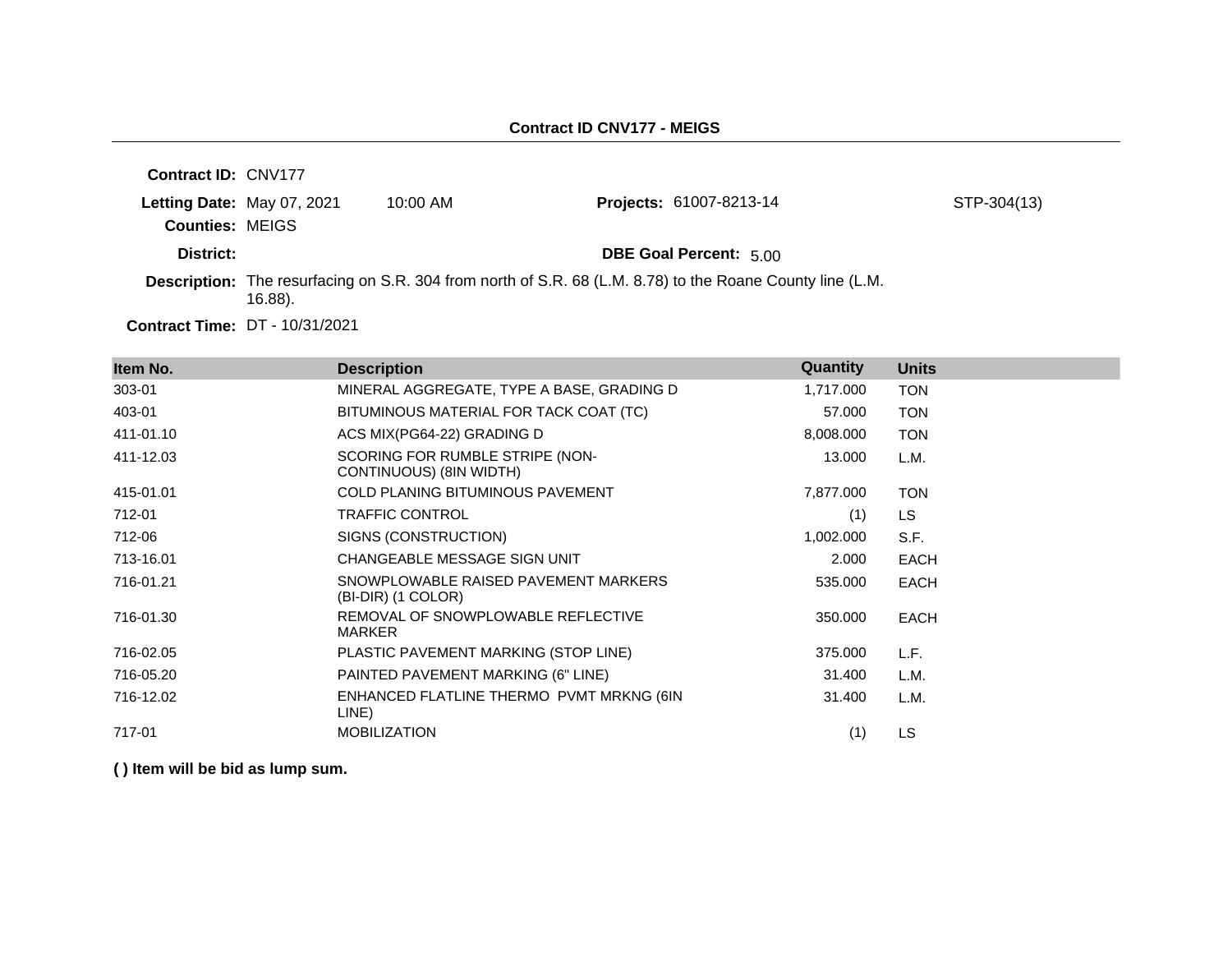**Contract ID CNV177 - MEIGS**

**Contract ID:** CNV177

**Letting Date:** May 07, 2021 10:00 AM **Projects:** 61007-8213-14 STP-304(13)

**Counties:** MEIGS

**District:** **DBE Goal Percent:** 5.00

**Description:** The resurfacing on S.R. 304 from north of S.R. 68 (L.M. 8.78) to the Roane County line (L.M. 16.88).

**Contract Time:** DT - 10/31/2021

| Item No. | Description | Quantity | Units |
|---|---|---|---|
| 303-01 | MINERAL AGGREGATE, TYPE A BASE, GRADING D | 1,717.000 | TON |
| 403-01 | BITUMINOUS MATERIAL FOR TACK COAT (TC) | 57.000 | TON |
| 411-01.10 | ACS MIX(PG64-22) GRADING D | 8,008.000 | TON |
| 411-12.03 | SCORING FOR RUMBLE STRIPE (NON-CONTINUOUS) (8IN WIDTH) | 13.000 | L.M. |
| 415-01.01 | COLD PLANING BITUMINOUS PAVEMENT | 7,877.000 | TON |
| 712-01 | TRAFFIC CONTROL | (1) | LS |
| 712-06 | SIGNS (CONSTRUCTION) | 1,002.000 | S.F. |
| 713-16.01 | CHANGEABLE MESSAGE SIGN UNIT | 2.000 | EACH |
| 716-01.21 | SNOWPLOWABLE RAISED PAVEMENT MARKERS (BI-DIR) (1 COLOR) | 535.000 | EACH |
| 716-01.30 | REMOVAL OF SNOWPLOWABLE REFLECTIVE MARKER | 350.000 | EACH |
| 716-02.05 | PLASTIC PAVEMENT MARKING (STOP LINE) | 375.000 | L.F. |
| 716-05.20 | PAINTED PAVEMENT MARKING (6" LINE) | 31.400 | L.M. |
| 716-12.02 | ENHANCED FLATLINE THERMO PVMT MRKNG (6IN LINE) | 31.400 | L.M. |
| 717-01 | MOBILIZATION | (1) | LS |

**( ) Item will be bid as lump sum.**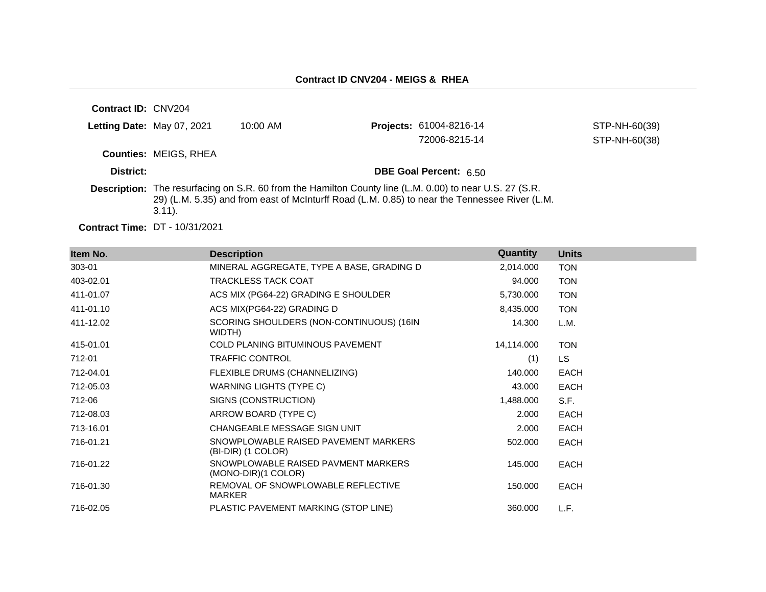# Contract ID CNV204 - MEIGS & RHEA

**Contract ID:** CNV204

**Letting Date:** May 07, 2021 10:00 AM

**Projects:** 61004-8216-14 STP-NH-60(39)
72006-8215-14 STP-NH-60(38)

**Counties:** MEIGS, RHEA

**District:**

**DBE Goal Percent:** 6.50

**Description:** The resurfacing on S.R. 60 from the Hamilton County line (L.M. 0.00) to near U.S. 27 (S.R. 29) (L.M. 5.35) and from east of McInturff Road (L.M. 0.85) to near the Tennessee River (L.M. 3.11).

**Contract Time:** DT - 10/31/2021

| Item No. | Description | Quantity | Units |
|---|---|---|---|
| 303-01 | MINERAL AGGREGATE, TYPE A BASE, GRADING D | 2,014.000 | TON |
| 403-02.01 | TRACKLESS TACK COAT | 94.000 | TON |
| 411-01.07 | ACS MIX (PG64-22) GRADING E SHOULDER | 5,730.000 | TON |
| 411-01.10 | ACS MIX(PG64-22) GRADING D | 8,435.000 | TON |
| 411-12.02 | SCORING SHOULDERS (NON-CONTINUOUS) (16IN WIDTH) | 14.300 | L.M. |
| 415-01.01 | COLD PLANING BITUMINOUS PAVEMENT | 14,114.000 | TON |
| 712-01 | TRAFFIC CONTROL | (1) | LS |
| 712-04.01 | FLEXIBLE DRUMS (CHANNELIZING) | 140.000 | EACH |
| 712-05.03 | WARNING LIGHTS (TYPE C) | 43.000 | EACH |
| 712-06 | SIGNS (CONSTRUCTION) | 1,488.000 | S.F. |
| 712-08.03 | ARROW BOARD (TYPE C) | 2.000 | EACH |
| 713-16.01 | CHANGEABLE MESSAGE SIGN UNIT | 2.000 | EACH |
| 716-01.21 | SNOWPLOWABLE RAISED PAVEMENT MARKERS (BI-DIR) (1 COLOR) | 502.000 | EACH |
| 716-01.22 | SNOWPLOWABLE RAISED PAVMENT MARKERS (MONO-DIR)(1 COLOR) | 145.000 | EACH |
| 716-01.30 | REMOVAL OF SNOWPLOWABLE REFLECTIVE MARKER | 150.000 | EACH |
| 716-02.05 | PLASTIC PAVEMENT MARKING (STOP LINE) | 360.000 | L.F. |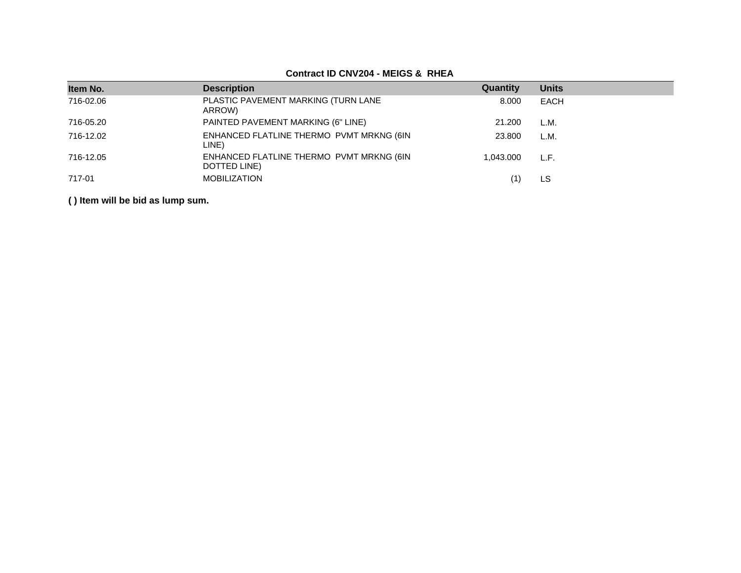**Contract ID CNV204 - MEIGS & RHEA**

| Item No. | Description | Quantity | Units |
| --- | --- | --- | --- |
| 716-02.06 | PLASTIC PAVEMENT MARKING (TURN LANE ARROW) | 8.000 | EACH |
| 716-05.20 | PAINTED PAVEMENT MARKING (6" LINE) | 21.200 | L.M. |
| 716-12.02 | ENHANCED FLATLINE THERMO PVMT MRKNG (6IN LINE) | 23.800 | L.M. |
| 716-12.05 | ENHANCED FLATLINE THERMO PVMT MRKNG (6IN DOTTED LINE) | 1,043.000 | L.F. |
| 717-01 | MOBILIZATION | (1) | LS |

**( ) Item will be bid as lump sum.**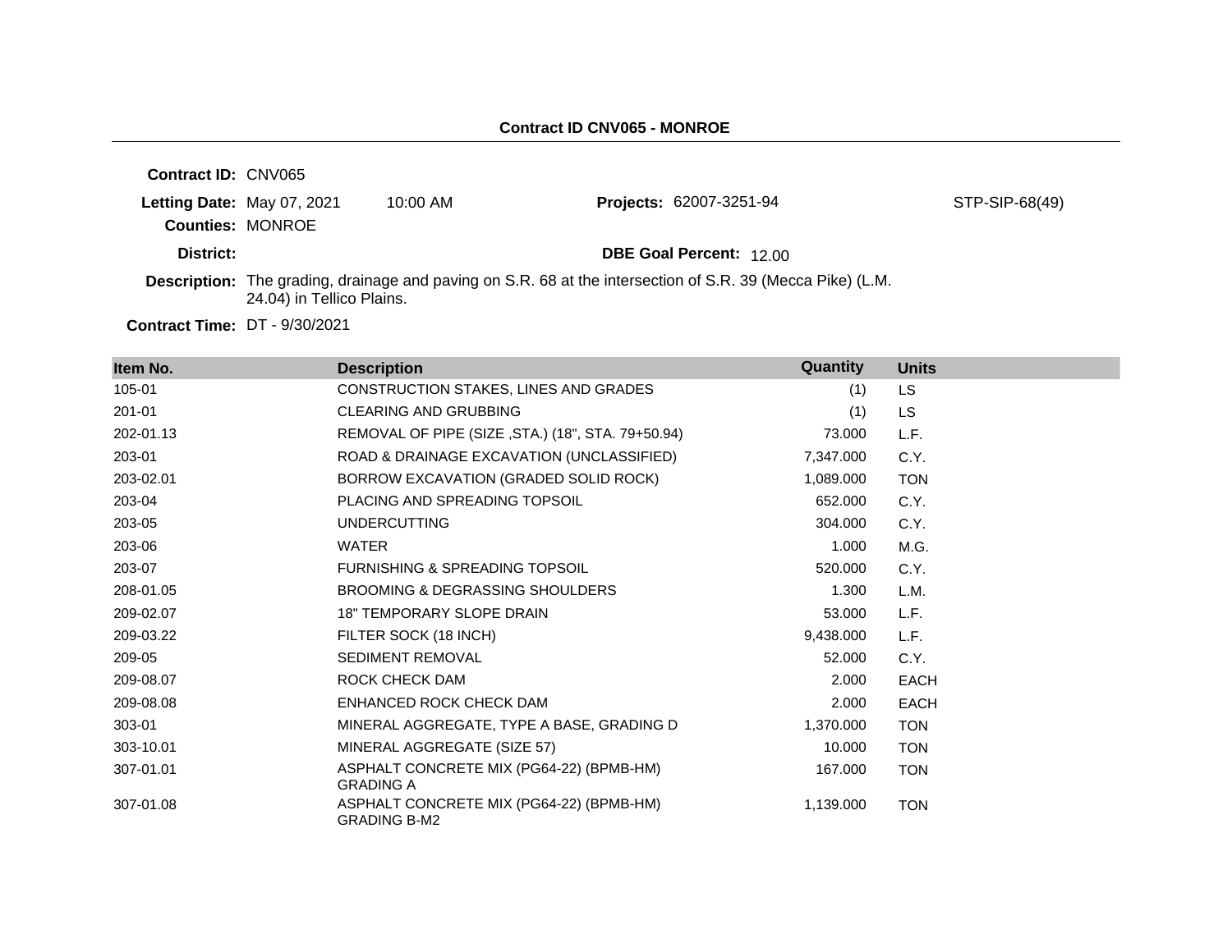**Contract ID CNV065 - MONROE**

**Contract ID:** CNV065

**Letting Date:** May 07, 2021 10:00 AM **Projects:** 62007-3251-94 STP-SIP-68(49)

**Counties:** MONROE

**District:** **DBE Goal Percent:** 12.00

**Description:** The grading, drainage and paving on S.R. 68 at the intersection of S.R. 39 (Mecca Pike) (L.M. 24.04) in Tellico Plains.

**Contract Time:** DT - 9/30/2021

| Item No. | Description | Quantity | Units |
|---|---|---|---|
| 105-01 | CONSTRUCTION STAKES, LINES AND GRADES | (1) | LS |
| 201-01 | CLEARING AND GRUBBING | (1) | LS |
| 202-01.13 | REMOVAL OF PIPE (SIZE ,STA.) (18", STA. 79+50.94) | 73.000 | L.F. |
| 203-01 | ROAD & DRAINAGE EXCAVATION (UNCLASSIFIED) | 7,347.000 | C.Y. |
| 203-02.01 | BORROW EXCAVATION (GRADED SOLID ROCK) | 1,089.000 | TON |
| 203-04 | PLACING AND SPREADING TOPSOIL | 652.000 | C.Y. |
| 203-05 | UNDERCUTTING | 304.000 | C.Y. |
| 203-06 | WATER | 1.000 | M.G. |
| 203-07 | FURNISHING & SPREADING TOPSOIL | 520.000 | C.Y. |
| 208-01.05 | BROOMING & DEGRASSING SHOULDERS | 1.300 | L.M. |
| 209-02.07 | 18" TEMPORARY SLOPE DRAIN | 53.000 | L.F. |
| 209-03.22 | FILTER SOCK (18 INCH) | 9,438.000 | L.F. |
| 209-05 | SEDIMENT REMOVAL | 52.000 | C.Y. |
| 209-08.07 | ROCK CHECK DAM | 2.000 | EACH |
| 209-08.08 | ENHANCED ROCK CHECK DAM | 2.000 | EACH |
| 303-01 | MINERAL AGGREGATE, TYPE A BASE, GRADING D | 1,370.000 | TON |
| 303-10.01 | MINERAL AGGREGATE (SIZE 57) | 10.000 | TON |
| 307-01.01 | ASPHALT CONCRETE MIX (PG64-22) (BPMB-HM) GRADING A | 167.000 | TON |
| 307-01.08 | ASPHALT CONCRETE MIX (PG64-22) (BPMB-HM) GRADING B-M2 | 1,139.000 | TON |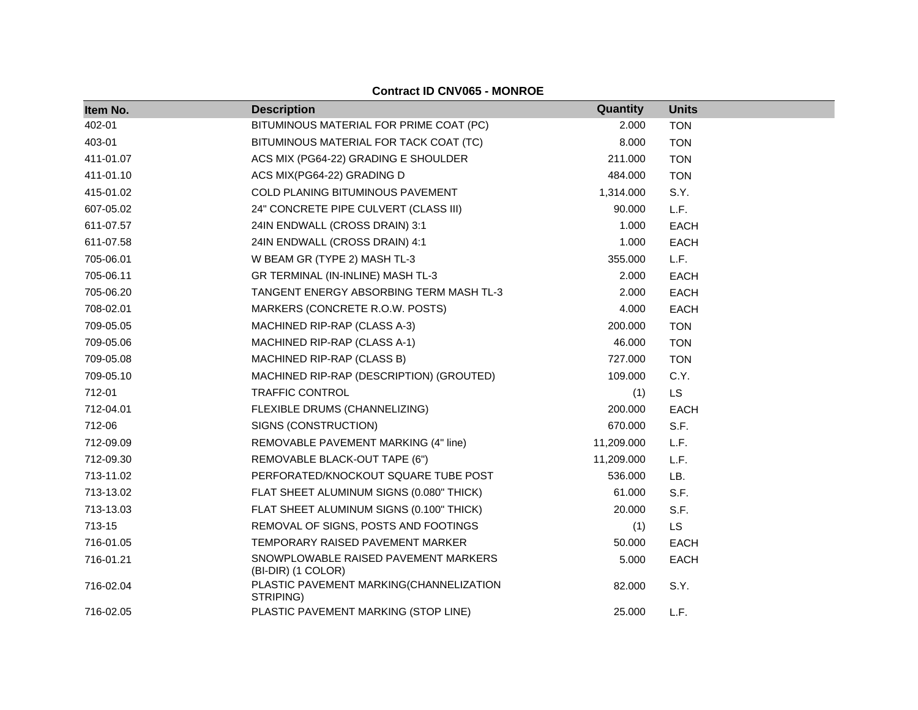**Contract ID CNV065 - MONROE**

| Item No. | Description | Quantity | Units |
| --- | --- | --- | --- |
| 402-01 | BITUMINOUS MATERIAL FOR PRIME COAT (PC) | 2.000 | TON |
| 403-01 | BITUMINOUS MATERIAL FOR TACK COAT (TC) | 8.000 | TON |
| 411-01.07 | ACS MIX (PG64-22) GRADING E SHOULDER | 211.000 | TON |
| 411-01.10 | ACS MIX(PG64-22) GRADING D | 484.000 | TON |
| 415-01.02 | COLD PLANING BITUMINOUS PAVEMENT | 1,314.000 | S.Y. |
| 607-05.02 | 24" CONCRETE PIPE CULVERT (CLASS III) | 90.000 | L.F. |
| 611-07.57 | 24IN ENDWALL (CROSS DRAIN) 3:1 | 1.000 | EACH |
| 611-07.58 | 24IN ENDWALL (CROSS DRAIN) 4:1 | 1.000 | EACH |
| 705-06.01 | W BEAM GR (TYPE 2) MASH TL-3 | 355.000 | L.F. |
| 705-06.11 | GR TERMINAL (IN-INLINE) MASH TL-3 | 2.000 | EACH |
| 705-06.20 | TANGENT ENERGY ABSORBING TERM MASH TL-3 | 2.000 | EACH |
| 708-02.01 | MARKERS (CONCRETE R.O.W. POSTS) | 4.000 | EACH |
| 709-05.05 | MACHINED RIP-RAP (CLASS A-3) | 200.000 | TON |
| 709-05.06 | MACHINED RIP-RAP (CLASS A-1) | 46.000 | TON |
| 709-05.08 | MACHINED RIP-RAP (CLASS B) | 727.000 | TON |
| 709-05.10 | MACHINED RIP-RAP (DESCRIPTION) (GROUTED) | 109.000 | C.Y. |
| 712-01 | TRAFFIC CONTROL | (1) | LS |
| 712-04.01 | FLEXIBLE DRUMS (CHANNELIZING) | 200.000 | EACH |
| 712-06 | SIGNS (CONSTRUCTION) | 670.000 | S.F. |
| 712-09.09 | REMOVABLE PAVEMENT MARKING (4" line) | 11,209.000 | L.F. |
| 712-09.30 | REMOVABLE BLACK-OUT TAPE (6") | 11,209.000 | L.F. |
| 713-11.02 | PERFORATED/KNOCKOUT SQUARE TUBE POST | 536.000 | LB. |
| 713-13.02 | FLAT SHEET ALUMINUM SIGNS (0.080" THICK) | 61.000 | S.F. |
| 713-13.03 | FLAT SHEET ALUMINUM SIGNS (0.100" THICK) | 20.000 | S.F. |
| 713-15 | REMOVAL OF SIGNS, POSTS AND FOOTINGS | (1) | LS |
| 716-01.05 | TEMPORARY RAISED PAVEMENT MARKER | 50.000 | EACH |
| 716-01.21 | SNOWPLOWABLE RAISED PAVEMENT MARKERS (BI-DIR) (1 COLOR) | 5.000 | EACH |
| 716-02.04 | PLASTIC PAVEMENT MARKING(CHANNELIZATION STRIPING) | 82.000 | S.Y. |
| 716-02.05 | PLASTIC PAVEMENT MARKING (STOP LINE) | 25.000 | L.F. |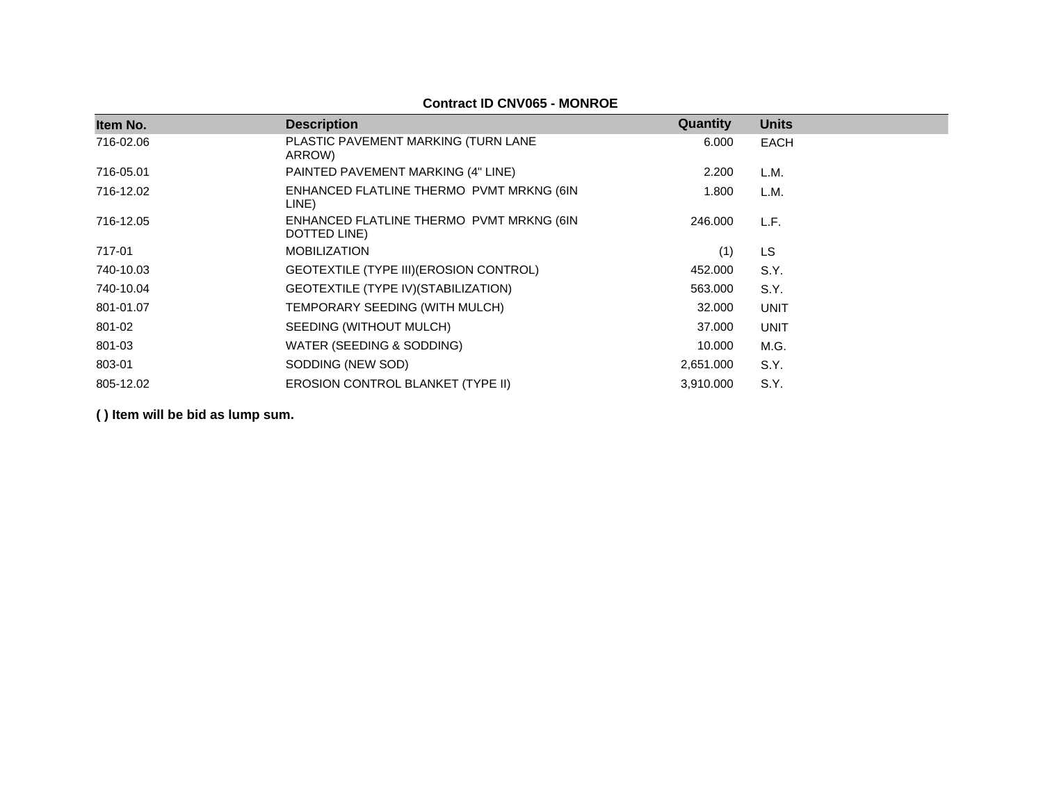**Contract ID CNV065 - MONROE**

| Item No. | Description | Quantity | Units |
|---|---|---|---|
| 716-02.06 | PLASTIC PAVEMENT MARKING (TURN LANE ARROW) | 6.000 | EACH |
| 716-05.01 | PAINTED PAVEMENT MARKING (4" LINE) | 2.200 | L.M. |
| 716-12.02 | ENHANCED FLATLINE THERMO PVMT MRKNG (6IN LINE) | 1.800 | L.M. |
| 716-12.05 | ENHANCED FLATLINE THERMO PVMT MRKNG (6IN DOTTED LINE) | 246.000 | L.F. |
| 717-01 | MOBILIZATION | (1) | LS |
| 740-10.03 | GEOTEXTILE (TYPE III)(EROSION CONTROL) | 452.000 | S.Y. |
| 740-10.04 | GEOTEXTILE (TYPE IV)(STABILIZATION) | 563.000 | S.Y. |
| 801-01.07 | TEMPORARY SEEDING (WITH MULCH) | 32.000 | UNIT |
| 801-02 | SEEDING (WITHOUT MULCH) | 37.000 | UNIT |
| 801-03 | WATER (SEEDING & SODDING) | 10.000 | M.G. |
| 803-01 | SODDING (NEW SOD) | 2,651.000 | S.Y. |
| 805-12.02 | EROSION CONTROL BLANKET (TYPE II) | 3,910.000 | S.Y. |

**( ) Item will be bid as lump sum.**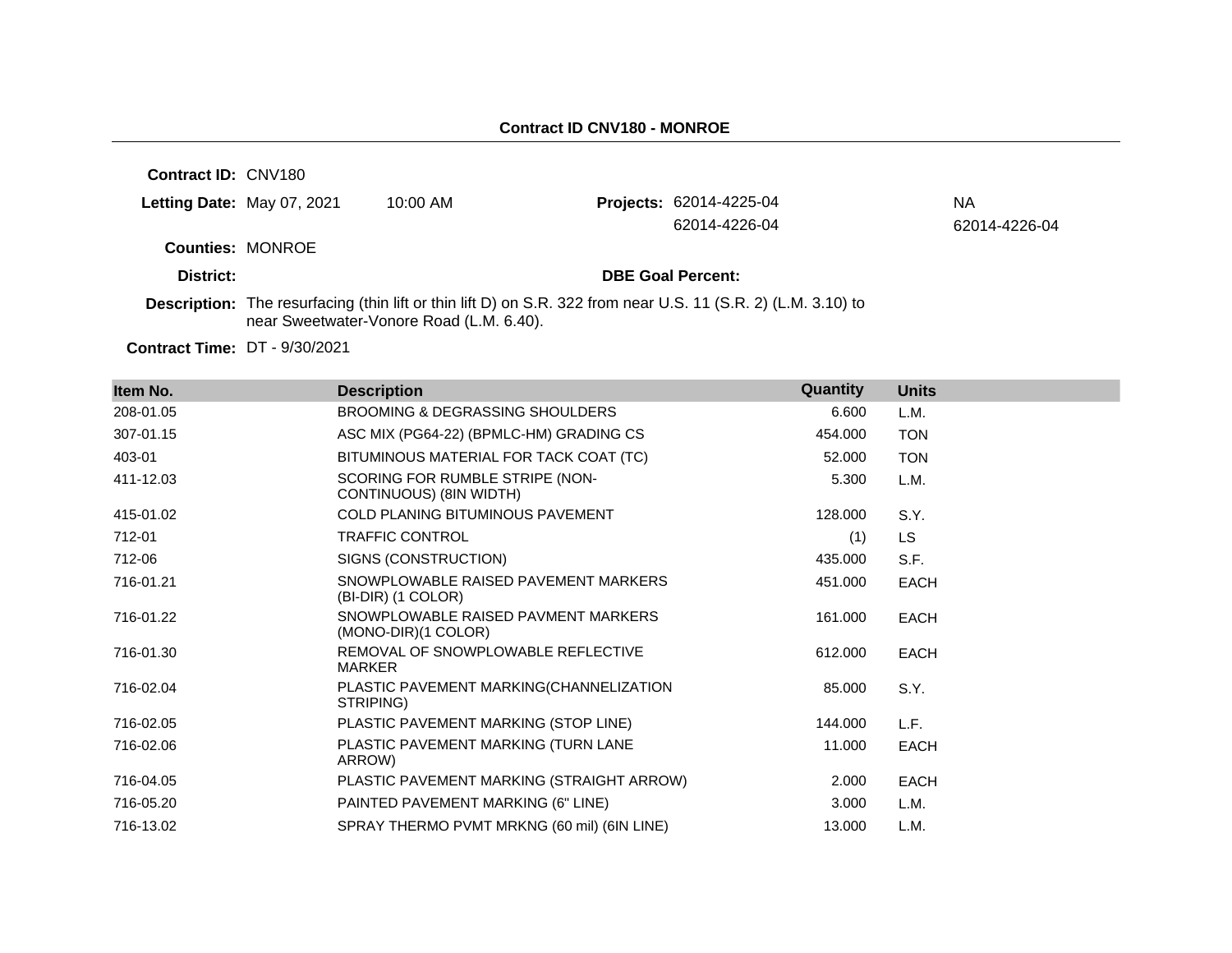**Contract ID CNV180 - MONROE**

**Contract ID:** CNV180

**Letting Date:** May 07, 2021 10:00 AM

**Projects:** 62014-4225-04 NA
62014-4226-04 62014-4226-04

**Counties:** MONROE

**District:**

**DBE Goal Percent:**

**Description:** The resurfacing (thin lift or thin lift D) on S.R. 322 from near U.S. 11 (S.R. 2) (L.M. 3.10) to near Sweetwater-Vonore Road (L.M. 6.40).

**Contract Time:** DT - 9/30/2021

| Item No. | Description | Quantity | Units |
|---|---|---|---|
| 208-01.05 | BROOMING & DEGRASSING SHOULDERS | 6.600 | L.M. |
| 307-01.15 | ASC MIX (PG64-22) (BPMLC-HM) GRADING CS | 454.000 | TON |
| 403-01 | BITUMINOUS MATERIAL FOR TACK COAT (TC) | 52.000 | TON |
| 411-12.03 | SCORING FOR RUMBLE STRIPE (NON-CONTINUOUS) (8IN WIDTH) | 5.300 | L.M. |
| 415-01.02 | COLD PLANING BITUMINOUS PAVEMENT | 128.000 | S.Y. |
| 712-01 | TRAFFIC CONTROL | (1) | LS |
| 712-06 | SIGNS (CONSTRUCTION) | 435.000 | S.F. |
| 716-01.21 | SNOWPLOWABLE RAISED PAVEMENT MARKERS (BI-DIR) (1 COLOR) | 451.000 | EACH |
| 716-01.22 | SNOWPLOWABLE RAISED PAVMENT MARKERS (MONO-DIR)(1 COLOR) | 161.000 | EACH |
| 716-01.30 | REMOVAL OF SNOWPLOWABLE REFLECTIVE MARKER | 612.000 | EACH |
| 716-02.04 | PLASTIC PAVEMENT MARKING(CHANNELIZATION STRIPING) | 85.000 | S.Y. |
| 716-02.05 | PLASTIC PAVEMENT MARKING (STOP LINE) | 144.000 | L.F. |
| 716-02.06 | PLASTIC PAVEMENT MARKING (TURN LANE ARROW) | 11.000 | EACH |
| 716-04.05 | PLASTIC PAVEMENT MARKING (STRAIGHT ARROW) | 2.000 | EACH |
| 716-05.20 | PAINTED PAVEMENT MARKING (6" LINE) | 3.000 | L.M. |
| 716-13.02 | SPRAY THERMO PVMT MRKNG (60 mil) (6IN LINE) | 13.000 | L.M. |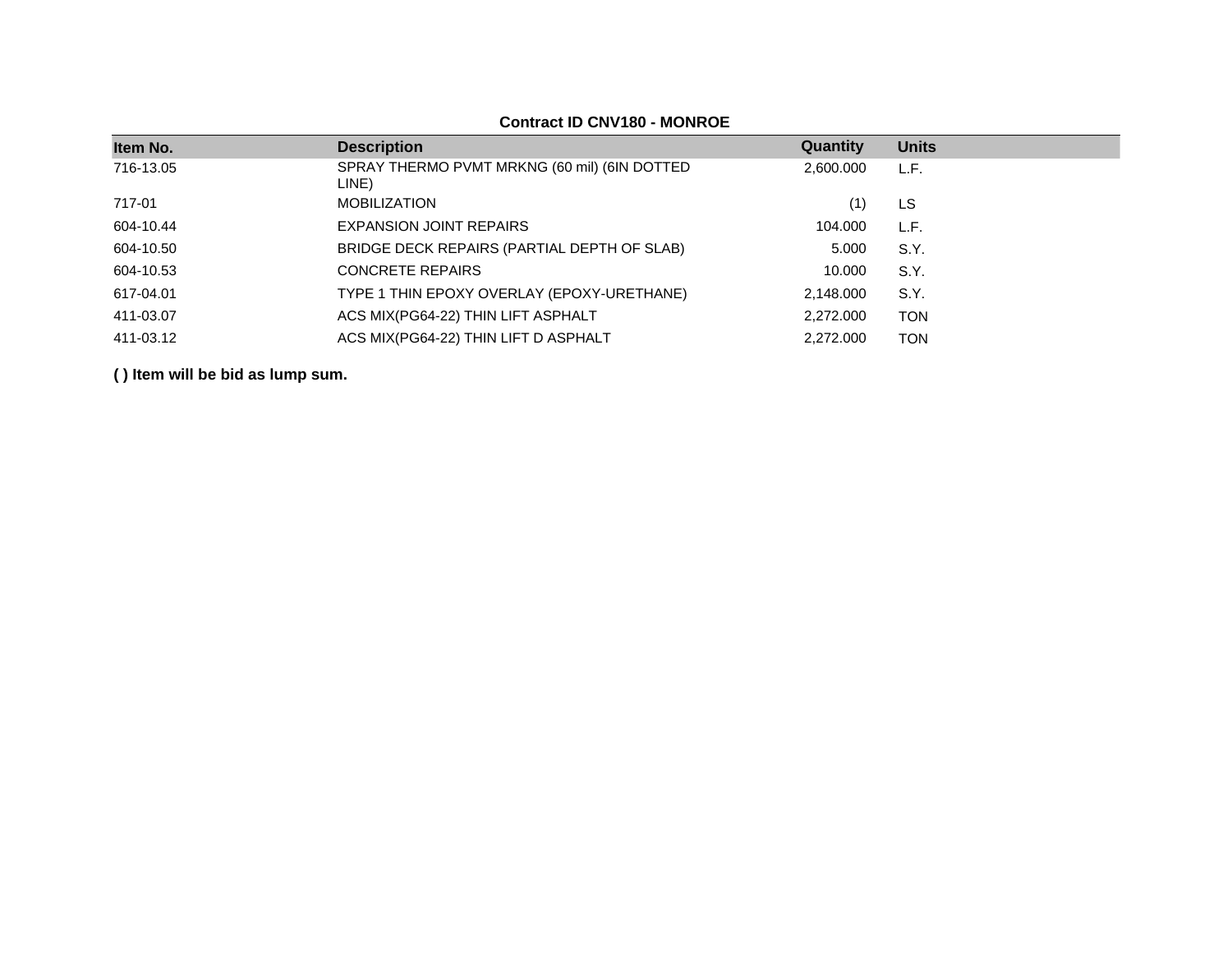**Contract ID CNV180 - MONROE**

| Item No. | Description | Quantity | Units |
|---|---|---|---|
| 716-13.05 | SPRAY THERMO PVMT MRKNG (60 mil) (6IN DOTTED LINE) | 2,600.000 | L.F. |
| 717-01 | MOBILIZATION | (1) | LS |
| 604-10.44 | EXPANSION JOINT REPAIRS | 104.000 | L.F. |
| 604-10.50 | BRIDGE DECK REPAIRS (PARTIAL DEPTH OF SLAB) | 5.000 | S.Y. |
| 604-10.53 | CONCRETE REPAIRS | 10.000 | S.Y. |
| 617-04.01 | TYPE 1 THIN EPOXY OVERLAY (EPOXY-URETHANE) | 2,148.000 | S.Y. |
| 411-03.07 | ACS MIX(PG64-22) THIN LIFT ASPHALT | 2,272.000 | TON |
| 411-03.12 | ACS MIX(PG64-22) THIN LIFT D ASPHALT | 2,272.000 | TON |

**( ) Item will be bid as lump sum.**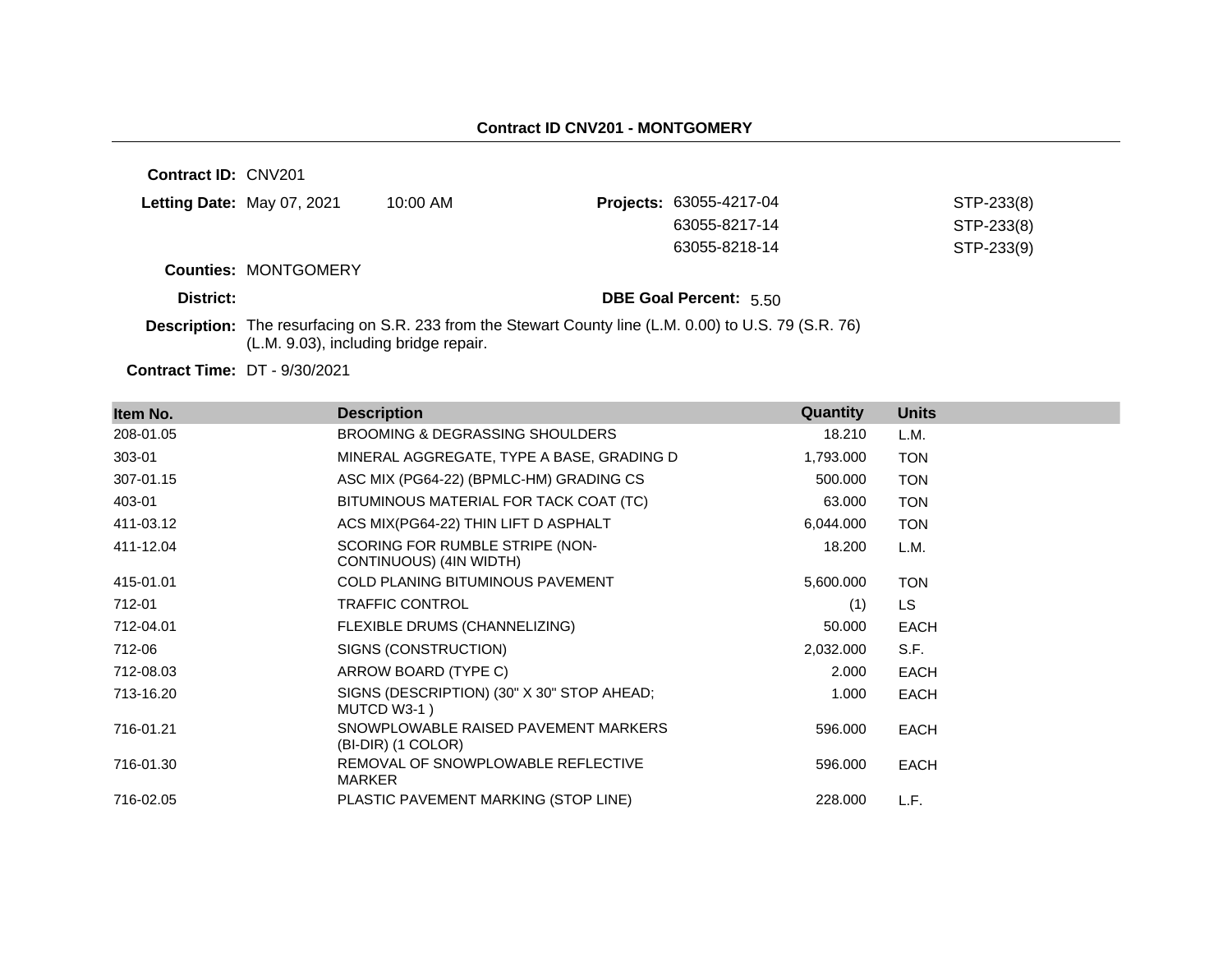## Contract ID CNV201 - MONTGOMERY

**Contract ID:** CNV201

**Letting Date:** May 07, 2021 10:00 AM

**Projects:**

| | |
|---|---|
| 63055-4217-04 | STP-233(8) |
| 63055-8217-14 | STP-233(8) |
| 63055-8218-14 | STP-233(9) |

**Counties:** MONTGOMERY

**District:**

**DBE Goal Percent:** 5.50

**Description:** The resurfacing on S.R. 233 from the Stewart County line (L.M. 0.00) to U.S. 79 (S.R. 76) (L.M. 9.03), including bridge repair.

**Contract Time:** DT - 9/30/2021

| Item No. | Description | Quantity | Units |
|---|---|---|---|
| 208-01.05 | BROOMING & DEGRASSING SHOULDERS | 18.210 | L.M. |
| 303-01 | MINERAL AGGREGATE, TYPE A BASE, GRADING D | 1,793.000 | TON |
| 307-01.15 | ASC MIX (PG64-22) (BPMLC-HM) GRADING CS | 500.000 | TON |
| 403-01 | BITUMINOUS MATERIAL FOR TACK COAT (TC) | 63.000 | TON |
| 411-03.12 | ACS MIX(PG64-22) THIN LIFT D ASPHALT | 6,044.000 | TON |
| 411-12.04 | SCORING FOR RUMBLE STRIPE (NON-CONTINUOUS) (4IN WIDTH) | 18.200 | L.M. |
| 415-01.01 | COLD PLANING BITUMINOUS PAVEMENT | 5,600.000 | TON |
| 712-01 | TRAFFIC CONTROL | (1) | LS |
| 712-04.01 | FLEXIBLE DRUMS (CHANNELIZING) | 50.000 | EACH |
| 712-06 | SIGNS (CONSTRUCTION) | 2,032.000 | S.F. |
| 712-08.03 | ARROW BOARD (TYPE C) | 2.000 | EACH |
| 713-16.20 | SIGNS (DESCRIPTION) (30" X 30" STOP AHEAD; MUTCD W3-1 ) | 1.000 | EACH |
| 716-01.21 | SNOWPLOWABLE RAISED PAVEMENT MARKERS (BI-DIR) (1 COLOR) | 596.000 | EACH |
| 716-01.30 | REMOVAL OF SNOWPLOWABLE REFLECTIVE MARKER | 596.000 | EACH |
| 716-02.05 | PLASTIC PAVEMENT MARKING (STOP LINE) | 228.000 | L.F. |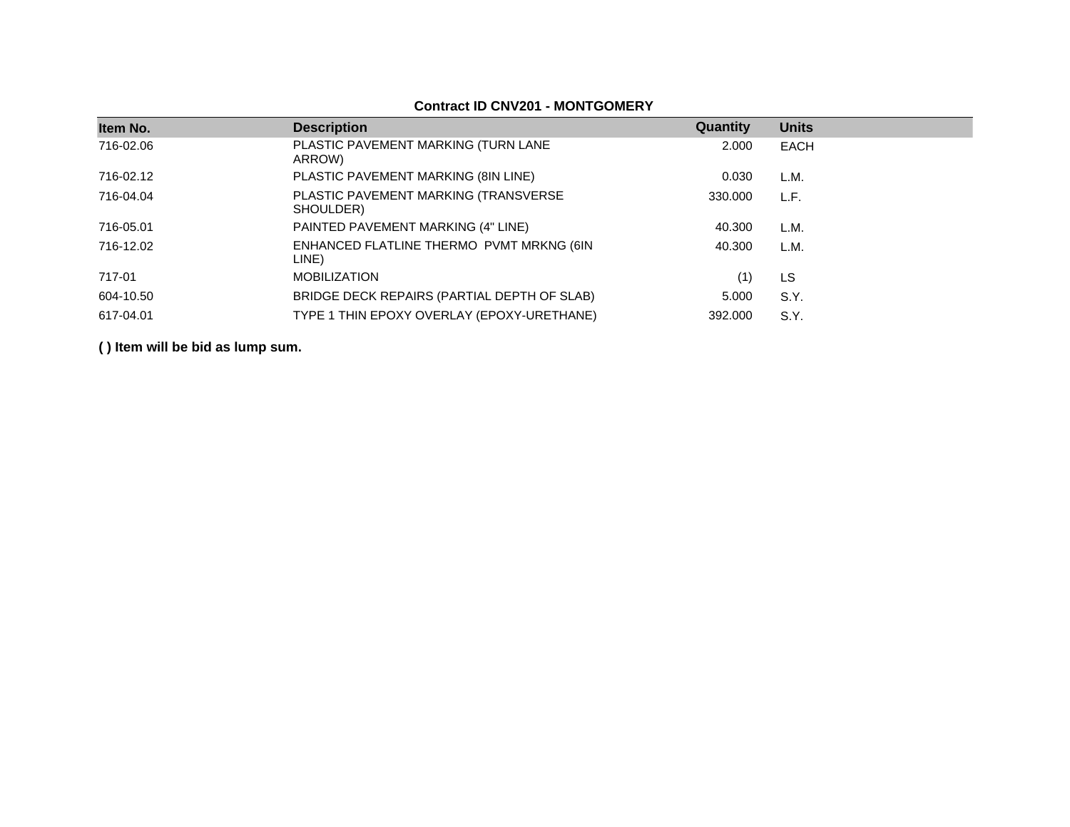**Contract ID CNV201 - MONTGOMERY**

| Item No. | Description | Quantity | Units |
|---|---|---|---|
| 716-02.06 | PLASTIC PAVEMENT MARKING (TURN LANE ARROW) | 2.000 | EACH |
| 716-02.12 | PLASTIC PAVEMENT MARKING (8IN LINE) | 0.030 | L.M. |
| 716-04.04 | PLASTIC PAVEMENT MARKING (TRANSVERSE SHOULDER) | 330.000 | L.F. |
| 716-05.01 | PAINTED PAVEMENT MARKING (4" LINE) | 40.300 | L.M. |
| 716-12.02 | ENHANCED FLATLINE THERMO PVMT MRKNG (6IN LINE) | 40.300 | L.M. |
| 717-01 | MOBILIZATION | (1) | LS |
| 604-10.50 | BRIDGE DECK REPAIRS (PARTIAL DEPTH OF SLAB) | 5.000 | S.Y. |
| 617-04.01 | TYPE 1 THIN EPOXY OVERLAY (EPOXY-URETHANE) | 392.000 | S.Y. |

**( ) Item will be bid as lump sum.**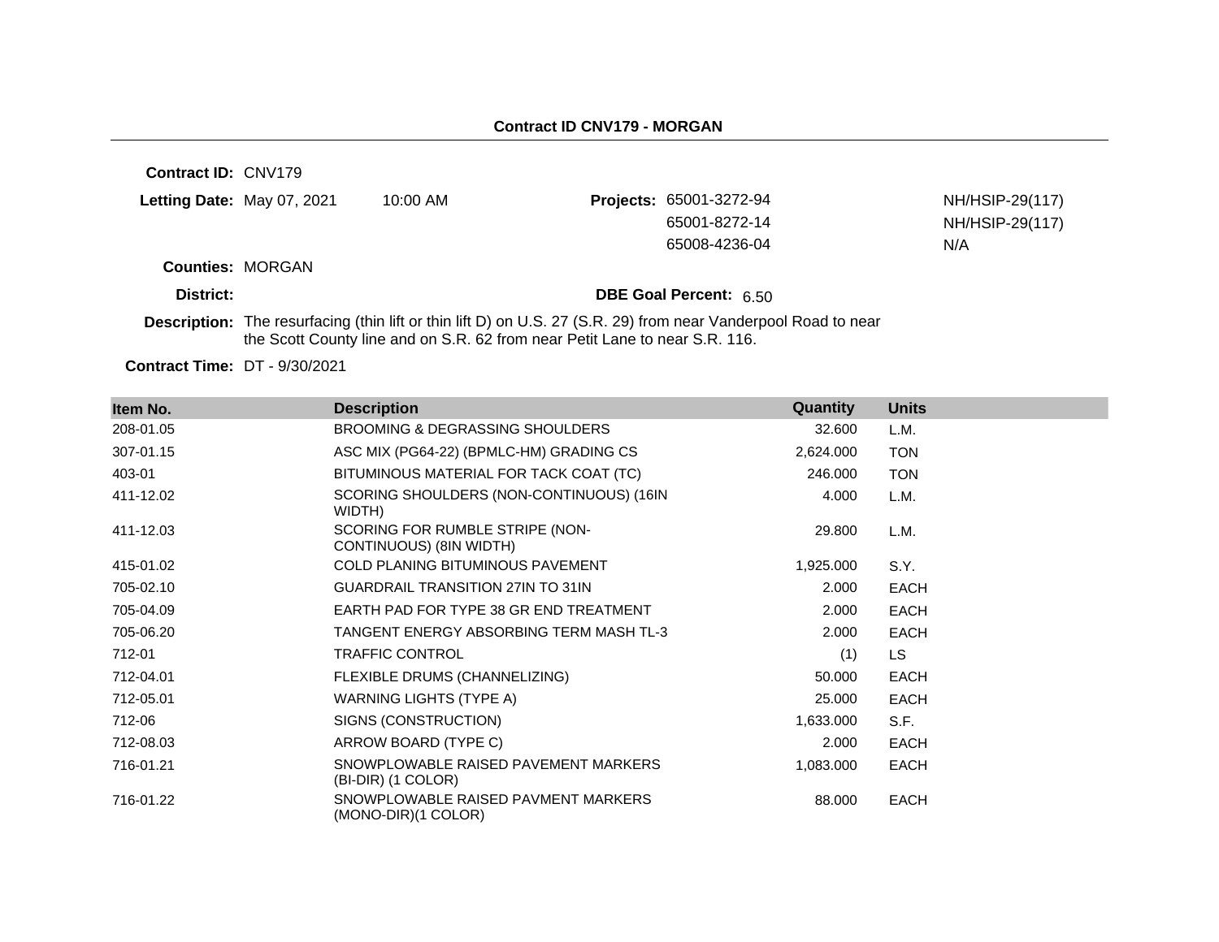## Contract ID CNV179 - MORGAN

**Contract ID:** CNV179

**Letting Date:** May 07, 2021 10:00 AM

**Projects:**

| Project | |
|---|---|
| 65001-3272-94 | NH/HSIP-29(117) |
| 65001-8272-14 | NH/HSIP-29(117) |
| 65008-4236-04 | N/A |

**Counties:** MORGAN

**District:**

**DBE Goal Percent:** 6.50

**Description:** The resurfacing (thin lift or thin lift D) on U.S. 27 (S.R. 29) from near Vanderpool Road to near the Scott County line and on S.R. 62 from near Petit Lane to near S.R. 116.

**Contract Time:** DT - 9/30/2021

| Item No. | Description | Quantity | Units |
|---|---|---|---|
| 208-01.05 | BROOMING & DEGRASSING SHOULDERS | 32.600 | L.M. |
| 307-01.15 | ASC MIX (PG64-22) (BPMLC-HM) GRADING CS | 2,624.000 | TON |
| 403-01 | BITUMINOUS MATERIAL FOR TACK COAT (TC) | 246.000 | TON |
| 411-12.02 | SCORING SHOULDERS (NON-CONTINUOUS) (16IN WIDTH) | 4.000 | L.M. |
| 411-12.03 | SCORING FOR RUMBLE STRIPE (NON-CONTINUOUS) (8IN WIDTH) | 29.800 | L.M. |
| 415-01.02 | COLD PLANING BITUMINOUS PAVEMENT | 1,925.000 | S.Y. |
| 705-02.10 | GUARDRAIL TRANSITION 27IN TO 31IN | 2.000 | EACH |
| 705-04.09 | EARTH PAD FOR TYPE 38 GR END TREATMENT | 2.000 | EACH |
| 705-06.20 | TANGENT ENERGY ABSORBING TERM MASH TL-3 | 2.000 | EACH |
| 712-01 | TRAFFIC CONTROL | (1) | LS |
| 712-04.01 | FLEXIBLE DRUMS (CHANNELIZING) | 50.000 | EACH |
| 712-05.01 | WARNING LIGHTS (TYPE A) | 25.000 | EACH |
| 712-06 | SIGNS (CONSTRUCTION) | 1,633.000 | S.F. |
| 712-08.03 | ARROW BOARD (TYPE C) | 2.000 | EACH |
| 716-01.21 | SNOWPLOWABLE RAISED PAVEMENT MARKERS (BI-DIR) (1 COLOR) | 1,083.000 | EACH |
| 716-01.22 | SNOWPLOWABLE RAISED PAVMENT MARKERS (MONO-DIR)(1 COLOR) | 88.000 | EACH |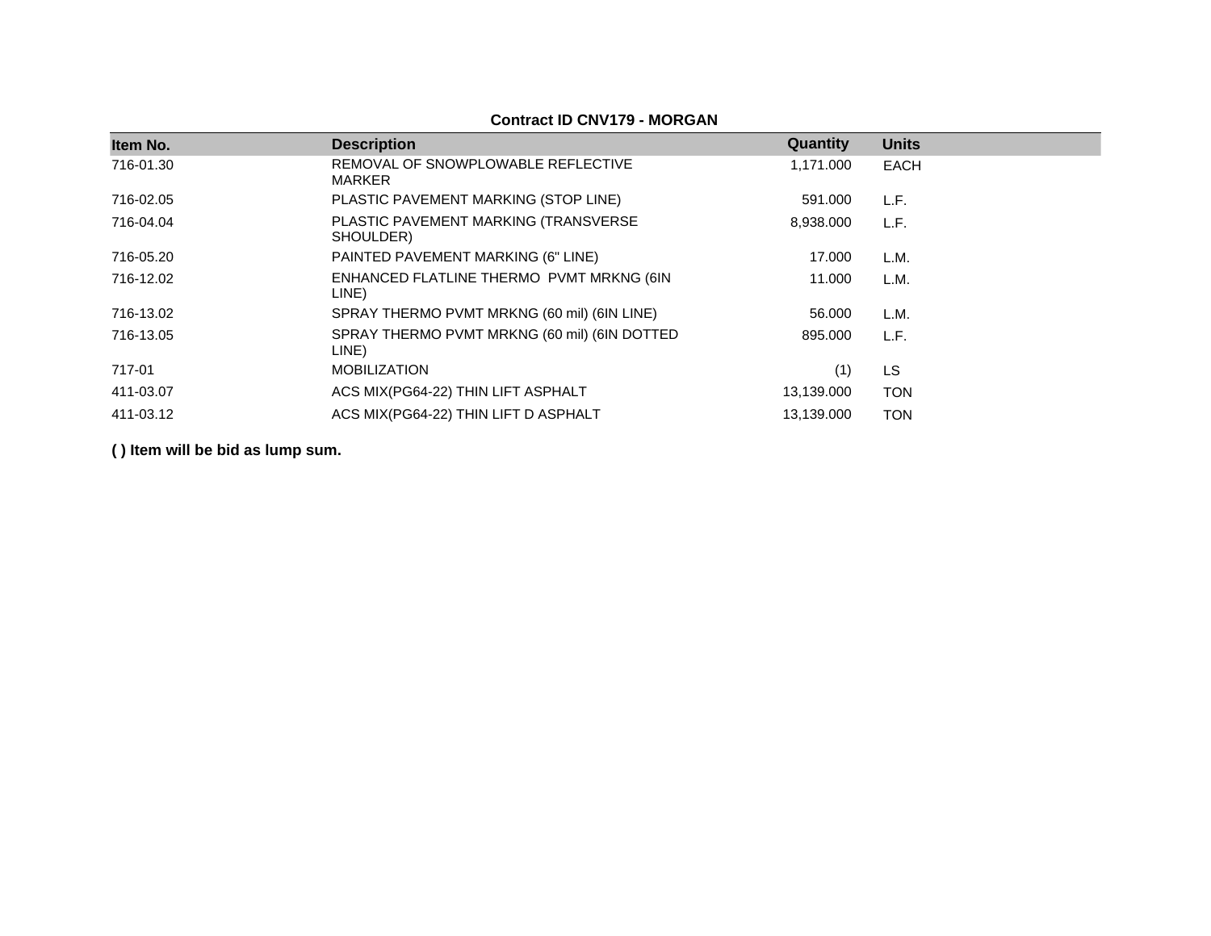**Contract ID CNV179 - MORGAN**

| Item No. | Description | Quantity | Units |
|---|---|---|---|
| 716-01.30 | REMOVAL OF SNOWPLOWABLE REFLECTIVE MARKER | 1,171.000 | EACH |
| 716-02.05 | PLASTIC PAVEMENT MARKING (STOP LINE) | 591.000 | L.F. |
| 716-04.04 | PLASTIC PAVEMENT MARKING (TRANSVERSE SHOULDER) | 8,938.000 | L.F. |
| 716-05.20 | PAINTED PAVEMENT MARKING (6" LINE) | 17.000 | L.M. |
| 716-12.02 | ENHANCED FLATLINE THERMO PVMT MRKNG (6IN LINE) | 11.000 | L.M. |
| 716-13.02 | SPRAY THERMO PVMT MRKNG (60 mil) (6IN LINE) | 56.000 | L.M. |
| 716-13.05 | SPRAY THERMO PVMT MRKNG (60 mil) (6IN DOTTED LINE) | 895.000 | L.F. |
| 717-01 | MOBILIZATION | (1) | LS |
| 411-03.07 | ACS MIX(PG64-22) THIN LIFT ASPHALT | 13,139.000 | TON |
| 411-03.12 | ACS MIX(PG64-22) THIN LIFT D ASPHALT | 13,139.000 | TON |

**( ) Item will be bid as lump sum.**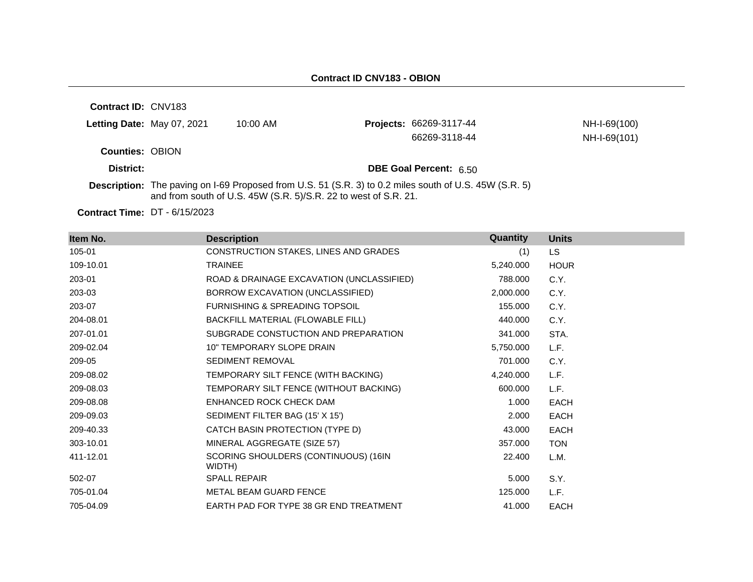**Contract ID CNV183 - OBION**

**Contract ID:** CNV183

**Letting Date:** May 07, 2021 10:00 AM

**Projects:** 66269-3117-44 NH-I-69(100)
66269-3118-44 NH-I-69(101)

**Counties:** OBION

**District:**

**DBE Goal Percent:** 6.50

**Description:** The paving on I-69 Proposed from U.S. 51 (S.R. 3) to 0.2 miles south of U.S. 45W (S.R. 5) and from south of U.S. 45W (S.R. 5)/S.R. 22 to west of S.R. 21.

**Contract Time:** DT - 6/15/2023

| Item No. | Description | Quantity | Units |
|---|---|---|---|
| 105-01 | CONSTRUCTION STAKES, LINES AND GRADES | (1) | LS |
| 109-10.01 | TRAINEE | 5,240.000 | HOUR |
| 203-01 | ROAD & DRAINAGE EXCAVATION (UNCLASSIFIED) | 788.000 | C.Y. |
| 203-03 | BORROW EXCAVATION (UNCLASSIFIED) | 2,000.000 | C.Y. |
| 203-07 | FURNISHING & SPREADING TOPSOIL | 155.000 | C.Y. |
| 204-08.01 | BACKFILL MATERIAL (FLOWABLE FILL) | 440.000 | C.Y. |
| 207-01.01 | SUBGRADE CONSTUCTION AND PREPARATION | 341.000 | STA. |
| 209-02.04 | 10" TEMPORARY SLOPE DRAIN | 5,750.000 | L.F. |
| 209-05 | SEDIMENT REMOVAL | 701.000 | C.Y. |
| 209-08.02 | TEMPORARY SILT FENCE (WITH BACKING) | 4,240.000 | L.F. |
| 209-08.03 | TEMPORARY SILT FENCE (WITHOUT BACKING) | 600.000 | L.F. |
| 209-08.08 | ENHANCED ROCK CHECK DAM | 1.000 | EACH |
| 209-09.03 | SEDIMENT FILTER BAG (15' X 15') | 2.000 | EACH |
| 209-40.33 | CATCH BASIN PROTECTION (TYPE D) | 43.000 | EACH |
| 303-10.01 | MINERAL AGGREGATE (SIZE 57) | 357.000 | TON |
| 411-12.01 | SCORING SHOULDERS (CONTINUOUS) (16IN WIDTH) | 22.400 | L.M. |
| 502-07 | SPALL REPAIR | 5.000 | S.Y. |
| 705-01.04 | METAL BEAM GUARD FENCE | 125.000 | L.F. |
| 705-04.09 | EARTH PAD FOR TYPE 38 GR END TREATMENT | 41.000 | EACH |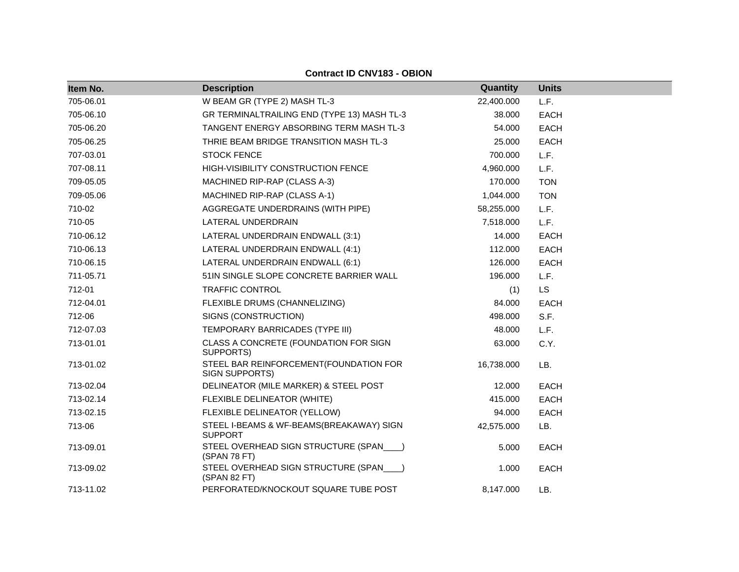**Contract ID CNV183 - OBION**

| Item No. | Description | Quantity | Units |
|---|---|---|---|
| 705-06.01 | W BEAM GR (TYPE 2) MASH TL-3 | 22,400.000 | L.F. |
| 705-06.10 | GR TERMINALTRAILING END (TYPE 13) MASH TL-3 | 38.000 | EACH |
| 705-06.20 | TANGENT ENERGY ABSORBING TERM MASH TL-3 | 54.000 | EACH |
| 705-06.25 | THRIE BEAM BRIDGE TRANSITION MASH TL-3 | 25.000 | EACH |
| 707-03.01 | STOCK FENCE | 700.000 | L.F. |
| 707-08.11 | HIGH-VISIBILITY CONSTRUCTION FENCE | 4,960.000 | L.F. |
| 709-05.05 | MACHINED RIP-RAP (CLASS A-3) | 170.000 | TON |
| 709-05.06 | MACHINED RIP-RAP (CLASS A-1) | 1,044.000 | TON |
| 710-02 | AGGREGATE UNDERDRAINS (WITH PIPE) | 58,255.000 | L.F. |
| 710-05 | LATERAL UNDERDRAIN | 7,518.000 | L.F. |
| 710-06.12 | LATERAL UNDERDRAIN ENDWALL (3:1) | 14.000 | EACH |
| 710-06.13 | LATERAL UNDERDRAIN ENDWALL (4:1) | 112.000 | EACH |
| 710-06.15 | LATERAL UNDERDRAIN ENDWALL (6:1) | 126.000 | EACH |
| 711-05.71 | 51IN SINGLE SLOPE CONCRETE BARRIER WALL | 196.000 | L.F. |
| 712-01 | TRAFFIC CONTROL | (1) | LS |
| 712-04.01 | FLEXIBLE DRUMS (CHANNELIZING) | 84.000 | EACH |
| 712-06 | SIGNS (CONSTRUCTION) | 498.000 | S.F. |
| 712-07.03 | TEMPORARY BARRICADES (TYPE III) | 48.000 | L.F. |
| 713-01.01 | CLASS A CONCRETE (FOUNDATION FOR SIGN SUPPORTS) | 63.000 | C.Y. |
| 713-01.02 | STEEL BAR REINFORCEMENT(FOUNDATION FOR SIGN SUPPORTS) | 16,738.000 | LB. |
| 713-02.04 | DELINEATOR (MILE MARKER) & STEEL POST | 12.000 | EACH |
| 713-02.14 | FLEXIBLE DELINEATOR (WHITE) | 415.000 | EACH |
| 713-02.15 | FLEXIBLE DELINEATOR (YELLOW) | 94.000 | EACH |
| 713-06 | STEEL I-BEAMS & WF-BEAMS(BREAKAWAY) SIGN SUPPORT | 42,575.000 | LB. |
| 713-09.01 | STEEL OVERHEAD SIGN STRUCTURE (SPAN____) (SPAN 78 FT) | 5.000 | EACH |
| 713-09.02 | STEEL OVERHEAD SIGN STRUCTURE (SPAN____) (SPAN 82 FT) | 1.000 | EACH |
| 713-11.02 | PERFORATED/KNOCKOUT SQUARE TUBE POST | 8,147.000 | LB. |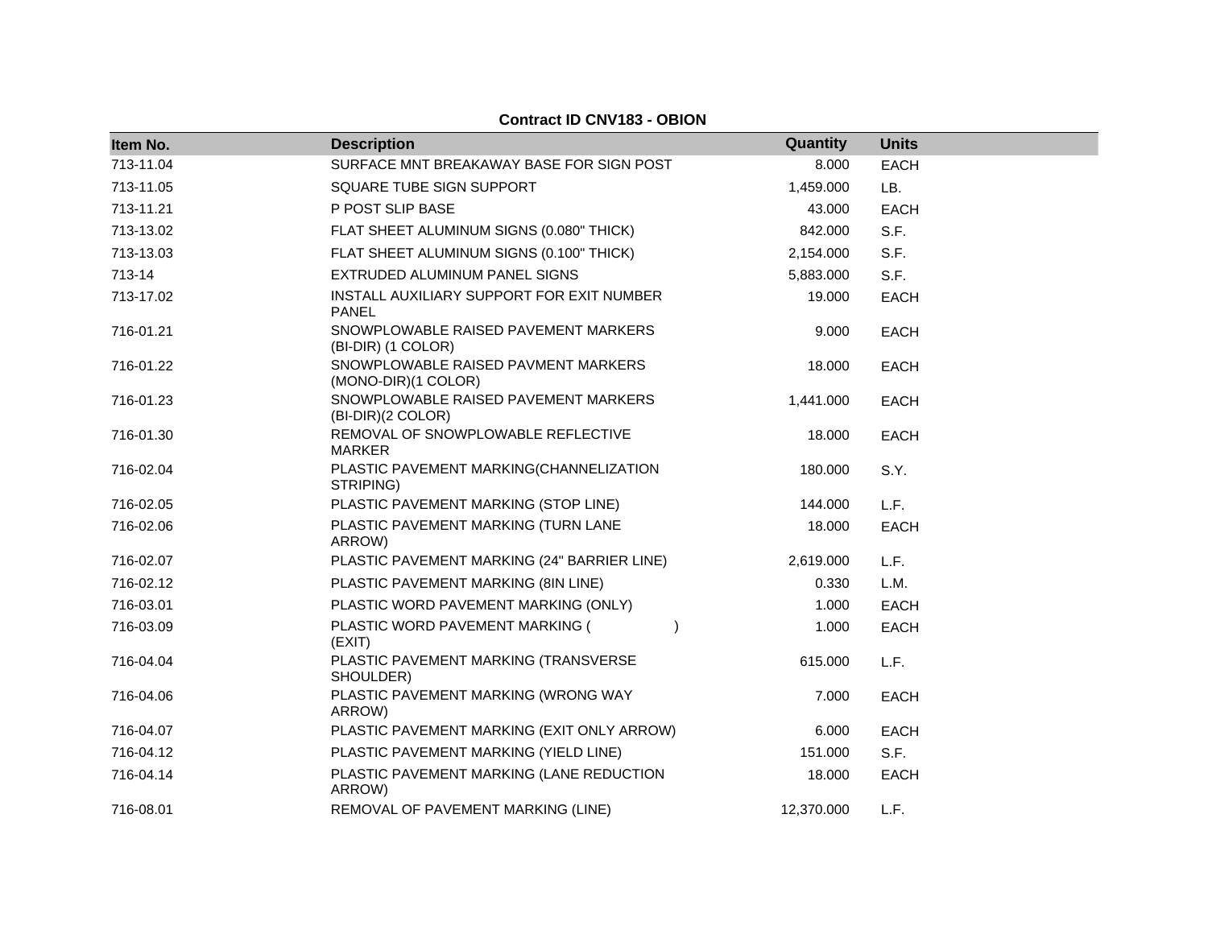**Contract ID CNV183 - OBION**

| Item No. | Description | Quantity | Units |
|---|---|---|---|
| 713-11.04 | SURFACE MNT BREAKAWAY BASE FOR SIGN POST | 8.000 | EACH |
| 713-11.05 | SQUARE TUBE SIGN SUPPORT | 1,459.000 | LB. |
| 713-11.21 | P POST SLIP BASE | 43.000 | EACH |
| 713-13.02 | FLAT SHEET ALUMINUM SIGNS (0.080" THICK) | 842.000 | S.F. |
| 713-13.03 | FLAT SHEET ALUMINUM SIGNS (0.100" THICK) | 2,154.000 | S.F. |
| 713-14 | EXTRUDED ALUMINUM PANEL SIGNS | 5,883.000 | S.F. |
| 713-17.02 | INSTALL AUXILIARY SUPPORT FOR EXIT NUMBER PANEL | 19.000 | EACH |
| 716-01.21 | SNOWPLOWABLE RAISED PAVEMENT MARKERS (BI-DIR) (1 COLOR) | 9.000 | EACH |
| 716-01.22 | SNOWPLOWABLE RAISED PAVMENT MARKERS (MONO-DIR)(1 COLOR) | 18.000 | EACH |
| 716-01.23 | SNOWPLOWABLE RAISED PAVEMENT MARKERS (BI-DIR)(2 COLOR) | 1,441.000 | EACH |
| 716-01.30 | REMOVAL OF SNOWPLOWABLE REFLECTIVE MARKER | 18.000 | EACH |
| 716-02.04 | PLASTIC PAVEMENT MARKING(CHANNELIZATION STRIPING) | 180.000 | S.Y. |
| 716-02.05 | PLASTIC PAVEMENT MARKING (STOP LINE) | 144.000 | L.F. |
| 716-02.06 | PLASTIC PAVEMENT MARKING (TURN LANE ARROW) | 18.000 | EACH |
| 716-02.07 | PLASTIC PAVEMENT MARKING (24" BARRIER LINE) | 2,619.000 | L.F. |
| 716-02.12 | PLASTIC PAVEMENT MARKING (8IN LINE) | 0.330 | L.M. |
| 716-03.01 | PLASTIC WORD PAVEMENT MARKING (ONLY) | 1.000 | EACH |
| 716-03.09 | PLASTIC WORD PAVEMENT MARKING ( ) (EXIT) | 1.000 | EACH |
| 716-04.04 | PLASTIC PAVEMENT MARKING (TRANSVERSE SHOULDER) | 615.000 | L.F. |
| 716-04.06 | PLASTIC PAVEMENT MARKING (WRONG WAY ARROW) | 7.000 | EACH |
| 716-04.07 | PLASTIC PAVEMENT MARKING (EXIT ONLY ARROW) | 6.000 | EACH |
| 716-04.12 | PLASTIC PAVEMENT MARKING (YIELD LINE) | 151.000 | S.F. |
| 716-04.14 | PLASTIC PAVEMENT MARKING (LANE REDUCTION ARROW) | 18.000 | EACH |
| 716-08.01 | REMOVAL OF PAVEMENT MARKING (LINE) | 12,370.000 | L.F. |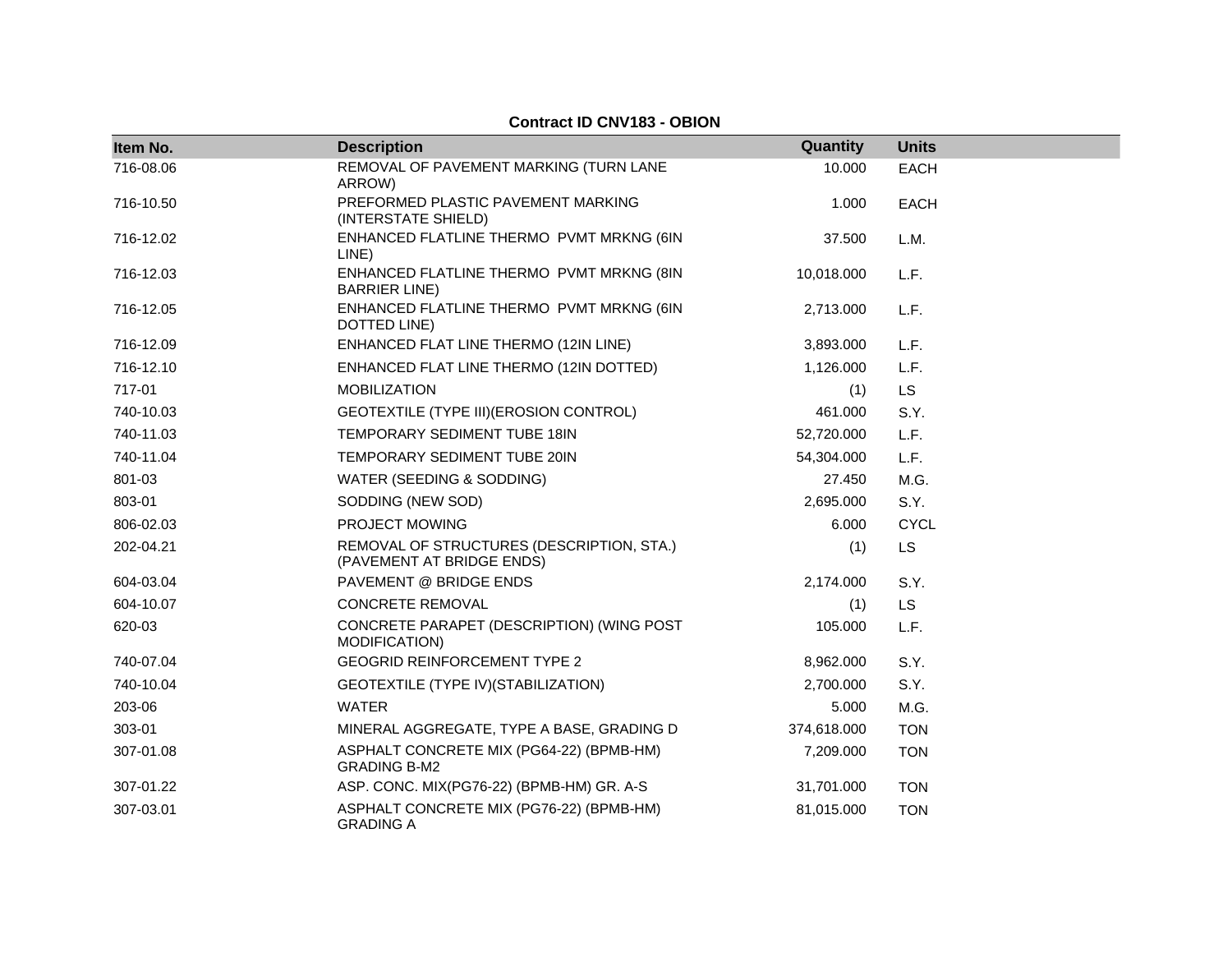**Contract ID CNV183 - OBION**

| Item No. | Description | Quantity | Units |
|---|---|---|---|
| 716-08.06 | REMOVAL OF PAVEMENT MARKING (TURN LANE ARROW) | 10.000 | EACH |
| 716-10.50 | PREFORMED PLASTIC PAVEMENT MARKING (INTERSTATE SHIELD) | 1.000 | EACH |
| 716-12.02 | ENHANCED FLATLINE THERMO PVMT MRKNG (6IN LINE) | 37.500 | L.M. |
| 716-12.03 | ENHANCED FLATLINE THERMO PVMT MRKNG (8IN BARRIER LINE) | 10,018.000 | L.F. |
| 716-12.05 | ENHANCED FLATLINE THERMO PVMT MRKNG (6IN DOTTED LINE) | 2,713.000 | L.F. |
| 716-12.09 | ENHANCED FLAT LINE THERMO (12IN LINE) | 3,893.000 | L.F. |
| 716-12.10 | ENHANCED FLAT LINE THERMO (12IN DOTTED) | 1,126.000 | L.F. |
| 717-01 | MOBILIZATION | (1) | LS |
| 740-10.03 | GEOTEXTILE (TYPE III)(EROSION CONTROL) | 461.000 | S.Y. |
| 740-11.03 | TEMPORARY SEDIMENT TUBE 18IN | 52,720.000 | L.F. |
| 740-11.04 | TEMPORARY SEDIMENT TUBE 20IN | 54,304.000 | L.F. |
| 801-03 | WATER (SEEDING & SODDING) | 27.450 | M.G. |
| 803-01 | SODDING (NEW SOD) | 2,695.000 | S.Y. |
| 806-02.03 | PROJECT MOWING | 6.000 | CYCL |
| 202-04.21 | REMOVAL OF STRUCTURES (DESCRIPTION, STA.) (PAVEMENT AT BRIDGE ENDS) | (1) | LS |
| 604-03.04 | PAVEMENT @ BRIDGE ENDS | 2,174.000 | S.Y. |
| 604-10.07 | CONCRETE REMOVAL | (1) | LS |
| 620-03 | CONCRETE PARAPET (DESCRIPTION) (WING POST MODIFICATION) | 105.000 | L.F. |
| 740-07.04 | GEOGRID REINFORCEMENT TYPE 2 | 8,962.000 | S.Y. |
| 740-10.04 | GEOTEXTILE (TYPE IV)(STABILIZATION) | 2,700.000 | S.Y. |
| 203-06 | WATER | 5.000 | M.G. |
| 303-01 | MINERAL AGGREGATE, TYPE A BASE, GRADING D | 374,618.000 | TON |
| 307-01.08 | ASPHALT CONCRETE MIX (PG64-22) (BPMB-HM) GRADING B-M2 | 7,209.000 | TON |
| 307-01.22 | ASP. CONC. MIX(PG76-22) (BPMB-HM) GR. A-S | 31,701.000 | TON |
| 307-03.01 | ASPHALT CONCRETE MIX (PG76-22) (BPMB-HM) GRADING A | 81,015.000 | TON |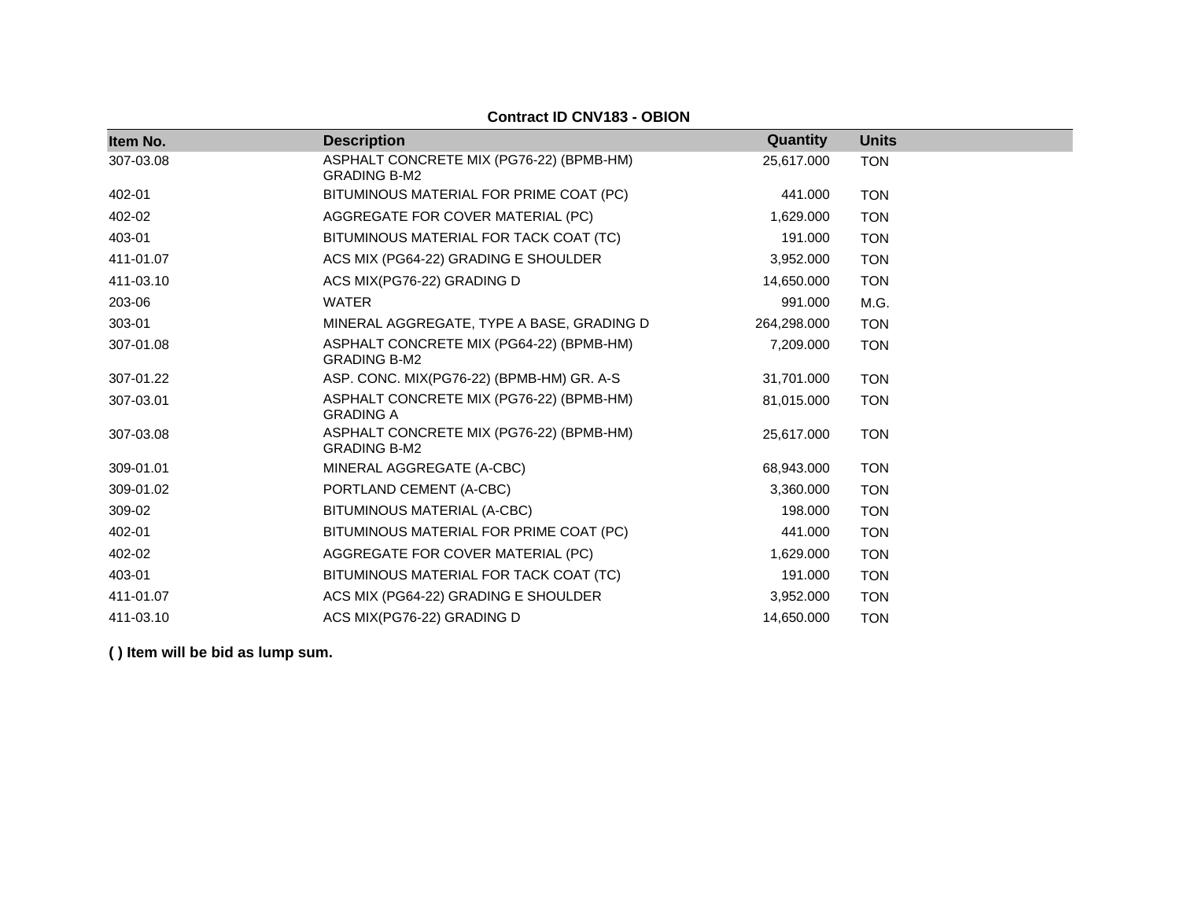**Contract ID CNV183 - OBION**

| Item No. | Description | Quantity | Units |
|---|---|---|---|
| 307-03.08 | ASPHALT CONCRETE MIX (PG76-22) (BPMB-HM) GRADING B-M2 | 25,617.000 | TON |
| 402-01 | BITUMINOUS MATERIAL FOR PRIME COAT (PC) | 441.000 | TON |
| 402-02 | AGGREGATE FOR COVER MATERIAL (PC) | 1,629.000 | TON |
| 403-01 | BITUMINOUS MATERIAL FOR TACK COAT (TC) | 191.000 | TON |
| 411-01.07 | ACS MIX (PG64-22) GRADING E SHOULDER | 3,952.000 | TON |
| 411-03.10 | ACS MIX(PG76-22) GRADING D | 14,650.000 | TON |
| 203-06 | WATER | 991.000 | M.G. |
| 303-01 | MINERAL AGGREGATE, TYPE A BASE, GRADING D | 264,298.000 | TON |
| 307-01.08 | ASPHALT CONCRETE MIX (PG64-22) (BPMB-HM) GRADING B-M2 | 7,209.000 | TON |
| 307-01.22 | ASP. CONC. MIX(PG76-22) (BPMB-HM) GR. A-S | 31,701.000 | TON |
| 307-03.01 | ASPHALT CONCRETE MIX (PG76-22) (BPMB-HM) GRADING A | 81,015.000 | TON |
| 307-03.08 | ASPHALT CONCRETE MIX (PG76-22) (BPMB-HM) GRADING B-M2 | 25,617.000 | TON |
| 309-01.01 | MINERAL AGGREGATE (A-CBC) | 68,943.000 | TON |
| 309-01.02 | PORTLAND CEMENT (A-CBC) | 3,360.000 | TON |
| 309-02 | BITUMINOUS MATERIAL (A-CBC) | 198.000 | TON |
| 402-01 | BITUMINOUS MATERIAL FOR PRIME COAT (PC) | 441.000 | TON |
| 402-02 | AGGREGATE FOR COVER MATERIAL (PC) | 1,629.000 | TON |
| 403-01 | BITUMINOUS MATERIAL FOR TACK COAT (TC) | 191.000 | TON |
| 411-01.07 | ACS MIX (PG64-22) GRADING E SHOULDER | 3,952.000 | TON |
| 411-03.10 | ACS MIX(PG76-22) GRADING D | 14,650.000 | TON |

**( ) Item will be bid as lump sum.**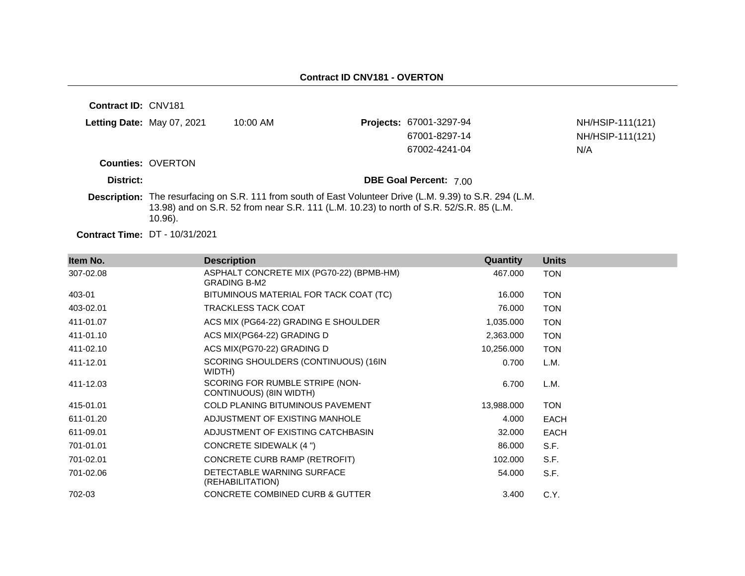## Contract ID CNV181 - OVERTON

**Contract ID:** CNV181

**Letting Date:** May 07, 2021 10:00 AM

**Projects:**

| | |
|---|---|
| 67001-3297-94 | NH/HSIP-111(121) |
| 67001-8297-14 | NH/HSIP-111(121) |
| 67002-4241-04 | N/A |

**Counties:** OVERTON

**District:**

**DBE Goal Percent:** 7.00

**Description:** The resurfacing on S.R. 111 from south of East Volunteer Drive (L.M. 9.39) to S.R. 294 (L.M. 13.98) and on S.R. 52 from near S.R. 111 (L.M. 10.23) to north of S.R. 52/S.R. 85 (L.M. 10.96).

**Contract Time:** DT - 10/31/2021

| Item No. | Description | Quantity | Units |
|---|---|---|---|
| 307-02.08 | ASPHALT CONCRETE MIX (PG70-22) (BPMB-HM) GRADING B-M2 | 467.000 | TON |
| 403-01 | BITUMINOUS MATERIAL FOR TACK COAT (TC) | 16.000 | TON |
| 403-02.01 | TRACKLESS TACK COAT | 76.000 | TON |
| 411-01.07 | ACS MIX (PG64-22) GRADING E SHOULDER | 1,035.000 | TON |
| 411-01.10 | ACS MIX(PG64-22) GRADING D | 2,363.000 | TON |
| 411-02.10 | ACS MIX(PG70-22) GRADING D | 10,256.000 | TON |
| 411-12.01 | SCORING SHOULDERS (CONTINUOUS) (16IN WIDTH) | 0.700 | L.M. |
| 411-12.03 | SCORING FOR RUMBLE STRIPE (NON-CONTINUOUS) (8IN WIDTH) | 6.700 | L.M. |
| 415-01.01 | COLD PLANING BITUMINOUS PAVEMENT | 13,988.000 | TON |
| 611-01.20 | ADJUSTMENT OF EXISTING MANHOLE | 4.000 | EACH |
| 611-09.01 | ADJUSTMENT OF EXISTING CATCHBASIN | 32.000 | EACH |
| 701-01.01 | CONCRETE SIDEWALK (4 ") | 86.000 | S.F. |
| 701-02.01 | CONCRETE CURB RAMP (RETROFIT) | 102.000 | S.F. |
| 701-02.06 | DETECTABLE WARNING SURFACE (REHABILITATION) | 54.000 | S.F. |
| 702-03 | CONCRETE COMBINED CURB & GUTTER | 3.400 | C.Y. |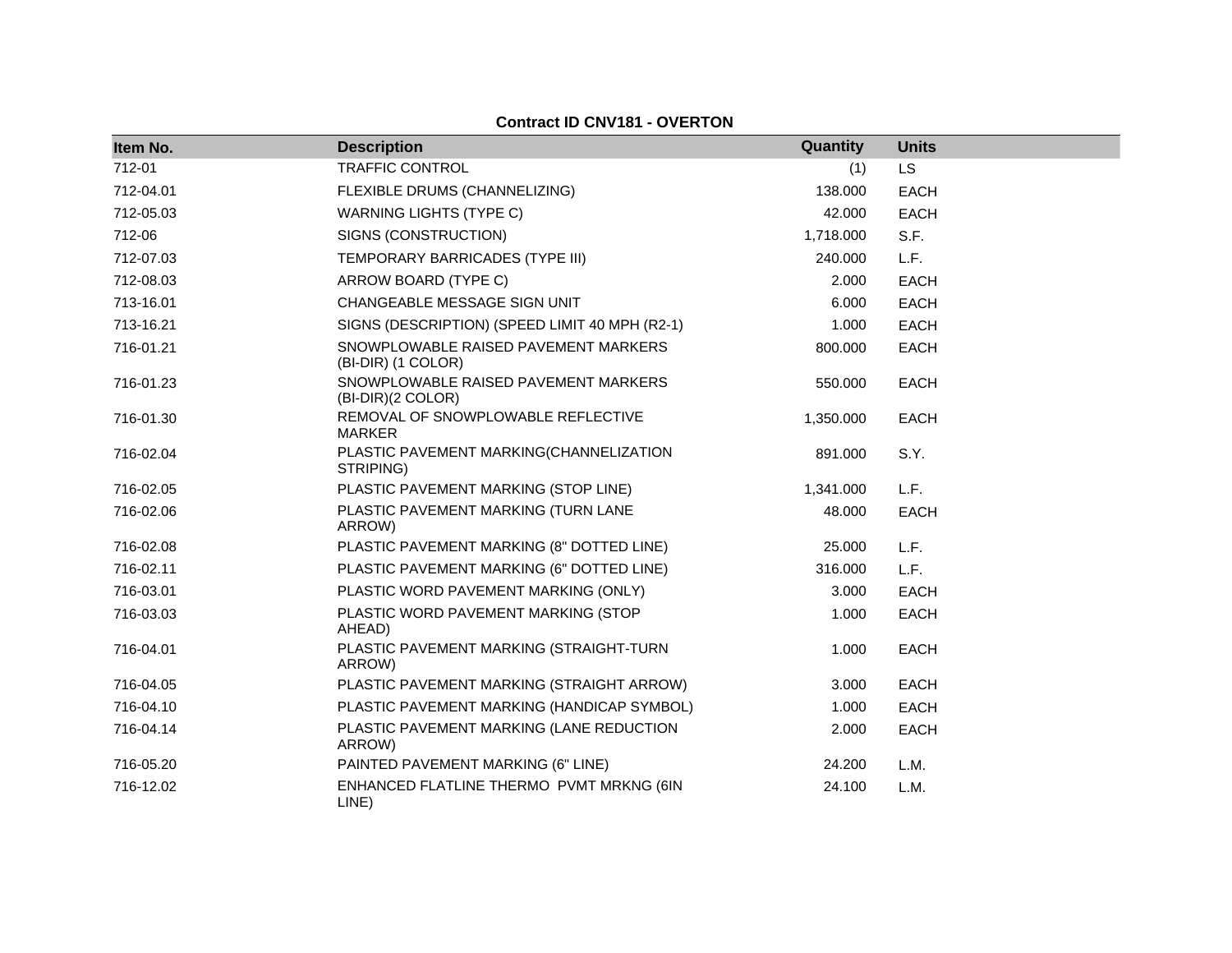**Contract ID CNV181 - OVERTON**

| Item No. | Description | Quantity | Units |
|---|---|---|---|
| 712-01 | TRAFFIC CONTROL | (1) | LS |
| 712-04.01 | FLEXIBLE DRUMS (CHANNELIZING) | 138.000 | EACH |
| 712-05.03 | WARNING LIGHTS (TYPE C) | 42.000 | EACH |
| 712-06 | SIGNS (CONSTRUCTION) | 1,718.000 | S.F. |
| 712-07.03 | TEMPORARY BARRICADES (TYPE III) | 240.000 | L.F. |
| 712-08.03 | ARROW BOARD (TYPE C) | 2.000 | EACH |
| 713-16.01 | CHANGEABLE MESSAGE SIGN UNIT | 6.000 | EACH |
| 713-16.21 | SIGNS (DESCRIPTION) (SPEED LIMIT 40 MPH (R2-1) | 1.000 | EACH |
| 716-01.21 | SNOWPLOWABLE RAISED PAVEMENT MARKERS (BI-DIR) (1 COLOR) | 800.000 | EACH |
| 716-01.23 | SNOWPLOWABLE RAISED PAVEMENT MARKERS (BI-DIR)(2 COLOR) | 550.000 | EACH |
| 716-01.30 | REMOVAL OF SNOWPLOWABLE REFLECTIVE MARKER | 1,350.000 | EACH |
| 716-02.04 | PLASTIC PAVEMENT MARKING(CHANNELIZATION STRIPING) | 891.000 | S.Y. |
| 716-02.05 | PLASTIC PAVEMENT MARKING (STOP LINE) | 1,341.000 | L.F. |
| 716-02.06 | PLASTIC PAVEMENT MARKING (TURN LANE ARROW) | 48.000 | EACH |
| 716-02.08 | PLASTIC PAVEMENT MARKING (8" DOTTED LINE) | 25.000 | L.F. |
| 716-02.11 | PLASTIC PAVEMENT MARKING (6" DOTTED LINE) | 316.000 | L.F. |
| 716-03.01 | PLASTIC WORD PAVEMENT MARKING (ONLY) | 3.000 | EACH |
| 716-03.03 | PLASTIC WORD PAVEMENT MARKING (STOP AHEAD) | 1.000 | EACH |
| 716-04.01 | PLASTIC PAVEMENT MARKING (STRAIGHT-TURN ARROW) | 1.000 | EACH |
| 716-04.05 | PLASTIC PAVEMENT MARKING (STRAIGHT ARROW) | 3.000 | EACH |
| 716-04.10 | PLASTIC PAVEMENT MARKING (HANDICAP SYMBOL) | 1.000 | EACH |
| 716-04.14 | PLASTIC PAVEMENT MARKING (LANE REDUCTION ARROW) | 2.000 | EACH |
| 716-05.20 | PAINTED PAVEMENT MARKING (6" LINE) | 24.200 | L.M. |
| 716-12.02 | ENHANCED FLATLINE THERMO PVMT MRKNG (6IN LINE) | 24.100 | L.M. |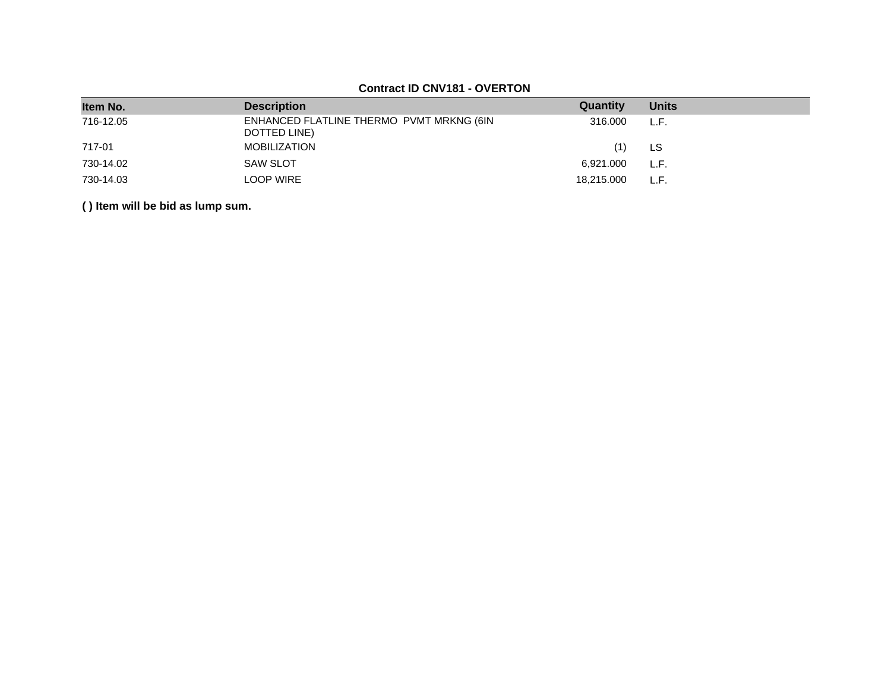**Contract ID CNV181 - OVERTON**

| Item No. | Description | Quantity | Units |
|---|---|---|---|
| 716-12.05 | ENHANCED FLATLINE THERMO PVMT MRKNG (6IN DOTTED LINE) | 316.000 | L.F. |
| 717-01 | MOBILIZATION | (1) | LS |
| 730-14.02 | SAW SLOT | 6,921.000 | L.F. |
| 730-14.03 | LOOP WIRE | 18,215.000 | L.F. |

**( ) Item will be bid as lump sum.**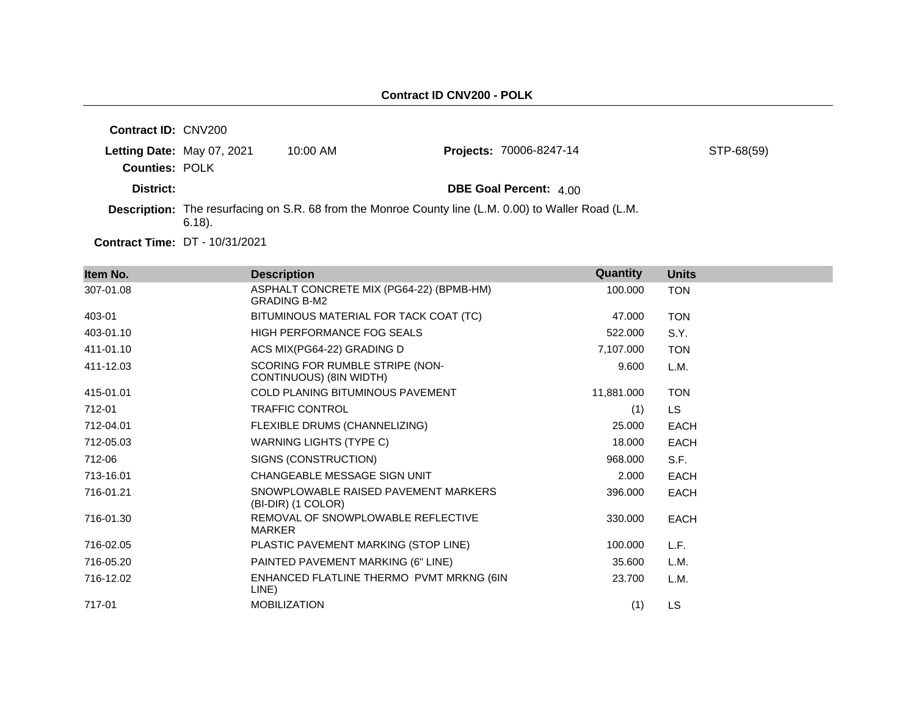**Contract ID CNV200 - POLK**

**Contract ID:** CNV200

**Letting Date:** May 07, 2021 10:00 AM **Projects:** 70006-8247-14 STP-68(59)

**Counties:** POLK

**District:** **DBE Goal Percent:** 4.00

**Description:** The resurfacing on S.R. 68 from the Monroe County line (L.M. 0.00) to Waller Road (L.M. 6.18).

**Contract Time:** DT - 10/31/2021

| Item No. | Description | Quantity | Units |
|---|---|---|---|
| 307-01.08 | ASPHALT CONCRETE MIX (PG64-22) (BPMB-HM) GRADING B-M2 | 100.000 | TON |
| 403-01 | BITUMINOUS MATERIAL FOR TACK COAT (TC) | 47.000 | TON |
| 403-01.10 | HIGH PERFORMANCE FOG SEALS | 522.000 | S.Y. |
| 411-01.10 | ACS MIX(PG64-22) GRADING D | 7,107.000 | TON |
| 411-12.03 | SCORING FOR RUMBLE STRIPE (NON-CONTINUOUS) (8IN WIDTH) | 9.600 | L.M. |
| 415-01.01 | COLD PLANING BITUMINOUS PAVEMENT | 11,881.000 | TON |
| 712-01 | TRAFFIC CONTROL | (1) | LS |
| 712-04.01 | FLEXIBLE DRUMS (CHANNELIZING) | 25.000 | EACH |
| 712-05.03 | WARNING LIGHTS (TYPE C) | 18.000 | EACH |
| 712-06 | SIGNS (CONSTRUCTION) | 968.000 | S.F. |
| 713-16.01 | CHANGEABLE MESSAGE SIGN UNIT | 2.000 | EACH |
| 716-01.21 | SNOWPLOWABLE RAISED PAVEMENT MARKERS (BI-DIR) (1 COLOR) | 396.000 | EACH |
| 716-01.30 | REMOVAL OF SNOWPLOWABLE REFLECTIVE MARKER | 330.000 | EACH |
| 716-02.05 | PLASTIC PAVEMENT MARKING (STOP LINE) | 100.000 | L.F. |
| 716-05.20 | PAINTED PAVEMENT MARKING (6" LINE) | 35.600 | L.M. |
| 716-12.02 | ENHANCED FLATLINE THERMO PVMT MRKNG (6IN LINE) | 23.700 | L.M. |
| 717-01 | MOBILIZATION | (1) | LS |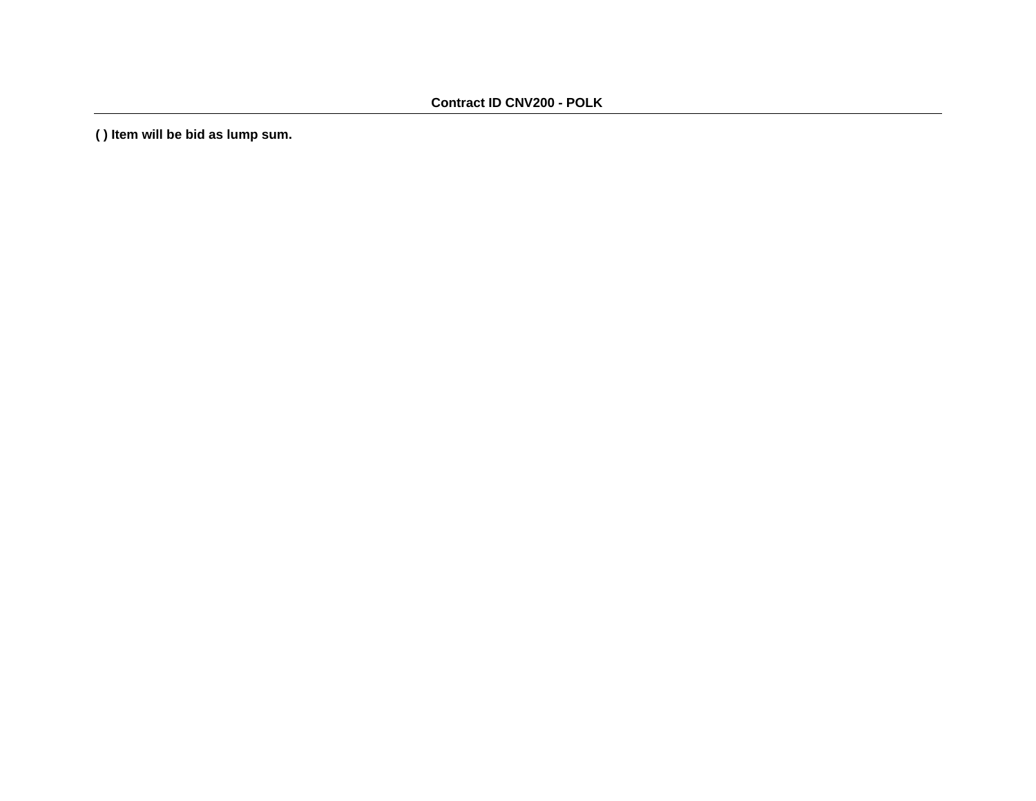**Contract ID CNV200 - POLK**

**( ) Item will be bid as lump sum.**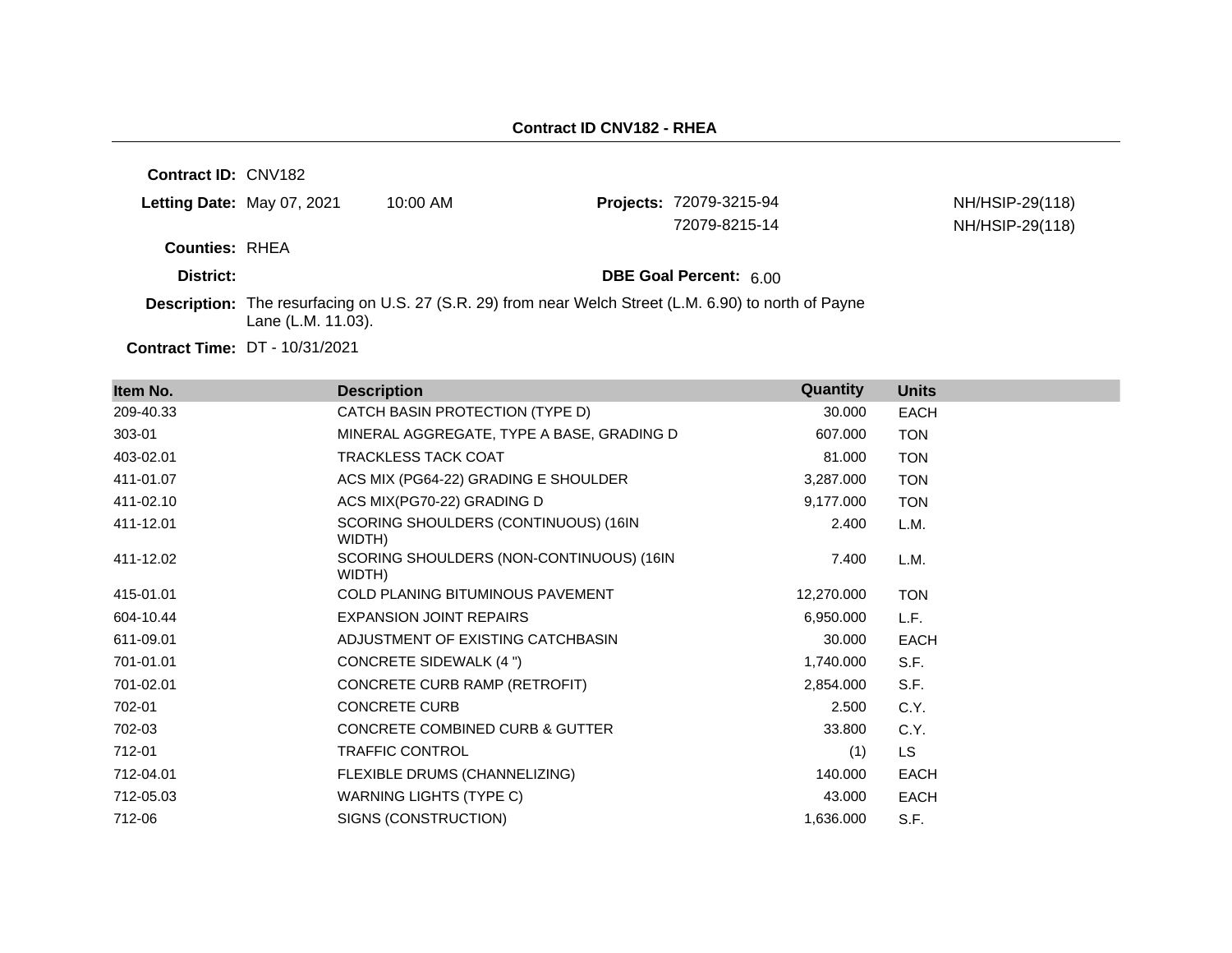**Contract ID CNV182 - RHEA**

**Contract ID:** CNV182

**Letting Date:** May 07, 2021 10:00 AM

**Projects:** 72079-3215-94 NH/HSIP-29(118)
72079-8215-14 NH/HSIP-29(118)

**Counties:** RHEA

**District:**

**DBE Goal Percent:** 6.00

**Description:** The resurfacing on U.S. 27 (S.R. 29) from near Welch Street (L.M. 6.90) to north of Payne Lane (L.M. 11.03).

**Contract Time:** DT - 10/31/2021

| Item No. | Description | Quantity | Units |
|---|---|---|---|
| 209-40.33 | CATCH BASIN PROTECTION (TYPE D) | 30.000 | EACH |
| 303-01 | MINERAL AGGREGATE, TYPE A BASE, GRADING D | 607.000 | TON |
| 403-02.01 | TRACKLESS TACK COAT | 81.000 | TON |
| 411-01.07 | ACS MIX (PG64-22) GRADING E SHOULDER | 3,287.000 | TON |
| 411-02.10 | ACS MIX(PG70-22) GRADING D | 9,177.000 | TON |
| 411-12.01 | SCORING SHOULDERS (CONTINUOUS) (16IN WIDTH) | 2.400 | L.M. |
| 411-12.02 | SCORING SHOULDERS (NON-CONTINUOUS) (16IN WIDTH) | 7.400 | L.M. |
| 415-01.01 | COLD PLANING BITUMINOUS PAVEMENT | 12,270.000 | TON |
| 604-10.44 | EXPANSION JOINT REPAIRS | 6,950.000 | L.F. |
| 611-09.01 | ADJUSTMENT OF EXISTING CATCHBASIN | 30.000 | EACH |
| 701-01.01 | CONCRETE SIDEWALK (4 ") | 1,740.000 | S.F. |
| 701-02.01 | CONCRETE CURB RAMP (RETROFIT) | 2,854.000 | S.F. |
| 702-01 | CONCRETE CURB | 2.500 | C.Y. |
| 702-03 | CONCRETE COMBINED CURB & GUTTER | 33.800 | C.Y. |
| 712-01 | TRAFFIC CONTROL | (1) | LS |
| 712-04.01 | FLEXIBLE DRUMS (CHANNELIZING) | 140.000 | EACH |
| 712-05.03 | WARNING LIGHTS (TYPE C) | 43.000 | EACH |
| 712-06 | SIGNS (CONSTRUCTION) | 1,636.000 | S.F. |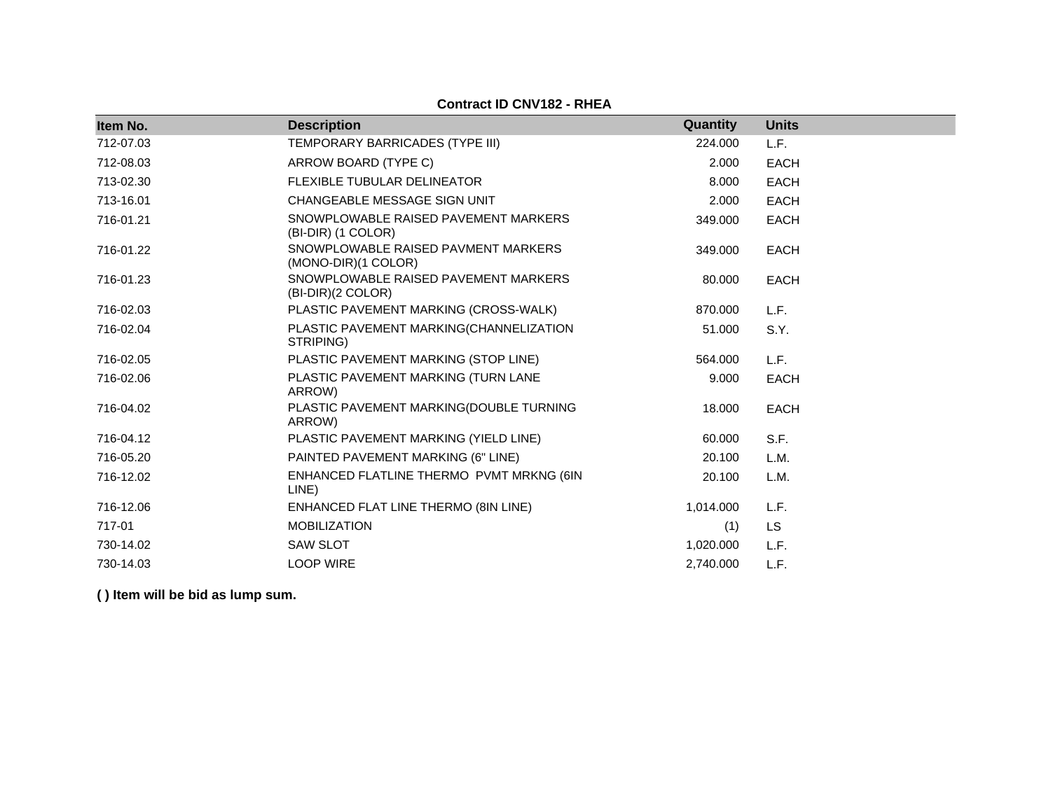**Contract ID CNV182 - RHEA**

| Item No. | Description | Quantity | Units |
|---|---|---|---|
| 712-07.03 | TEMPORARY BARRICADES (TYPE III) | 224.000 | L.F. |
| 712-08.03 | ARROW BOARD (TYPE C) | 2.000 | EACH |
| 713-02.30 | FLEXIBLE TUBULAR DELINEATOR | 8.000 | EACH |
| 713-16.01 | CHANGEABLE MESSAGE SIGN UNIT | 2.000 | EACH |
| 716-01.21 | SNOWPLOWABLE RAISED PAVEMENT MARKERS (BI-DIR) (1 COLOR) | 349.000 | EACH |
| 716-01.22 | SNOWPLOWABLE RAISED PAVMENT MARKERS (MONO-DIR)(1 COLOR) | 349.000 | EACH |
| 716-01.23 | SNOWPLOWABLE RAISED PAVEMENT MARKERS (BI-DIR)(2 COLOR) | 80.000 | EACH |
| 716-02.03 | PLASTIC PAVEMENT MARKING (CROSS-WALK) | 870.000 | L.F. |
| 716-02.04 | PLASTIC PAVEMENT MARKING(CHANNELIZATION STRIPING) | 51.000 | S.Y. |
| 716-02.05 | PLASTIC PAVEMENT MARKING (STOP LINE) | 564.000 | L.F. |
| 716-02.06 | PLASTIC PAVEMENT MARKING (TURN LANE ARROW) | 9.000 | EACH |
| 716-04.02 | PLASTIC PAVEMENT MARKING(DOUBLE TURNING ARROW) | 18.000 | EACH |
| 716-04.12 | PLASTIC PAVEMENT MARKING (YIELD LINE) | 60.000 | S.F. |
| 716-05.20 | PAINTED PAVEMENT MARKING (6" LINE) | 20.100 | L.M. |
| 716-12.02 | ENHANCED FLATLINE THERMO PVMT MRKNG (6IN LINE) | 20.100 | L.M. |
| 716-12.06 | ENHANCED FLAT LINE THERMO (8IN LINE) | 1,014.000 | L.F. |
| 717-01 | MOBILIZATION | (1) | LS |
| 730-14.02 | SAW SLOT | 1,020.000 | L.F. |
| 730-14.03 | LOOP WIRE | 2,740.000 | L.F. |

**( ) Item will be bid as lump sum.**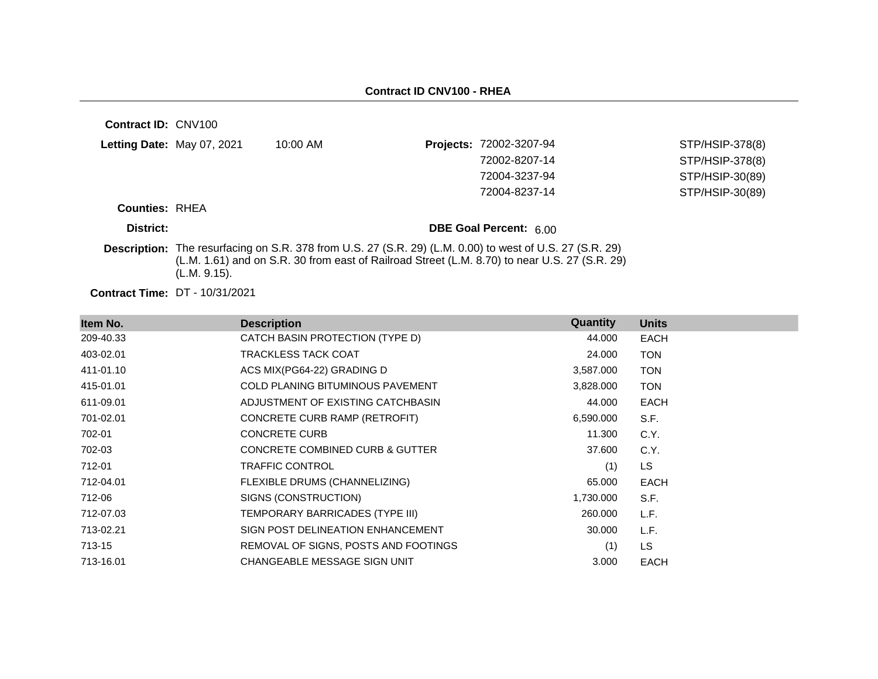**Contract ID CNV100 - RHEA**

**Contract ID:** CNV100

**Letting Date:** May 07, 2021 10:00 AM

**Projects:**

| | |
|---|---|
| 72002-3207-94 | STP/HSIP-378(8) |
| 72002-8207-14 | STP/HSIP-378(8) |
| 72004-3237-94 | STP/HSIP-30(89) |
| 72004-8237-14 | STP/HSIP-30(89) |

**Counties:** RHEA

**District:**

**DBE Goal Percent:** 6.00

**Description:** The resurfacing on S.R. 378 from U.S. 27 (S.R. 29) (L.M. 0.00) to west of U.S. 27 (S.R. 29) (L.M. 1.61) and on S.R. 30 from east of Railroad Street (L.M. 8.70) to near U.S. 27 (S.R. 29) (L.M. 9.15).

**Contract Time:** DT - 10/31/2021

| Item No. | Description | Quantity | Units |
|---|---|---|---|
| 209-40.33 | CATCH BASIN PROTECTION (TYPE D) | 44.000 | EACH |
| 403-02.01 | TRACKLESS TACK COAT | 24.000 | TON |
| 411-01.10 | ACS MIX(PG64-22) GRADING D | 3,587.000 | TON |
| 415-01.01 | COLD PLANING BITUMINOUS PAVEMENT | 3,828.000 | TON |
| 611-09.01 | ADJUSTMENT OF EXISTING CATCHBASIN | 44.000 | EACH |
| 701-02.01 | CONCRETE CURB RAMP (RETROFIT) | 6,590.000 | S.F. |
| 702-01 | CONCRETE CURB | 11.300 | C.Y. |
| 702-03 | CONCRETE COMBINED CURB & GUTTER | 37.600 | C.Y. |
| 712-01 | TRAFFIC CONTROL | (1) | LS |
| 712-04.01 | FLEXIBLE DRUMS (CHANNELIZING) | 65.000 | EACH |
| 712-06 | SIGNS (CONSTRUCTION) | 1,730.000 | S.F. |
| 712-07.03 | TEMPORARY BARRICADES (TYPE III) | 260.000 | L.F. |
| 713-02.21 | SIGN POST DELINEATION ENHANCEMENT | 30.000 | L.F. |
| 713-15 | REMOVAL OF SIGNS, POSTS AND FOOTINGS | (1) | LS |
| 713-16.01 | CHANGEABLE MESSAGE SIGN UNIT | 3.000 | EACH |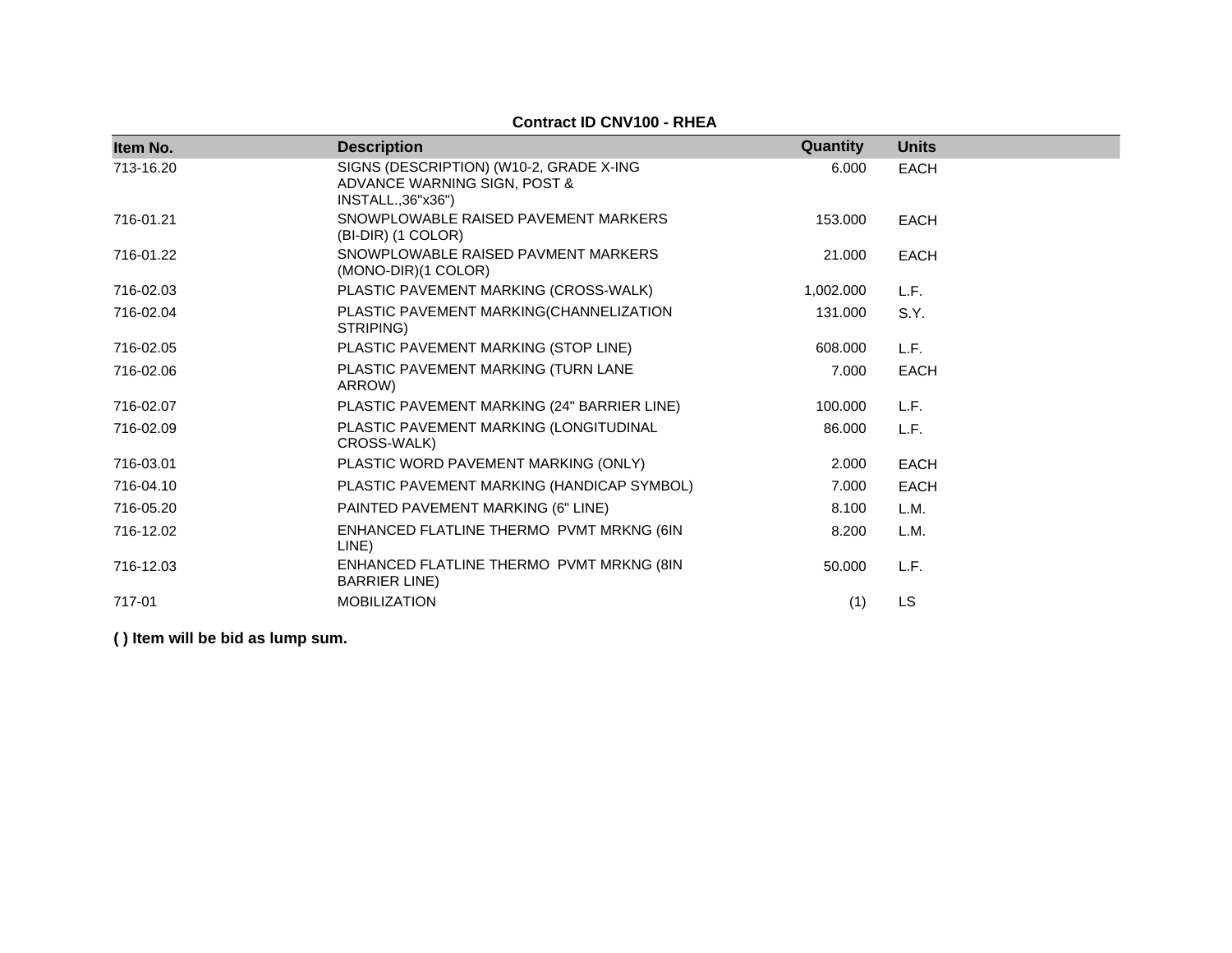**Contract ID CNV100 - RHEA**

| Item No. | Description | Quantity | Units |
|---|---|---|---|
| 713-16.20 | SIGNS (DESCRIPTION) (W10-2, GRADE X-ING ADVANCE WARNING SIGN, POST & INSTALL.,36"x36") | 6.000 | EACH |
| 716-01.21 | SNOWPLOWABLE RAISED PAVEMENT MARKERS (BI-DIR) (1 COLOR) | 153.000 | EACH |
| 716-01.22 | SNOWPLOWABLE RAISED PAVMENT MARKERS (MONO-DIR)(1 COLOR) | 21.000 | EACH |
| 716-02.03 | PLASTIC PAVEMENT MARKING (CROSS-WALK) | 1,002.000 | L.F. |
| 716-02.04 | PLASTIC PAVEMENT MARKING(CHANNELIZATION STRIPING) | 131.000 | S.Y. |
| 716-02.05 | PLASTIC PAVEMENT MARKING (STOP LINE) | 608.000 | L.F. |
| 716-02.06 | PLASTIC PAVEMENT MARKING (TURN LANE ARROW) | 7.000 | EACH |
| 716-02.07 | PLASTIC PAVEMENT MARKING (24" BARRIER LINE) | 100.000 | L.F. |
| 716-02.09 | PLASTIC PAVEMENT MARKING (LONGITUDINAL CROSS-WALK) | 86.000 | L.F. |
| 716-03.01 | PLASTIC WORD PAVEMENT MARKING (ONLY) | 2.000 | EACH |
| 716-04.10 | PLASTIC PAVEMENT MARKING (HANDICAP SYMBOL) | 7.000 | EACH |
| 716-05.20 | PAINTED PAVEMENT MARKING (6" LINE) | 8.100 | L.M. |
| 716-12.02 | ENHANCED FLATLINE THERMO PVMT MRKNG (6IN LINE) | 8.200 | L.M. |
| 716-12.03 | ENHANCED FLATLINE THERMO PVMT MRKNG (8IN BARRIER LINE) | 50.000 | L.F. |
| 717-01 | MOBILIZATION | (1) | LS |

**( ) Item will be bid as lump sum.**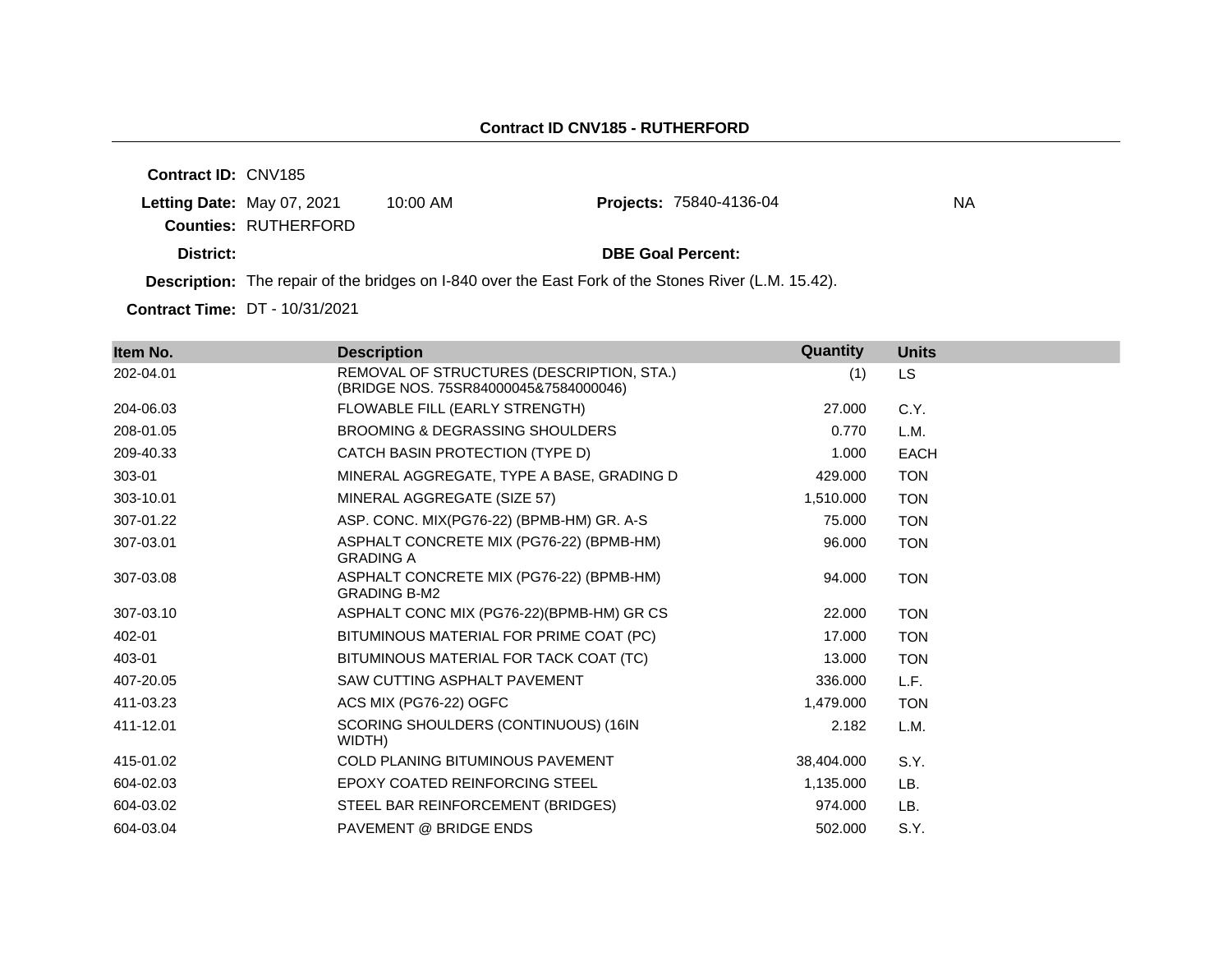## Contract ID CNV185 - RUTHERFORD

**Contract ID:** CNV185

**Letting Date:** May 07, 2021 10:00 AM

**Projects:** 75840-4136-04 NA

**Counties:** RUTHERFORD

**District:**

**DBE Goal Percent:**

**Description:** The repair of the bridges on I-840 over the East Fork of the Stones River (L.M. 15.42).

**Contract Time:** DT - 10/31/2021

| Item No. | Description | Quantity | Units |
| --- | --- | --- | --- |
| 202-04.01 | REMOVAL OF STRUCTURES (DESCRIPTION, STA.) (BRIDGE NOS. 75SR84000045&7584000046) | (1) | LS |
| 204-06.03 | FLOWABLE FILL (EARLY STRENGTH) | 27.000 | C.Y. |
| 208-01.05 | BROOMING & DEGRASSING SHOULDERS | 0.770 | L.M. |
| 209-40.33 | CATCH BASIN PROTECTION (TYPE D) | 1.000 | EACH |
| 303-01 | MINERAL AGGREGATE, TYPE A BASE, GRADING D | 429.000 | TON |
| 303-10.01 | MINERAL AGGREGATE (SIZE 57) | 1,510.000 | TON |
| 307-01.22 | ASP. CONC. MIX(PG76-22) (BPMB-HM) GR. A-S | 75.000 | TON |
| 307-03.01 | ASPHALT CONCRETE MIX (PG76-22) (BPMB-HM) GRADING A | 96.000 | TON |
| 307-03.08 | ASPHALT CONCRETE MIX (PG76-22) (BPMB-HM) GRADING B-M2 | 94.000 | TON |
| 307-03.10 | ASPHALT CONC MIX (PG76-22)(BPMB-HM) GR CS | 22.000 | TON |
| 402-01 | BITUMINOUS MATERIAL FOR PRIME COAT (PC) | 17.000 | TON |
| 403-01 | BITUMINOUS MATERIAL FOR TACK COAT (TC) | 13.000 | TON |
| 407-20.05 | SAW CUTTING ASPHALT PAVEMENT | 336.000 | L.F. |
| 411-03.23 | ACS MIX (PG76-22) OGFC | 1,479.000 | TON |
| 411-12.01 | SCORING SHOULDERS (CONTINUOUS) (16IN WIDTH) | 2.182 | L.M. |
| 415-01.02 | COLD PLANING BITUMINOUS PAVEMENT | 38,404.000 | S.Y. |
| 604-02.03 | EPOXY COATED REINFORCING STEEL | 1,135.000 | LB. |
| 604-03.02 | STEEL BAR REINFORCEMENT (BRIDGES) | 974.000 | LB. |
| 604-03.04 | PAVEMENT @ BRIDGE ENDS | 502.000 | S.Y. |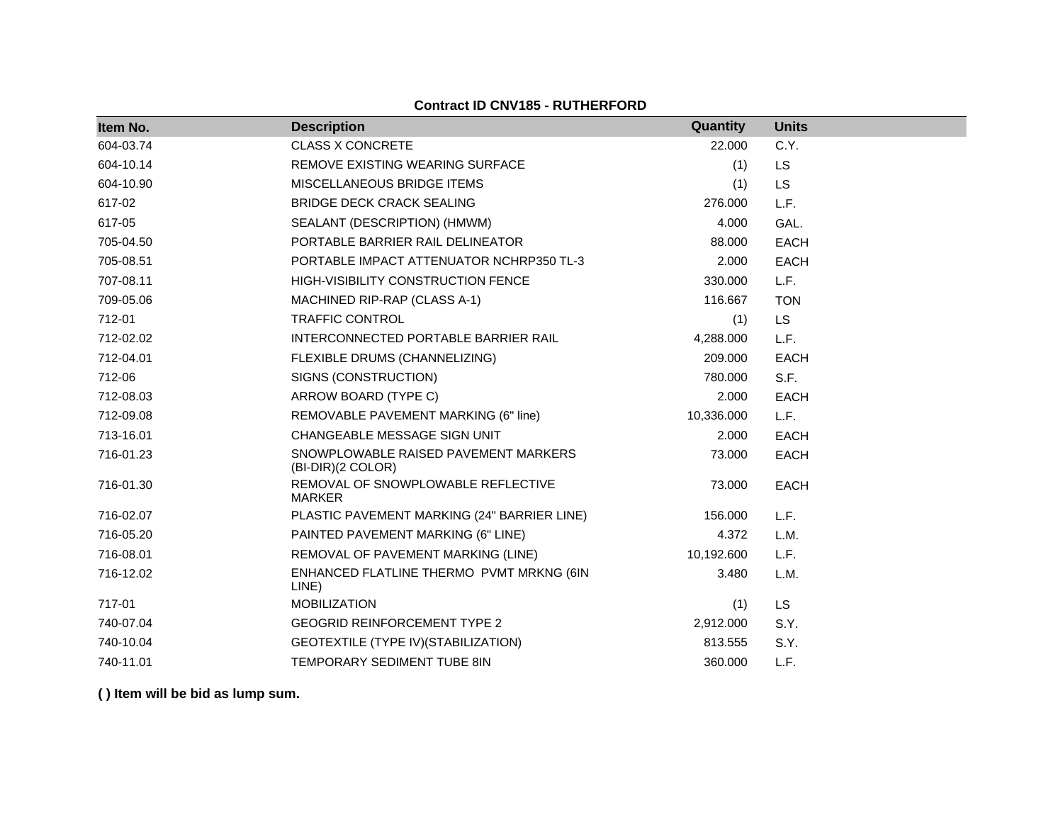**Contract ID CNV185 - RUTHERFORD**

| Item No. | Description | Quantity | Units |
|---|---|---|---|
| 604-03.74 | CLASS X CONCRETE | 22.000 | C.Y. |
| 604-10.14 | REMOVE EXISTING WEARING SURFACE | (1) | LS |
| 604-10.90 | MISCELLANEOUS BRIDGE ITEMS | (1) | LS |
| 617-02 | BRIDGE DECK CRACK SEALING | 276.000 | L.F. |
| 617-05 | SEALANT (DESCRIPTION) (HMWM) | 4.000 | GAL. |
| 705-04.50 | PORTABLE BARRIER RAIL DELINEATOR | 88.000 | EACH |
| 705-08.51 | PORTABLE IMPACT ATTENUATOR NCHRP350 TL-3 | 2.000 | EACH |
| 707-08.11 | HIGH-VISIBILITY CONSTRUCTION FENCE | 330.000 | L.F. |
| 709-05.06 | MACHINED RIP-RAP (CLASS A-1) | 116.667 | TON |
| 712-01 | TRAFFIC CONTROL | (1) | LS |
| 712-02.02 | INTERCONNECTED PORTABLE BARRIER RAIL | 4,288.000 | L.F. |
| 712-04.01 | FLEXIBLE DRUMS (CHANNELIZING) | 209.000 | EACH |
| 712-06 | SIGNS (CONSTRUCTION) | 780.000 | S.F. |
| 712-08.03 | ARROW BOARD (TYPE C) | 2.000 | EACH |
| 712-09.08 | REMOVABLE PAVEMENT MARKING (6" line) | 10,336.000 | L.F. |
| 713-16.01 | CHANGEABLE MESSAGE SIGN UNIT | 2.000 | EACH |
| 716-01.23 | SNOWPLOWABLE RAISED PAVEMENT MARKERS (BI-DIR)(2 COLOR) | 73.000 | EACH |
| 716-01.30 | REMOVAL OF SNOWPLOWABLE REFLECTIVE MARKER | 73.000 | EACH |
| 716-02.07 | PLASTIC PAVEMENT MARKING (24" BARRIER LINE) | 156.000 | L.F. |
| 716-05.20 | PAINTED PAVEMENT MARKING (6" LINE) | 4.372 | L.M. |
| 716-08.01 | REMOVAL OF PAVEMENT MARKING (LINE) | 10,192.600 | L.F. |
| 716-12.02 | ENHANCED FLATLINE THERMO PVMT MRKNG (6IN LINE) | 3.480 | L.M. |
| 717-01 | MOBILIZATION | (1) | LS |
| 740-07.04 | GEOGRID REINFORCEMENT TYPE 2 | 2,912.000 | S.Y. |
| 740-10.04 | GEOTEXTILE (TYPE IV)(STABILIZATION) | 813.555 | S.Y. |
| 740-11.01 | TEMPORARY SEDIMENT TUBE 8IN | 360.000 | L.F. |

**( ) Item will be bid as lump sum.**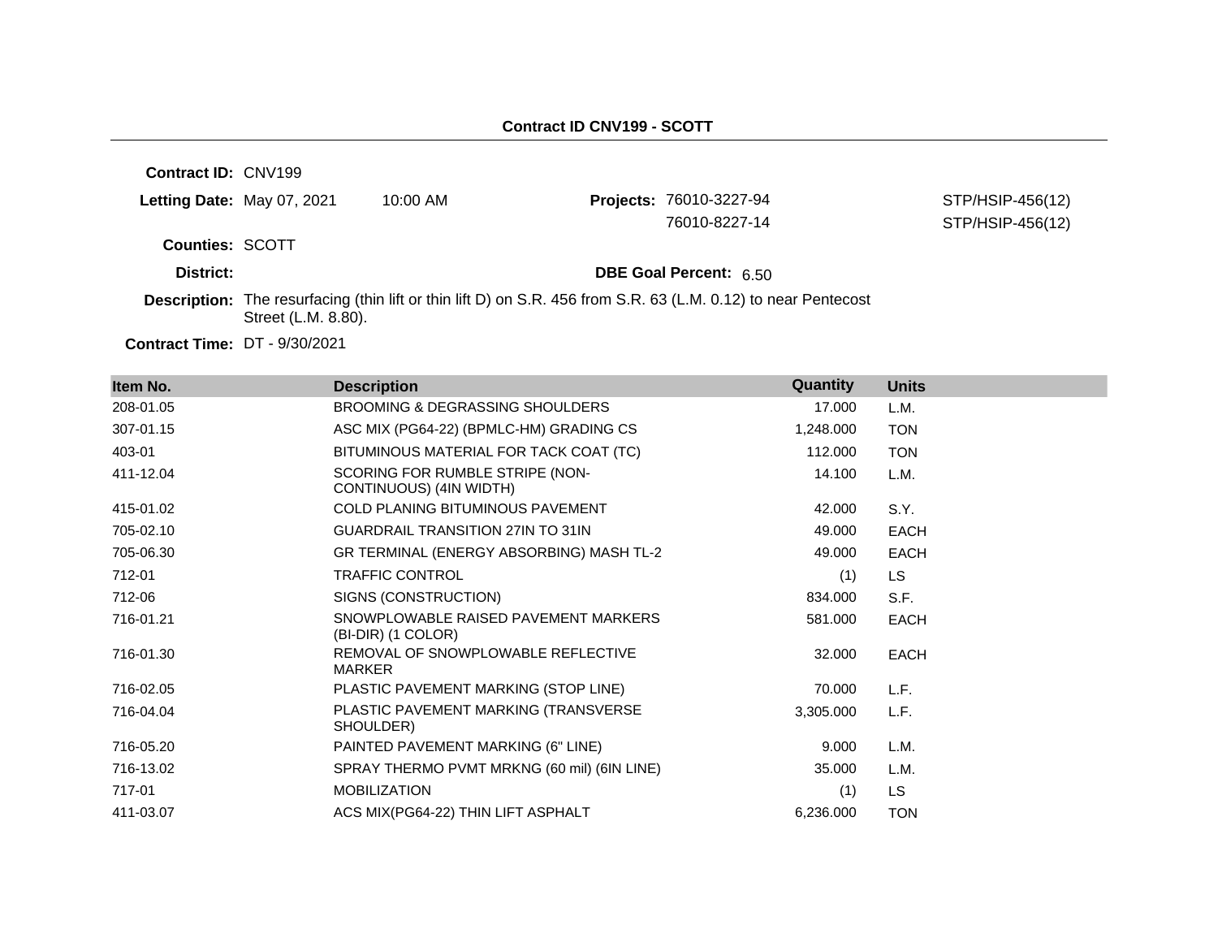## Contract ID CNV199 - SCOTT

**Contract ID:** CNV199

**Letting Date:** May 07, 2021 10:00 AM

**Projects:** 76010-3227-94 STP/HSIP-456(12)
76010-8227-14 STP/HSIP-456(12)

**Counties:** SCOTT

**District:**

**DBE Goal Percent:** 6.50

**Description:** The resurfacing (thin lift or thin lift D) on S.R. 456 from S.R. 63 (L.M. 0.12) to near Pentecost Street (L.M. 8.80).

**Contract Time:** DT - 9/30/2021

| Item No. | Description | Quantity | Units |
|---|---|---|---|
| 208-01.05 | BROOMING & DEGRASSING SHOULDERS | 17.000 | L.M. |
| 307-01.15 | ASC MIX (PG64-22) (BPMLC-HM) GRADING CS | 1,248.000 | TON |
| 403-01 | BITUMINOUS MATERIAL FOR TACK COAT (TC) | 112.000 | TON |
| 411-12.04 | SCORING FOR RUMBLE STRIPE (NON-CONTINUOUS) (4IN WIDTH) | 14.100 | L.M. |
| 415-01.02 | COLD PLANING BITUMINOUS PAVEMENT | 42.000 | S.Y. |
| 705-02.10 | GUARDRAIL TRANSITION 27IN TO 31IN | 49.000 | EACH |
| 705-06.30 | GR TERMINAL (ENERGY ABSORBING) MASH TL-2 | 49.000 | EACH |
| 712-01 | TRAFFIC CONTROL | (1) | LS |
| 712-06 | SIGNS (CONSTRUCTION) | 834.000 | S.F. |
| 716-01.21 | SNOWPLOWABLE RAISED PAVEMENT MARKERS (BI-DIR) (1 COLOR) | 581.000 | EACH |
| 716-01.30 | REMOVAL OF SNOWPLOWABLE REFLECTIVE MARKER | 32.000 | EACH |
| 716-02.05 | PLASTIC PAVEMENT MARKING (STOP LINE) | 70.000 | L.F. |
| 716-04.04 | PLASTIC PAVEMENT MARKING (TRANSVERSE SHOULDER) | 3,305.000 | L.F. |
| 716-05.20 | PAINTED PAVEMENT MARKING (6" LINE) | 9.000 | L.M. |
| 716-13.02 | SPRAY THERMO PVMT MRKNG (60 mil) (6IN LINE) | 35.000 | L.M. |
| 717-01 | MOBILIZATION | (1) | LS |
| 411-03.07 | ACS MIX(PG64-22) THIN LIFT ASPHALT | 6,236.000 | TON |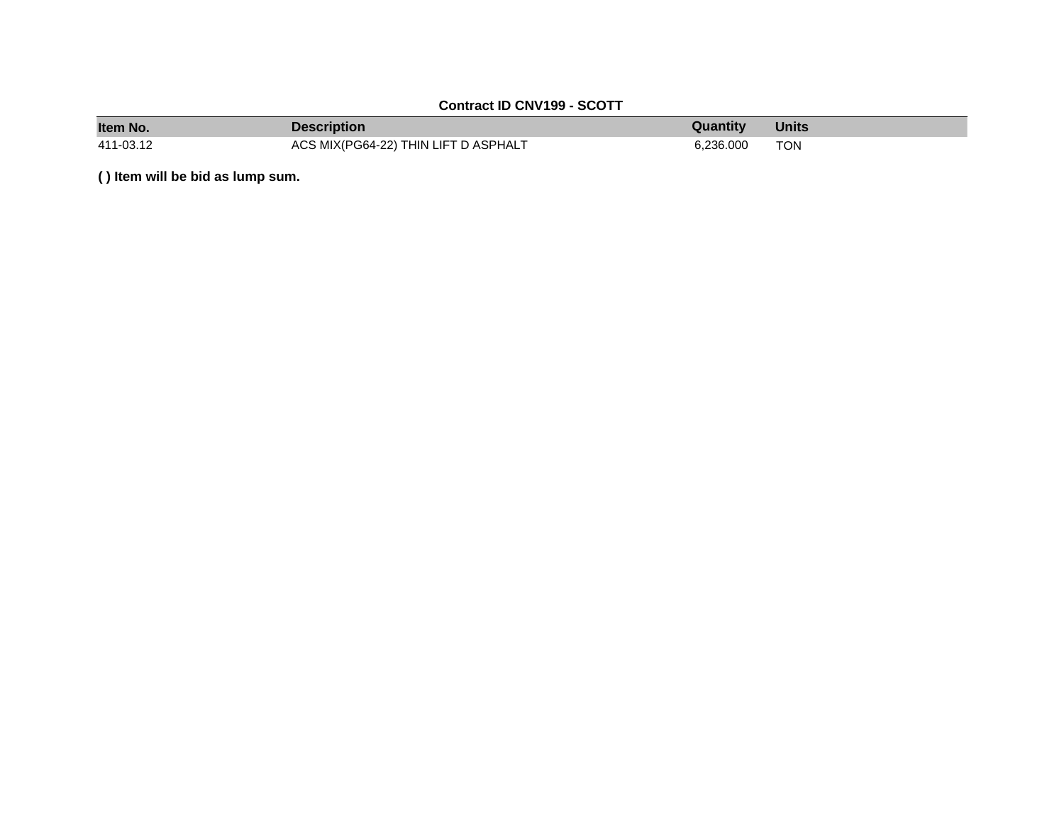**Contract ID CNV199 - SCOTT**

| Item No. | Description | Quantity | Units |
|---|---|---|---|
| 411-03.12 | ACS MIX(PG64-22) THIN LIFT D ASPHALT | 6,236.000 | TON |

**( ) Item will be bid as lump sum.**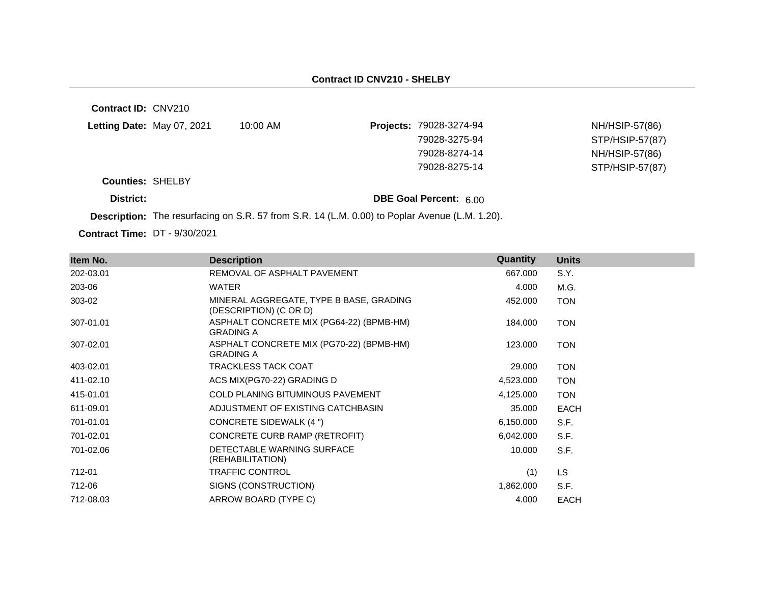## Contract ID CNV210 - SHELBY

**Contract ID:** CNV210

**Letting Date:** May 07, 2021 10:00 AM

**Projects:**

| | |
|---|---|
| 79028-3274-94 | NH/HSIP-57(86) |
| 79028-3275-94 | STP/HSIP-57(87) |
| 79028-8274-14 | NH/HSIP-57(86) |
| 79028-8275-14 | STP/HSIP-57(87) |

**Counties:** SHELBY

**District:**

**DBE Goal Percent:** 6.00

**Description:** The resurfacing on S.R. 57 from S.R. 14 (L.M. 0.00) to Poplar Avenue (L.M. 1.20).

**Contract Time:** DT - 9/30/2021

| Item No. | Description | Quantity | Units |
|---|---|---|---|
| 202-03.01 | REMOVAL OF ASPHALT PAVEMENT | 667.000 | S.Y. |
| 203-06 | WATER | 4.000 | M.G. |
| 303-02 | MINERAL AGGREGATE, TYPE B BASE, GRADING (DESCRIPTION) (C OR D) | 452.000 | TON |
| 307-01.01 | ASPHALT CONCRETE MIX (PG64-22) (BPMB-HM) GRADING A | 184.000 | TON |
| 307-02.01 | ASPHALT CONCRETE MIX (PG70-22) (BPMB-HM) GRADING A | 123.000 | TON |
| 403-02.01 | TRACKLESS TACK COAT | 29.000 | TON |
| 411-02.10 | ACS MIX(PG70-22) GRADING D | 4,523.000 | TON |
| 415-01.01 | COLD PLANING BITUMINOUS PAVEMENT | 4,125.000 | TON |
| 611-09.01 | ADJUSTMENT OF EXISTING CATCHBASIN | 35.000 | EACH |
| 701-01.01 | CONCRETE SIDEWALK (4 ") | 6,150.000 | S.F. |
| 701-02.01 | CONCRETE CURB RAMP (RETROFIT) | 6,042.000 | S.F. |
| 701-02.06 | DETECTABLE WARNING SURFACE (REHABILITATION) | 10.000 | S.F. |
| 712-01 | TRAFFIC CONTROL | (1) | LS |
| 712-06 | SIGNS (CONSTRUCTION) | 1,862.000 | S.F. |
| 712-08.03 | ARROW BOARD (TYPE C) | 4.000 | EACH |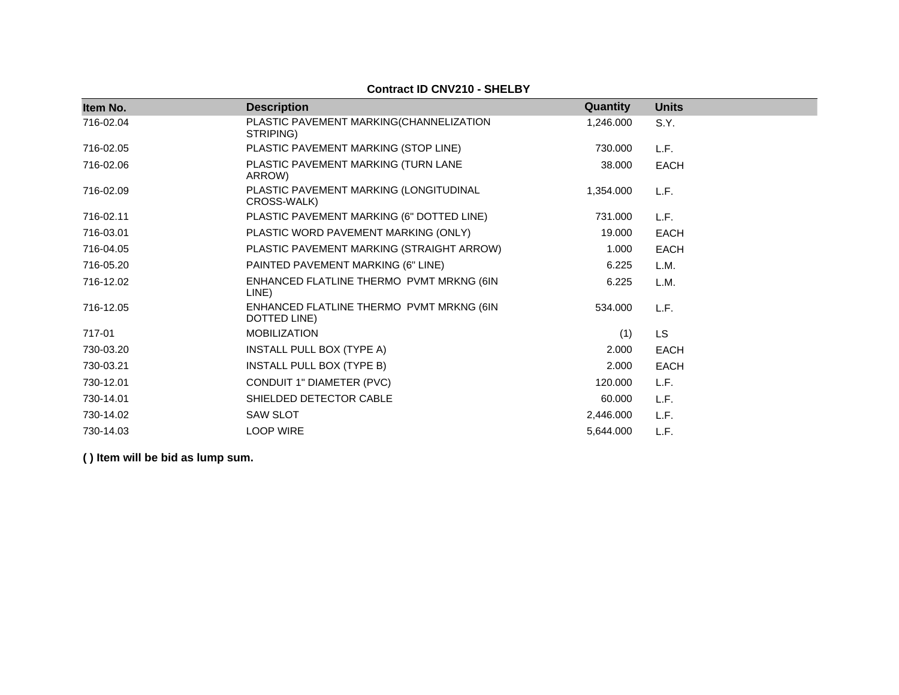**Contract ID CNV210 - SHELBY**

| Item No. | Description | Quantity | Units |
|---|---|---|---|
| 716-02.04 | PLASTIC PAVEMENT MARKING(CHANNELIZATION STRIPING) | 1,246.000 | S.Y. |
| 716-02.05 | PLASTIC PAVEMENT MARKING (STOP LINE) | 730.000 | L.F. |
| 716-02.06 | PLASTIC PAVEMENT MARKING (TURN LANE ARROW) | 38.000 | EACH |
| 716-02.09 | PLASTIC PAVEMENT MARKING (LONGITUDINAL CROSS-WALK) | 1,354.000 | L.F. |
| 716-02.11 | PLASTIC PAVEMENT MARKING (6" DOTTED LINE) | 731.000 | L.F. |
| 716-03.01 | PLASTIC WORD PAVEMENT MARKING (ONLY) | 19.000 | EACH |
| 716-04.05 | PLASTIC PAVEMENT MARKING (STRAIGHT ARROW) | 1.000 | EACH |
| 716-05.20 | PAINTED PAVEMENT MARKING (6" LINE) | 6.225 | L.M. |
| 716-12.02 | ENHANCED FLATLINE THERMO PVMT MRKNG (6IN LINE) | 6.225 | L.M. |
| 716-12.05 | ENHANCED FLATLINE THERMO PVMT MRKNG (6IN DOTTED LINE) | 534.000 | L.F. |
| 717-01 | MOBILIZATION | (1) | LS |
| 730-03.20 | INSTALL PULL BOX (TYPE A) | 2.000 | EACH |
| 730-03.21 | INSTALL PULL BOX (TYPE B) | 2.000 | EACH |
| 730-12.01 | CONDUIT 1" DIAMETER (PVC) | 120.000 | L.F. |
| 730-14.01 | SHIELDED DETECTOR CABLE | 60.000 | L.F. |
| 730-14.02 | SAW SLOT | 2,446.000 | L.F. |
| 730-14.03 | LOOP WIRE | 5,644.000 | L.F. |

**( ) Item will be bid as lump sum.**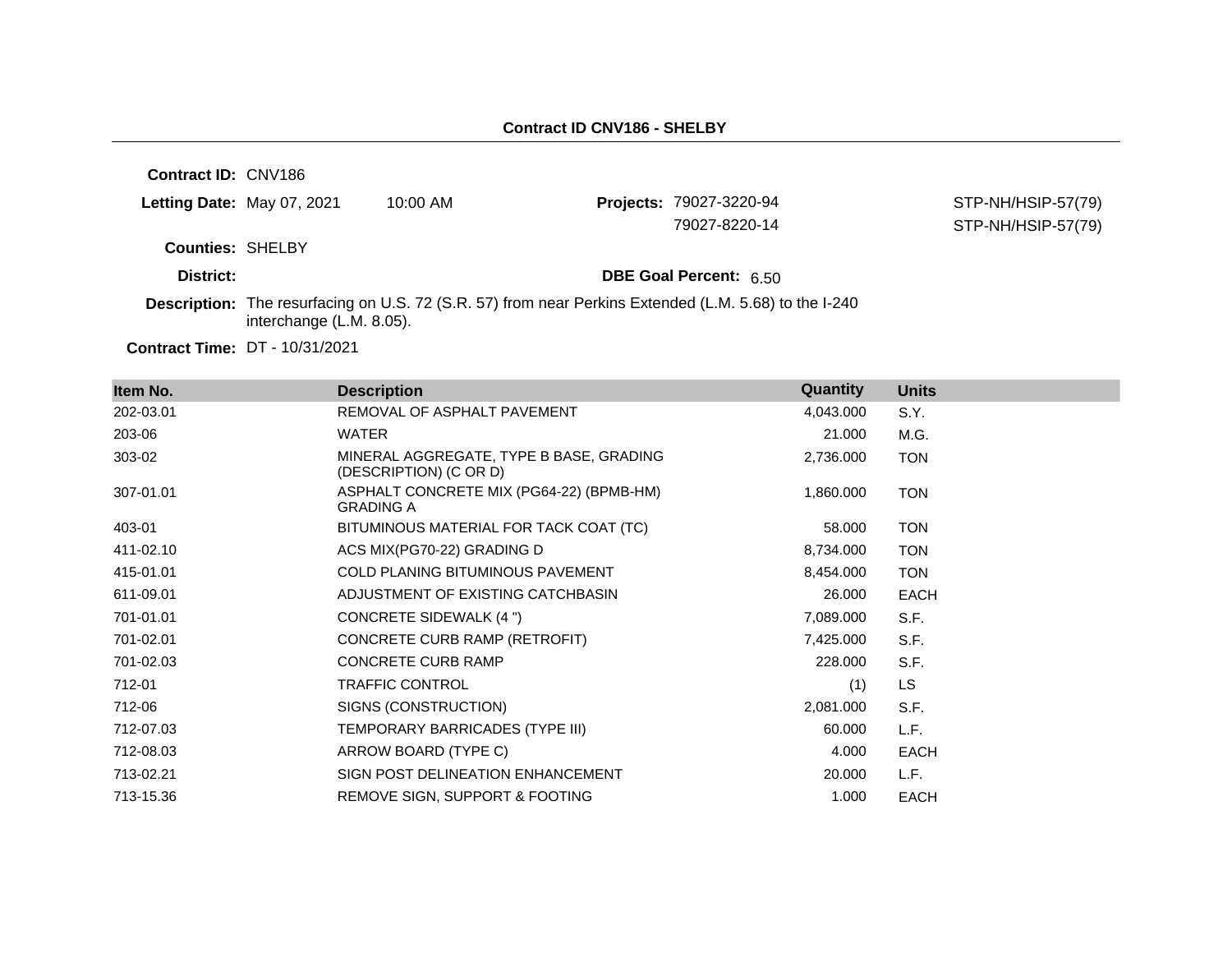## Contract ID CNV186 - SHELBY

**Contract ID:** CNV186

**Letting Date:** May 07, 2021 10:00 AM

**Projects:** 79027-3220-94 STP-NH/HSIP-57(79)
79027-8220-14 STP-NH/HSIP-57(79)

**Counties:** SHELBY

**District:**

**DBE Goal Percent:** 6.50

**Description:** The resurfacing on U.S. 72 (S.R. 57) from near Perkins Extended (L.M. 5.68) to the I-240 interchange (L.M. 8.05).

**Contract Time:** DT - 10/31/2021

| Item No. | Description | Quantity | Units |
|---|---|---|---|
| 202-03.01 | REMOVAL OF ASPHALT PAVEMENT | 4,043.000 | S.Y. |
| 203-06 | WATER | 21.000 | M.G. |
| 303-02 | MINERAL AGGREGATE, TYPE B BASE, GRADING (DESCRIPTION) (C OR D) | 2,736.000 | TON |
| 307-01.01 | ASPHALT CONCRETE MIX (PG64-22) (BPMB-HM) GRADING A | 1,860.000 | TON |
| 403-01 | BITUMINOUS MATERIAL FOR TACK COAT (TC) | 58.000 | TON |
| 411-02.10 | ACS MIX(PG70-22) GRADING D | 8,734.000 | TON |
| 415-01.01 | COLD PLANING BITUMINOUS PAVEMENT | 8,454.000 | TON |
| 611-09.01 | ADJUSTMENT OF EXISTING CATCHBASIN | 26.000 | EACH |
| 701-01.01 | CONCRETE SIDEWALK (4 ") | 7,089.000 | S.F. |
| 701-02.01 | CONCRETE CURB RAMP (RETROFIT) | 7,425.000 | S.F. |
| 701-02.03 | CONCRETE CURB RAMP | 228.000 | S.F. |
| 712-01 | TRAFFIC CONTROL | (1) | LS |
| 712-06 | SIGNS (CONSTRUCTION) | 2,081.000 | S.F. |
| 712-07.03 | TEMPORARY BARRICADES (TYPE III) | 60.000 | L.F. |
| 712-08.03 | ARROW BOARD (TYPE C) | 4.000 | EACH |
| 713-02.21 | SIGN POST DELINEATION ENHANCEMENT | 20.000 | L.F. |
| 713-15.36 | REMOVE SIGN, SUPPORT & FOOTING | 1.000 | EACH |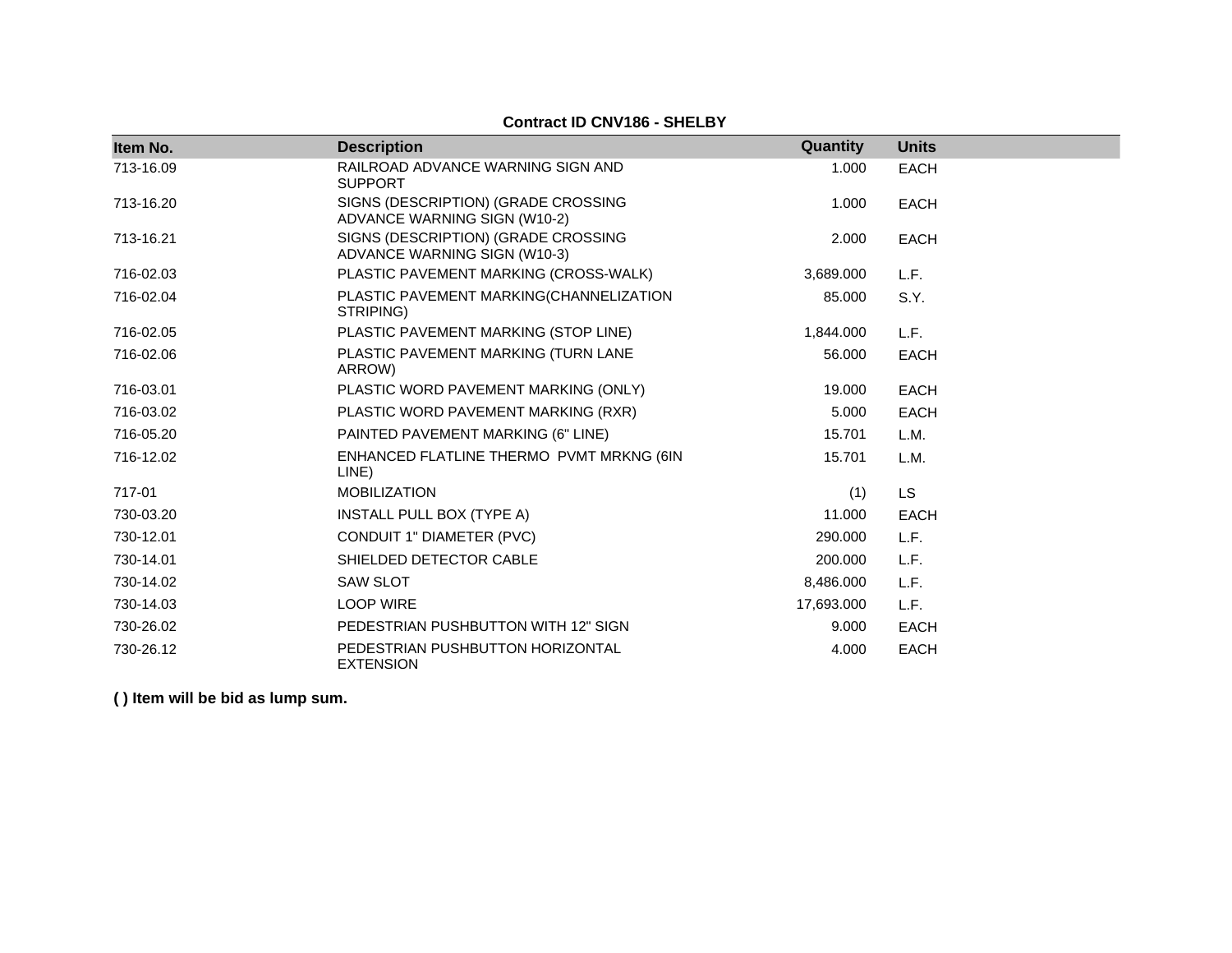**Contract ID CNV186 - SHELBY**

| Item No. | Description | Quantity | Units |
|---|---|---|---|
| 713-16.09 | RAILROAD ADVANCE WARNING SIGN AND SUPPORT | 1.000 | EACH |
| 713-16.20 | SIGNS (DESCRIPTION) (GRADE CROSSING ADVANCE WARNING SIGN (W10-2) | 1.000 | EACH |
| 713-16.21 | SIGNS (DESCRIPTION) (GRADE CROSSING ADVANCE WARNING SIGN (W10-3) | 2.000 | EACH |
| 716-02.03 | PLASTIC PAVEMENT MARKING (CROSS-WALK) | 3,689.000 | L.F. |
| 716-02.04 | PLASTIC PAVEMENT MARKING(CHANNELIZATION STRIPING) | 85.000 | S.Y. |
| 716-02.05 | PLASTIC PAVEMENT MARKING (STOP LINE) | 1,844.000 | L.F. |
| 716-02.06 | PLASTIC PAVEMENT MARKING (TURN LANE ARROW) | 56.000 | EACH |
| 716-03.01 | PLASTIC WORD PAVEMENT MARKING (ONLY) | 19.000 | EACH |
| 716-03.02 | PLASTIC WORD PAVEMENT MARKING (RXR) | 5.000 | EACH |
| 716-05.20 | PAINTED PAVEMENT MARKING (6" LINE) | 15.701 | L.M. |
| 716-12.02 | ENHANCED FLATLINE THERMO PVMT MRKNG (6IN LINE) | 15.701 | L.M. |
| 717-01 | MOBILIZATION | (1) | LS |
| 730-03.20 | INSTALL PULL BOX (TYPE A) | 11.000 | EACH |
| 730-12.01 | CONDUIT 1" DIAMETER (PVC) | 290.000 | L.F. |
| 730-14.01 | SHIELDED DETECTOR CABLE | 200.000 | L.F. |
| 730-14.02 | SAW SLOT | 8,486.000 | L.F. |
| 730-14.03 | LOOP WIRE | 17,693.000 | L.F. |
| 730-26.02 | PEDESTRIAN PUSHBUTTON WITH 12" SIGN | 9.000 | EACH |
| 730-26.12 | PEDESTRIAN PUSHBUTTON HORIZONTAL EXTENSION | 4.000 | EACH |

**( ) Item will be bid as lump sum.**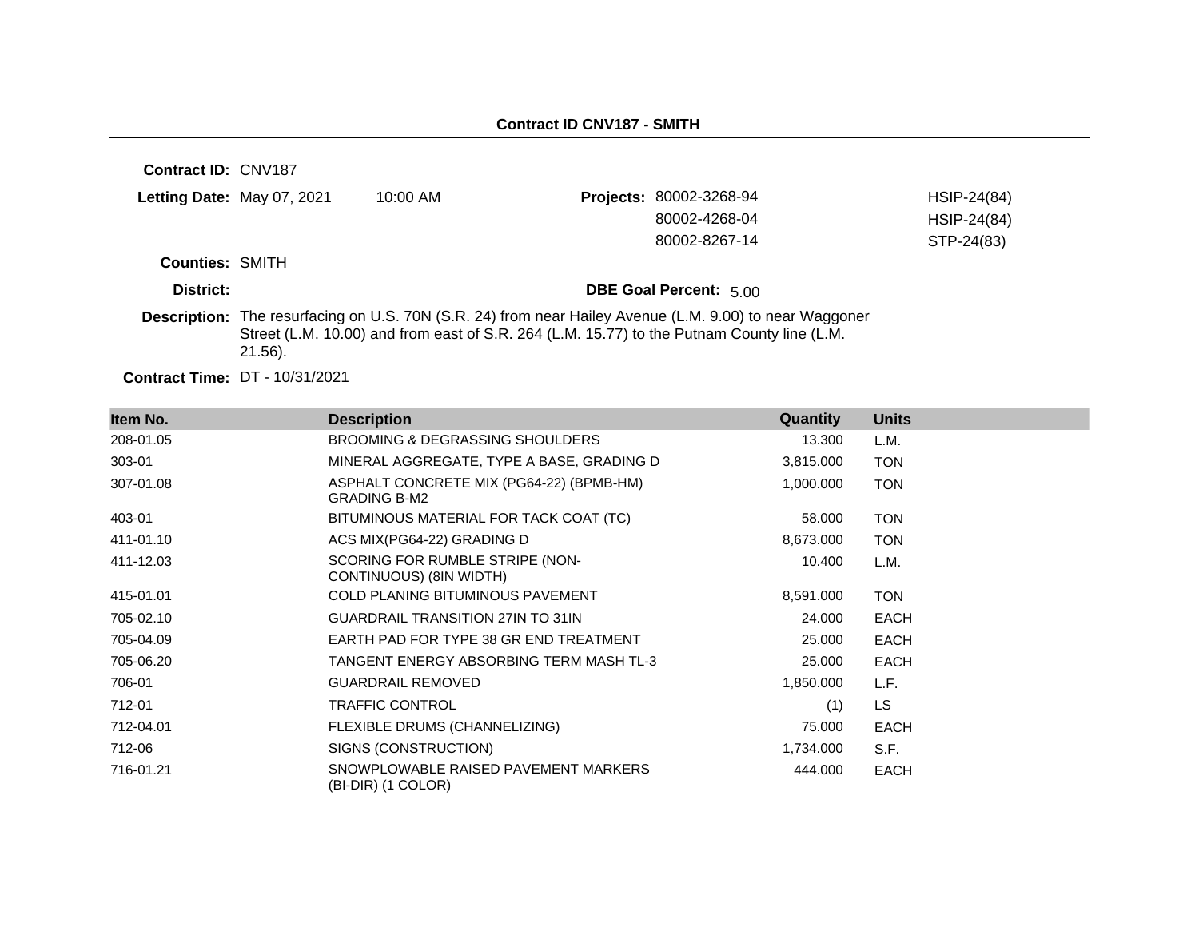**Contract ID CNV187 - SMITH**

**Contract ID:** CNV187

**Letting Date:** May 07, 2021 10:00 AM

**Projects:** 80002-3268-94 HSIP-24(84)
80002-4268-04 HSIP-24(84)
80002-8267-14 STP-24(83)

**Counties:** SMITH

**District:**

**DBE Goal Percent:** 5.00

**Description:** The resurfacing on U.S. 70N (S.R. 24) from near Hailey Avenue (L.M. 9.00) to near Waggoner Street (L.M. 10.00) and from east of S.R. 264 (L.M. 15.77) to the Putnam County line (L.M. 21.56).

**Contract Time:** DT - 10/31/2021

| Item No. | Description | Quantity | Units |
|---|---|---|---|
| 208-01.05 | BROOMING & DEGRASSING SHOULDERS | 13.300 | L.M. |
| 303-01 | MINERAL AGGREGATE, TYPE A BASE, GRADING D | 3,815.000 | TON |
| 307-01.08 | ASPHALT CONCRETE MIX (PG64-22) (BPMB-HM) GRADING B-M2 | 1,000.000 | TON |
| 403-01 | BITUMINOUS MATERIAL FOR TACK COAT (TC) | 58.000 | TON |
| 411-01.10 | ACS MIX(PG64-22) GRADING D | 8,673.000 | TON |
| 411-12.03 | SCORING FOR RUMBLE STRIPE (NON-CONTINUOUS) (8IN WIDTH) | 10.400 | L.M. |
| 415-01.01 | COLD PLANING BITUMINOUS PAVEMENT | 8,591.000 | TON |
| 705-02.10 | GUARDRAIL TRANSITION 27IN TO 31IN | 24.000 | EACH |
| 705-04.09 | EARTH PAD FOR TYPE 38 GR END TREATMENT | 25.000 | EACH |
| 705-06.20 | TANGENT ENERGY ABSORBING TERM MASH TL-3 | 25.000 | EACH |
| 706-01 | GUARDRAIL REMOVED | 1,850.000 | L.F. |
| 712-01 | TRAFFIC CONTROL | (1) | LS |
| 712-04.01 | FLEXIBLE DRUMS (CHANNELIZING) | 75.000 | EACH |
| 712-06 | SIGNS (CONSTRUCTION) | 1,734.000 | S.F. |
| 716-01.21 | SNOWPLOWABLE RAISED PAVEMENT MARKERS (BI-DIR) (1 COLOR) | 444.000 | EACH |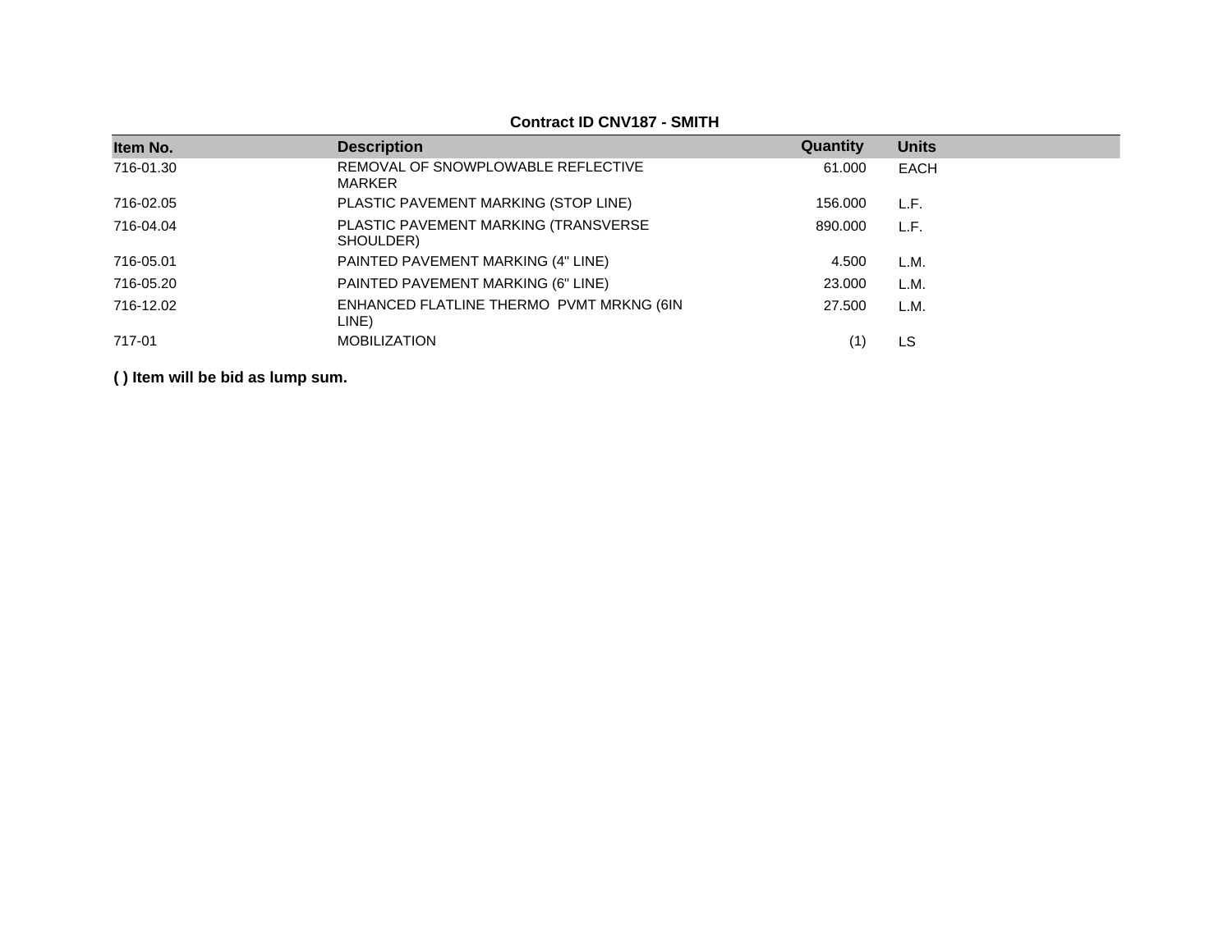**Contract ID CNV187 - SMITH**

| Item No. | Description | Quantity | Units |
|---|---|---|---|
| 716-01.30 | REMOVAL OF SNOWPLOWABLE REFLECTIVE MARKER | 61.000 | EACH |
| 716-02.05 | PLASTIC PAVEMENT MARKING (STOP LINE) | 156.000 | L.F. |
| 716-04.04 | PLASTIC PAVEMENT MARKING (TRANSVERSE SHOULDER) | 890.000 | L.F. |
| 716-05.01 | PAINTED PAVEMENT MARKING (4" LINE) | 4.500 | L.M. |
| 716-05.20 | PAINTED PAVEMENT MARKING (6" LINE) | 23.000 | L.M. |
| 716-12.02 | ENHANCED FLATLINE THERMO PVMT MRKNG (6IN LINE) | 27.500 | L.M. |
| 717-01 | MOBILIZATION | (1) | LS |

**( ) Item will be bid as lump sum.**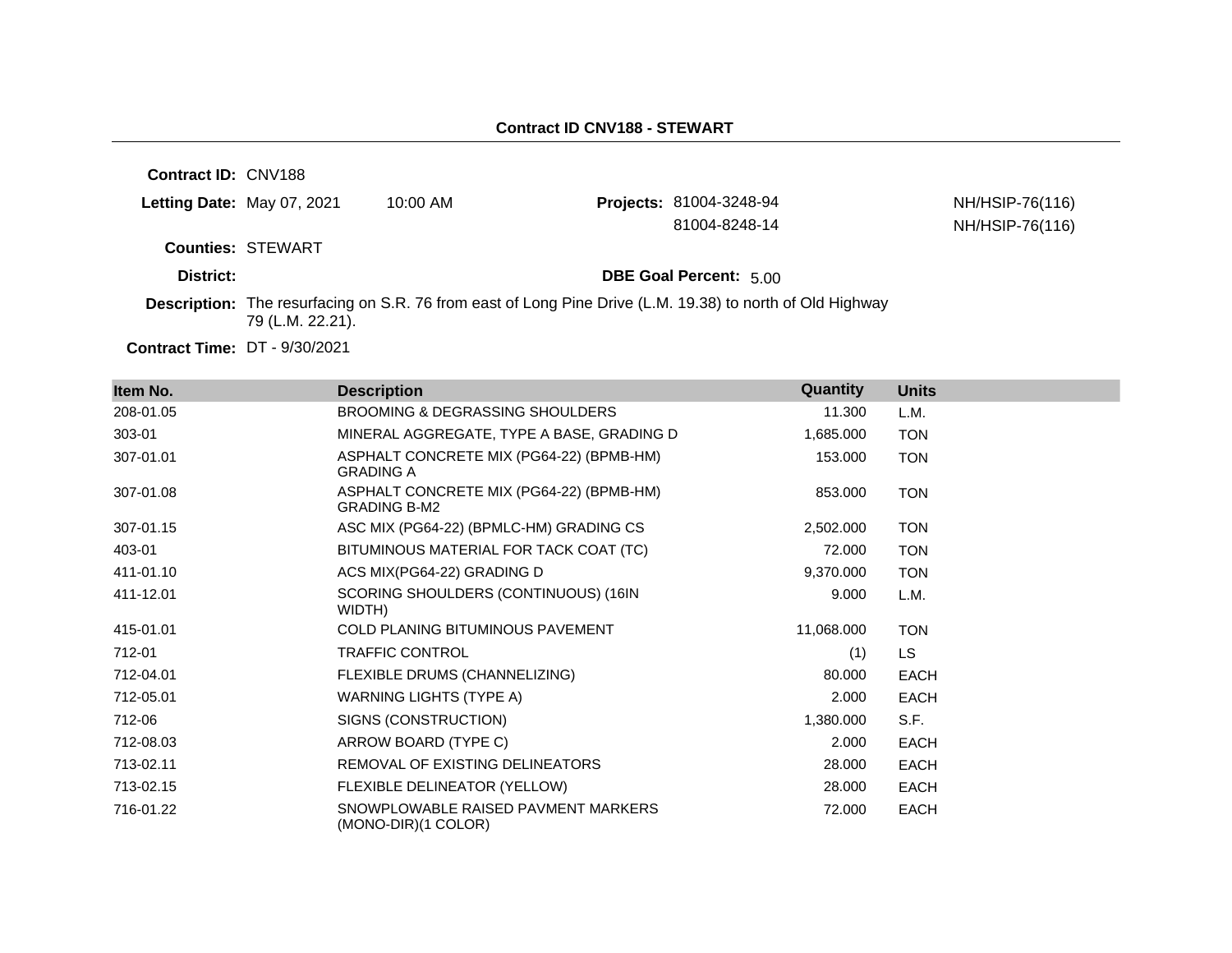## Contract ID CNV188 - STEWART

**Contract ID:** CNV188

**Letting Date:** May 07, 2021 10:00 AM

**Projects:** 81004-3248-94 NH/HSIP-76(116)
81004-8248-14 NH/HSIP-76(116)

**Counties:** STEWART

**District:**

**DBE Goal Percent:** 5.00

**Description:** The resurfacing on S.R. 76 from east of Long Pine Drive (L.M. 19.38) to north of Old Highway 79 (L.M. 22.21).

**Contract Time:** DT - 9/30/2021

| Item No. | Description | Quantity | Units |
|---|---|---|---|
| 208-01.05 | BROOMING & DEGRASSING SHOULDERS | 11.300 | L.M. |
| 303-01 | MINERAL AGGREGATE, TYPE A BASE, GRADING D | 1,685.000 | TON |
| 307-01.01 | ASPHALT CONCRETE MIX (PG64-22) (BPMB-HM) GRADING A | 153.000 | TON |
| 307-01.08 | ASPHALT CONCRETE MIX (PG64-22) (BPMB-HM) GRADING B-M2 | 853.000 | TON |
| 307-01.15 | ASC MIX (PG64-22) (BPMLC-HM) GRADING CS | 2,502.000 | TON |
| 403-01 | BITUMINOUS MATERIAL FOR TACK COAT (TC) | 72.000 | TON |
| 411-01.10 | ACS MIX(PG64-22) GRADING D | 9,370.000 | TON |
| 411-12.01 | SCORING SHOULDERS (CONTINUOUS) (16IN WIDTH) | 9.000 | L.M. |
| 415-01.01 | COLD PLANING BITUMINOUS PAVEMENT | 11,068.000 | TON |
| 712-01 | TRAFFIC CONTROL | (1) | LS |
| 712-04.01 | FLEXIBLE DRUMS (CHANNELIZING) | 80.000 | EACH |
| 712-05.01 | WARNING LIGHTS (TYPE A) | 2.000 | EACH |
| 712-06 | SIGNS (CONSTRUCTION) | 1,380.000 | S.F. |
| 712-08.03 | ARROW BOARD (TYPE C) | 2.000 | EACH |
| 713-02.11 | REMOVAL OF EXISTING DELINEATORS | 28.000 | EACH |
| 713-02.15 | FLEXIBLE DELINEATOR (YELLOW) | 28.000 | EACH |
| 716-01.22 | SNOWPLOWABLE RAISED PAVMENT MARKERS (MONO-DIR)(1 COLOR) | 72.000 | EACH |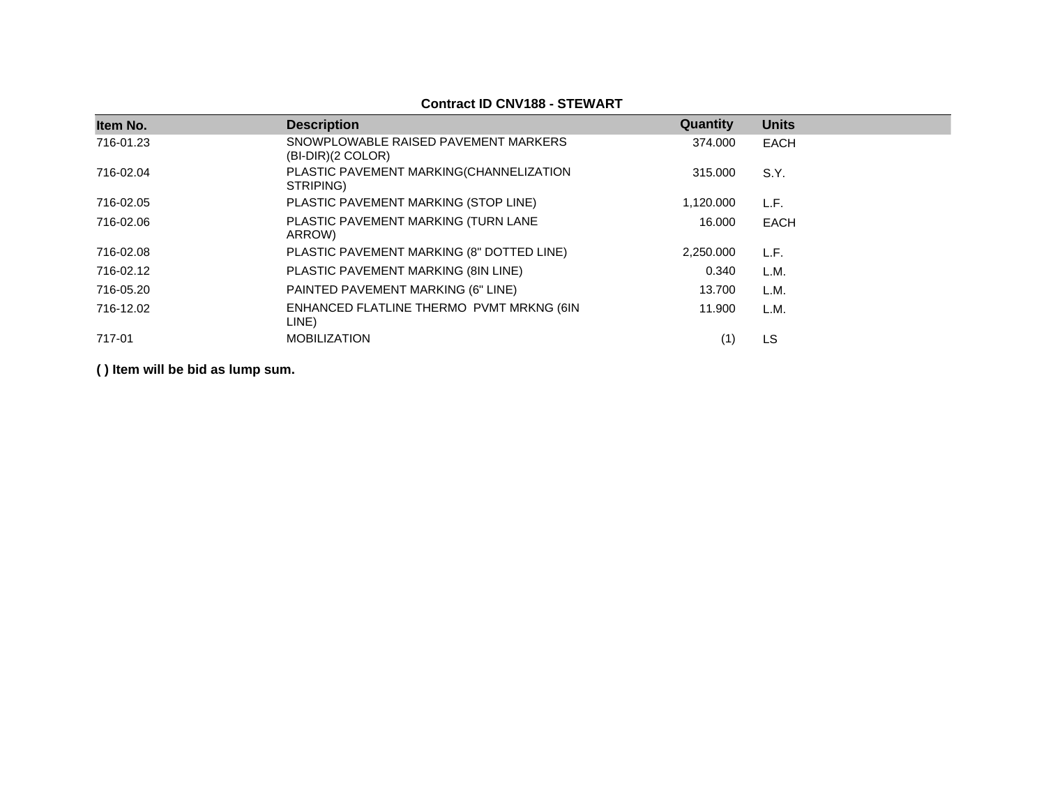**Contract ID CNV188 - STEWART**

| Item No. | Description | Quantity | Units |
|---|---|---|---|
| 716-01.23 | SNOWPLOWABLE RAISED PAVEMENT MARKERS (BI-DIR)(2 COLOR) | 374.000 | EACH |
| 716-02.04 | PLASTIC PAVEMENT MARKING(CHANNELIZATION STRIPING) | 315.000 | S.Y. |
| 716-02.05 | PLASTIC PAVEMENT MARKING (STOP LINE) | 1,120.000 | L.F. |
| 716-02.06 | PLASTIC PAVEMENT MARKING (TURN LANE ARROW) | 16.000 | EACH |
| 716-02.08 | PLASTIC PAVEMENT MARKING (8" DOTTED LINE) | 2,250.000 | L.F. |
| 716-02.12 | PLASTIC PAVEMENT MARKING (8IN LINE) | 0.340 | L.M. |
| 716-05.20 | PAINTED PAVEMENT MARKING (6" LINE) | 13.700 | L.M. |
| 716-12.02 | ENHANCED FLATLINE THERMO PVMT MRKNG (6IN LINE) | 11.900 | L.M. |
| 717-01 | MOBILIZATION | (1) | LS |

**( ) Item will be bid as lump sum.**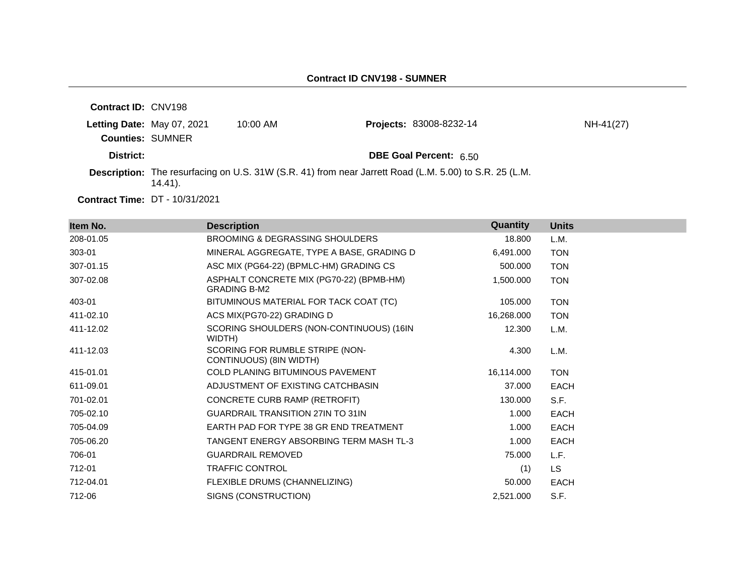**Contract ID CNV198 - SUMNER**

**Contract ID:** CNV198

**Letting Date:** May 07, 2021 10:00 AM **Projects:** 83008-8232-14 NH-41(27)

**Counties:** SUMNER

**District:** **DBE Goal Percent:** 6.50

**Description:** The resurfacing on U.S. 31W (S.R. 41) from near Jarrett Road (L.M. 5.00) to S.R. 25 (L.M. 14.41).

**Contract Time:** DT - 10/31/2021

| Item No. | Description | Quantity | Units |
|---|---|---|---|
| 208-01.05 | BROOMING & DEGRASSING SHOULDERS | 18.800 | L.M. |
| 303-01 | MINERAL AGGREGATE, TYPE A BASE, GRADING D | 6,491.000 | TON |
| 307-01.15 | ASC MIX (PG64-22) (BPMLC-HM) GRADING CS | 500.000 | TON |
| 307-02.08 | ASPHALT CONCRETE MIX (PG70-22) (BPMB-HM) GRADING B-M2 | 1,500.000 | TON |
| 403-01 | BITUMINOUS MATERIAL FOR TACK COAT (TC) | 105.000 | TON |
| 411-02.10 | ACS MIX(PG70-22) GRADING D | 16,268.000 | TON |
| 411-12.02 | SCORING SHOULDERS (NON-CONTINUOUS) (16IN WIDTH) | 12.300 | L.M. |
| 411-12.03 | SCORING FOR RUMBLE STRIPE (NON-CONTINUOUS) (8IN WIDTH) | 4.300 | L.M. |
| 415-01.01 | COLD PLANING BITUMINOUS PAVEMENT | 16,114.000 | TON |
| 611-09.01 | ADJUSTMENT OF EXISTING CATCHBASIN | 37.000 | EACH |
| 701-02.01 | CONCRETE CURB RAMP (RETROFIT) | 130.000 | S.F. |
| 705-02.10 | GUARDRAIL TRANSITION 27IN TO 31IN | 1.000 | EACH |
| 705-04.09 | EARTH PAD FOR TYPE 38 GR END TREATMENT | 1.000 | EACH |
| 705-06.20 | TANGENT ENERGY ABSORBING TERM MASH TL-3 | 1.000 | EACH |
| 706-01 | GUARDRAIL REMOVED | 75.000 | L.F. |
| 712-01 | TRAFFIC CONTROL | (1) | LS |
| 712-04.01 | FLEXIBLE DRUMS (CHANNELIZING) | 50.000 | EACH |
| 712-06 | SIGNS (CONSTRUCTION) | 2,521.000 | S.F. |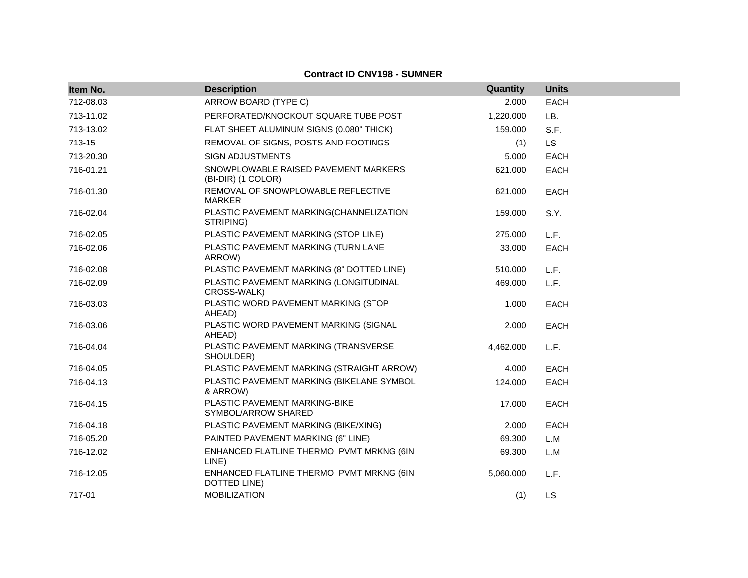**Contract ID CNV198 - SUMNER**

| Item No. | Description | Quantity | Units |
|---|---|---|---|
| 712-08.03 | ARROW BOARD (TYPE C) | 2.000 | EACH |
| 713-11.02 | PERFORATED/KNOCKOUT SQUARE TUBE POST | 1,220.000 | LB. |
| 713-13.02 | FLAT SHEET ALUMINUM SIGNS (0.080" THICK) | 159.000 | S.F. |
| 713-15 | REMOVAL OF SIGNS, POSTS AND FOOTINGS | (1) | LS |
| 713-20.30 | SIGN ADJUSTMENTS | 5.000 | EACH |
| 716-01.21 | SNOWPLOWABLE RAISED PAVEMENT MARKERS (BI-DIR) (1 COLOR) | 621.000 | EACH |
| 716-01.30 | REMOVAL OF SNOWPLOWABLE REFLECTIVE MARKER | 621.000 | EACH |
| 716-02.04 | PLASTIC PAVEMENT MARKING(CHANNELIZATION STRIPING) | 159.000 | S.Y. |
| 716-02.05 | PLASTIC PAVEMENT MARKING (STOP LINE) | 275.000 | L.F. |
| 716-02.06 | PLASTIC PAVEMENT MARKING (TURN LANE ARROW) | 33.000 | EACH |
| 716-02.08 | PLASTIC PAVEMENT MARKING (8" DOTTED LINE) | 510.000 | L.F. |
| 716-02.09 | PLASTIC PAVEMENT MARKING (LONGITUDINAL CROSS-WALK) | 469.000 | L.F. |
| 716-03.03 | PLASTIC WORD PAVEMENT MARKING (STOP AHEAD) | 1.000 | EACH |
| 716-03.06 | PLASTIC WORD PAVEMENT MARKING (SIGNAL AHEAD) | 2.000 | EACH |
| 716-04.04 | PLASTIC PAVEMENT MARKING (TRANSVERSE SHOULDER) | 4,462.000 | L.F. |
| 716-04.05 | PLASTIC PAVEMENT MARKING (STRAIGHT ARROW) | 4.000 | EACH |
| 716-04.13 | PLASTIC PAVEMENT MARKING (BIKELANE SYMBOL & ARROW) | 124.000 | EACH |
| 716-04.15 | PLASTIC PAVEMENT MARKING-BIKE SYMBOL/ARROW SHARED | 17.000 | EACH |
| 716-04.18 | PLASTIC PAVEMENT MARKING (BIKE/XING) | 2.000 | EACH |
| 716-05.20 | PAINTED PAVEMENT MARKING (6" LINE) | 69.300 | L.M. |
| 716-12.02 | ENHANCED FLATLINE THERMO PVMT MRKNG (6IN LINE) | 69.300 | L.M. |
| 716-12.05 | ENHANCED FLATLINE THERMO PVMT MRKNG (6IN DOTTED LINE) | 5,060.000 | L.F. |
| 717-01 | MOBILIZATION | (1) | LS |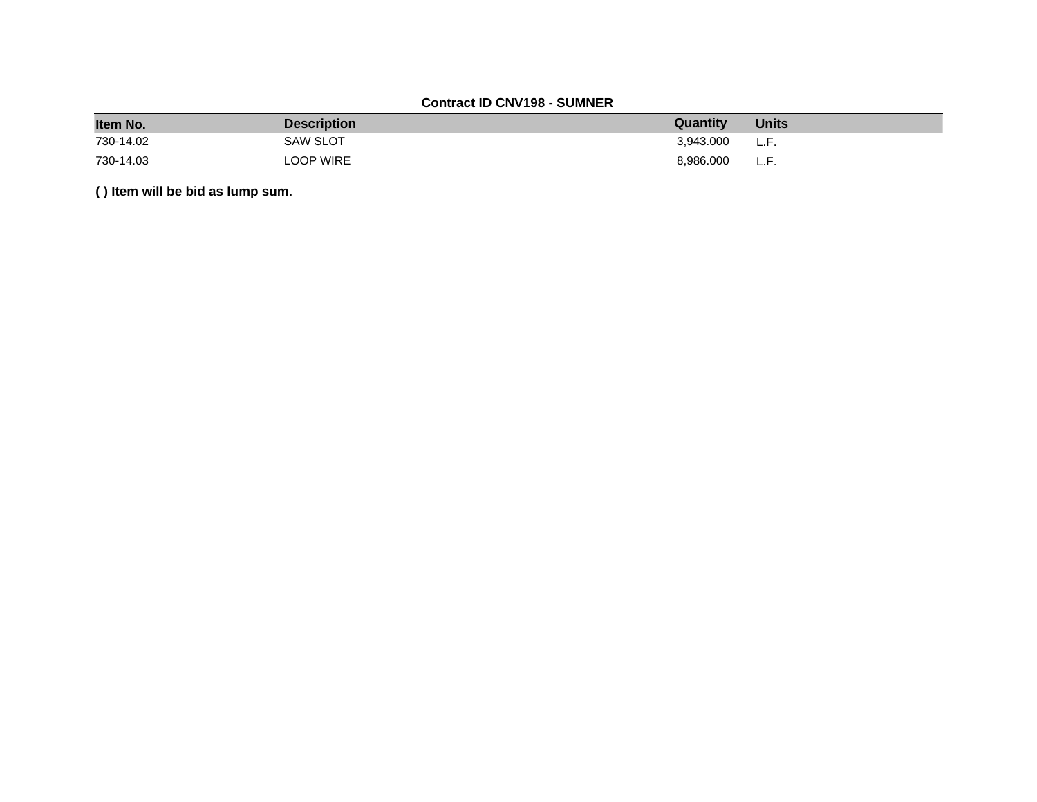**Contract ID CNV198 - SUMNER**

| Item No. | Description | Quantity | Units |
|---|---|---|---|
| 730-14.02 | SAW SLOT | 3,943.000 | L.F. |
| 730-14.03 | LOOP WIRE | 8,986.000 | L.F. |

**( ) Item will be bid as lump sum.**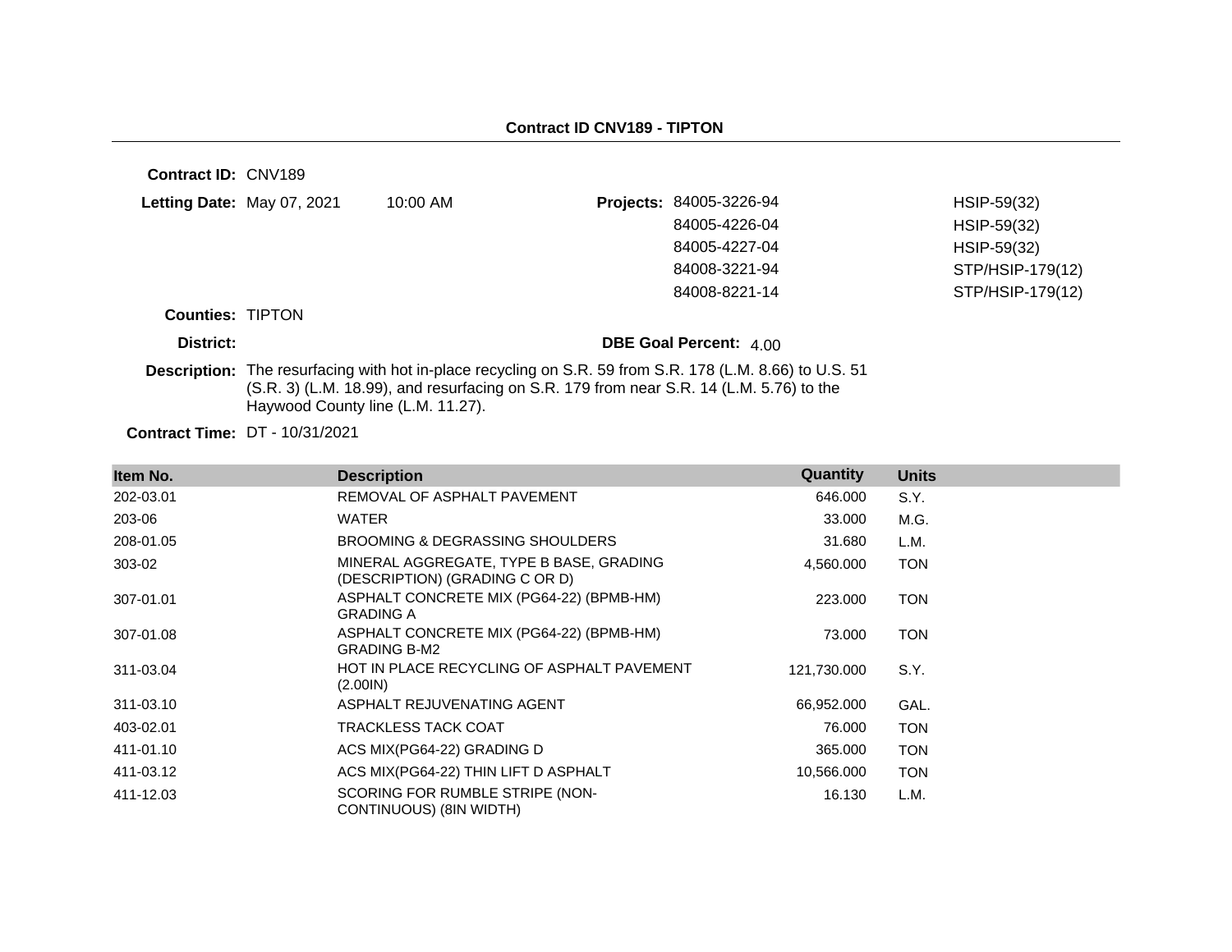**Contract ID CNV189 - TIPTON**

**Contract ID:** CNV189

**Letting Date:** May 07, 2021 10:00 AM

**Projects:**

| | |
|---|---|
| 84005-3226-94 | HSIP-59(32) |
| 84005-4226-04 | HSIP-59(32) |
| 84005-4227-04 | HSIP-59(32) |
| 84008-3221-94 | STP/HSIP-179(12) |
| 84008-8221-14 | STP/HSIP-179(12) |

**Counties:** TIPTON

**District:**

**DBE Goal Percent:** 4.00

**Description:** The resurfacing with hot in-place recycling on S.R. 59 from S.R. 178 (L.M. 8.66) to U.S. 51 (S.R. 3) (L.M. 18.99), and resurfacing on S.R. 179 from near S.R. 14 (L.M. 5.76) to the Haywood County line (L.M. 11.27).

**Contract Time:** DT - 10/31/2021

| Item No. | Description | Quantity | Units |
|---|---|---|---|
| 202-03.01 | REMOVAL OF ASPHALT PAVEMENT | 646.000 | S.Y. |
| 203-06 | WATER | 33.000 | M.G. |
| 208-01.05 | BROOMING & DEGRASSING SHOULDERS | 31.680 | L.M. |
| 303-02 | MINERAL AGGREGATE, TYPE B BASE, GRADING (DESCRIPTION) (GRADING C OR D) | 4,560.000 | TON |
| 307-01.01 | ASPHALT CONCRETE MIX (PG64-22) (BPMB-HM) GRADING A | 223.000 | TON |
| 307-01.08 | ASPHALT CONCRETE MIX (PG64-22) (BPMB-HM) GRADING B-M2 | 73.000 | TON |
| 311-03.04 | HOT IN PLACE RECYCLING OF ASPHALT PAVEMENT (2.00IN) | 121,730.000 | S.Y. |
| 311-03.10 | ASPHALT REJUVENATING AGENT | 66,952.000 | GAL. |
| 403-02.01 | TRACKLESS TACK COAT | 76.000 | TON |
| 411-01.10 | ACS MIX(PG64-22) GRADING D | 365.000 | TON |
| 411-03.12 | ACS MIX(PG64-22) THIN LIFT D ASPHALT | 10,566.000 | TON |
| 411-12.03 | SCORING FOR RUMBLE STRIPE (NON-CONTINUOUS) (8IN WIDTH) | 16.130 | L.M. |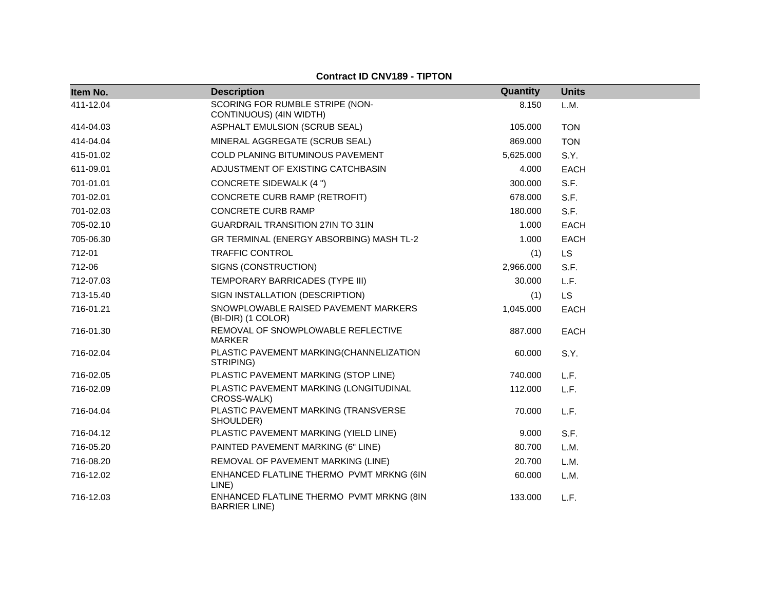**Contract ID CNV189 - TIPTON**

| Item No. | Description | Quantity | Units |
|---|---|---|---|
| 411-12.04 | SCORING FOR RUMBLE STRIPE (NON-CONTINUOUS) (4IN WIDTH) | 8.150 | L.M. |
| 414-04.03 | ASPHALT EMULSION (SCRUB SEAL) | 105.000 | TON |
| 414-04.04 | MINERAL AGGREGATE (SCRUB SEAL) | 869.000 | TON |
| 415-01.02 | COLD PLANING BITUMINOUS PAVEMENT | 5,625.000 | S.Y. |
| 611-09.01 | ADJUSTMENT OF EXISTING CATCHBASIN | 4.000 | EACH |
| 701-01.01 | CONCRETE SIDEWALK (4 ") | 300.000 | S.F. |
| 701-02.01 | CONCRETE CURB RAMP (RETROFIT) | 678.000 | S.F. |
| 701-02.03 | CONCRETE CURB RAMP | 180.000 | S.F. |
| 705-02.10 | GUARDRAIL TRANSITION 27IN TO 31IN | 1.000 | EACH |
| 705-06.30 | GR TERMINAL (ENERGY ABSORBING) MASH TL-2 | 1.000 | EACH |
| 712-01 | TRAFFIC CONTROL | (1) | LS |
| 712-06 | SIGNS (CONSTRUCTION) | 2,966.000 | S.F. |
| 712-07.03 | TEMPORARY BARRICADES (TYPE III) | 30.000 | L.F. |
| 713-15.40 | SIGN INSTALLATION (DESCRIPTION) | (1) | LS |
| 716-01.21 | SNOWPLOWABLE RAISED PAVEMENT MARKERS (BI-DIR) (1 COLOR) | 1,045.000 | EACH |
| 716-01.30 | REMOVAL OF SNOWPLOWABLE REFLECTIVE MARKER | 887.000 | EACH |
| 716-02.04 | PLASTIC PAVEMENT MARKING(CHANNELIZATION STRIPING) | 60.000 | S.Y. |
| 716-02.05 | PLASTIC PAVEMENT MARKING (STOP LINE) | 740.000 | L.F. |
| 716-02.09 | PLASTIC PAVEMENT MARKING (LONGITUDINAL CROSS-WALK) | 112.000 | L.F. |
| 716-04.04 | PLASTIC PAVEMENT MARKING (TRANSVERSE SHOULDER) | 70.000 | L.F. |
| 716-04.12 | PLASTIC PAVEMENT MARKING (YIELD LINE) | 9.000 | S.F. |
| 716-05.20 | PAINTED PAVEMENT MARKING (6" LINE) | 80.700 | L.M. |
| 716-08.20 | REMOVAL OF PAVEMENT MARKING (LINE) | 20.700 | L.M. |
| 716-12.02 | ENHANCED FLATLINE THERMO PVMT MRKNG (6IN LINE) | 60.000 | L.M. |
| 716-12.03 | ENHANCED FLATLINE THERMO PVMT MRKNG (8IN BARRIER LINE) | 133.000 | L.F. |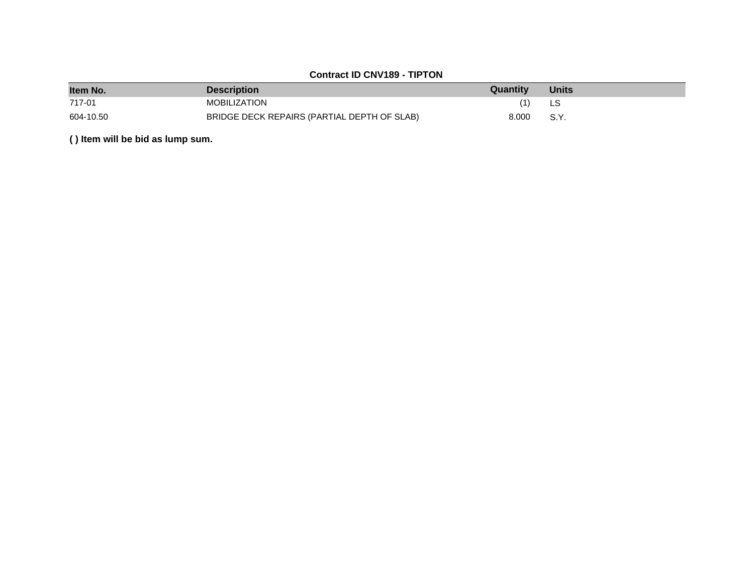**Contract ID CNV189 - TIPTON**

| Item No. | Description | Quantity | Units |
|---|---|---|---|
| 717-01 | MOBILIZATION | (1) | LS |
| 604-10.50 | BRIDGE DECK REPAIRS (PARTIAL DEPTH OF SLAB) | 8.000 | S.Y. |

**( ) Item will be bid as lump sum.**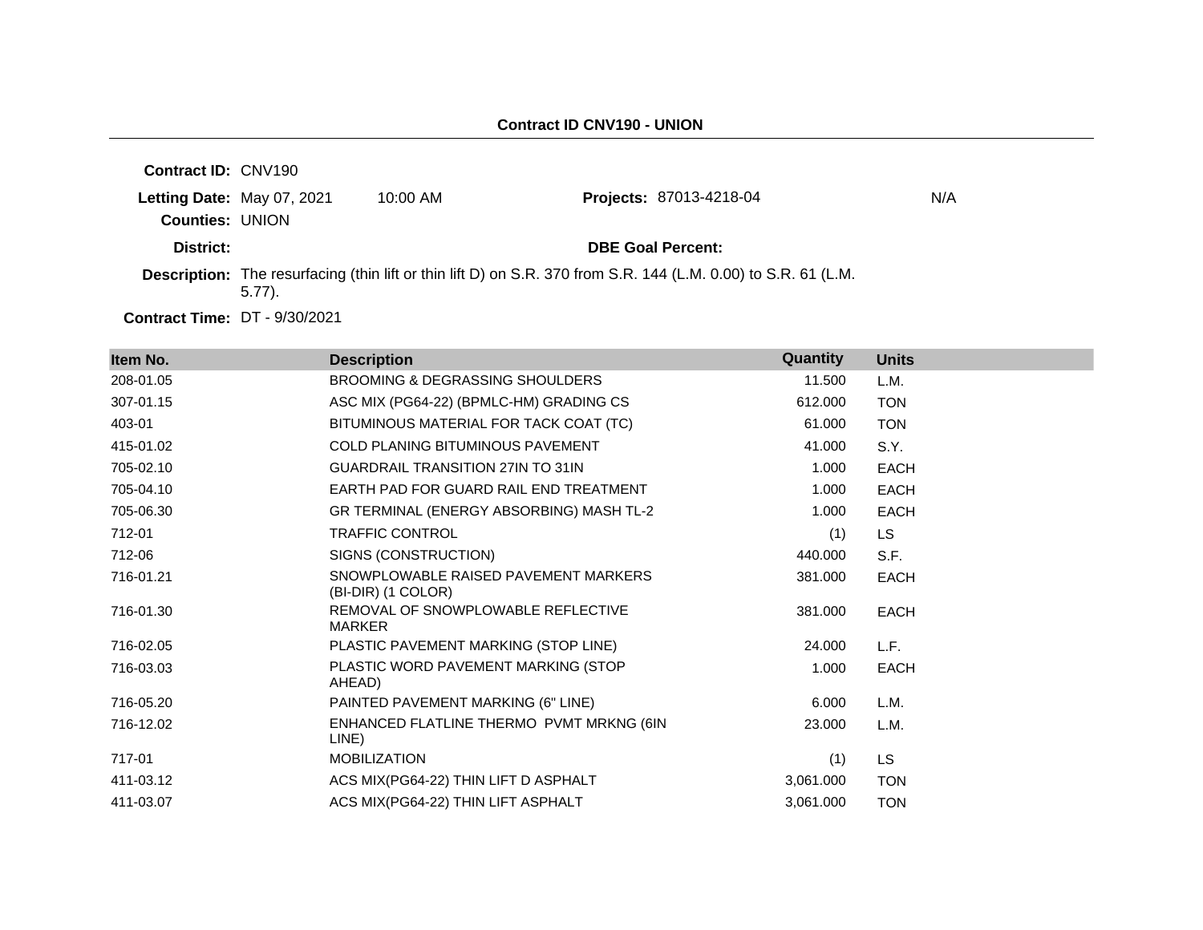**Contract ID CNV190 - UNION**

**Contract ID:** CNV190

**Letting Date:** May 07, 2021 10:00 AM **Projects:** 87013-4218-04 N/A

**Counties:** UNION

**District:** **DBE Goal Percent:**

**Description:** The resurfacing (thin lift or thin lift D) on S.R. 370 from S.R. 144 (L.M. 0.00) to S.R. 61 (L.M. 5.77).

**Contract Time:** DT - 9/30/2021

| Item No. | Description | Quantity | Units |
|---|---|---|---|
| 208-01.05 | BROOMING & DEGRASSING SHOULDERS | 11.500 | L.M. |
| 307-01.15 | ASC MIX (PG64-22) (BPMLC-HM) GRADING CS | 612.000 | TON |
| 403-01 | BITUMINOUS MATERIAL FOR TACK COAT (TC) | 61.000 | TON |
| 415-01.02 | COLD PLANING BITUMINOUS PAVEMENT | 41.000 | S.Y. |
| 705-02.10 | GUARDRAIL TRANSITION 27IN TO 31IN | 1.000 | EACH |
| 705-04.10 | EARTH PAD FOR GUARD RAIL END TREATMENT | 1.000 | EACH |
| 705-06.30 | GR TERMINAL (ENERGY ABSORBING) MASH TL-2 | 1.000 | EACH |
| 712-01 | TRAFFIC CONTROL | (1) | LS |
| 712-06 | SIGNS (CONSTRUCTION) | 440.000 | S.F. |
| 716-01.21 | SNOWPLOWABLE RAISED PAVEMENT MARKERS (BI-DIR) (1 COLOR) | 381.000 | EACH |
| 716-01.30 | REMOVAL OF SNOWPLOWABLE REFLECTIVE MARKER | 381.000 | EACH |
| 716-02.05 | PLASTIC PAVEMENT MARKING (STOP LINE) | 24.000 | L.F. |
| 716-03.03 | PLASTIC WORD PAVEMENT MARKING (STOP AHEAD) | 1.000 | EACH |
| 716-05.20 | PAINTED PAVEMENT MARKING (6" LINE) | 6.000 | L.M. |
| 716-12.02 | ENHANCED FLATLINE THERMO PVMT MRKNG (6IN LINE) | 23.000 | L.M. |
| 717-01 | MOBILIZATION | (1) | LS |
| 411-03.12 | ACS MIX(PG64-22) THIN LIFT D ASPHALT | 3,061.000 | TON |
| 411-03.07 | ACS MIX(PG64-22) THIN LIFT ASPHALT | 3,061.000 | TON |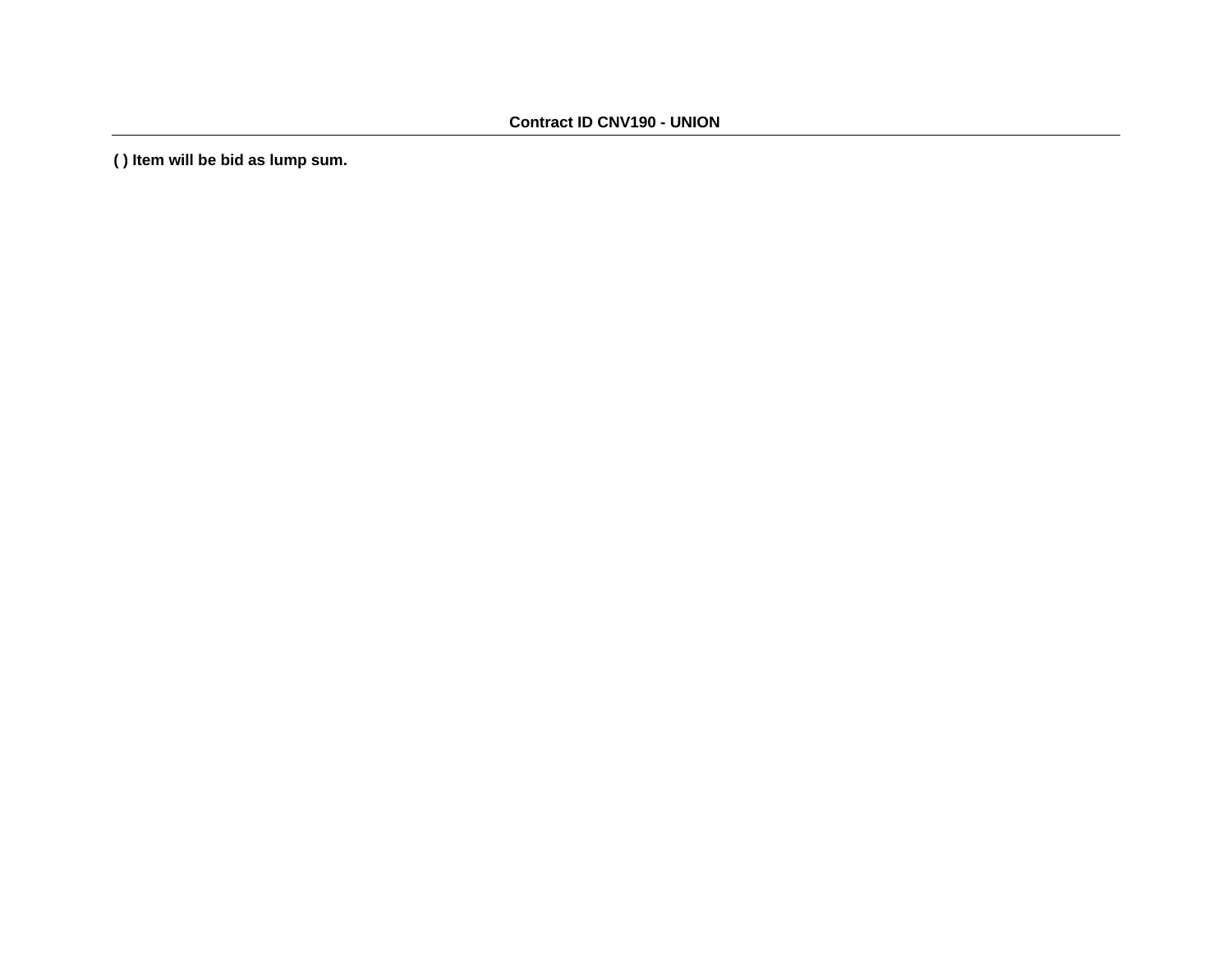**( ) Item will be bid as lump sum.**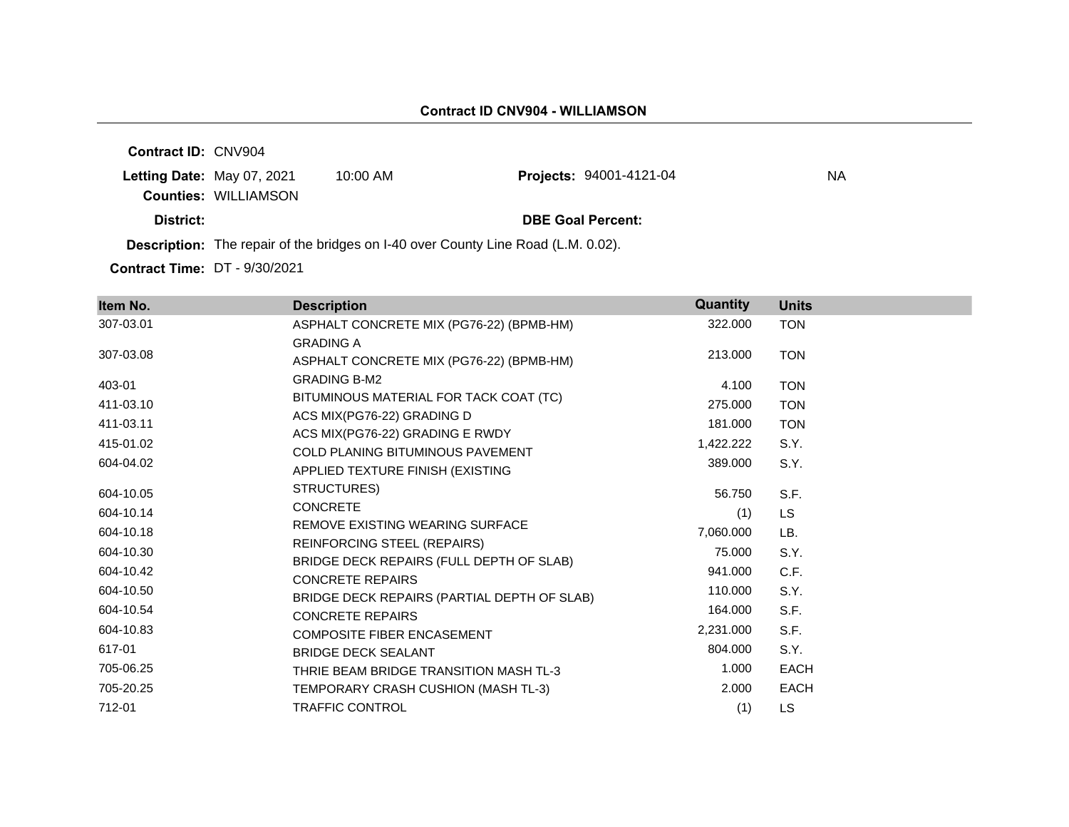**Contract ID CNV904 - WILLIAMSON**

**Contract ID:** CNV904

**Letting Date:** May 07, 2021 10:00 AM **Projects:** 94001-4121-04 NA

**Counties:** WILLIAMSON

**District:** **DBE Goal Percent:**

**Description:** The repair of the bridges on I-40 over County Line Road (L.M. 0.02).

**Contract Time:** DT - 9/30/2021

| Item No. | Description | Quantity | Units |
|---|---|---|---|
| 307-03.01 | ASPHALT CONCRETE MIX (PG76-22) (BPMB-HM) GRADING A | 322.000 | TON |
| 307-03.08 | ASPHALT CONCRETE MIX (PG76-22) (BPMB-HM) GRADING B-M2 | 213.000 | TON |
| 403-01 | BITUMINOUS MATERIAL FOR TACK COAT (TC) | 4.100 | TON |
| 411-03.10 | ACS MIX(PG76-22) GRADING D | 275.000 | TON |
| 411-03.11 | ACS MIX(PG76-22) GRADING E RWDY | 181.000 | TON |
| 415-01.02 | COLD PLANING BITUMINOUS PAVEMENT | 1,422.222 | S.Y. |
| 604-04.02 | APPLIED TEXTURE FINISH (EXISTING STRUCTURES) | 389.000 | S.Y. |
| 604-10.05 | CONCRETE | 56.750 | S.F. |
| 604-10.14 | REMOVE EXISTING WEARING SURFACE | (1) | LS |
| 604-10.18 | REINFORCING STEEL (REPAIRS) | 7,060.000 | LB. |
| 604-10.30 | BRIDGE DECK REPAIRS (FULL DEPTH OF SLAB) | 75.000 | S.Y. |
| 604-10.42 | CONCRETE REPAIRS | 941.000 | C.F. |
| 604-10.50 | BRIDGE DECK REPAIRS (PARTIAL DEPTH OF SLAB) | 110.000 | S.Y. |
| 604-10.54 | CONCRETE REPAIRS | 164.000 | S.F. |
| 604-10.83 | COMPOSITE FIBER ENCASEMENT | 2,231.000 | S.F. |
| 617-01 | BRIDGE DECK SEALANT | 804.000 | S.Y. |
| 705-06.25 | THRIE BEAM BRIDGE TRANSITION MASH TL-3 | 1.000 | EACH |
| 705-20.25 | TEMPORARY CRASH CUSHION (MASH TL-3) | 2.000 | EACH |
| 712-01 | TRAFFIC CONTROL | (1) | LS |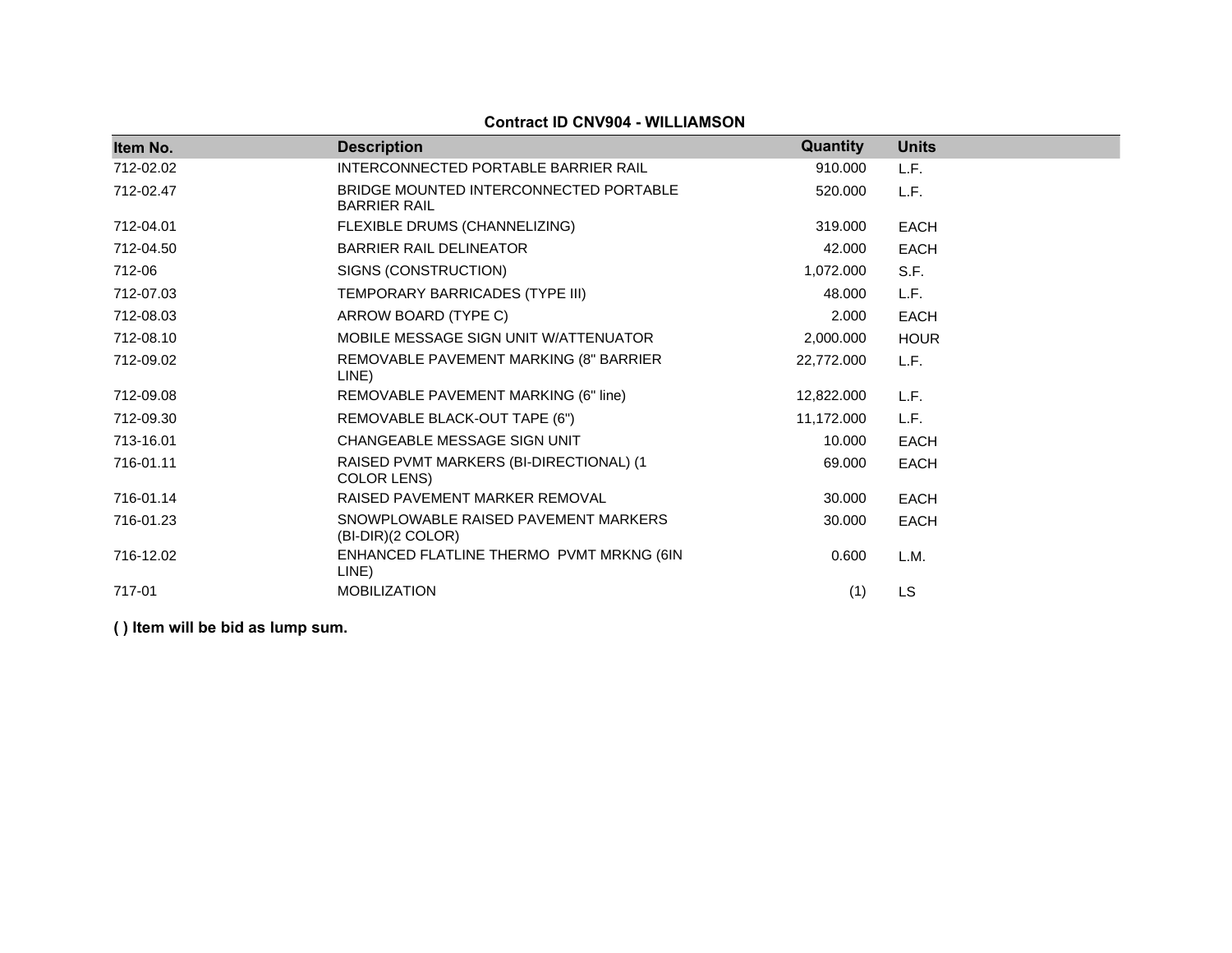**Contract ID CNV904 - WILLIAMSON**

| Item No. | Description | Quantity | Units |
|---|---|---|---|
| 712-02.02 | INTERCONNECTED PORTABLE BARRIER RAIL | 910.000 | L.F. |
| 712-02.47 | BRIDGE MOUNTED INTERCONNECTED PORTABLE BARRIER RAIL | 520.000 | L.F. |
| 712-04.01 | FLEXIBLE DRUMS (CHANNELIZING) | 319.000 | EACH |
| 712-04.50 | BARRIER RAIL DELINEATOR | 42.000 | EACH |
| 712-06 | SIGNS (CONSTRUCTION) | 1,072.000 | S.F. |
| 712-07.03 | TEMPORARY BARRICADES (TYPE III) | 48.000 | L.F. |
| 712-08.03 | ARROW BOARD (TYPE C) | 2.000 | EACH |
| 712-08.10 | MOBILE MESSAGE SIGN UNIT W/ATTENUATOR | 2,000.000 | HOUR |
| 712-09.02 | REMOVABLE PAVEMENT MARKING (8" BARRIER LINE) | 22,772.000 | L.F. |
| 712-09.08 | REMOVABLE PAVEMENT MARKING (6" line) | 12,822.000 | L.F. |
| 712-09.30 | REMOVABLE BLACK-OUT TAPE (6") | 11,172.000 | L.F. |
| 713-16.01 | CHANGEABLE MESSAGE SIGN UNIT | 10.000 | EACH |
| 716-01.11 | RAISED PVMT MARKERS (BI-DIRECTIONAL) (1 COLOR LENS) | 69.000 | EACH |
| 716-01.14 | RAISED PAVEMENT MARKER REMOVAL | 30.000 | EACH |
| 716-01.23 | SNOWPLOWABLE RAISED PAVEMENT MARKERS (BI-DIR)(2 COLOR) | 30.000 | EACH |
| 716-12.02 | ENHANCED FLATLINE THERMO PVMT MRKNG (6IN LINE) | 0.600 | L.M. |
| 717-01 | MOBILIZATION | (1) | LS |

**( ) Item will be bid as lump sum.**